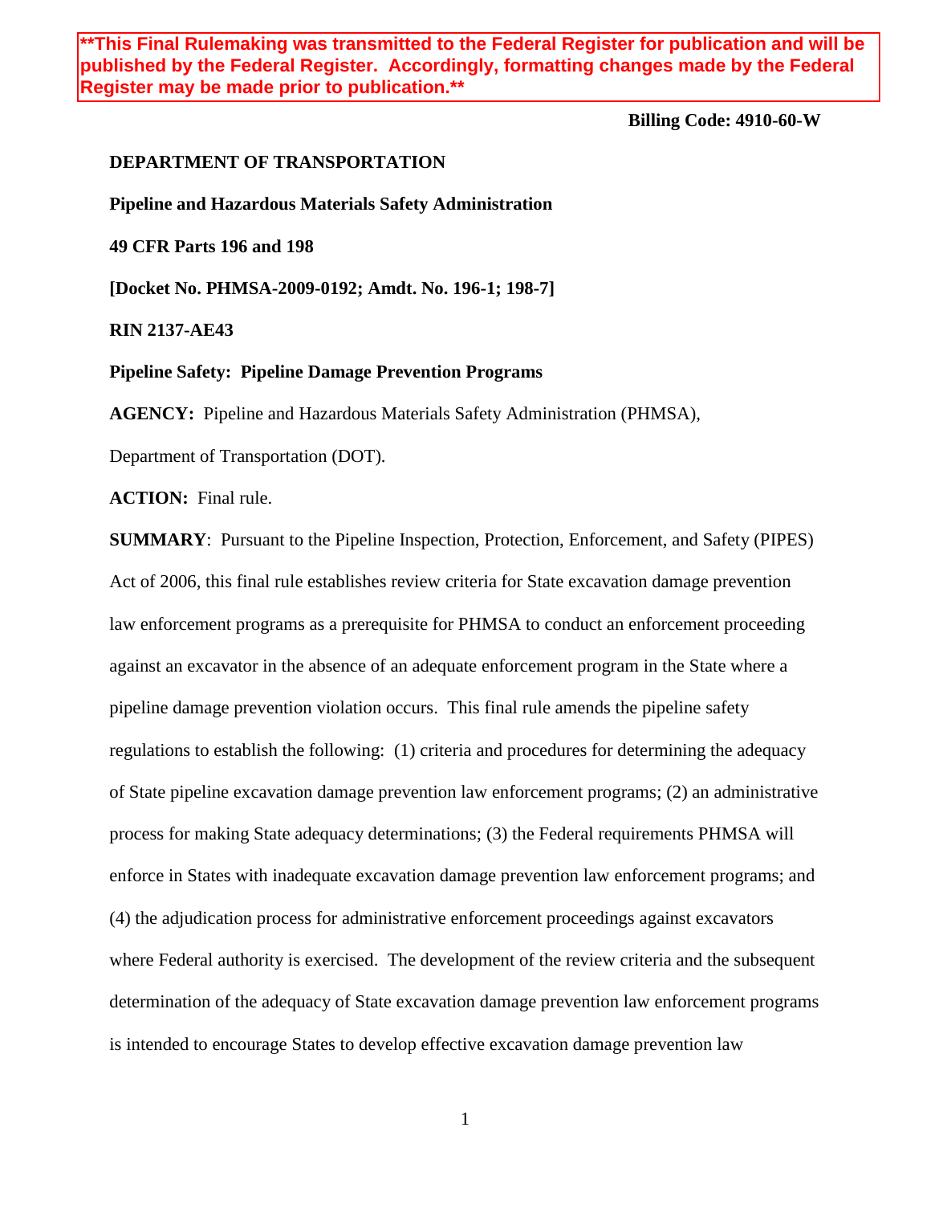**This Final Rulemaking was transmitted to the Federal Register for publication and will be published by the Federal Register. Accordingly, formatting changes made by the Federal Register may be made prior to publication.**

**Billing Code: 4910-60-W**

**DEPARTMENT OF TRANSPORTATION**

**Pipeline and Hazardous Materials Safety Administration**

**49 CFR Parts 196 and 198**

**[Docket No. PHMSA-2009-0192; Amdt. No. 196-1; 198-7]**

**RIN 2137-AE43**

**Pipeline Safety: Pipeline Damage Prevention Programs**

**AGENCY:** Pipeline and Hazardous Materials Safety Administration (PHMSA), Department of Transportation (DOT).

**ACTION:** Final rule.

**SUMMARY**: Pursuant to the Pipeline Inspection, Protection, Enforcement, and Safety (PIPES) Act of 2006, this final rule establishes review criteria for State excavation damage prevention law enforcement programs as a prerequisite for PHMSA to conduct an enforcement proceeding against an excavator in the absence of an adequate enforcement program in the State where a pipeline damage prevention violation occurs. This final rule amends the pipeline safety regulations to establish the following: (1) criteria and procedures for determining the adequacy of State pipeline excavation damage prevention law enforcement programs; (2) an administrative process for making State adequacy determinations; (3) the Federal requirements PHMSA will enforce in States with inadequate excavation damage prevention law enforcement programs; and (4) the adjudication process for administrative enforcement proceedings against excavators where Federal authority is exercised. The development of the review criteria and the subsequent determination of the adequacy of State excavation damage prevention law enforcement programs is intended to encourage States to develop effective excavation damage prevention law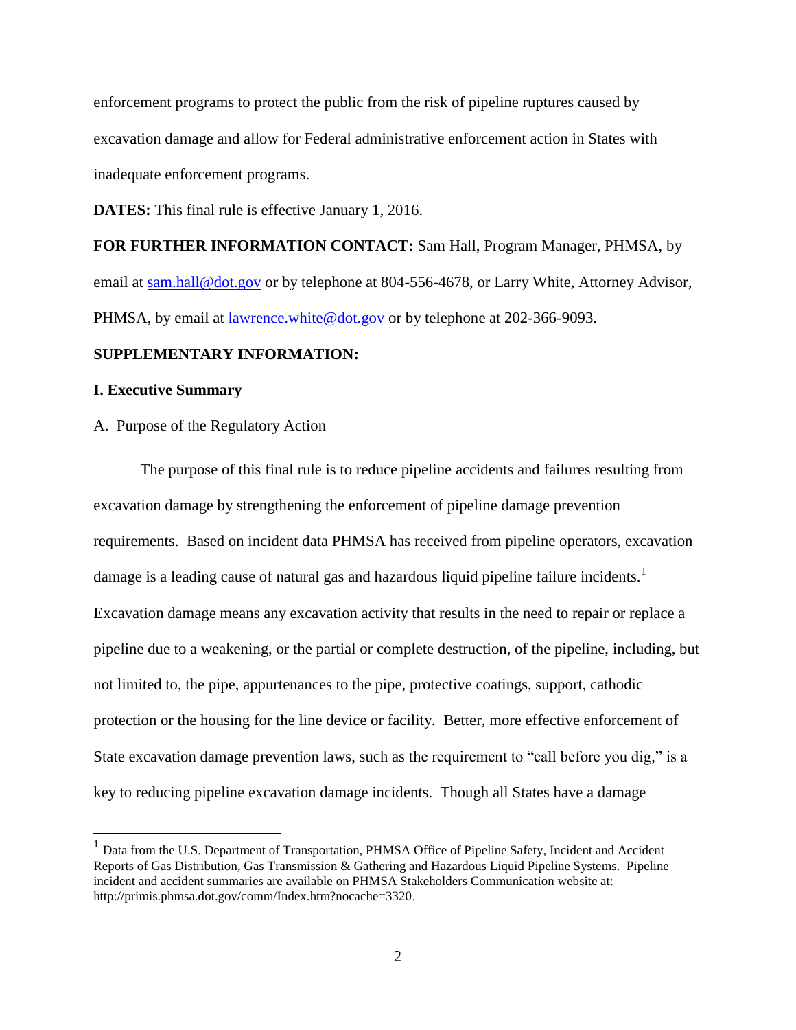enforcement programs to protect the public from the risk of pipeline ruptures caused by excavation damage and allow for Federal administrative enforcement action in States with inadequate enforcement programs.

**DATES:** This final rule is effective January 1, 2016.

**FOR FURTHER INFORMATION CONTACT:** Sam Hall, Program Manager, PHMSA, by email at sam.hall@dot.gov or by telephone at 804-556-4678, or Larry White, Attorney Advisor, PHMSA, by email at lawrence.white@dot.gov or by telephone at 202-366-9093.

**SUPPLEMENTARY INFORMATION:**

**I. Executive Summary**

A. Purpose of the Regulatory Action

The purpose of this final rule is to reduce pipeline accidents and failures resulting from excavation damage by strengthening the enforcement of pipeline damage prevention requirements. Based on incident data PHMSA has received from pipeline operators, excavation damage is a leading cause of natural gas and hazardous liquid pipeline failure incidents.[1] Excavation damage means any excavation activity that results in the need to repair or replace a pipeline due to a weakening, or the partial or complete destruction, of the pipeline, including, but not limited to, the pipe, appurtenances to the pipe, protective coatings, support, cathodic protection or the housing for the line device or facility. Better, more effective enforcement of State excavation damage prevention laws, such as the requirement to "call before you dig," is a key to reducing pipeline excavation damage incidents. Though all States have a damage

[1] Data from the U.S. Department of Transportation, PHMSA Office of Pipeline Safety, Incident and Accident Reports of Gas Distribution, Gas Transmission & Gathering and Hazardous Liquid Pipeline Systems. Pipeline incident and accident summaries are available on PHMSA Stakeholders Communication website at: http://primis.phmsa.dot.gov/comm/Index.htm?nocache=3320.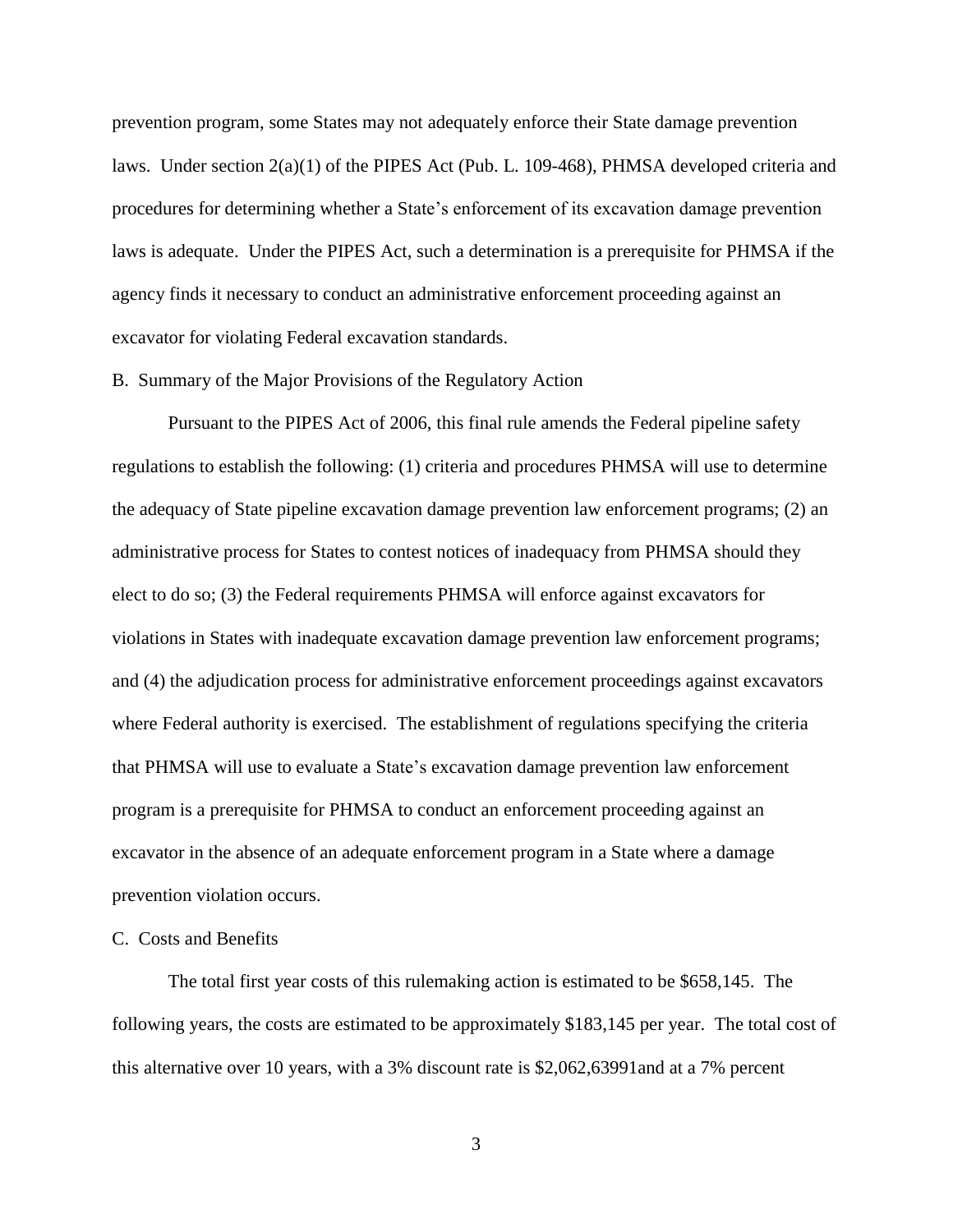prevention program, some States may not adequately enforce their State damage prevention laws. Under section 2(a)(1) of the PIPES Act (Pub. L. 109-468), PHMSA developed criteria and procedures for determining whether a State's enforcement of its excavation damage prevention laws is adequate. Under the PIPES Act, such a determination is a prerequisite for PHMSA if the agency finds it necessary to conduct an administrative enforcement proceeding against an excavator for violating Federal excavation standards.

B. Summary of the Major Provisions of the Regulatory Action

Pursuant to the PIPES Act of 2006, this final rule amends the Federal pipeline safety regulations to establish the following: (1) criteria and procedures PHMSA will use to determine the adequacy of State pipeline excavation damage prevention law enforcement programs; (2) an administrative process for States to contest notices of inadequacy from PHMSA should they elect to do so; (3) the Federal requirements PHMSA will enforce against excavators for violations in States with inadequate excavation damage prevention law enforcement programs; and (4) the adjudication process for administrative enforcement proceedings against excavators where Federal authority is exercised. The establishment of regulations specifying the criteria that PHMSA will use to evaluate a State's excavation damage prevention law enforcement program is a prerequisite for PHMSA to conduct an enforcement proceeding against an excavator in the absence of an adequate enforcement program in a State where a damage prevention violation occurs.

C. Costs and Benefits

The total first year costs of this rulemaking action is estimated to be $658,145. The following years, the costs are estimated to be approximately $183,145 per year. The total cost of this alternative over 10 years, with a 3% discount rate is $2,062,63991and at a 7% percent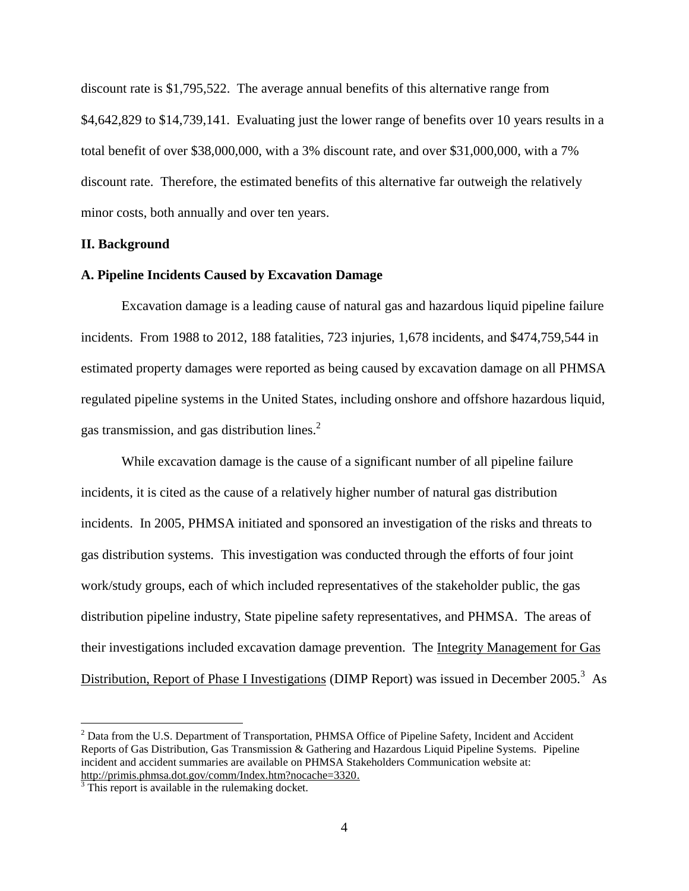discount rate is $1,795,522. The average annual benefits of this alternative range from $4,642,829 to $14,739,141. Evaluating just the lower range of benefits over 10 years results in a total benefit of over $38,000,000, with a 3% discount rate, and over $31,000,000, with a 7% discount rate. Therefore, the estimated benefits of this alternative far outweigh the relatively minor costs, both annually and over ten years.

## II. Background

### A. Pipeline Incidents Caused by Excavation Damage

Excavation damage is a leading cause of natural gas and hazardous liquid pipeline failure incidents. From 1988 to 2012, 188 fatalities, 723 injuries, 1,678 incidents, and $474,759,544 in estimated property damages were reported as being caused by excavation damage on all PHMSA regulated pipeline systems in the United States, including onshore and offshore hazardous liquid, gas transmission, and gas distribution lines.[2]

While excavation damage is the cause of a significant number of all pipeline failure incidents, it is cited as the cause of a relatively higher number of natural gas distribution incidents. In 2005, PHMSA initiated and sponsored an investigation of the risks and threats to gas distribution systems. This investigation was conducted through the efforts of four joint work/study groups, each of which included representatives of the stakeholder public, the gas distribution pipeline industry, State pipeline safety representatives, and PHMSA. The areas of their investigations included excavation damage prevention. The Integrity Management for Gas Distribution, Report of Phase I Investigations (DIMP Report) was issued in December 2005.[3] As

---

[2] Data from the U.S. Department of Transportation, PHMSA Office of Pipeline Safety, Incident and Accident Reports of Gas Distribution, Gas Transmission & Gathering and Hazardous Liquid Pipeline Systems. Pipeline incident and accident summaries are available on PHMSA Stakeholders Communication website at: http://primis.phmsa.dot.gov/comm/Index.htm?nocache=3320.

[3] This report is available in the rulemaking docket.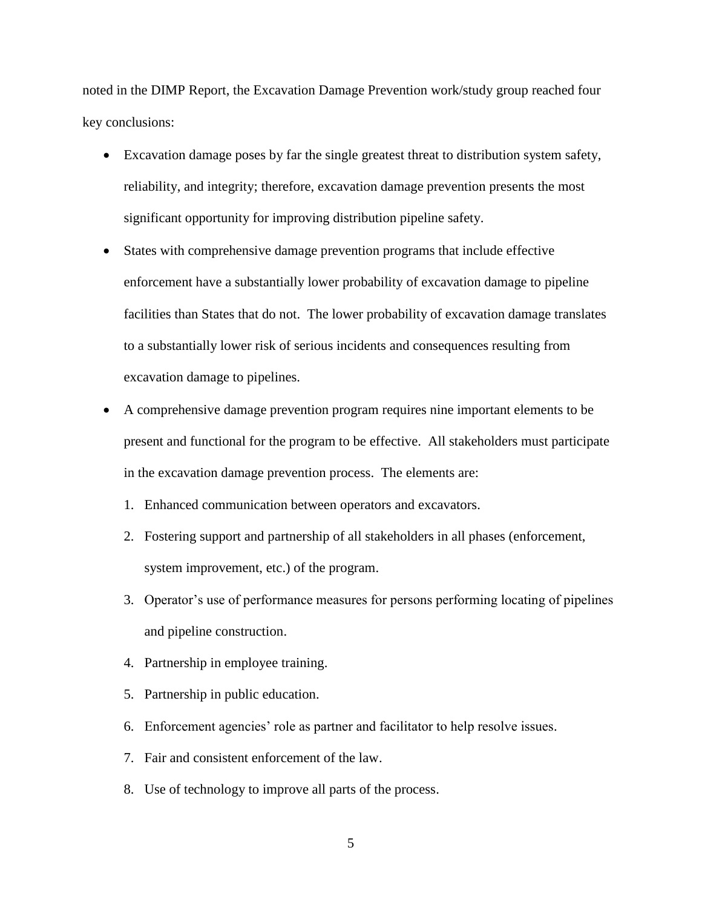noted in the DIMP Report, the Excavation Damage Prevention work/study group reached four key conclusions:

- Excavation damage poses by far the single greatest threat to distribution system safety, reliability, and integrity; therefore, excavation damage prevention presents the most significant opportunity for improving distribution pipeline safety.
- States with comprehensive damage prevention programs that include effective enforcement have a substantially lower probability of excavation damage to pipeline facilities than States that do not. The lower probability of excavation damage translates to a substantially lower risk of serious incidents and consequences resulting from excavation damage to pipelines.
- A comprehensive damage prevention program requires nine important elements to be present and functional for the program to be effective. All stakeholders must participate in the excavation damage prevention process. The elements are:
  1. Enhanced communication between operators and excavators.
  2. Fostering support and partnership of all stakeholders in all phases (enforcement, system improvement, etc.) of the program.
  3. Operator's use of performance measures for persons performing locating of pipelines and pipeline construction.
  4. Partnership in employee training.
  5. Partnership in public education.
  6. Enforcement agencies' role as partner and facilitator to help resolve issues.
  7. Fair and consistent enforcement of the law.
  8. Use of technology to improve all parts of the process.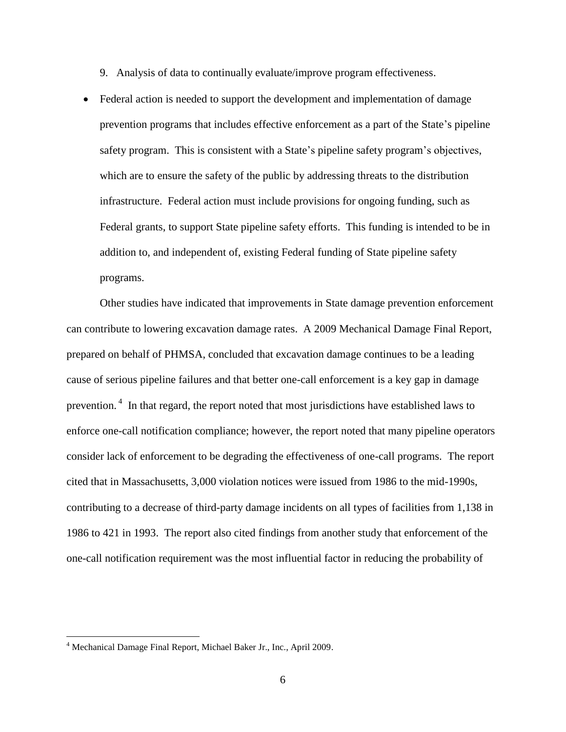9. Analysis of data to continually evaluate/improve program effectiveness.

- Federal action is needed to support the development and implementation of damage prevention programs that includes effective enforcement as a part of the State's pipeline safety program. This is consistent with a State's pipeline safety program's objectives, which are to ensure the safety of the public by addressing threats to the distribution infrastructure. Federal action must include provisions for ongoing funding, such as Federal grants, to support State pipeline safety efforts. This funding is intended to be in addition to, and independent of, existing Federal funding of State pipeline safety programs.

Other studies have indicated that improvements in State damage prevention enforcement can contribute to lowering excavation damage rates. A 2009 Mechanical Damage Final Report, prepared on behalf of PHMSA, concluded that excavation damage continues to be a leading cause of serious pipeline failures and that better one-call enforcement is a key gap in damage prevention.[4] In that regard, the report noted that most jurisdictions have established laws to enforce one-call notification compliance; however, the report noted that many pipeline operators consider lack of enforcement to be degrading the effectiveness of one-call programs. The report cited that in Massachusetts, 3,000 violation notices were issued from 1986 to the mid-1990s, contributing to a decrease of third-party damage incidents on all types of facilities from 1,138 in 1986 to 421 in 1993. The report also cited findings from another study that enforcement of the one-call notification requirement was the most influential factor in reducing the probability of

---

[4] Mechanical Damage Final Report, Michael Baker Jr., Inc., April 2009.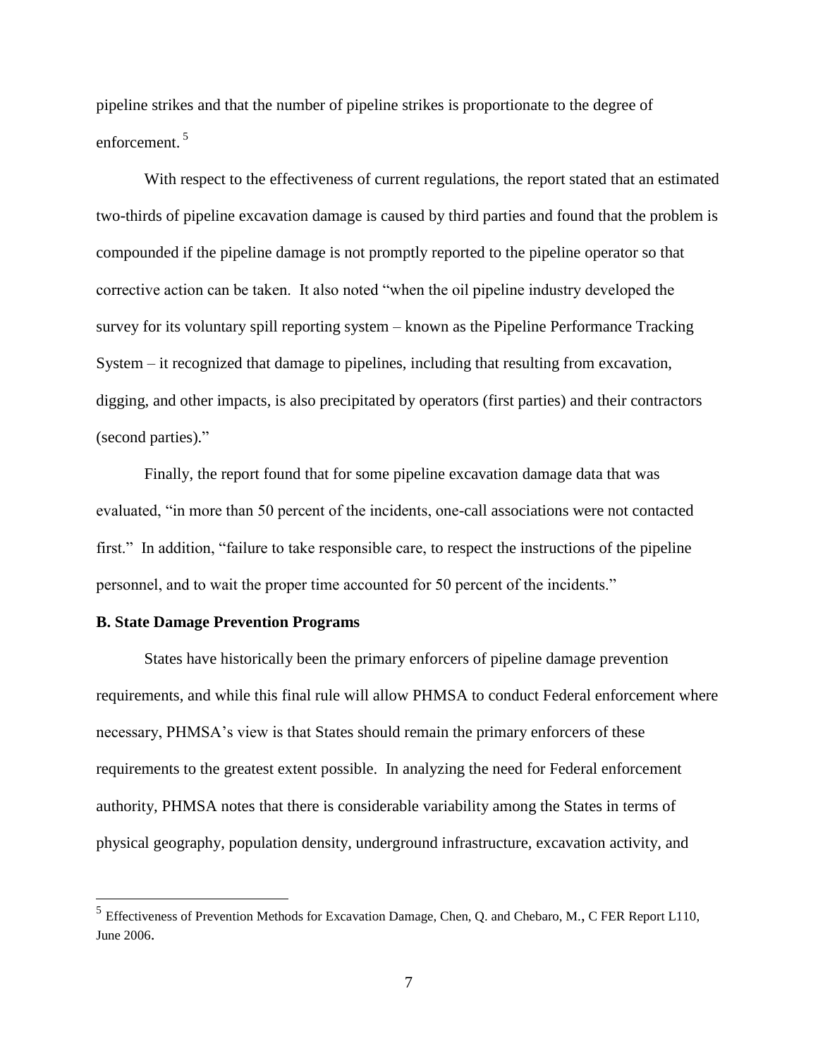pipeline strikes and that the number of pipeline strikes is proportionate to the degree of enforcement.[5]

With respect to the effectiveness of current regulations, the report stated that an estimated two-thirds of pipeline excavation damage is caused by third parties and found that the problem is compounded if the pipeline damage is not promptly reported to the pipeline operator so that corrective action can be taken. It also noted "when the oil pipeline industry developed the survey for its voluntary spill reporting system – known as the Pipeline Performance Tracking System – it recognized that damage to pipelines, including that resulting from excavation, digging, and other impacts, is also precipitated by operators (first parties) and their contractors (second parties)."

Finally, the report found that for some pipeline excavation damage data that was evaluated, "in more than 50 percent of the incidents, one-call associations were not contacted first." In addition, "failure to take responsible care, to respect the instructions of the pipeline personnel, and to wait the proper time accounted for 50 percent of the incidents."

**B. State Damage Prevention Programs**

States have historically been the primary enforcers of pipeline damage prevention requirements, and while this final rule will allow PHMSA to conduct Federal enforcement where necessary, PHMSA's view is that States should remain the primary enforcers of these requirements to the greatest extent possible. In analyzing the need for Federal enforcement authority, PHMSA notes that there is considerable variability among the States in terms of physical geography, population density, underground infrastructure, excavation activity, and

---

[5] Effectiveness of Prevention Methods for Excavation Damage, Chen, Q. and Chebaro, M., C FER Report L110, June 2006.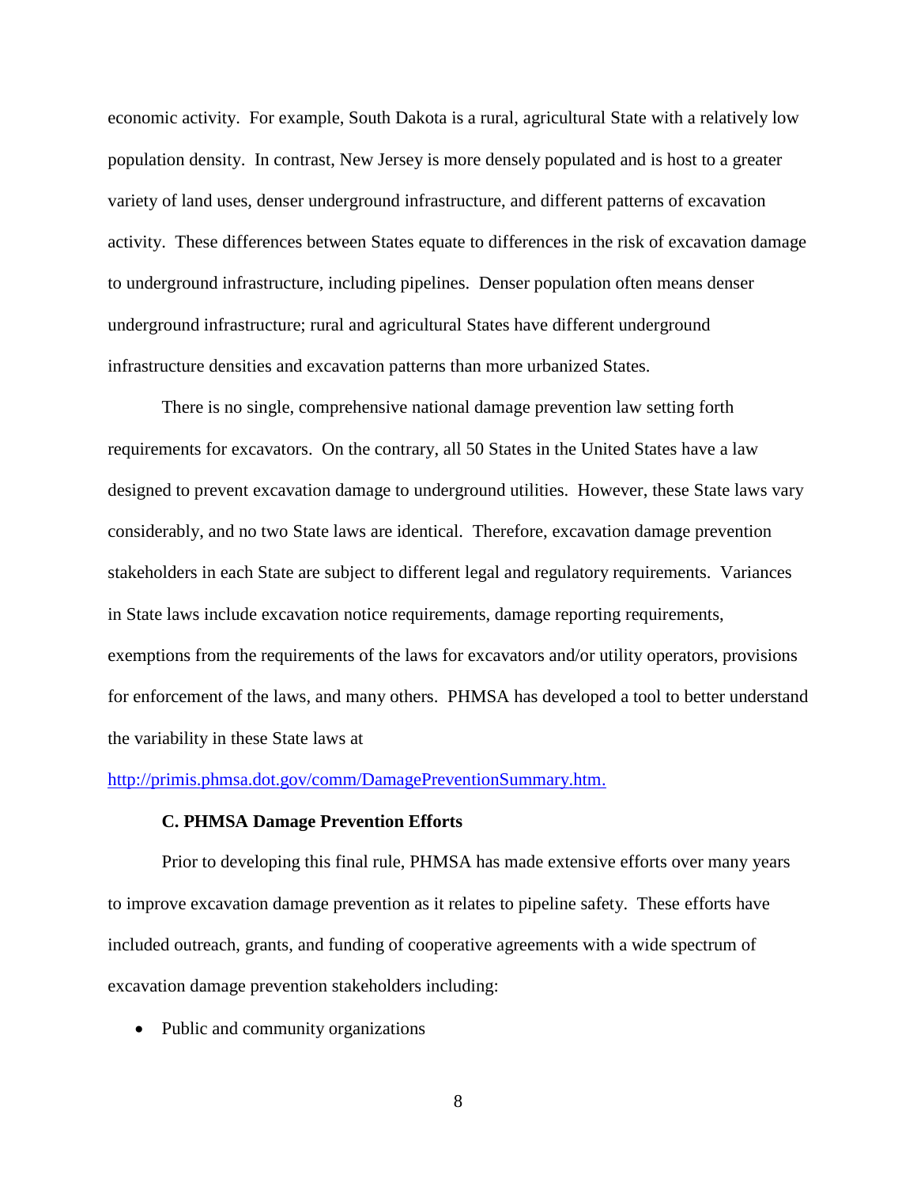economic activity. For example, South Dakota is a rural, agricultural State with a relatively low population density. In contrast, New Jersey is more densely populated and is host to a greater variety of land uses, denser underground infrastructure, and different patterns of excavation activity. These differences between States equate to differences in the risk of excavation damage to underground infrastructure, including pipelines. Denser population often means denser underground infrastructure; rural and agricultural States have different underground infrastructure densities and excavation patterns than more urbanized States.

There is no single, comprehensive national damage prevention law setting forth requirements for excavators. On the contrary, all 50 States in the United States have a law designed to prevent excavation damage to underground utilities. However, these State laws vary considerably, and no two State laws are identical. Therefore, excavation damage prevention stakeholders in each State are subject to different legal and regulatory requirements. Variances in State laws include excavation notice requirements, damage reporting requirements, exemptions from the requirements of the laws for excavators and/or utility operators, provisions for enforcement of the laws, and many others. PHMSA has developed a tool to better understand the variability in these State laws at http://primis.phmsa.dot.gov/comm/DamagePreventionSummary.htm.

### C. PHMSA Damage Prevention Efforts

Prior to developing this final rule, PHMSA has made extensive efforts over many years to improve excavation damage prevention as it relates to pipeline safety. These efforts have included outreach, grants, and funding of cooperative agreements with a wide spectrum of excavation damage prevention stakeholders including:

- Public and community organizations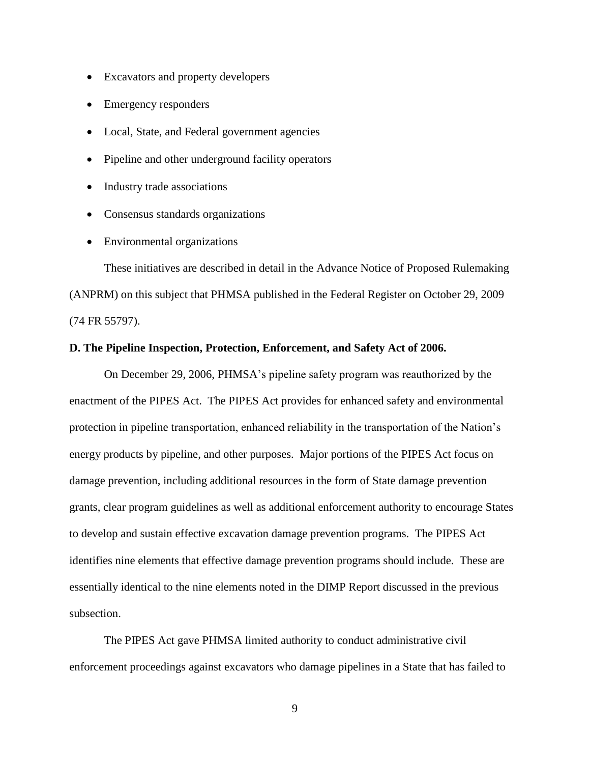- Excavators and property developers
- Emergency responders
- Local, State, and Federal government agencies
- Pipeline and other underground facility operators
- Industry trade associations
- Consensus standards organizations
- Environmental organizations

These initiatives are described in detail in the Advance Notice of Proposed Rulemaking (ANPRM) on this subject that PHMSA published in the Federal Register on October 29, 2009 (74 FR 55797).

**D. The Pipeline Inspection, Protection, Enforcement, and Safety Act of 2006.**

On December 29, 2006, PHMSA's pipeline safety program was reauthorized by the enactment of the PIPES Act. The PIPES Act provides for enhanced safety and environmental protection in pipeline transportation, enhanced reliability in the transportation of the Nation's energy products by pipeline, and other purposes. Major portions of the PIPES Act focus on damage prevention, including additional resources in the form of State damage prevention grants, clear program guidelines as well as additional enforcement authority to encourage States to develop and sustain effective excavation damage prevention programs. The PIPES Act identifies nine elements that effective damage prevention programs should include. These are essentially identical to the nine elements noted in the DIMP Report discussed in the previous subsection.

The PIPES Act gave PHMSA limited authority to conduct administrative civil enforcement proceedings against excavators who damage pipelines in a State that has failed to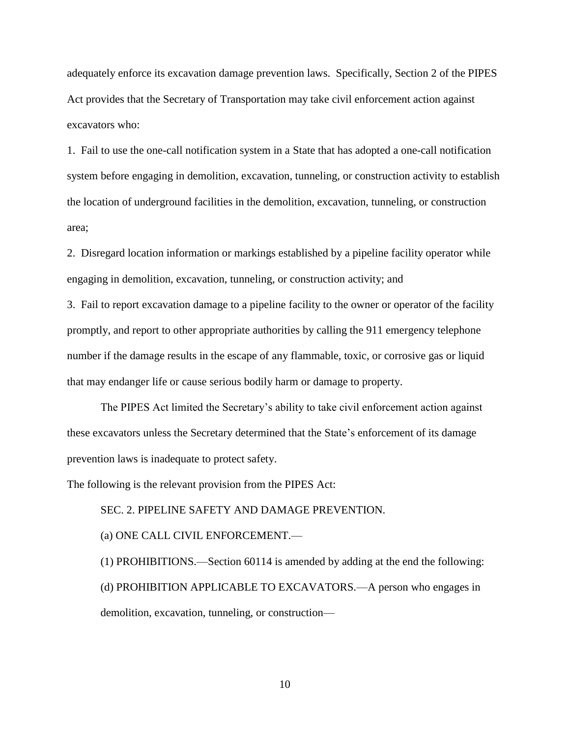adequately enforce its excavation damage prevention laws. Specifically, Section 2 of the PIPES Act provides that the Secretary of Transportation may take civil enforcement action against excavators who:

1. Fail to use the one-call notification system in a State that has adopted a one-call notification system before engaging in demolition, excavation, tunneling, or construction activity to establish the location of underground facilities in the demolition, excavation, tunneling, or construction area;

2. Disregard location information or markings established by a pipeline facility operator while engaging in demolition, excavation, tunneling, or construction activity; and

3. Fail to report excavation damage to a pipeline facility to the owner or operator of the facility promptly, and report to other appropriate authorities by calling the 911 emergency telephone number if the damage results in the escape of any flammable, toxic, or corrosive gas or liquid that may endanger life or cause serious bodily harm or damage to property.

The PIPES Act limited the Secretary's ability to take civil enforcement action against these excavators unless the Secretary determined that the State's enforcement of its damage prevention laws is inadequate to protect safety.

The following is the relevant provision from the PIPES Act:

SEC. 2. PIPELINE SAFETY AND DAMAGE PREVENTION.

(a) ONE CALL CIVIL ENFORCEMENT.—

(1) PROHIBITIONS.—Section 60114 is amended by adding at the end the following:

(d) PROHIBITION APPLICABLE TO EXCAVATORS.—A person who engages in demolition, excavation, tunneling, or construction—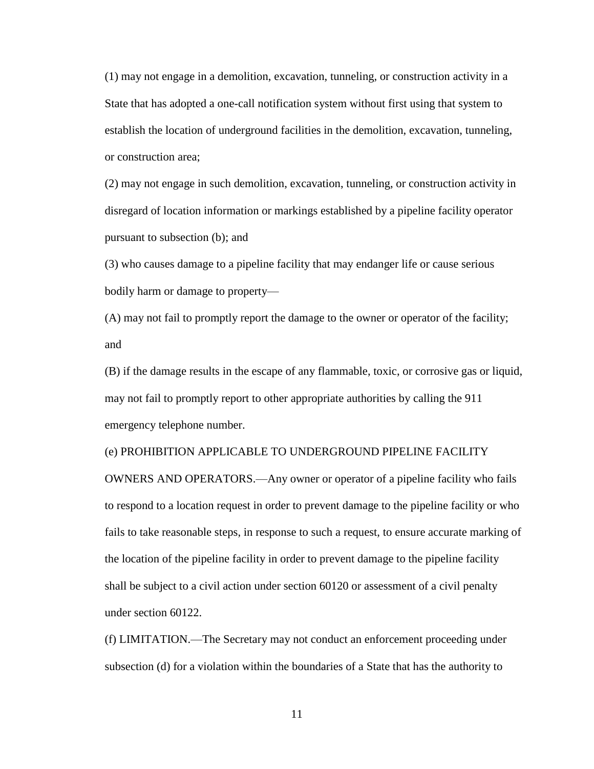(1) may not engage in a demolition, excavation, tunneling, or construction activity in a State that has adopted a one-call notification system without first using that system to establish the location of underground facilities in the demolition, excavation, tunneling, or construction area;

(2) may not engage in such demolition, excavation, tunneling, or construction activity in disregard of location information or markings established by a pipeline facility operator pursuant to subsection (b); and

(3) who causes damage to a pipeline facility that may endanger life or cause serious bodily harm or damage to property—

(A) may not fail to promptly report the damage to the owner or operator of the facility; and

(B) if the damage results in the escape of any flammable, toxic, or corrosive gas or liquid, may not fail to promptly report to other appropriate authorities by calling the 911 emergency telephone number.

(e) PROHIBITION APPLICABLE TO UNDERGROUND PIPELINE FACILITY OWNERS AND OPERATORS.—Any owner or operator of a pipeline facility who fails to respond to a location request in order to prevent damage to the pipeline facility or who fails to take reasonable steps, in response to such a request, to ensure accurate marking of the location of the pipeline facility in order to prevent damage to the pipeline facility shall be subject to a civil action under section 60120 or assessment of a civil penalty under section 60122.

(f) LIMITATION.—The Secretary may not conduct an enforcement proceeding under subsection (d) for a violation within the boundaries of a State that has the authority to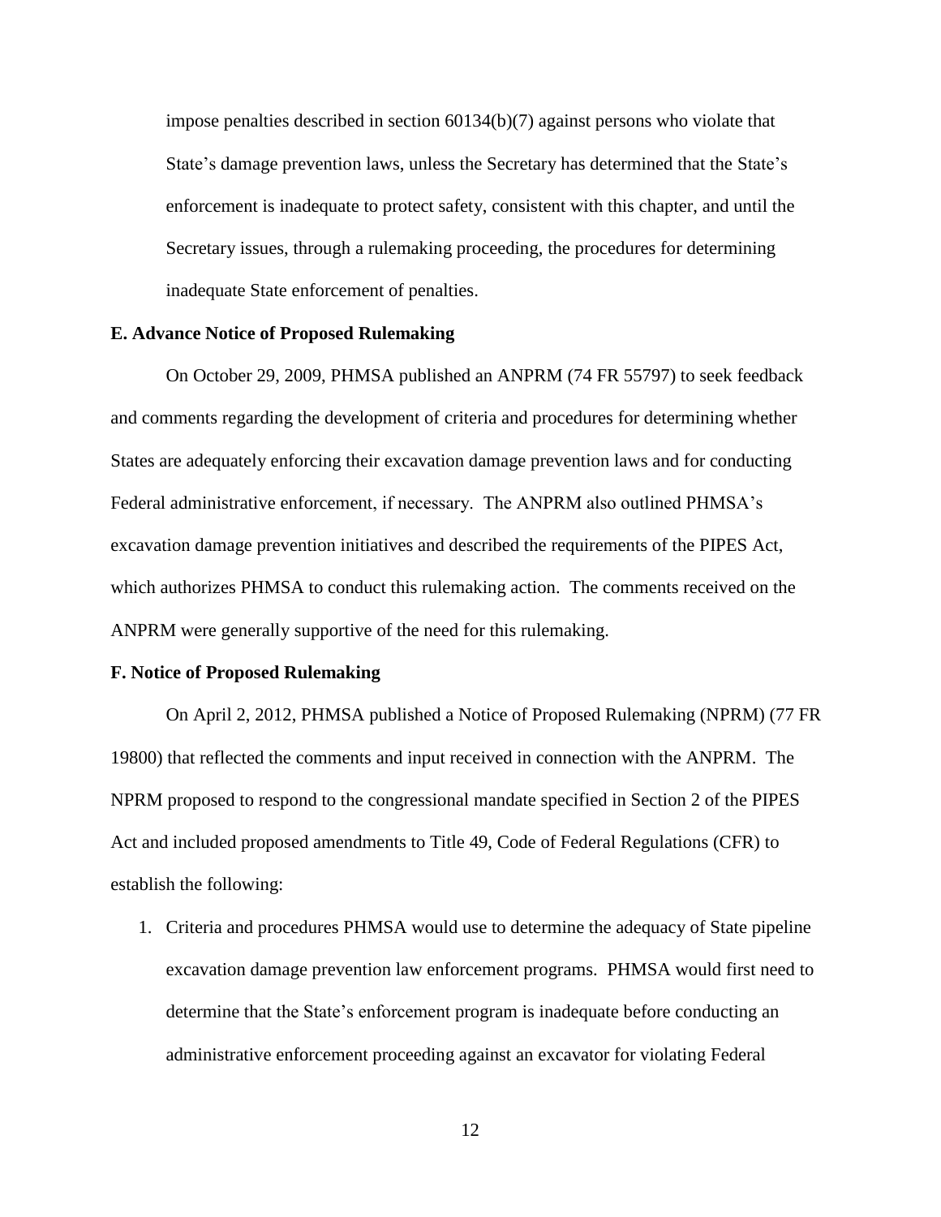impose penalties described in section 60134(b)(7) against persons who violate that State's damage prevention laws, unless the Secretary has determined that the State's enforcement is inadequate to protect safety, consistent with this chapter, and until the Secretary issues, through a rulemaking proceeding, the procedures for determining inadequate State enforcement of penalties.

**E. Advance Notice of Proposed Rulemaking**

On October 29, 2009, PHMSA published an ANPRM (74 FR 55797) to seek feedback and comments regarding the development of criteria and procedures for determining whether States are adequately enforcing their excavation damage prevention laws and for conducting Federal administrative enforcement, if necessary. The ANPRM also outlined PHMSA's excavation damage prevention initiatives and described the requirements of the PIPES Act, which authorizes PHMSA to conduct this rulemaking action. The comments received on the ANPRM were generally supportive of the need for this rulemaking.

**F. Notice of Proposed Rulemaking**

On April 2, 2012, PHMSA published a Notice of Proposed Rulemaking (NPRM) (77 FR 19800) that reflected the comments and input received in connection with the ANPRM. The NPRM proposed to respond to the congressional mandate specified in Section 2 of the PIPES Act and included proposed amendments to Title 49, Code of Federal Regulations (CFR) to establish the following:

1. Criteria and procedures PHMSA would use to determine the adequacy of State pipeline excavation damage prevention law enforcement programs. PHMSA would first need to determine that the State's enforcement program is inadequate before conducting an administrative enforcement proceeding against an excavator for violating Federal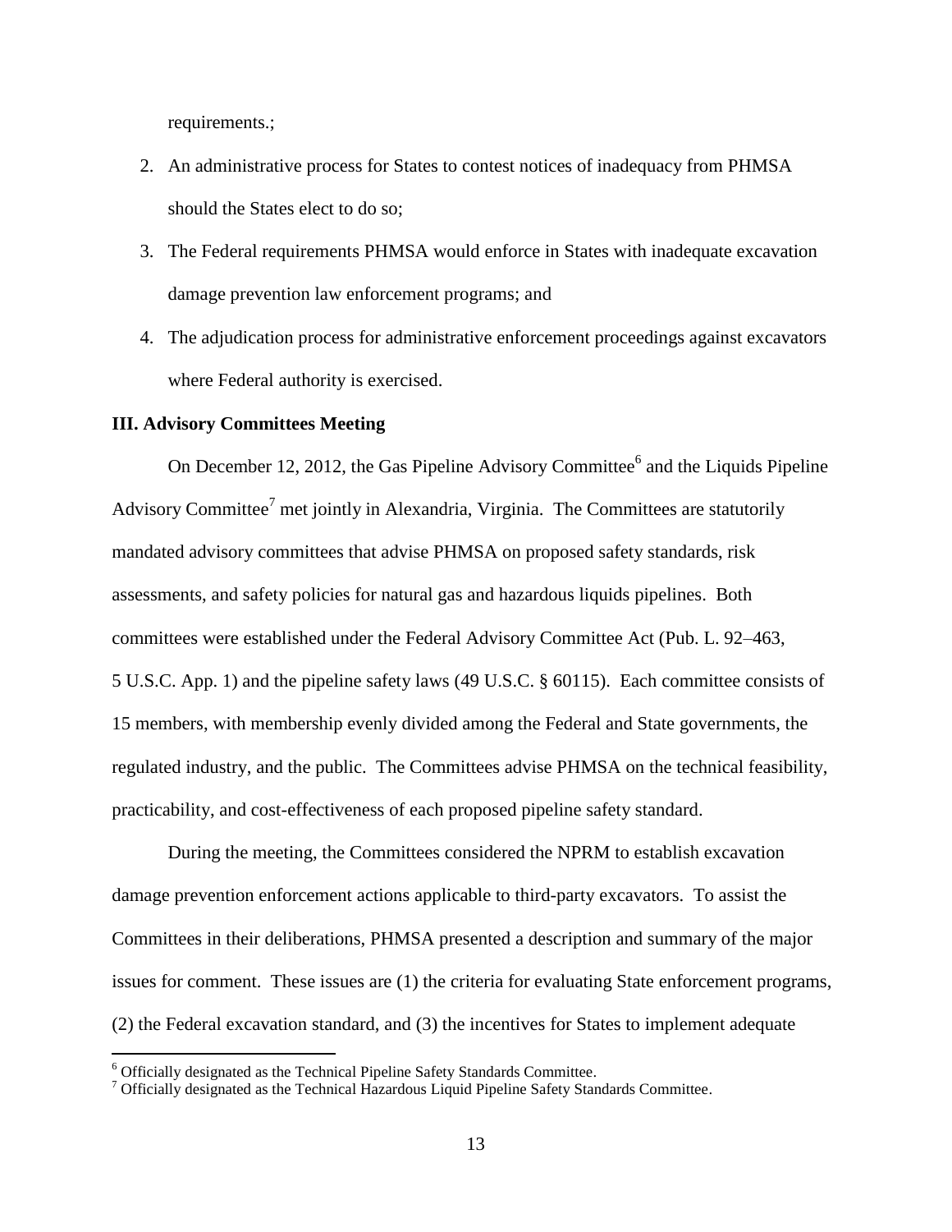requirements.;

2. An administrative process for States to contest notices of inadequacy from PHMSA should the States elect to do so;
3. The Federal requirements PHMSA would enforce in States with inadequate excavation damage prevention law enforcement programs; and
4. The adjudication process for administrative enforcement proceedings against excavators where Federal authority is exercised.

**III. Advisory Committees Meeting**

On December 12, 2012, the Gas Pipeline Advisory Committee[6] and the Liquids Pipeline Advisory Committee[7] met jointly in Alexandria, Virginia. The Committees are statutorily mandated advisory committees that advise PHMSA on proposed safety standards, risk assessments, and safety policies for natural gas and hazardous liquids pipelines. Both committees were established under the Federal Advisory Committee Act (Pub. L. 92–463, 5 U.S.C. App. 1) and the pipeline safety laws (49 U.S.C. § 60115). Each committee consists of 15 members, with membership evenly divided among the Federal and State governments, the regulated industry, and the public. The Committees advise PHMSA on the technical feasibility, practicability, and cost-effectiveness of each proposed pipeline safety standard.

During the meeting, the Committees considered the NPRM to establish excavation damage prevention enforcement actions applicable to third-party excavators. To assist the Committees in their deliberations, PHMSA presented a description and summary of the major issues for comment. These issues are (1) the criteria for evaluating State enforcement programs, (2) the Federal excavation standard, and (3) the incentives for States to implement adequate

[6] Officially designated as the Technical Pipeline Safety Standards Committee.

[7] Officially designated as the Technical Hazardous Liquid Pipeline Safety Standards Committee.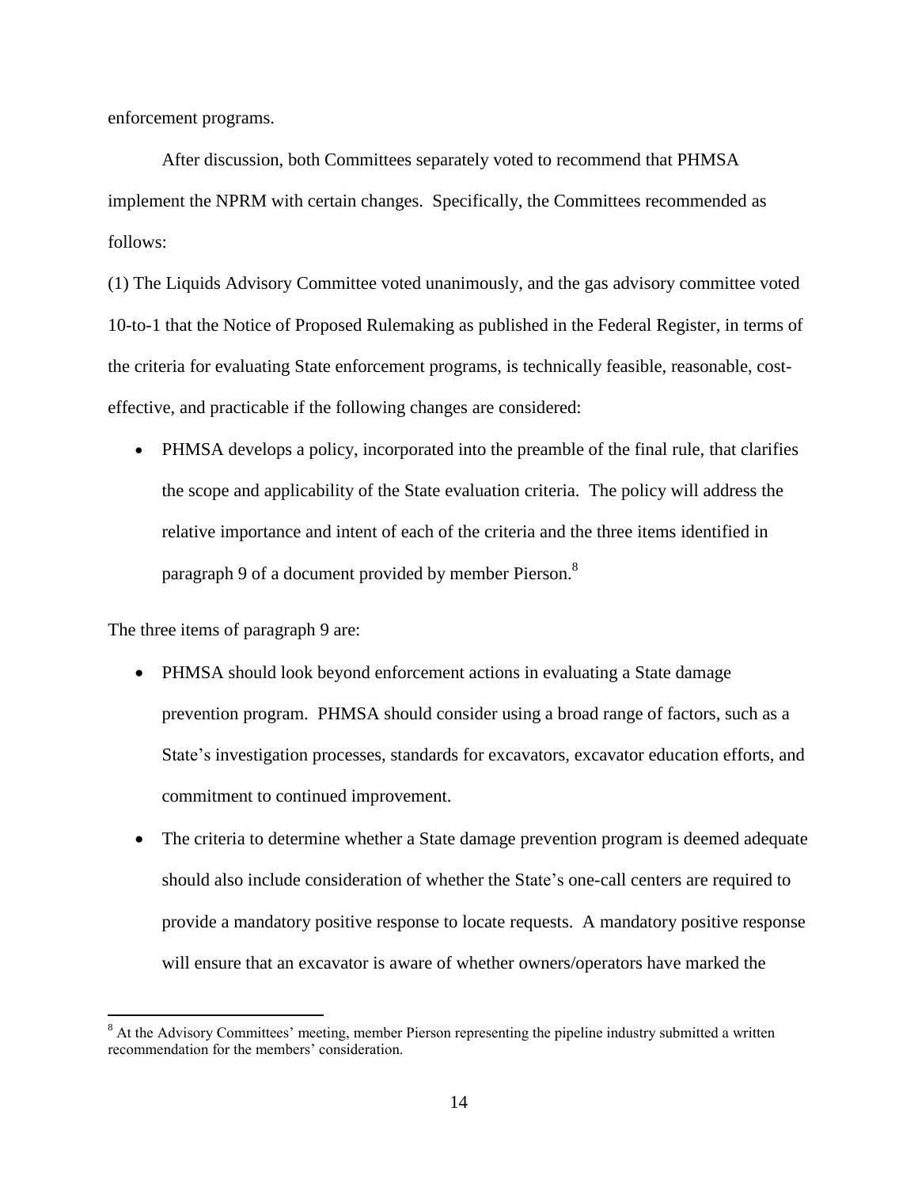enforcement programs.

After discussion, both Committees separately voted to recommend that PHMSA implement the NPRM with certain changes. Specifically, the Committees recommended as follows:

(1) The Liquids Advisory Committee voted unanimously, and the gas advisory committee voted 10-to-1 that the Notice of Proposed Rulemaking as published in the Federal Register, in terms of the criteria for evaluating State enforcement programs, is technically feasible, reasonable, cost-effective, and practicable if the following changes are considered:

- PHMSA develops a policy, incorporated into the preamble of the final rule, that clarifies the scope and applicability of the State evaluation criteria. The policy will address the relative importance and intent of each of the criteria and the three items identified in paragraph 9 of a document provided by member Pierson.[8]

The three items of paragraph 9 are:

- PHMSA should look beyond enforcement actions in evaluating a State damage prevention program. PHMSA should consider using a broad range of factors, such as a State's investigation processes, standards for excavators, excavator education efforts, and commitment to continued improvement.
- The criteria to determine whether a State damage prevention program is deemed adequate should also include consideration of whether the State's one-call centers are required to provide a mandatory positive response to locate requests. A mandatory positive response will ensure that an excavator is aware of whether owners/operators have marked the

[8] At the Advisory Committees' meeting, member Pierson representing the pipeline industry submitted a written recommendation for the members' consideration.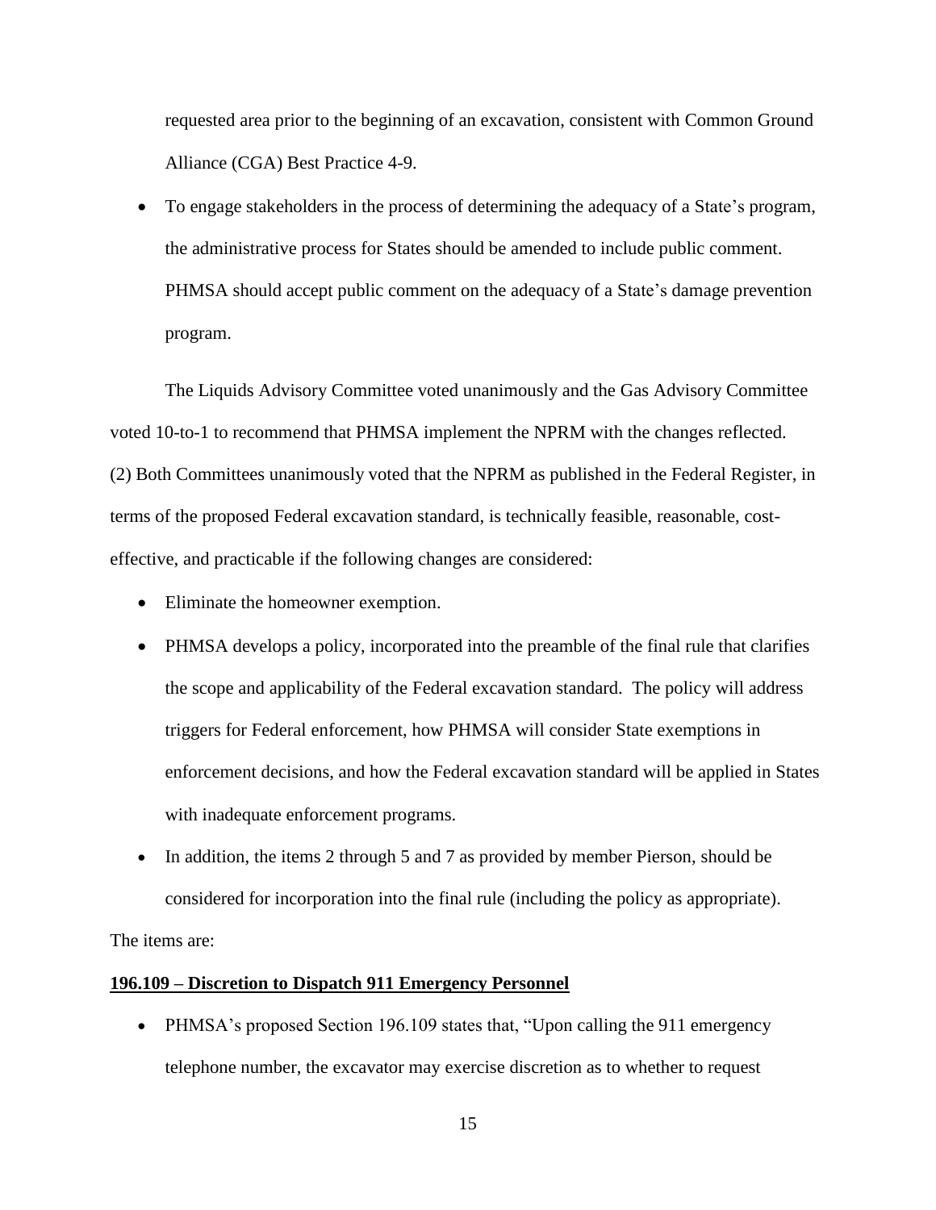requested area prior to the beginning of an excavation, consistent with Common Ground Alliance (CGA) Best Practice 4-9.

- To engage stakeholders in the process of determining the adequacy of a State's program, the administrative process for States should be amended to include public comment. PHMSA should accept public comment on the adequacy of a State's damage prevention program.

The Liquids Advisory Committee voted unanimously and the Gas Advisory Committee voted 10-to-1 to recommend that PHMSA implement the NPRM with the changes reflected. (2) Both Committees unanimously voted that the NPRM as published in the Federal Register, in terms of the proposed Federal excavation standard, is technically feasible, reasonable, cost-effective, and practicable if the following changes are considered:

- Eliminate the homeowner exemption.
- PHMSA develops a policy, incorporated into the preamble of the final rule that clarifies the scope and applicability of the Federal excavation standard. The policy will address triggers for Federal enforcement, how PHMSA will consider State exemptions in enforcement decisions, and how the Federal excavation standard will be applied in States with inadequate enforcement programs.
- In addition, the items 2 through 5 and 7 as provided by member Pierson, should be considered for incorporation into the final rule (including the policy as appropriate).

The items are:

**<u>196.109 – Discretion to Dispatch 911 Emergency Personnel</u>**

- PHMSA's proposed Section 196.109 states that, "Upon calling the 911 emergency telephone number, the excavator may exercise discretion as to whether to request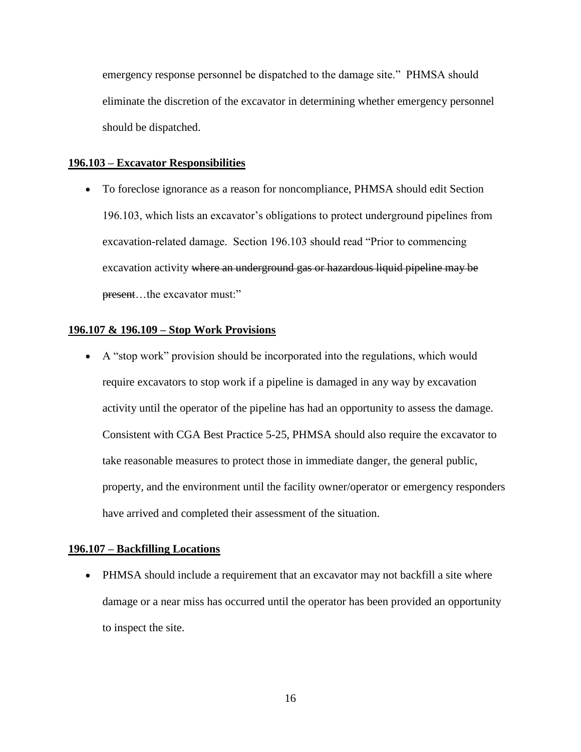emergency response personnel be dispatched to the damage site." PHMSA should eliminate the discretion of the excavator in determining whether emergency personnel should be dispatched.

**196.103 – Excavator Responsibilities**

- To foreclose ignorance as a reason for noncompliance, PHMSA should edit Section 196.103, which lists an excavator's obligations to protect underground pipelines from excavation-related damage. Section 196.103 should read "Prior to commencing excavation activity ~~where an underground gas or hazardous liquid pipeline may be present~~…the excavator must:"

**196.107 & 196.109 – Stop Work Provisions**

- A "stop work" provision should be incorporated into the regulations, which would require excavators to stop work if a pipeline is damaged in any way by excavation activity until the operator of the pipeline has had an opportunity to assess the damage. Consistent with CGA Best Practice 5-25, PHMSA should also require the excavator to take reasonable measures to protect those in immediate danger, the general public, property, and the environment until the facility owner/operator or emergency responders have arrived and completed their assessment of the situation.

**196.107 – Backfilling Locations**

- PHMSA should include a requirement that an excavator may not backfill a site where damage or a near miss has occurred until the operator has been provided an opportunity to inspect the site.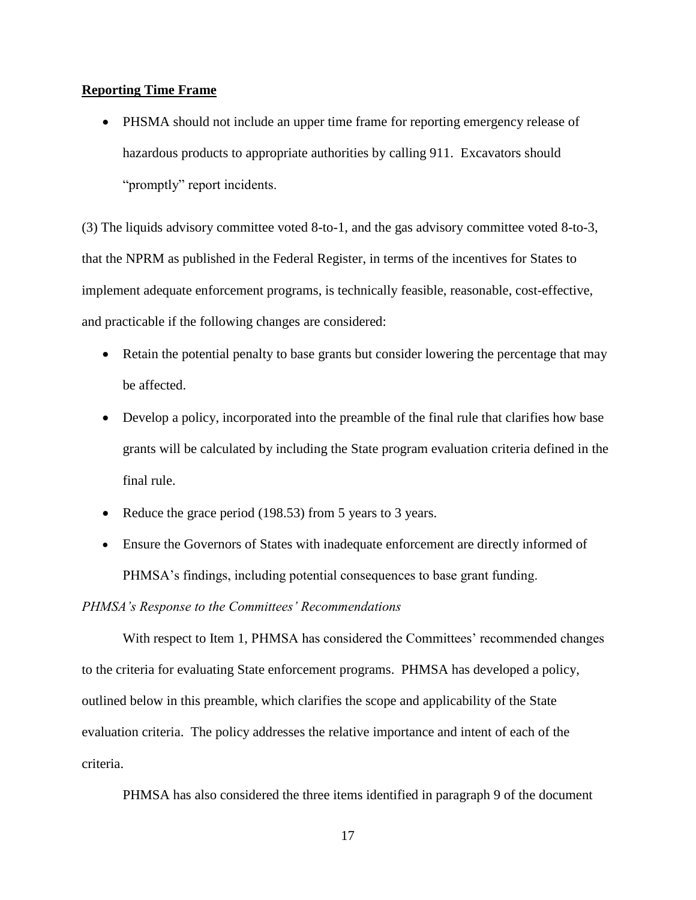**Reporting Time Frame**

- PHSMA should not include an upper time frame for reporting emergency release of hazardous products to appropriate authorities by calling 911. Excavators should "promptly" report incidents.

(3) The liquids advisory committee voted 8-to-1, and the gas advisory committee voted 8-to-3, that the NPRM as published in the Federal Register, in terms of the incentives for States to implement adequate enforcement programs, is technically feasible, reasonable, cost-effective, and practicable if the following changes are considered:

- Retain the potential penalty to base grants but consider lowering the percentage that may be affected.
- Develop a policy, incorporated into the preamble of the final rule that clarifies how base grants will be calculated by including the State program evaluation criteria defined in the final rule.
- Reduce the grace period (198.53) from 5 years to 3 years.
- Ensure the Governors of States with inadequate enforcement are directly informed of PHMSA's findings, including potential consequences to base grant funding.

*PHMSA's Response to the Committees' Recommendations*

With respect to Item 1, PHMSA has considered the Committees' recommended changes to the criteria for evaluating State enforcement programs. PHMSA has developed a policy, outlined below in this preamble, which clarifies the scope and applicability of the State evaluation criteria. The policy addresses the relative importance and intent of each of the criteria.

PHMSA has also considered the three items identified in paragraph 9 of the document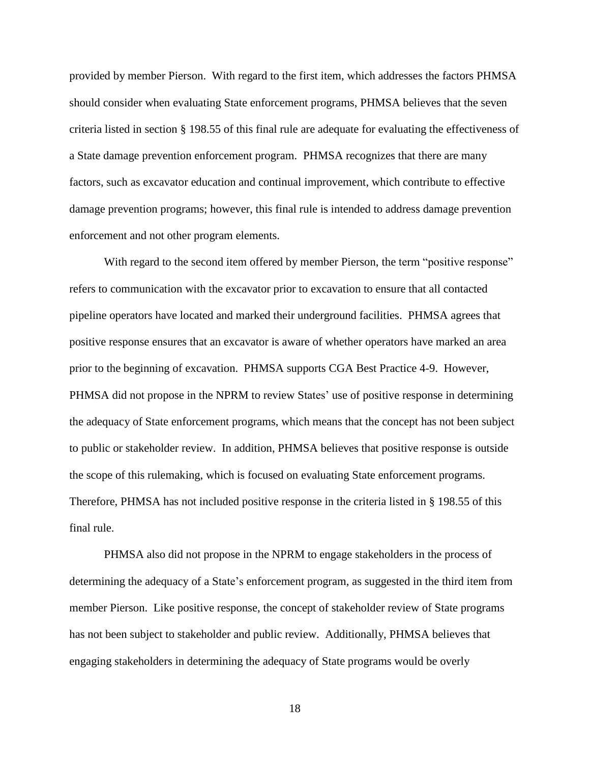provided by member Pierson. With regard to the first item, which addresses the factors PHMSA should consider when evaluating State enforcement programs, PHMSA believes that the seven criteria listed in section § 198.55 of this final rule are adequate for evaluating the effectiveness of a State damage prevention enforcement program. PHMSA recognizes that there are many factors, such as excavator education and continual improvement, which contribute to effective damage prevention programs; however, this final rule is intended to address damage prevention enforcement and not other program elements.

With regard to the second item offered by member Pierson, the term "positive response" refers to communication with the excavator prior to excavation to ensure that all contacted pipeline operators have located and marked their underground facilities. PHMSA agrees that positive response ensures that an excavator is aware of whether operators have marked an area prior to the beginning of excavation. PHMSA supports CGA Best Practice 4-9. However, PHMSA did not propose in the NPRM to review States' use of positive response in determining the adequacy of State enforcement programs, which means that the concept has not been subject to public or stakeholder review. In addition, PHMSA believes that positive response is outside the scope of this rulemaking, which is focused on evaluating State enforcement programs. Therefore, PHMSA has not included positive response in the criteria listed in § 198.55 of this final rule.

PHMSA also did not propose in the NPRM to engage stakeholders in the process of determining the adequacy of a State's enforcement program, as suggested in the third item from member Pierson. Like positive response, the concept of stakeholder review of State programs has not been subject to stakeholder and public review. Additionally, PHMSA believes that engaging stakeholders in determining the adequacy of State programs would be overly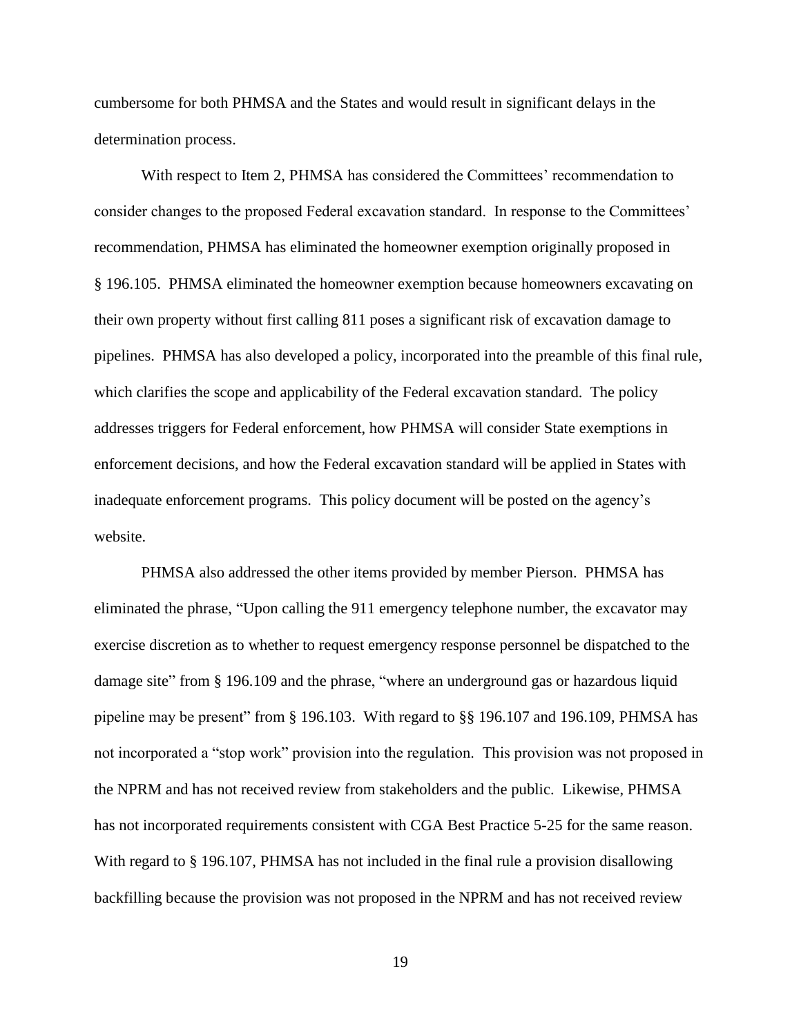cumbersome for both PHMSA and the States and would result in significant delays in the determination process.

With respect to Item 2, PHMSA has considered the Committees' recommendation to consider changes to the proposed Federal excavation standard. In response to the Committees' recommendation, PHMSA has eliminated the homeowner exemption originally proposed in § 196.105. PHMSA eliminated the homeowner exemption because homeowners excavating on their own property without first calling 811 poses a significant risk of excavation damage to pipelines. PHMSA has also developed a policy, incorporated into the preamble of this final rule, which clarifies the scope and applicability of the Federal excavation standard. The policy addresses triggers for Federal enforcement, how PHMSA will consider State exemptions in enforcement decisions, and how the Federal excavation standard will be applied in States with inadequate enforcement programs. This policy document will be posted on the agency's website.

PHMSA also addressed the other items provided by member Pierson. PHMSA has eliminated the phrase, "Upon calling the 911 emergency telephone number, the excavator may exercise discretion as to whether to request emergency response personnel be dispatched to the damage site" from § 196.109 and the phrase, "where an underground gas or hazardous liquid pipeline may be present" from § 196.103. With regard to §§ 196.107 and 196.109, PHMSA has not incorporated a "stop work" provision into the regulation. This provision was not proposed in the NPRM and has not received review from stakeholders and the public. Likewise, PHMSA has not incorporated requirements consistent with CGA Best Practice 5-25 for the same reason. With regard to § 196.107, PHMSA has not included in the final rule a provision disallowing backfilling because the provision was not proposed in the NPRM and has not received review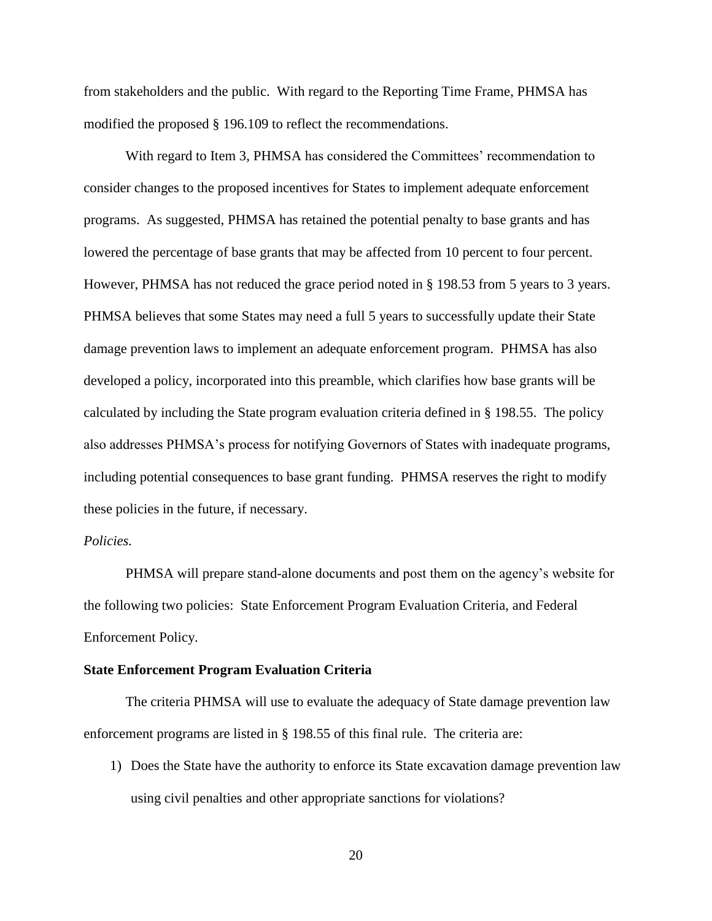from stakeholders and the public. With regard to the Reporting Time Frame, PHMSA has modified the proposed § 196.109 to reflect the recommendations.

With regard to Item 3, PHMSA has considered the Committees' recommendation to consider changes to the proposed incentives for States to implement adequate enforcement programs. As suggested, PHMSA has retained the potential penalty to base grants and has lowered the percentage of base grants that may be affected from 10 percent to four percent. However, PHMSA has not reduced the grace period noted in § 198.53 from 5 years to 3 years. PHMSA believes that some States may need a full 5 years to successfully update their State damage prevention laws to implement an adequate enforcement program. PHMSA has also developed a policy, incorporated into this preamble, which clarifies how base grants will be calculated by including the State program evaluation criteria defined in § 198.55. The policy also addresses PHMSA's process for notifying Governors of States with inadequate programs, including potential consequences to base grant funding. PHMSA reserves the right to modify these policies in the future, if necessary.

*Policies.*

PHMSA will prepare stand-alone documents and post them on the agency's website for the following two policies: State Enforcement Program Evaluation Criteria, and Federal Enforcement Policy.

**State Enforcement Program Evaluation Criteria**

The criteria PHMSA will use to evaluate the adequacy of State damage prevention law enforcement programs are listed in § 198.55 of this final rule. The criteria are:

1) Does the State have the authority to enforce its State excavation damage prevention law using civil penalties and other appropriate sanctions for violations?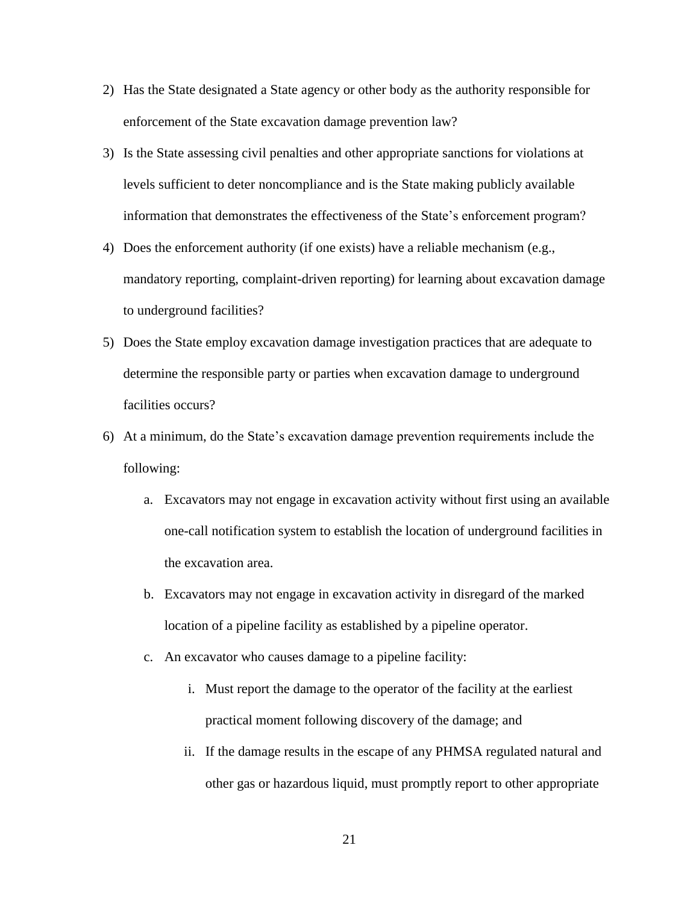2) Has the State designated a State agency or other body as the authority responsible for enforcement of the State excavation damage prevention law?
3) Is the State assessing civil penalties and other appropriate sanctions for violations at levels sufficient to deter noncompliance and is the State making publicly available information that demonstrates the effectiveness of the State's enforcement program?
4) Does the enforcement authority (if one exists) have a reliable mechanism (e.g., mandatory reporting, complaint-driven reporting) for learning about excavation damage to underground facilities?
5) Does the State employ excavation damage investigation practices that are adequate to determine the responsible party or parties when excavation damage to underground facilities occurs?
6) At a minimum, do the State's excavation damage prevention requirements include the following:
   a. Excavators may not engage in excavation activity without first using an available one-call notification system to establish the location of underground facilities in the excavation area.
   b. Excavators may not engage in excavation activity in disregard of the marked location of a pipeline facility as established by a pipeline operator.
   c. An excavator who causes damage to a pipeline facility:
      i. Must report the damage to the operator of the facility at the earliest practical moment following discovery of the damage; and
      ii. If the damage results in the escape of any PHMSA regulated natural and other gas or hazardous liquid, must promptly report to other appropriate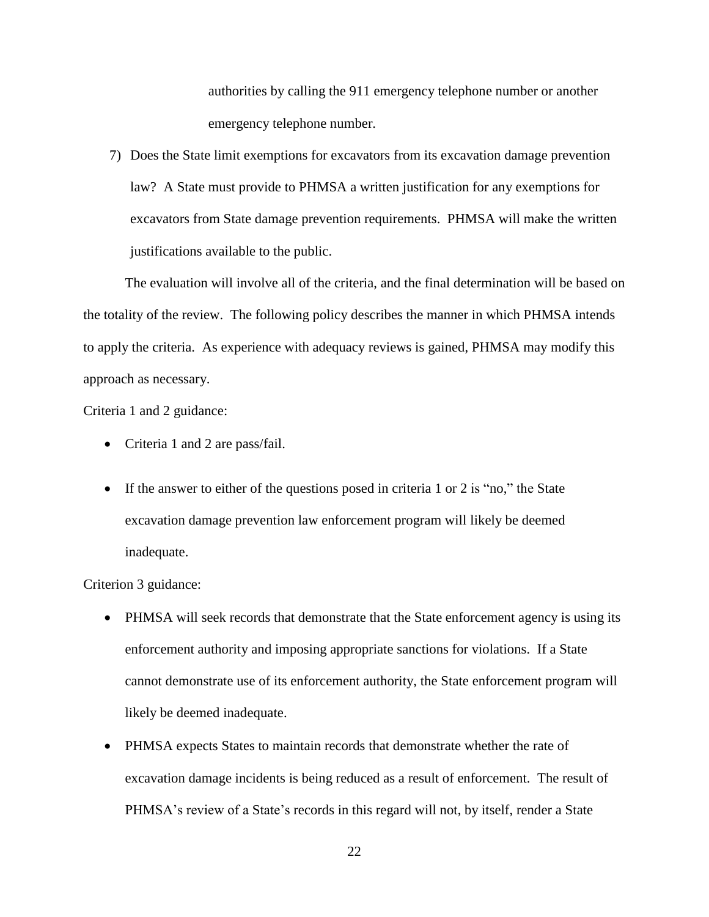authorities by calling the 911 emergency telephone number or another emergency telephone number.

7) Does the State limit exemptions for excavators from its excavation damage prevention law? A State must provide to PHMSA a written justification for any exemptions for excavators from State damage prevention requirements. PHMSA will make the written justifications available to the public.

The evaluation will involve all of the criteria, and the final determination will be based on the totality of the review. The following policy describes the manner in which PHMSA intends to apply the criteria. As experience with adequacy reviews is gained, PHMSA may modify this approach as necessary.

Criteria 1 and 2 guidance:

- Criteria 1 and 2 are pass/fail.
- If the answer to either of the questions posed in criteria 1 or 2 is "no," the State excavation damage prevention law enforcement program will likely be deemed inadequate.

Criterion 3 guidance:

- PHMSA will seek records that demonstrate that the State enforcement agency is using its enforcement authority and imposing appropriate sanctions for violations. If a State cannot demonstrate use of its enforcement authority, the State enforcement program will likely be deemed inadequate.
- PHMSA expects States to maintain records that demonstrate whether the rate of excavation damage incidents is being reduced as a result of enforcement. The result of PHMSA's review of a State's records in this regard will not, by itself, render a State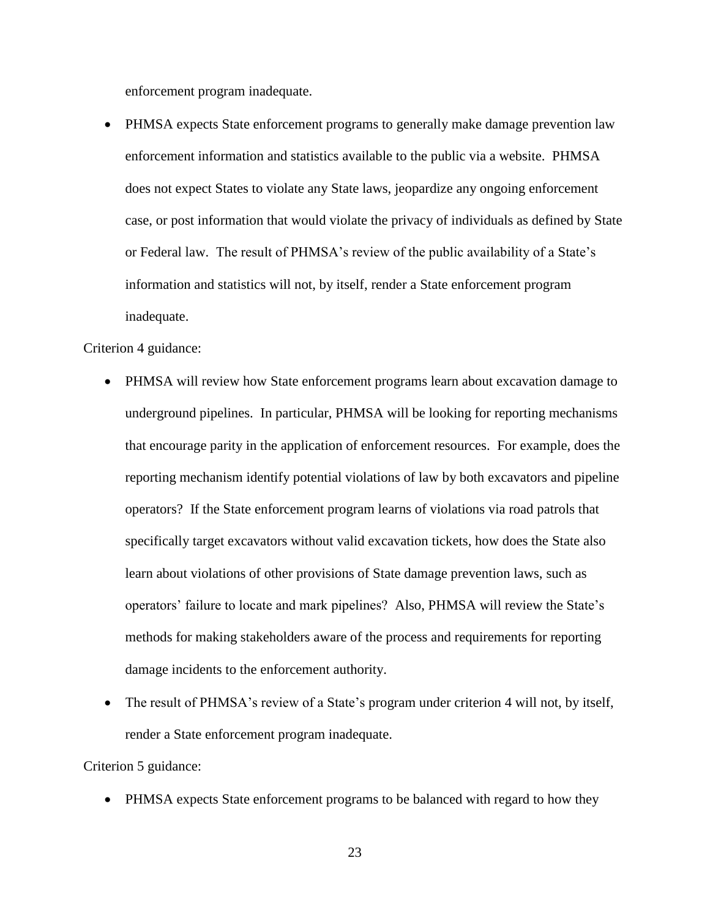enforcement program inadequate.

- PHMSA expects State enforcement programs to generally make damage prevention law enforcement information and statistics available to the public via a website. PHMSA does not expect States to violate any State laws, jeopardize any ongoing enforcement case, or post information that would violate the privacy of individuals as defined by State or Federal law. The result of PHMSA's review of the public availability of a State's information and statistics will not, by itself, render a State enforcement program inadequate.

Criterion 4 guidance:

- PHMSA will review how State enforcement programs learn about excavation damage to underground pipelines. In particular, PHMSA will be looking for reporting mechanisms that encourage parity in the application of enforcement resources. For example, does the reporting mechanism identify potential violations of law by both excavators and pipeline operators? If the State enforcement program learns of violations via road patrols that specifically target excavators without valid excavation tickets, how does the State also learn about violations of other provisions of State damage prevention laws, such as operators' failure to locate and mark pipelines? Also, PHMSA will review the State's methods for making stakeholders aware of the process and requirements for reporting damage incidents to the enforcement authority.
- The result of PHMSA's review of a State's program under criterion 4 will not, by itself, render a State enforcement program inadequate.

Criterion 5 guidance:

- PHMSA expects State enforcement programs to be balanced with regard to how they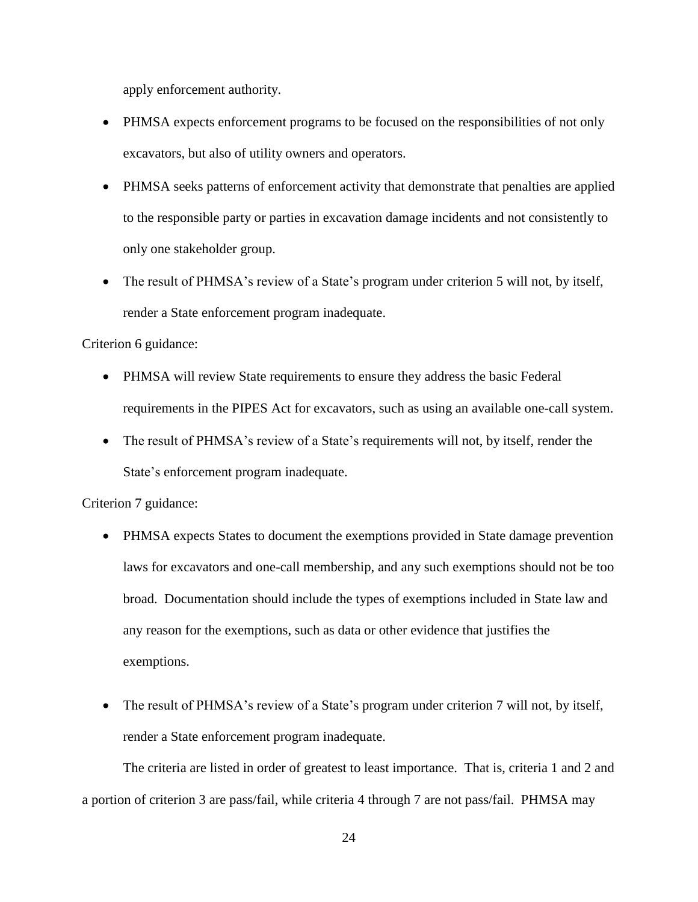apply enforcement authority.

- PHMSA expects enforcement programs to be focused on the responsibilities of not only excavators, but also of utility owners and operators.
- PHMSA seeks patterns of enforcement activity that demonstrate that penalties are applied to the responsible party or parties in excavation damage incidents and not consistently to only one stakeholder group.
- The result of PHMSA's review of a State's program under criterion 5 will not, by itself, render a State enforcement program inadequate.

Criterion 6 guidance:

- PHMSA will review State requirements to ensure they address the basic Federal requirements in the PIPES Act for excavators, such as using an available one-call system.
- The result of PHMSA's review of a State's requirements will not, by itself, render the State's enforcement program inadequate.

Criterion 7 guidance:

- PHMSA expects States to document the exemptions provided in State damage prevention laws for excavators and one-call membership, and any such exemptions should not be too broad. Documentation should include the types of exemptions included in State law and any reason for the exemptions, such as data or other evidence that justifies the exemptions.
- The result of PHMSA's review of a State's program under criterion 7 will not, by itself, render a State enforcement program inadequate.

The criteria are listed in order of greatest to least importance. That is, criteria 1 and 2 and a portion of criterion 3 are pass/fail, while criteria 4 through 7 are not pass/fail. PHMSA may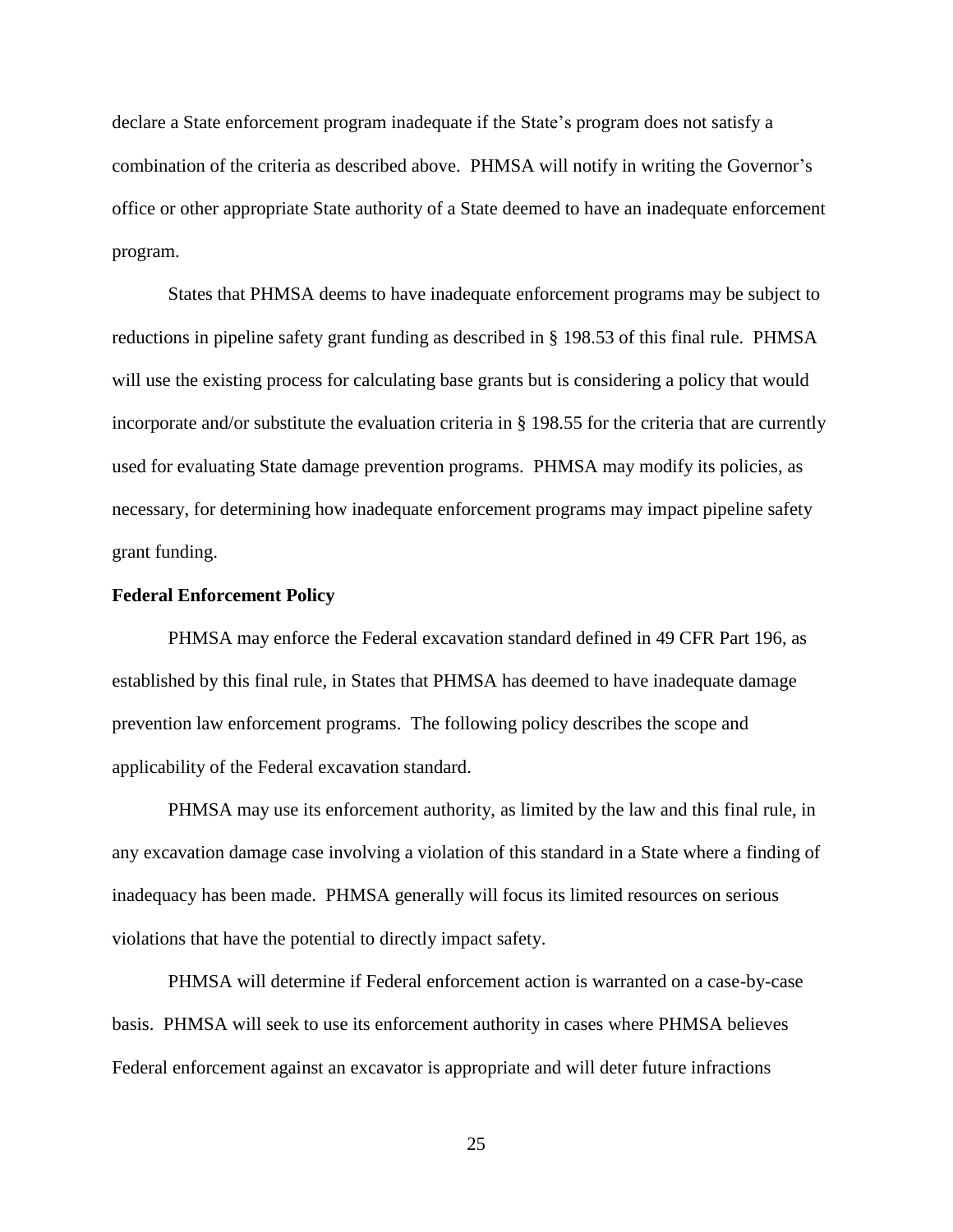declare a State enforcement program inadequate if the State's program does not satisfy a combination of the criteria as described above. PHMSA will notify in writing the Governor's office or other appropriate State authority of a State deemed to have an inadequate enforcement program.

States that PHMSA deems to have inadequate enforcement programs may be subject to reductions in pipeline safety grant funding as described in § 198.53 of this final rule. PHMSA will use the existing process for calculating base grants but is considering a policy that would incorporate and/or substitute the evaluation criteria in § 198.55 for the criteria that are currently used for evaluating State damage prevention programs. PHMSA may modify its policies, as necessary, for determining how inadequate enforcement programs may impact pipeline safety grant funding.

**Federal Enforcement Policy**

PHMSA may enforce the Federal excavation standard defined in 49 CFR Part 196, as established by this final rule, in States that PHMSA has deemed to have inadequate damage prevention law enforcement programs. The following policy describes the scope and applicability of the Federal excavation standard.

PHMSA may use its enforcement authority, as limited by the law and this final rule, in any excavation damage case involving a violation of this standard in a State where a finding of inadequacy has been made. PHMSA generally will focus its limited resources on serious violations that have the potential to directly impact safety.

PHMSA will determine if Federal enforcement action is warranted on a case-by-case basis. PHMSA will seek to use its enforcement authority in cases where PHMSA believes Federal enforcement against an excavator is appropriate and will deter future infractions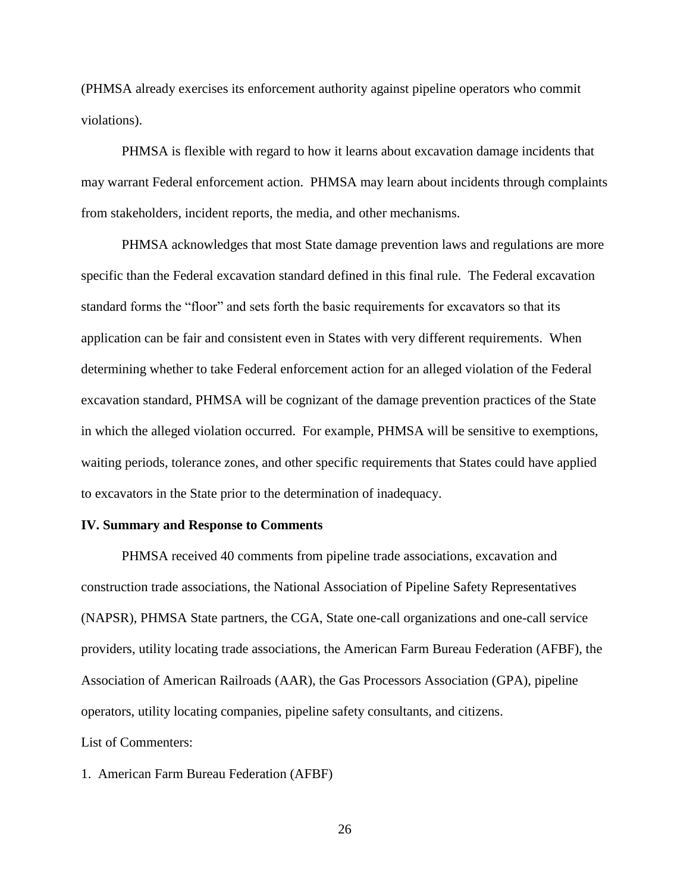(PHMSA already exercises its enforcement authority against pipeline operators who commit violations).

PHMSA is flexible with regard to how it learns about excavation damage incidents that may warrant Federal enforcement action. PHMSA may learn about incidents through complaints from stakeholders, incident reports, the media, and other mechanisms.

PHMSA acknowledges that most State damage prevention laws and regulations are more specific than the Federal excavation standard defined in this final rule. The Federal excavation standard forms the "floor" and sets forth the basic requirements for excavators so that its application can be fair and consistent even in States with very different requirements. When determining whether to take Federal enforcement action for an alleged violation of the Federal excavation standard, PHMSA will be cognizant of the damage prevention practices of the State in which the alleged violation occurred. For example, PHMSA will be sensitive to exemptions, waiting periods, tolerance zones, and other specific requirements that States could have applied to excavators in the State prior to the determination of inadequacy.

**IV. Summary and Response to Comments**

PHMSA received 40 comments from pipeline trade associations, excavation and construction trade associations, the National Association of Pipeline Safety Representatives (NAPSR), PHMSA State partners, the CGA, State one-call organizations and one-call service providers, utility locating trade associations, the American Farm Bureau Federation (AFBF), the Association of American Railroads (AAR), the Gas Processors Association (GPA), pipeline operators, utility locating companies, pipeline safety consultants, and citizens.

List of Commenters:

1. American Farm Bureau Federation (AFBF)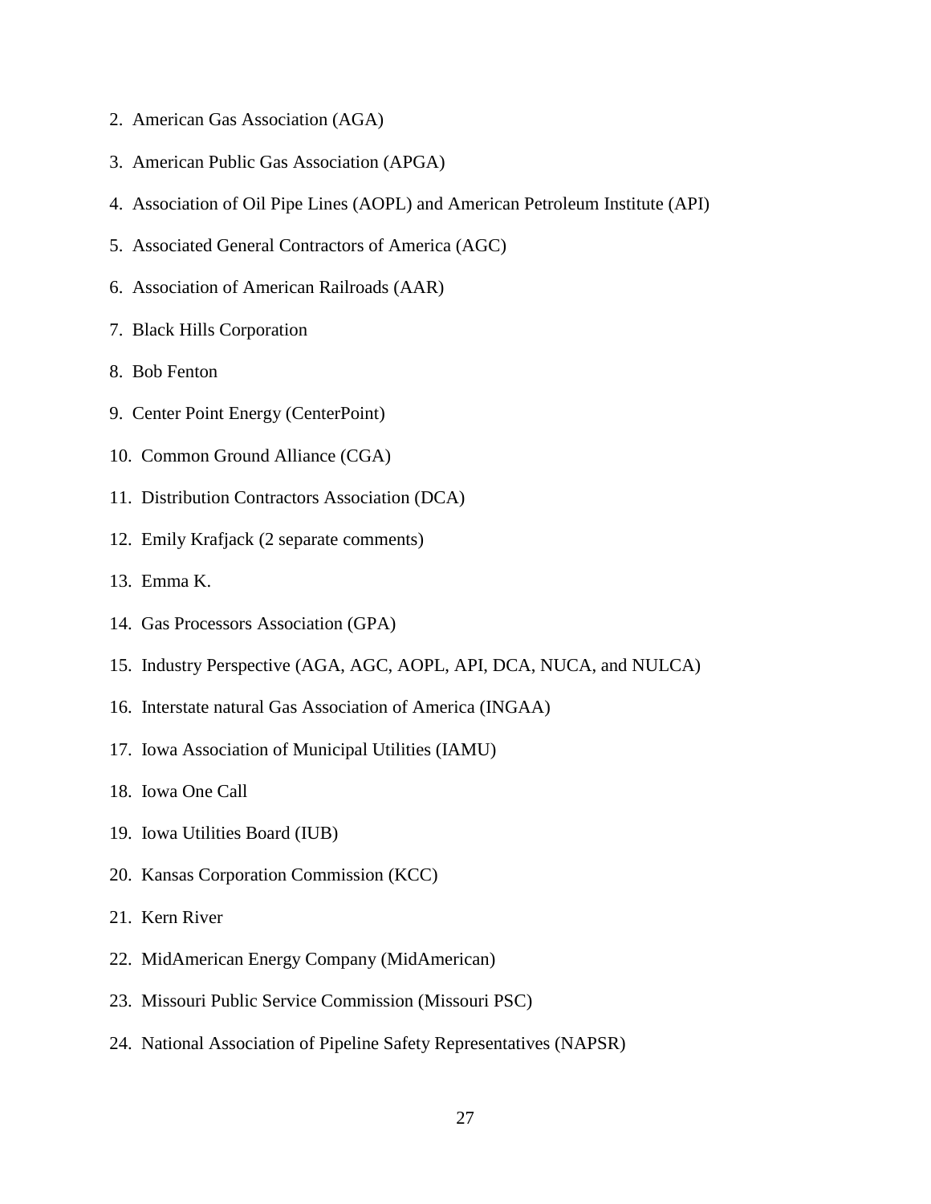2. American Gas Association (AGA)

3. American Public Gas Association (APGA)

4. Association of Oil Pipe Lines (AOPL) and American Petroleum Institute (API)

5. Associated General Contractors of America (AGC)

6. Association of American Railroads (AAR)

7. Black Hills Corporation

8. Bob Fenton

9. Center Point Energy (CenterPoint)

10. Common Ground Alliance (CGA)

11. Distribution Contractors Association (DCA)

12. Emily Krafjack (2 separate comments)

13. Emma K.

14. Gas Processors Association (GPA)

15. Industry Perspective (AGA, AGC, AOPL, API, DCA, NUCA, and NULCA)

16. Interstate natural Gas Association of America (INGAA)

17. Iowa Association of Municipal Utilities (IAMU)

18. Iowa One Call

19. Iowa Utilities Board (IUB)

20. Kansas Corporation Commission (KCC)

21. Kern River

22. MidAmerican Energy Company (MidAmerican)

23. Missouri Public Service Commission (Missouri PSC)

24. National Association of Pipeline Safety Representatives (NAPSR)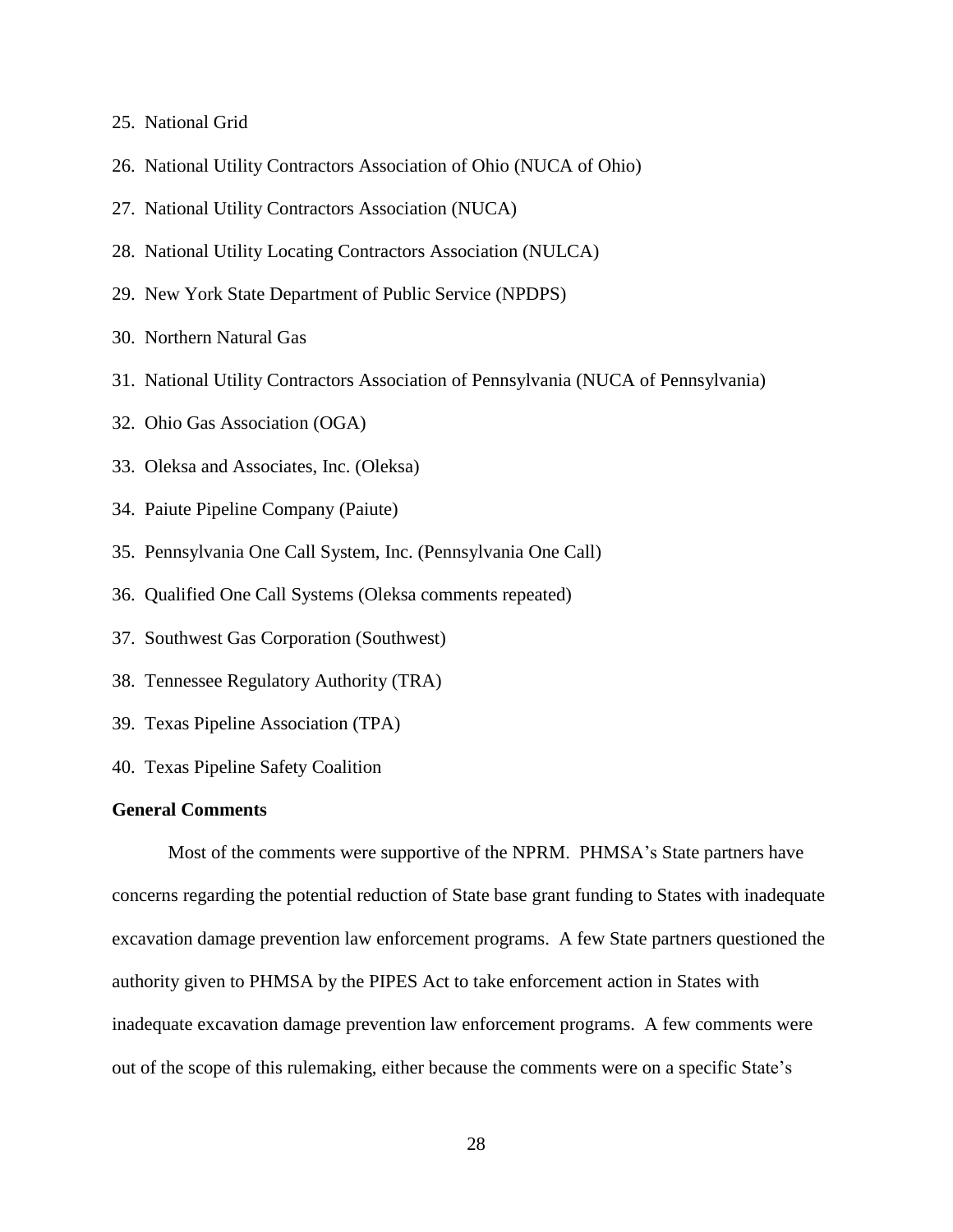25. National Grid
26. National Utility Contractors Association of Ohio (NUCA of Ohio)
27. National Utility Contractors Association (NUCA)
28. National Utility Locating Contractors Association (NULCA)
29. New York State Department of Public Service (NPDPS)
30. Northern Natural Gas
31. National Utility Contractors Association of Pennsylvania (NUCA of Pennsylvania)
32. Ohio Gas Association (OGA)
33. Oleksa and Associates, Inc. (Oleksa)
34. Paiute Pipeline Company (Paiute)
35. Pennsylvania One Call System, Inc. (Pennsylvania One Call)
36. Qualified One Call Systems (Oleksa comments repeated)
37. Southwest Gas Corporation (Southwest)
38. Tennessee Regulatory Authority (TRA)
39. Texas Pipeline Association (TPA)
40. Texas Pipeline Safety Coalition

**General Comments**

Most of the comments were supportive of the NPRM. PHMSA's State partners have concerns regarding the potential reduction of State base grant funding to States with inadequate excavation damage prevention law enforcement programs. A few State partners questioned the authority given to PHMSA by the PIPES Act to take enforcement action in States with inadequate excavation damage prevention law enforcement programs. A few comments were out of the scope of this rulemaking, either because the comments were on a specific State's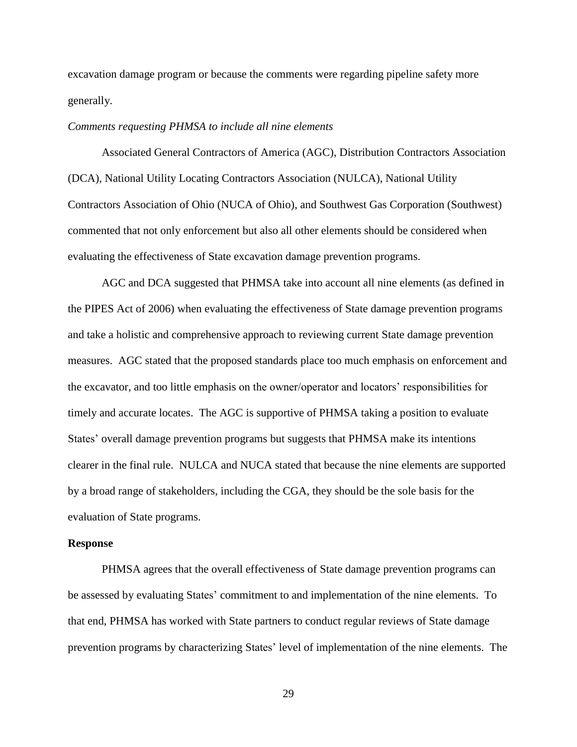excavation damage program or because the comments were regarding pipeline safety more generally.

*Comments requesting PHMSA to include all nine elements*

Associated General Contractors of America (AGC), Distribution Contractors Association (DCA), National Utility Locating Contractors Association (NULCA), National Utility Contractors Association of Ohio (NUCA of Ohio), and Southwest Gas Corporation (Southwest) commented that not only enforcement but also all other elements should be considered when evaluating the effectiveness of State excavation damage prevention programs.

AGC and DCA suggested that PHMSA take into account all nine elements (as defined in the PIPES Act of 2006) when evaluating the effectiveness of State damage prevention programs and take a holistic and comprehensive approach to reviewing current State damage prevention measures. AGC stated that the proposed standards place too much emphasis on enforcement and the excavator, and too little emphasis on the owner/operator and locators' responsibilities for timely and accurate locates. The AGC is supportive of PHMSA taking a position to evaluate States' overall damage prevention programs but suggests that PHMSA make its intentions clearer in the final rule. NULCA and NUCA stated that because the nine elements are supported by a broad range of stakeholders, including the CGA, they should be the sole basis for the evaluation of State programs.

**Response**

PHMSA agrees that the overall effectiveness of State damage prevention programs can be assessed by evaluating States' commitment to and implementation of the nine elements. To that end, PHMSA has worked with State partners to conduct regular reviews of State damage prevention programs by characterizing States' level of implementation of the nine elements. The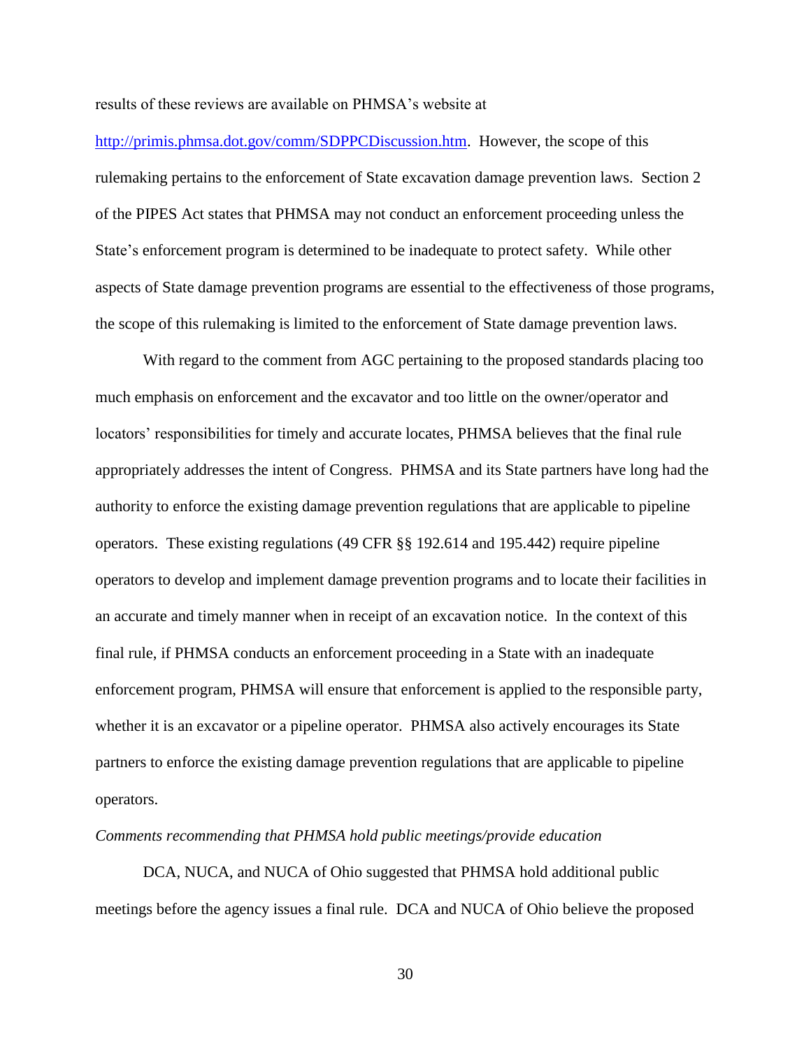results of these reviews are available on PHMSA's website at

http://primis.phmsa.dot.gov/comm/SDPPCDiscussion.htm. However, the scope of this rulemaking pertains to the enforcement of State excavation damage prevention laws. Section 2 of the PIPES Act states that PHMSA may not conduct an enforcement proceeding unless the State's enforcement program is determined to be inadequate to protect safety. While other aspects of State damage prevention programs are essential to the effectiveness of those programs, the scope of this rulemaking is limited to the enforcement of State damage prevention laws.

With regard to the comment from AGC pertaining to the proposed standards placing too much emphasis on enforcement and the excavator and too little on the owner/operator and locators' responsibilities for timely and accurate locates, PHMSA believes that the final rule appropriately addresses the intent of Congress. PHMSA and its State partners have long had the authority to enforce the existing damage prevention regulations that are applicable to pipeline operators. These existing regulations (49 CFR §§ 192.614 and 195.442) require pipeline operators to develop and implement damage prevention programs and to locate their facilities in an accurate and timely manner when in receipt of an excavation notice. In the context of this final rule, if PHMSA conducts an enforcement proceeding in a State with an inadequate enforcement program, PHMSA will ensure that enforcement is applied to the responsible party, whether it is an excavator or a pipeline operator. PHMSA also actively encourages its State partners to enforce the existing damage prevention regulations that are applicable to pipeline operators.

*Comments recommending that PHMSA hold public meetings/provide education*

DCA, NUCA, and NUCA of Ohio suggested that PHMSA hold additional public meetings before the agency issues a final rule. DCA and NUCA of Ohio believe the proposed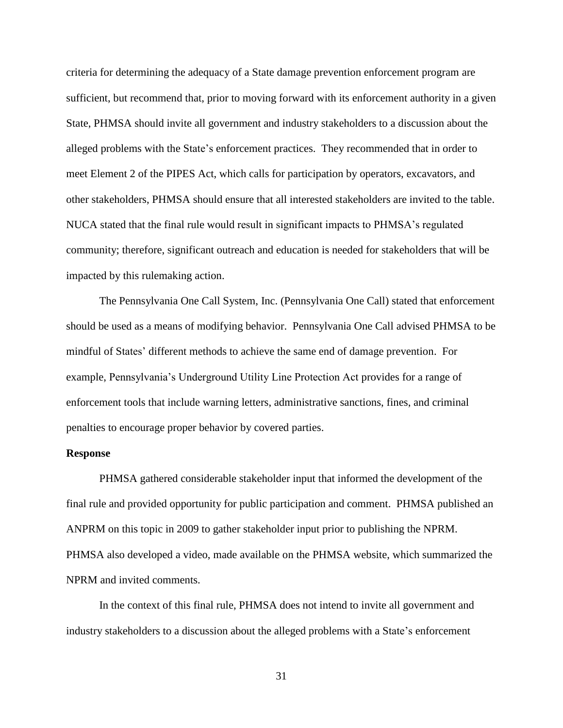criteria for determining the adequacy of a State damage prevention enforcement program are sufficient, but recommend that, prior to moving forward with its enforcement authority in a given State, PHMSA should invite all government and industry stakeholders to a discussion about the alleged problems with the State's enforcement practices. They recommended that in order to meet Element 2 of the PIPES Act, which calls for participation by operators, excavators, and other stakeholders, PHMSA should ensure that all interested stakeholders are invited to the table. NUCA stated that the final rule would result in significant impacts to PHMSA's regulated community; therefore, significant outreach and education is needed for stakeholders that will be impacted by this rulemaking action.

The Pennsylvania One Call System, Inc. (Pennsylvania One Call) stated that enforcement should be used as a means of modifying behavior. Pennsylvania One Call advised PHMSA to be mindful of States' different methods to achieve the same end of damage prevention. For example, Pennsylvania's Underground Utility Line Protection Act provides for a range of enforcement tools that include warning letters, administrative sanctions, fines, and criminal penalties to encourage proper behavior by covered parties.

**Response**

PHMSA gathered considerable stakeholder input that informed the development of the final rule and provided opportunity for public participation and comment. PHMSA published an ANPRM on this topic in 2009 to gather stakeholder input prior to publishing the NPRM. PHMSA also developed a video, made available on the PHMSA website, which summarized the NPRM and invited comments.

In the context of this final rule, PHMSA does not intend to invite all government and industry stakeholders to a discussion about the alleged problems with a State's enforcement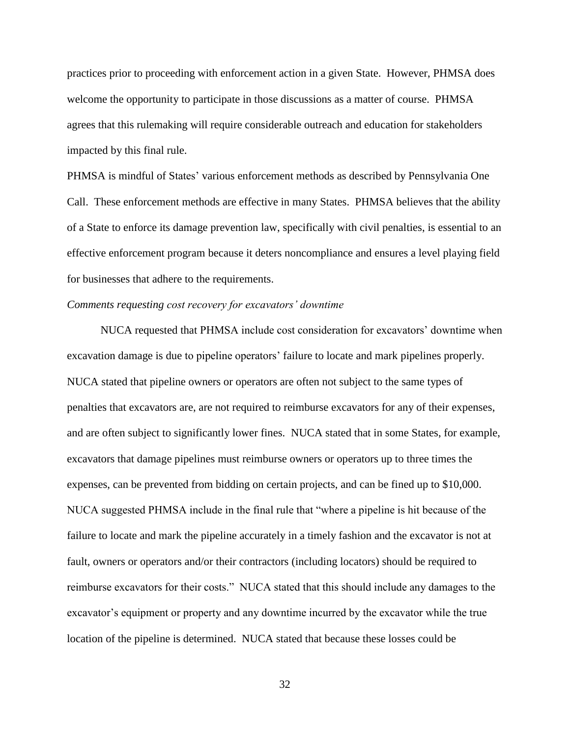practices prior to proceeding with enforcement action in a given State. However, PHMSA does welcome the opportunity to participate in those discussions as a matter of course. PHMSA agrees that this rulemaking will require considerable outreach and education for stakeholders impacted by this final rule.

PHMSA is mindful of States' various enforcement methods as described by Pennsylvania One Call. These enforcement methods are effective in many States. PHMSA believes that the ability of a State to enforce its damage prevention law, specifically with civil penalties, is essential to an effective enforcement program because it deters noncompliance and ensures a level playing field for businesses that adhere to the requirements.

*Comments requesting cost recovery for excavators' downtime*

NUCA requested that PHMSA include cost consideration for excavators' downtime when excavation damage is due to pipeline operators' failure to locate and mark pipelines properly. NUCA stated that pipeline owners or operators are often not subject to the same types of penalties that excavators are, are not required to reimburse excavators for any of their expenses, and are often subject to significantly lower fines. NUCA stated that in some States, for example, excavators that damage pipelines must reimburse owners or operators up to three times the expenses, can be prevented from bidding on certain projects, and can be fined up to $10,000. NUCA suggested PHMSA include in the final rule that "where a pipeline is hit because of the failure to locate and mark the pipeline accurately in a timely fashion and the excavator is not at fault, owners or operators and/or their contractors (including locators) should be required to reimburse excavators for their costs." NUCA stated that this should include any damages to the excavator's equipment or property and any downtime incurred by the excavator while the true location of the pipeline is determined. NUCA stated that because these losses could be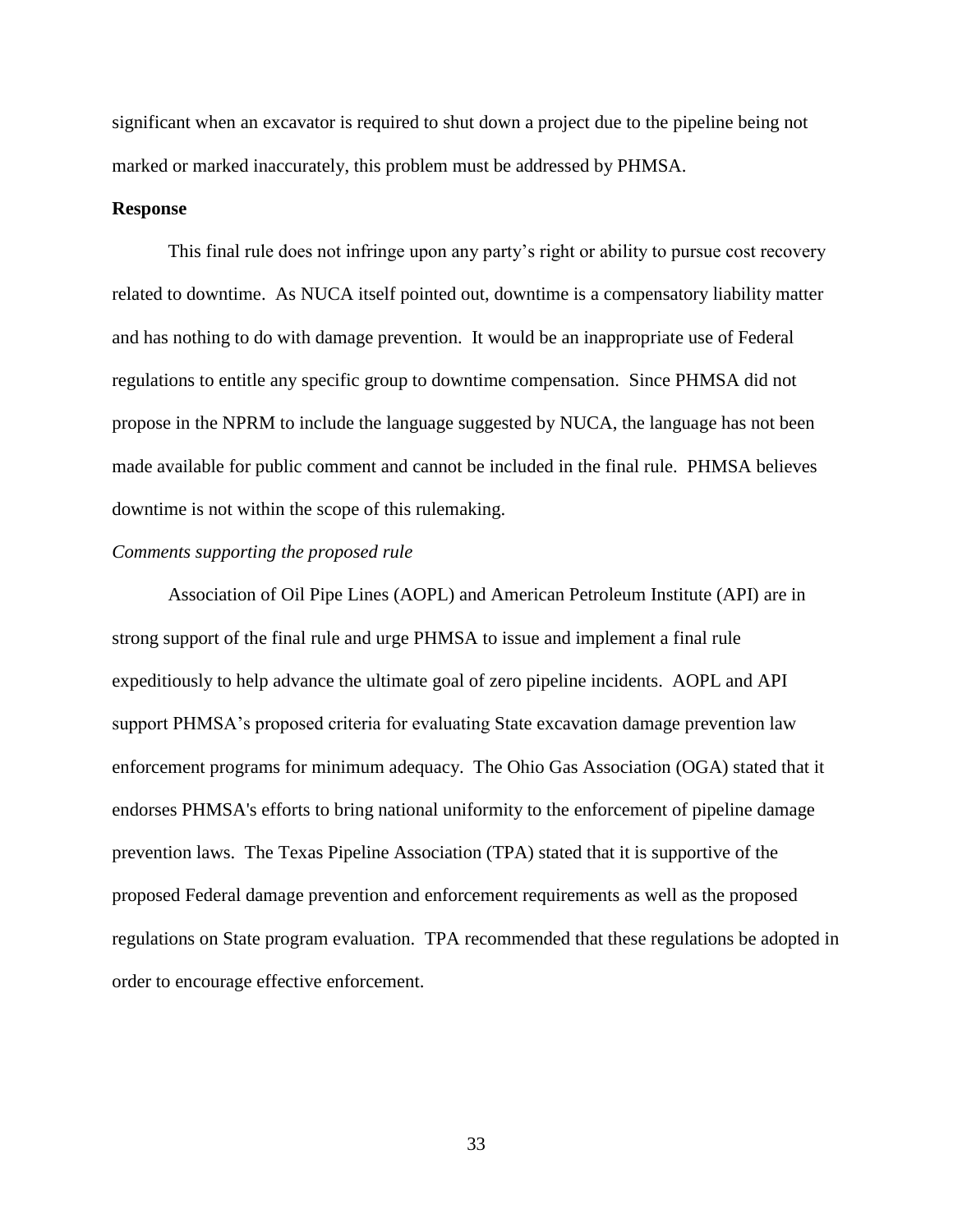significant when an excavator is required to shut down a project due to the pipeline being not marked or marked inaccurately, this problem must be addressed by PHMSA.

**Response**

This final rule does not infringe upon any party's right or ability to pursue cost recovery related to downtime. As NUCA itself pointed out, downtime is a compensatory liability matter and has nothing to do with damage prevention. It would be an inappropriate use of Federal regulations to entitle any specific group to downtime compensation. Since PHMSA did not propose in the NPRM to include the language suggested by NUCA, the language has not been made available for public comment and cannot be included in the final rule. PHMSA believes downtime is not within the scope of this rulemaking.

*Comments supporting the proposed rule*

Association of Oil Pipe Lines (AOPL) and American Petroleum Institute (API) are in strong support of the final rule and urge PHMSA to issue and implement a final rule expeditiously to help advance the ultimate goal of zero pipeline incidents. AOPL and API support PHMSA's proposed criteria for evaluating State excavation damage prevention law enforcement programs for minimum adequacy. The Ohio Gas Association (OGA) stated that it endorses PHMSA's efforts to bring national uniformity to the enforcement of pipeline damage prevention laws. The Texas Pipeline Association (TPA) stated that it is supportive of the proposed Federal damage prevention and enforcement requirements as well as the proposed regulations on State program evaluation. TPA recommended that these regulations be adopted in order to encourage effective enforcement.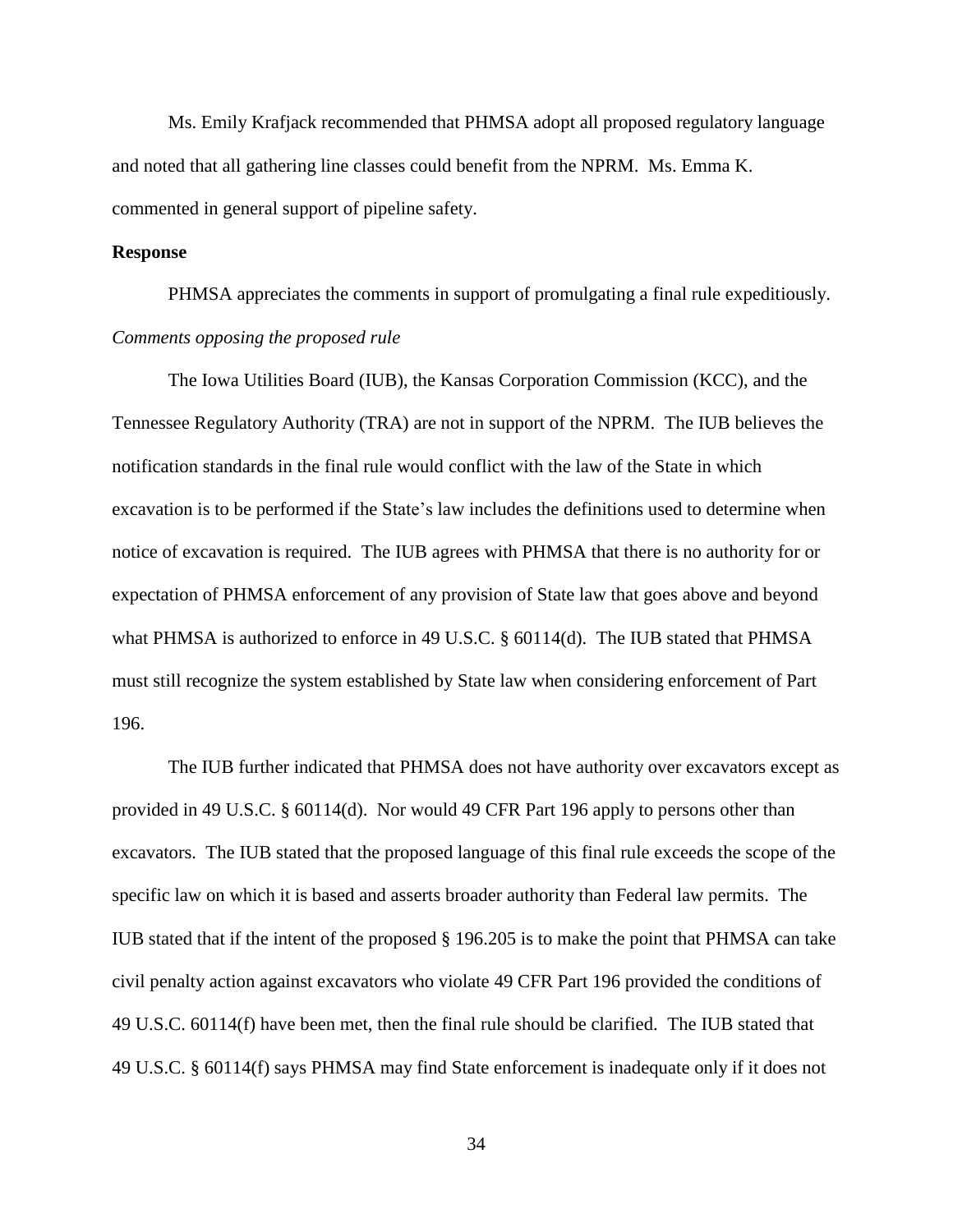Ms. Emily Krafjack recommended that PHMSA adopt all proposed regulatory language and noted that all gathering line classes could benefit from the NPRM. Ms. Emma K. commented in general support of pipeline safety.

**Response**

PHMSA appreciates the comments in support of promulgating a final rule expeditiously.

*Comments opposing the proposed rule*

The Iowa Utilities Board (IUB), the Kansas Corporation Commission (KCC), and the Tennessee Regulatory Authority (TRA) are not in support of the NPRM. The IUB believes the notification standards in the final rule would conflict with the law of the State in which excavation is to be performed if the State's law includes the definitions used to determine when notice of excavation is required. The IUB agrees with PHMSA that there is no authority for or expectation of PHMSA enforcement of any provision of State law that goes above and beyond what PHMSA is authorized to enforce in 49 U.S.C. § 60114(d). The IUB stated that PHMSA must still recognize the system established by State law when considering enforcement of Part 196.

The IUB further indicated that PHMSA does not have authority over excavators except as provided in 49 U.S.C. § 60114(d). Nor would 49 CFR Part 196 apply to persons other than excavators. The IUB stated that the proposed language of this final rule exceeds the scope of the specific law on which it is based and asserts broader authority than Federal law permits. The IUB stated that if the intent of the proposed § 196.205 is to make the point that PHMSA can take civil penalty action against excavators who violate 49 CFR Part 196 provided the conditions of 49 U.S.C. 60114(f) have been met, then the final rule should be clarified. The IUB stated that 49 U.S.C. § 60114(f) says PHMSA may find State enforcement is inadequate only if it does not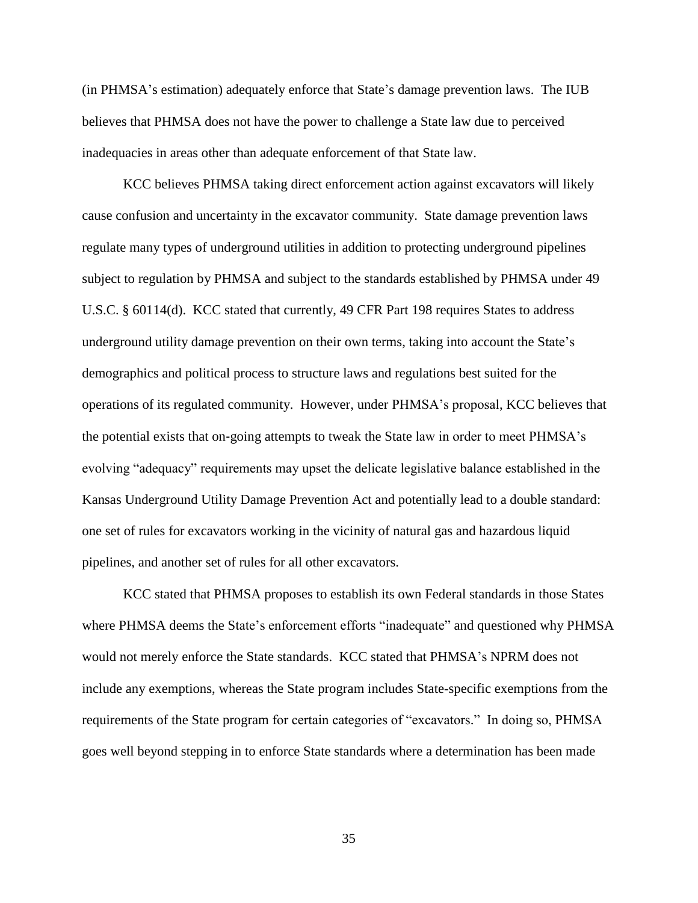(in PHMSA's estimation) adequately enforce that State's damage prevention laws. The IUB believes that PHMSA does not have the power to challenge a State law due to perceived inadequacies in areas other than adequate enforcement of that State law.

KCC believes PHMSA taking direct enforcement action against excavators will likely cause confusion and uncertainty in the excavator community. State damage prevention laws regulate many types of underground utilities in addition to protecting underground pipelines subject to regulation by PHMSA and subject to the standards established by PHMSA under 49 U.S.C. § 60114(d). KCC stated that currently, 49 CFR Part 198 requires States to address underground utility damage prevention on their own terms, taking into account the State's demographics and political process to structure laws and regulations best suited for the operations of its regulated community. However, under PHMSA's proposal, KCC believes that the potential exists that on-going attempts to tweak the State law in order to meet PHMSA's evolving "adequacy" requirements may upset the delicate legislative balance established in the Kansas Underground Utility Damage Prevention Act and potentially lead to a double standard: one set of rules for excavators working in the vicinity of natural gas and hazardous liquid pipelines, and another set of rules for all other excavators.

KCC stated that PHMSA proposes to establish its own Federal standards in those States where PHMSA deems the State's enforcement efforts "inadequate" and questioned why PHMSA would not merely enforce the State standards. KCC stated that PHMSA's NPRM does not include any exemptions, whereas the State program includes State-specific exemptions from the requirements of the State program for certain categories of "excavators." In doing so, PHMSA goes well beyond stepping in to enforce State standards where a determination has been made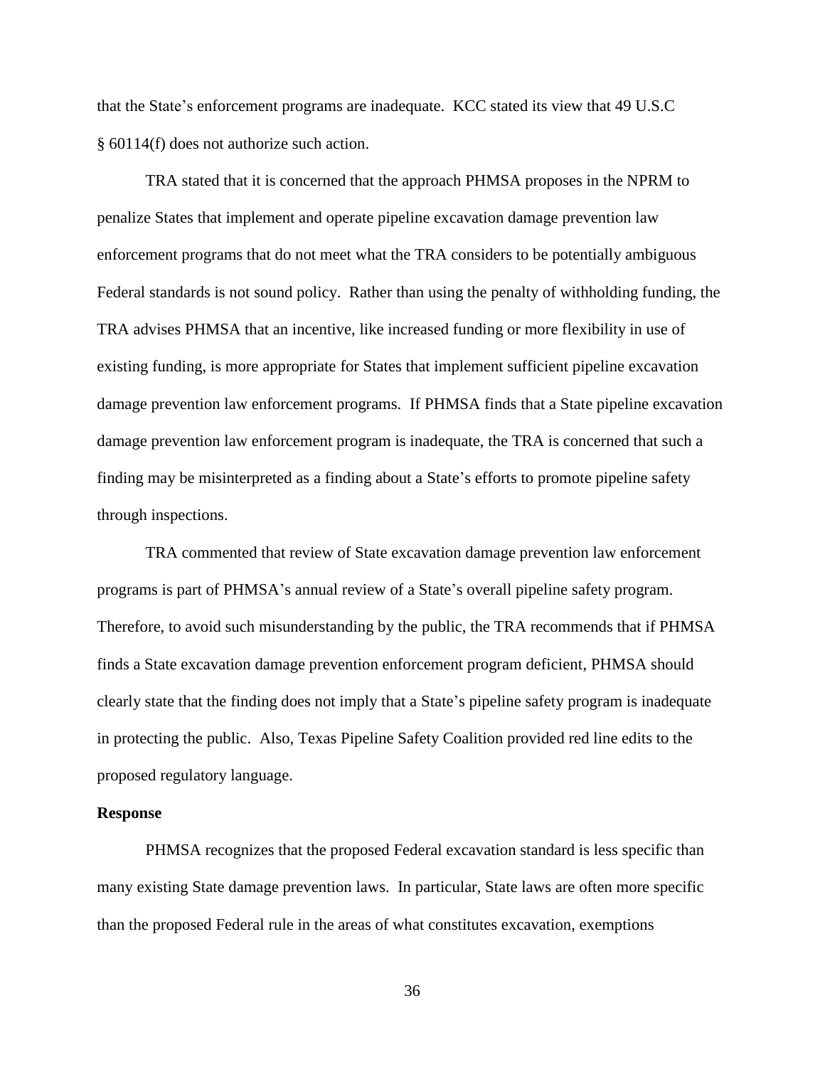that the State's enforcement programs are inadequate. KCC stated its view that 49 U.S.C § 60114(f) does not authorize such action.

TRA stated that it is concerned that the approach PHMSA proposes in the NPRM to penalize States that implement and operate pipeline excavation damage prevention law enforcement programs that do not meet what the TRA considers to be potentially ambiguous Federal standards is not sound policy. Rather than using the penalty of withholding funding, the TRA advises PHMSA that an incentive, like increased funding or more flexibility in use of existing funding, is more appropriate for States that implement sufficient pipeline excavation damage prevention law enforcement programs. If PHMSA finds that a State pipeline excavation damage prevention law enforcement program is inadequate, the TRA is concerned that such a finding may be misinterpreted as a finding about a State's efforts to promote pipeline safety through inspections.

TRA commented that review of State excavation damage prevention law enforcement programs is part of PHMSA's annual review of a State's overall pipeline safety program. Therefore, to avoid such misunderstanding by the public, the TRA recommends that if PHMSA finds a State excavation damage prevention enforcement program deficient, PHMSA should clearly state that the finding does not imply that a State's pipeline safety program is inadequate in protecting the public. Also, Texas Pipeline Safety Coalition provided red line edits to the proposed regulatory language.

**Response**

PHMSA recognizes that the proposed Federal excavation standard is less specific than many existing State damage prevention laws. In particular, State laws are often more specific than the proposed Federal rule in the areas of what constitutes excavation, exemptions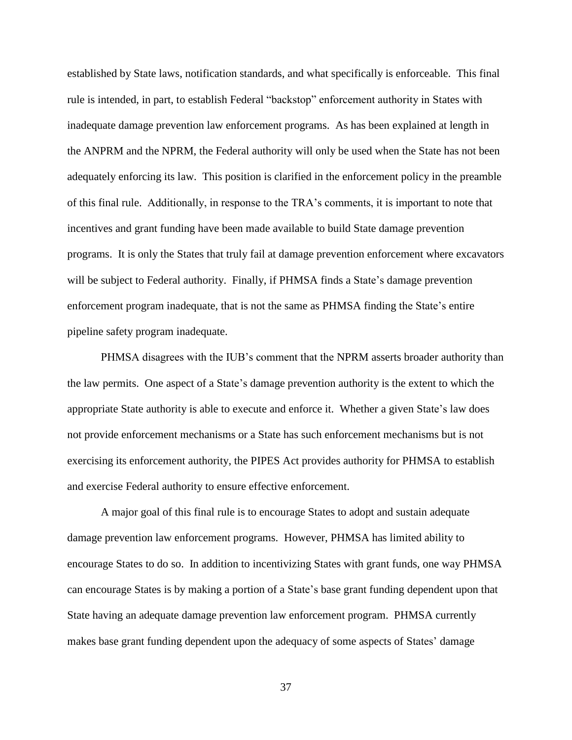established by State laws, notification standards, and what specifically is enforceable. This final rule is intended, in part, to establish Federal "backstop" enforcement authority in States with inadequate damage prevention law enforcement programs. As has been explained at length in the ANPRM and the NPRM, the Federal authority will only be used when the State has not been adequately enforcing its law. This position is clarified in the enforcement policy in the preamble of this final rule. Additionally, in response to the TRA's comments, it is important to note that incentives and grant funding have been made available to build State damage prevention programs. It is only the States that truly fail at damage prevention enforcement where excavators will be subject to Federal authority. Finally, if PHMSA finds a State's damage prevention enforcement program inadequate, that is not the same as PHMSA finding the State's entire pipeline safety program inadequate.

PHMSA disagrees with the IUB's comment that the NPRM asserts broader authority than the law permits. One aspect of a State's damage prevention authority is the extent to which the appropriate State authority is able to execute and enforce it. Whether a given State's law does not provide enforcement mechanisms or a State has such enforcement mechanisms but is not exercising its enforcement authority, the PIPES Act provides authority for PHMSA to establish and exercise Federal authority to ensure effective enforcement.

A major goal of this final rule is to encourage States to adopt and sustain adequate damage prevention law enforcement programs. However, PHMSA has limited ability to encourage States to do so. In addition to incentivizing States with grant funds, one way PHMSA can encourage States is by making a portion of a State's base grant funding dependent upon that State having an adequate damage prevention law enforcement program. PHMSA currently makes base grant funding dependent upon the adequacy of some aspects of States' damage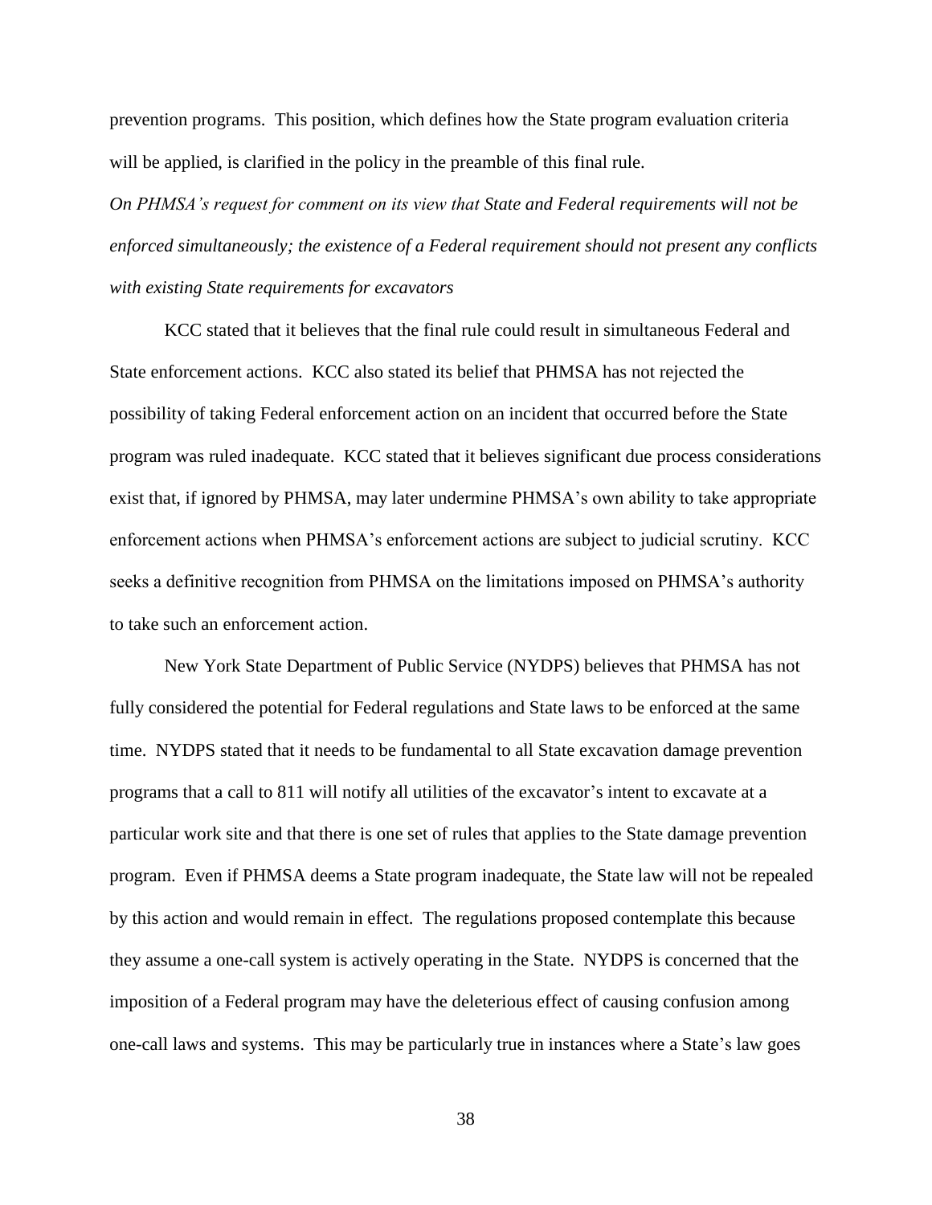prevention programs. This position, which defines how the State program evaluation criteria will be applied, is clarified in the policy in the preamble of this final rule.

*On PHMSA's request for comment on its view that State and Federal requirements will not be enforced simultaneously; the existence of a Federal requirement should not present any conflicts with existing State requirements for excavators*

KCC stated that it believes that the final rule could result in simultaneous Federal and State enforcement actions. KCC also stated its belief that PHMSA has not rejected the possibility of taking Federal enforcement action on an incident that occurred before the State program was ruled inadequate. KCC stated that it believes significant due process considerations exist that, if ignored by PHMSA, may later undermine PHMSA's own ability to take appropriate enforcement actions when PHMSA's enforcement actions are subject to judicial scrutiny. KCC seeks a definitive recognition from PHMSA on the limitations imposed on PHMSA's authority to take such an enforcement action.

New York State Department of Public Service (NYDPS) believes that PHMSA has not fully considered the potential for Federal regulations and State laws to be enforced at the same time. NYDPS stated that it needs to be fundamental to all State excavation damage prevention programs that a call to 811 will notify all utilities of the excavator's intent to excavate at a particular work site and that there is one set of rules that applies to the State damage prevention program. Even if PHMSA deems a State program inadequate, the State law will not be repealed by this action and would remain in effect. The regulations proposed contemplate this because they assume a one-call system is actively operating in the State. NYDPS is concerned that the imposition of a Federal program may have the deleterious effect of causing confusion among one-call laws and systems. This may be particularly true in instances where a State's law goes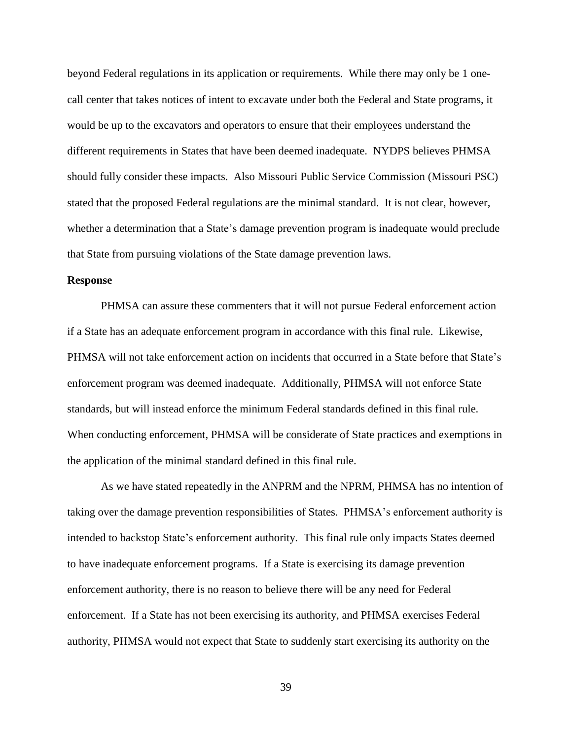beyond Federal regulations in its application or requirements. While there may only be 1 one-call center that takes notices of intent to excavate under both the Federal and State programs, it would be up to the excavators and operators to ensure that their employees understand the different requirements in States that have been deemed inadequate. NYDPS believes PHMSA should fully consider these impacts. Also Missouri Public Service Commission (Missouri PSC) stated that the proposed Federal regulations are the minimal standard. It is not clear, however, whether a determination that a State's damage prevention program is inadequate would preclude that State from pursuing violations of the State damage prevention laws.

**Response**

PHMSA can assure these commenters that it will not pursue Federal enforcement action if a State has an adequate enforcement program in accordance with this final rule. Likewise, PHMSA will not take enforcement action on incidents that occurred in a State before that State's enforcement program was deemed inadequate. Additionally, PHMSA will not enforce State standards, but will instead enforce the minimum Federal standards defined in this final rule. When conducting enforcement, PHMSA will be considerate of State practices and exemptions in the application of the minimal standard defined in this final rule.

As we have stated repeatedly in the ANPRM and the NPRM, PHMSA has no intention of taking over the damage prevention responsibilities of States. PHMSA's enforcement authority is intended to backstop State's enforcement authority. This final rule only impacts States deemed to have inadequate enforcement programs. If a State is exercising its damage prevention enforcement authority, there is no reason to believe there will be any need for Federal enforcement. If a State has not been exercising its authority, and PHMSA exercises Federal authority, PHMSA would not expect that State to suddenly start exercising its authority on the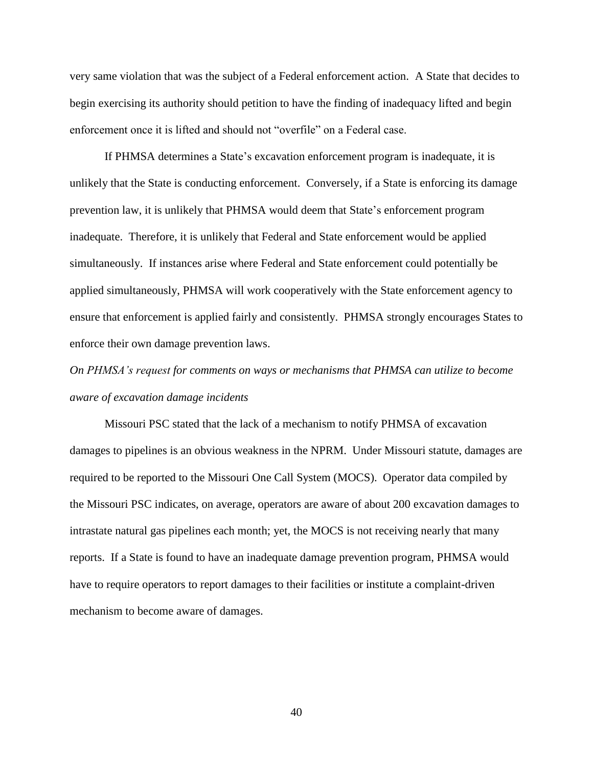very same violation that was the subject of a Federal enforcement action. A State that decides to begin exercising its authority should petition to have the finding of inadequacy lifted and begin enforcement once it is lifted and should not "overfile" on a Federal case.

If PHMSA determines a State's excavation enforcement program is inadequate, it is unlikely that the State is conducting enforcement. Conversely, if a State is enforcing its damage prevention law, it is unlikely that PHMSA would deem that State's enforcement program inadequate. Therefore, it is unlikely that Federal and State enforcement would be applied simultaneously. If instances arise where Federal and State enforcement could potentially be applied simultaneously, PHMSA will work cooperatively with the State enforcement agency to ensure that enforcement is applied fairly and consistently. PHMSA strongly encourages States to enforce their own damage prevention laws.

*On PHMSA's request for comments on ways or mechanisms that PHMSA can utilize to become aware of excavation damage incidents*

Missouri PSC stated that the lack of a mechanism to notify PHMSA of excavation damages to pipelines is an obvious weakness in the NPRM. Under Missouri statute, damages are required to be reported to the Missouri One Call System (MOCS). Operator data compiled by the Missouri PSC indicates, on average, operators are aware of about 200 excavation damages to intrastate natural gas pipelines each month; yet, the MOCS is not receiving nearly that many reports. If a State is found to have an inadequate damage prevention program, PHMSA would have to require operators to report damages to their facilities or institute a complaint-driven mechanism to become aware of damages.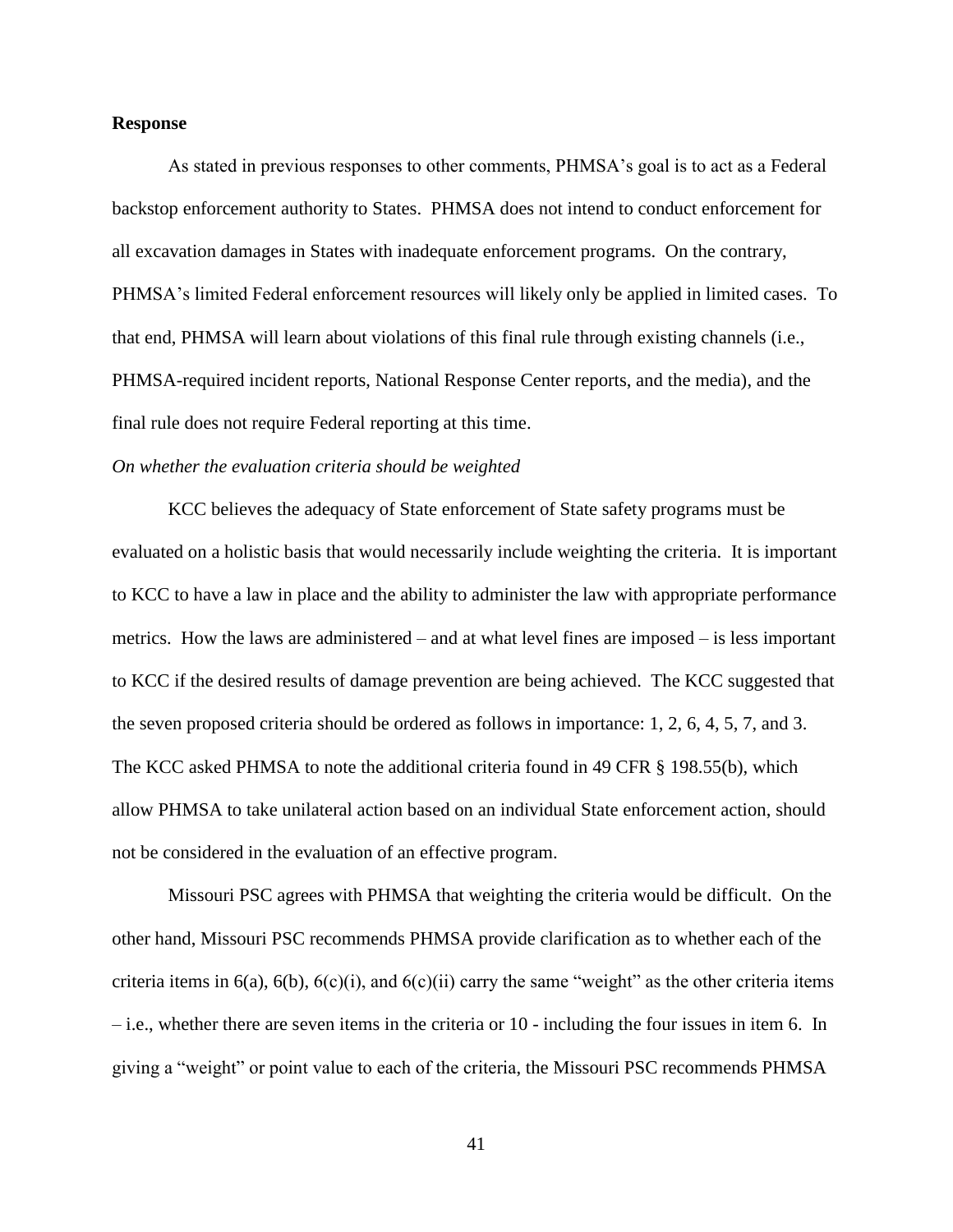**Response**

As stated in previous responses to other comments, PHMSA's goal is to act as a Federal backstop enforcement authority to States. PHMSA does not intend to conduct enforcement for all excavation damages in States with inadequate enforcement programs. On the contrary, PHMSA's limited Federal enforcement resources will likely only be applied in limited cases. To that end, PHMSA will learn about violations of this final rule through existing channels (i.e., PHMSA-required incident reports, National Response Center reports, and the media), and the final rule does not require Federal reporting at this time.

*On whether the evaluation criteria should be weighted*

KCC believes the adequacy of State enforcement of State safety programs must be evaluated on a holistic basis that would necessarily include weighting the criteria. It is important to KCC to have a law in place and the ability to administer the law with appropriate performance metrics. How the laws are administered – and at what level fines are imposed – is less important to KCC if the desired results of damage prevention are being achieved. The KCC suggested that the seven proposed criteria should be ordered as follows in importance: 1, 2, 6, 4, 5, 7, and 3. The KCC asked PHMSA to note the additional criteria found in 49 CFR § 198.55(b), which allow PHMSA to take unilateral action based on an individual State enforcement action, should not be considered in the evaluation of an effective program.

Missouri PSC agrees with PHMSA that weighting the criteria would be difficult. On the other hand, Missouri PSC recommends PHMSA provide clarification as to whether each of the criteria items in 6(a), 6(b), 6(c)(i), and 6(c)(ii) carry the same "weight" as the other criteria items – i.e., whether there are seven items in the criteria or 10 - including the four issues in item 6. In giving a "weight" or point value to each of the criteria, the Missouri PSC recommends PHMSA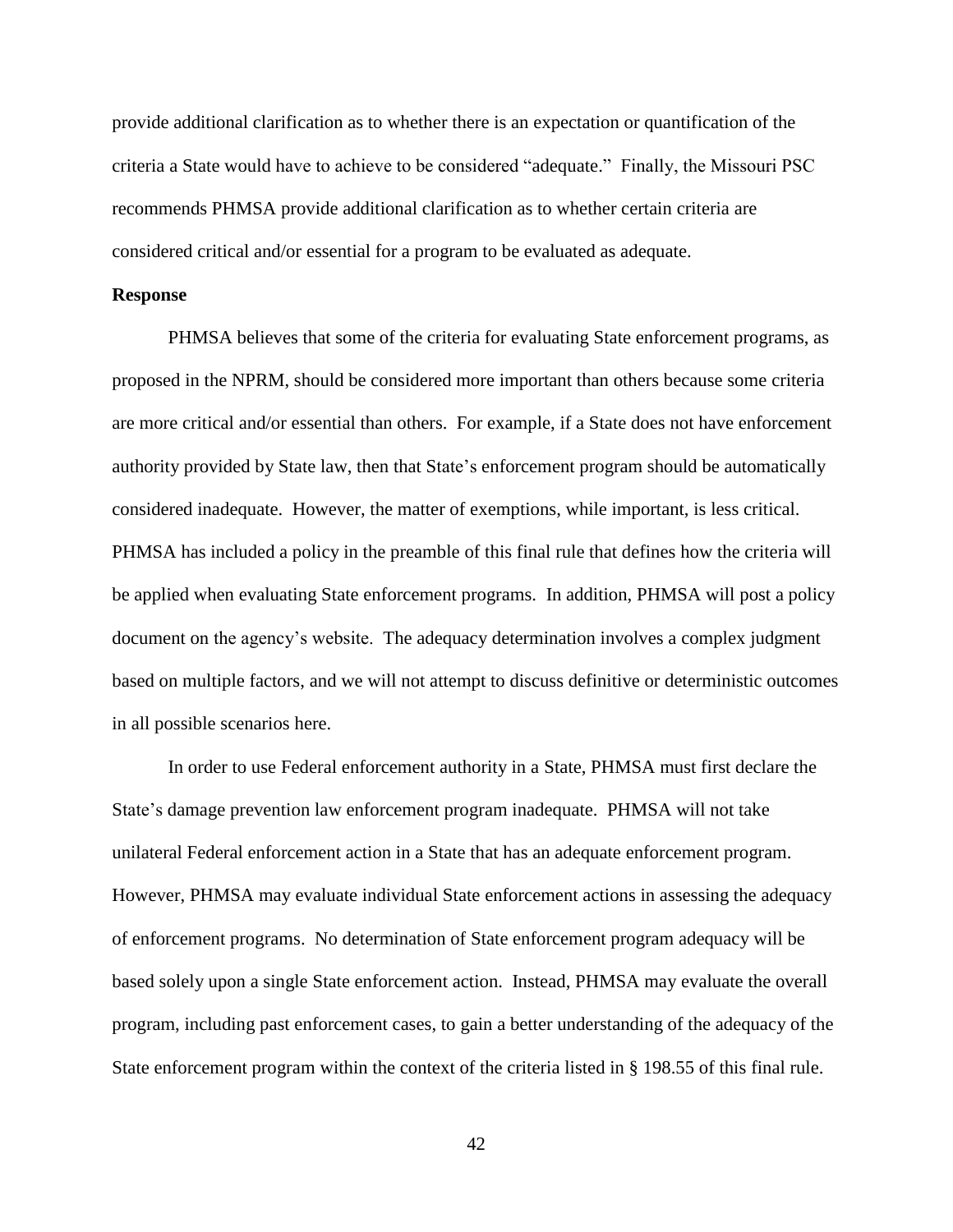provide additional clarification as to whether there is an expectation or quantification of the criteria a State would have to achieve to be considered "adequate." Finally, the Missouri PSC recommends PHMSA provide additional clarification as to whether certain criteria are considered critical and/or essential for a program to be evaluated as adequate.

**Response**

PHMSA believes that some of the criteria for evaluating State enforcement programs, as proposed in the NPRM, should be considered more important than others because some criteria are more critical and/or essential than others. For example, if a State does not have enforcement authority provided by State law, then that State's enforcement program should be automatically considered inadequate. However, the matter of exemptions, while important, is less critical. PHMSA has included a policy in the preamble of this final rule that defines how the criteria will be applied when evaluating State enforcement programs. In addition, PHMSA will post a policy document on the agency's website. The adequacy determination involves a complex judgment based on multiple factors, and we will not attempt to discuss definitive or deterministic outcomes in all possible scenarios here.

In order to use Federal enforcement authority in a State, PHMSA must first declare the State's damage prevention law enforcement program inadequate. PHMSA will not take unilateral Federal enforcement action in a State that has an adequate enforcement program. However, PHMSA may evaluate individual State enforcement actions in assessing the adequacy of enforcement programs. No determination of State enforcement program adequacy will be based solely upon a single State enforcement action. Instead, PHMSA may evaluate the overall program, including past enforcement cases, to gain a better understanding of the adequacy of the State enforcement program within the context of the criteria listed in § 198.55 of this final rule.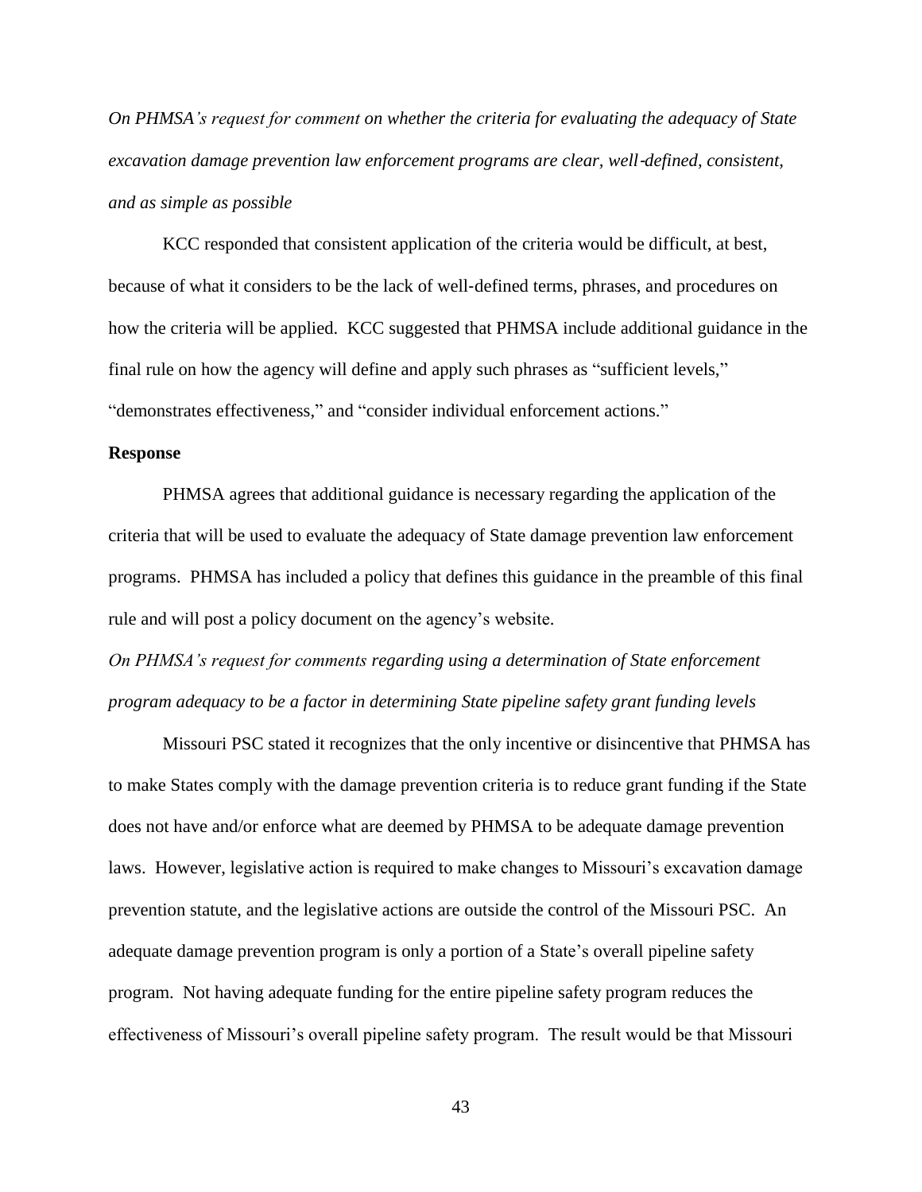*On PHMSA's request for comment on whether the criteria for evaluating the adequacy of State excavation damage prevention law enforcement programs are clear, well-defined, consistent, and as simple as possible*

KCC responded that consistent application of the criteria would be difficult, at best, because of what it considers to be the lack of well-defined terms, phrases, and procedures on how the criteria will be applied. KCC suggested that PHMSA include additional guidance in the final rule on how the agency will define and apply such phrases as "sufficient levels," "demonstrates effectiveness," and "consider individual enforcement actions."

**Response**

PHMSA agrees that additional guidance is necessary regarding the application of the criteria that will be used to evaluate the adequacy of State damage prevention law enforcement programs. PHMSA has included a policy that defines this guidance in the preamble of this final rule and will post a policy document on the agency's website.

*On PHMSA's request for comments regarding using a determination of State enforcement program adequacy to be a factor in determining State pipeline safety grant funding levels*

Missouri PSC stated it recognizes that the only incentive or disincentive that PHMSA has to make States comply with the damage prevention criteria is to reduce grant funding if the State does not have and/or enforce what are deemed by PHMSA to be adequate damage prevention laws. However, legislative action is required to make changes to Missouri's excavation damage prevention statute, and the legislative actions are outside the control of the Missouri PSC. An adequate damage prevention program is only a portion of a State's overall pipeline safety program. Not having adequate funding for the entire pipeline safety program reduces the effectiveness of Missouri's overall pipeline safety program. The result would be that Missouri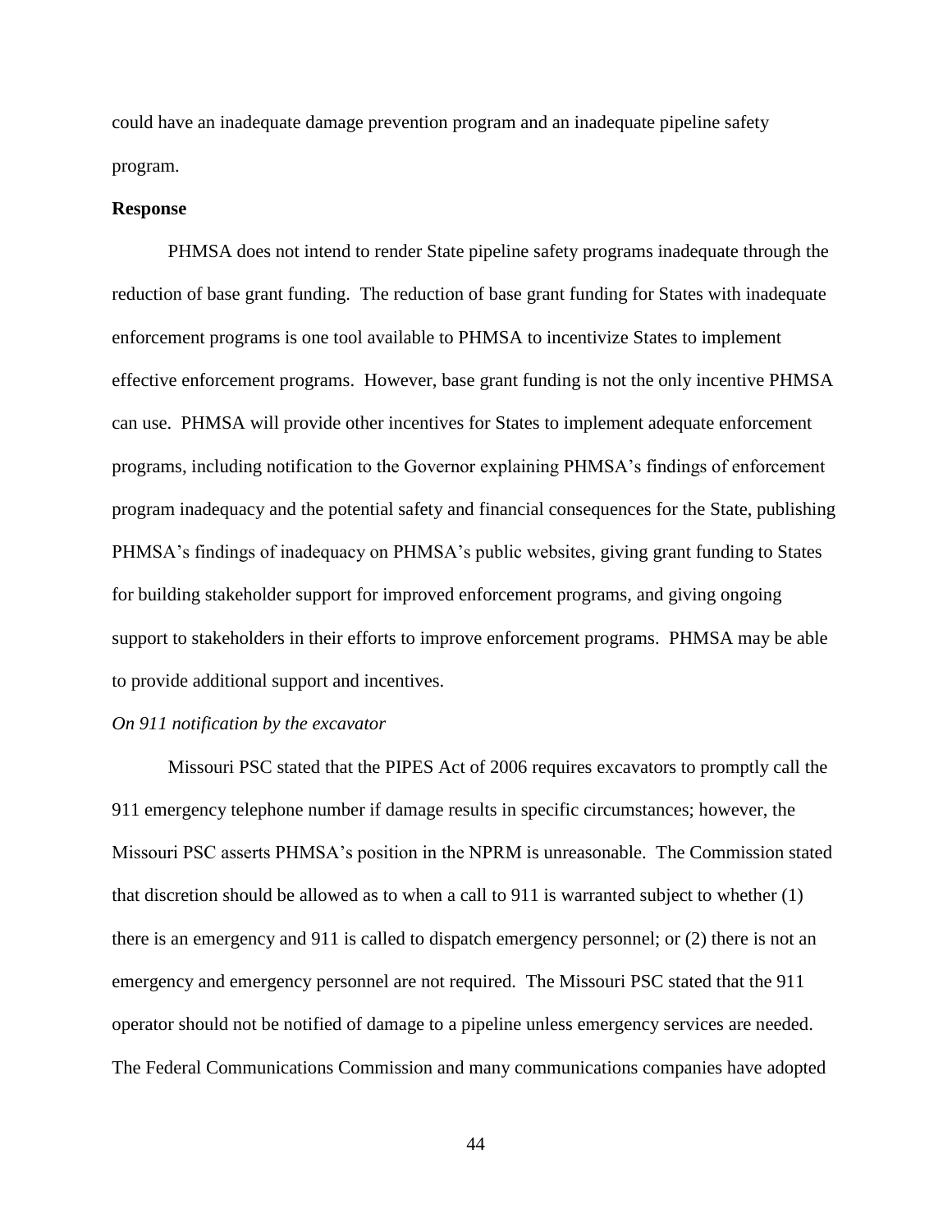could have an inadequate damage prevention program and an inadequate pipeline safety program.

**Response**

PHMSA does not intend to render State pipeline safety programs inadequate through the reduction of base grant funding. The reduction of base grant funding for States with inadequate enforcement programs is one tool available to PHMSA to incentivize States to implement effective enforcement programs. However, base grant funding is not the only incentive PHMSA can use. PHMSA will provide other incentives for States to implement adequate enforcement programs, including notification to the Governor explaining PHMSA's findings of enforcement program inadequacy and the potential safety and financial consequences for the State, publishing PHMSA's findings of inadequacy on PHMSA's public websites, giving grant funding to States for building stakeholder support for improved enforcement programs, and giving ongoing support to stakeholders in their efforts to improve enforcement programs. PHMSA may be able to provide additional support and incentives.

*On 911 notification by the excavator*

Missouri PSC stated that the PIPES Act of 2006 requires excavators to promptly call the 911 emergency telephone number if damage results in specific circumstances; however, the Missouri PSC asserts PHMSA's position in the NPRM is unreasonable. The Commission stated that discretion should be allowed as to when a call to 911 is warranted subject to whether (1) there is an emergency and 911 is called to dispatch emergency personnel; or (2) there is not an emergency and emergency personnel are not required. The Missouri PSC stated that the 911 operator should not be notified of damage to a pipeline unless emergency services are needed. The Federal Communications Commission and many communications companies have adopted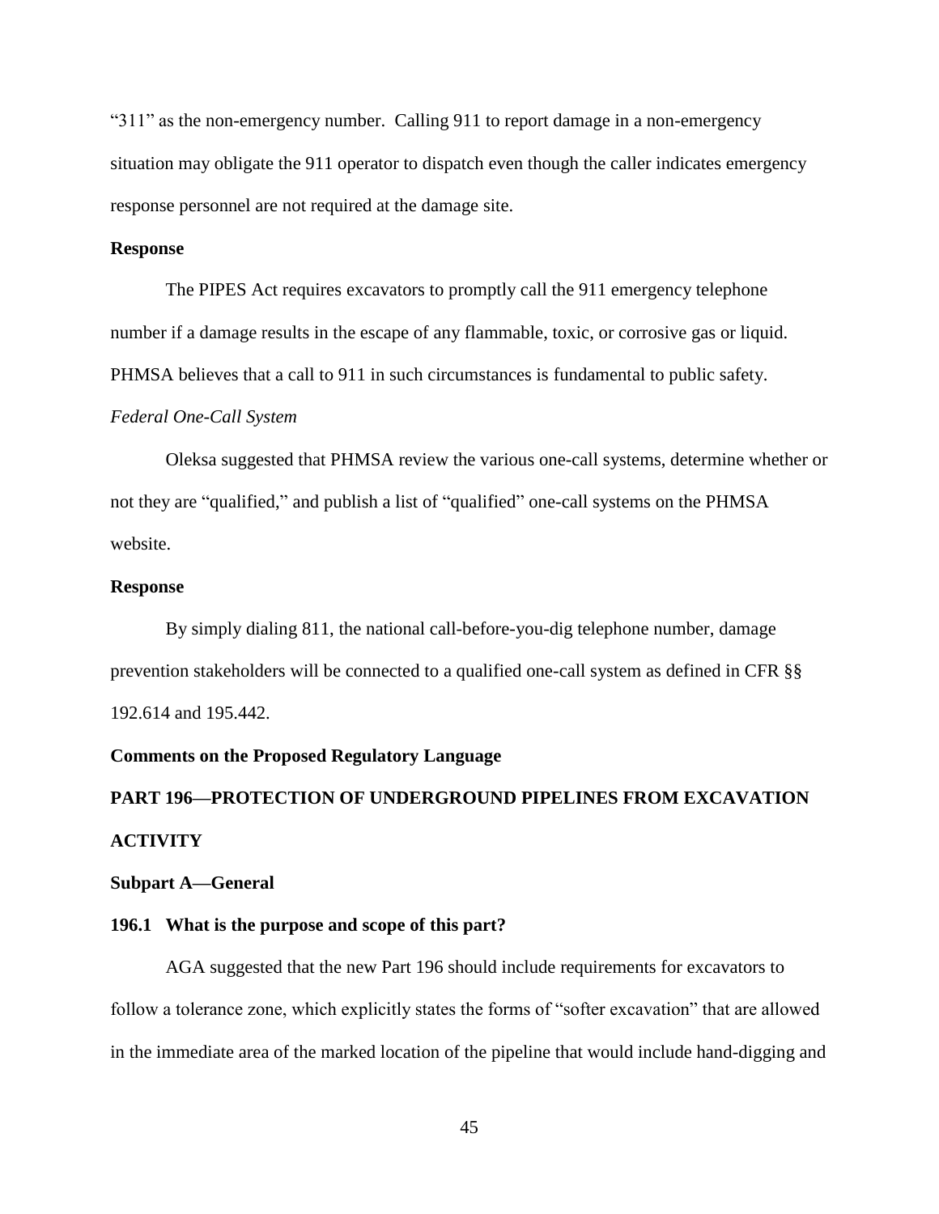"311" as the non-emergency number. Calling 911 to report damage in a non-emergency situation may obligate the 911 operator to dispatch even though the caller indicates emergency response personnel are not required at the damage site.

**Response**

The PIPES Act requires excavators to promptly call the 911 emergency telephone number if a damage results in the escape of any flammable, toxic, or corrosive gas or liquid. PHMSA believes that a call to 911 in such circumstances is fundamental to public safety.

*Federal One-Call System*

Oleksa suggested that PHMSA review the various one-call systems, determine whether or not they are "qualified," and publish a list of "qualified" one-call systems on the PHMSA website.

**Response**

By simply dialing 811, the national call-before-you-dig telephone number, damage prevention stakeholders will be connected to a qualified one-call system as defined in CFR §§ 192.614 and 195.442.

**Comments on the Proposed Regulatory Language**

**PART 196—PROTECTION OF UNDERGROUND PIPELINES FROM EXCAVATION ACTIVITY**

**Subpart A—General**

**196.1 What is the purpose and scope of this part?**

AGA suggested that the new Part 196 should include requirements for excavators to follow a tolerance zone, which explicitly states the forms of "softer excavation" that are allowed in the immediate area of the marked location of the pipeline that would include hand-digging and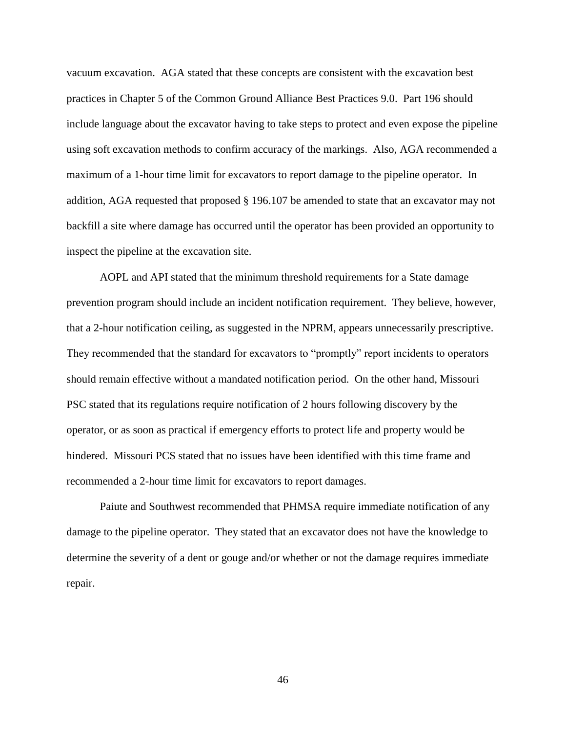vacuum excavation. AGA stated that these concepts are consistent with the excavation best practices in Chapter 5 of the Common Ground Alliance Best Practices 9.0. Part 196 should include language about the excavator having to take steps to protect and even expose the pipeline using soft excavation methods to confirm accuracy of the markings. Also, AGA recommended a maximum of a 1-hour time limit for excavators to report damage to the pipeline operator. In addition, AGA requested that proposed § 196.107 be amended to state that an excavator may not backfill a site where damage has occurred until the operator has been provided an opportunity to inspect the pipeline at the excavation site.

AOPL and API stated that the minimum threshold requirements for a State damage prevention program should include an incident notification requirement. They believe, however, that a 2-hour notification ceiling, as suggested in the NPRM, appears unnecessarily prescriptive. They recommended that the standard for excavators to "promptly" report incidents to operators should remain effective without a mandated notification period. On the other hand, Missouri PSC stated that its regulations require notification of 2 hours following discovery by the operator, or as soon as practical if emergency efforts to protect life and property would be hindered. Missouri PCS stated that no issues have been identified with this time frame and recommended a 2-hour time limit for excavators to report damages.

Paiute and Southwest recommended that PHMSA require immediate notification of any damage to the pipeline operator. They stated that an excavator does not have the knowledge to determine the severity of a dent or gouge and/or whether or not the damage requires immediate repair.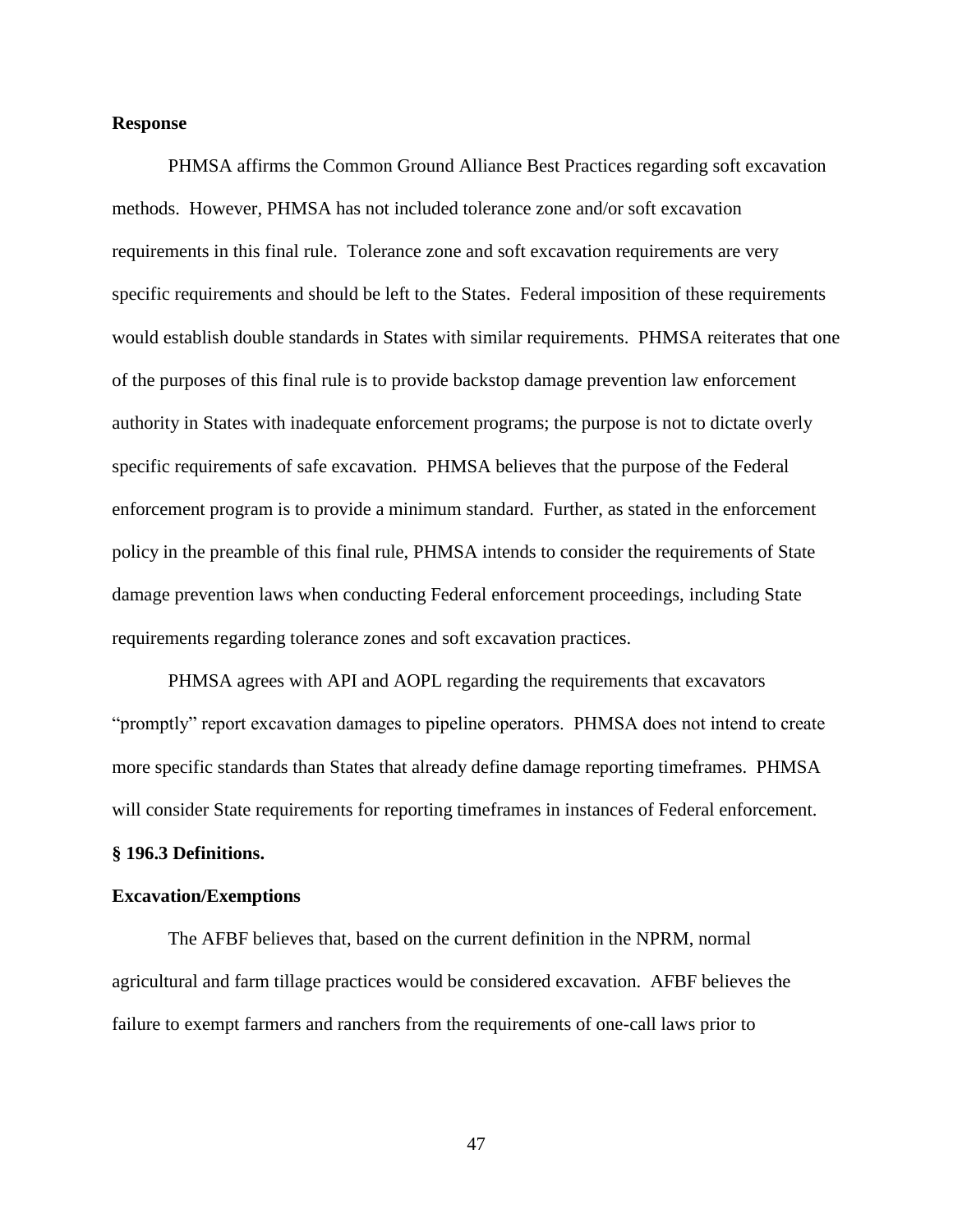**Response**

PHMSA affirms the Common Ground Alliance Best Practices regarding soft excavation methods. However, PHMSA has not included tolerance zone and/or soft excavation requirements in this final rule. Tolerance zone and soft excavation requirements are very specific requirements and should be left to the States. Federal imposition of these requirements would establish double standards in States with similar requirements. PHMSA reiterates that one of the purposes of this final rule is to provide backstop damage prevention law enforcement authority in States with inadequate enforcement programs; the purpose is not to dictate overly specific requirements of safe excavation. PHMSA believes that the purpose of the Federal enforcement program is to provide a minimum standard. Further, as stated in the enforcement policy in the preamble of this final rule, PHMSA intends to consider the requirements of State damage prevention laws when conducting Federal enforcement proceedings, including State requirements regarding tolerance zones and soft excavation practices.

PHMSA agrees with API and AOPL regarding the requirements that excavators "promptly" report excavation damages to pipeline operators. PHMSA does not intend to create more specific standards than States that already define damage reporting timeframes. PHMSA will consider State requirements for reporting timeframes in instances of Federal enforcement.

**§ 196.3 Definitions.**

**Excavation/Exemptions**

The AFBF believes that, based on the current definition in the NPRM, normal agricultural and farm tillage practices would be considered excavation. AFBF believes the failure to exempt farmers and ranchers from the requirements of one-call laws prior to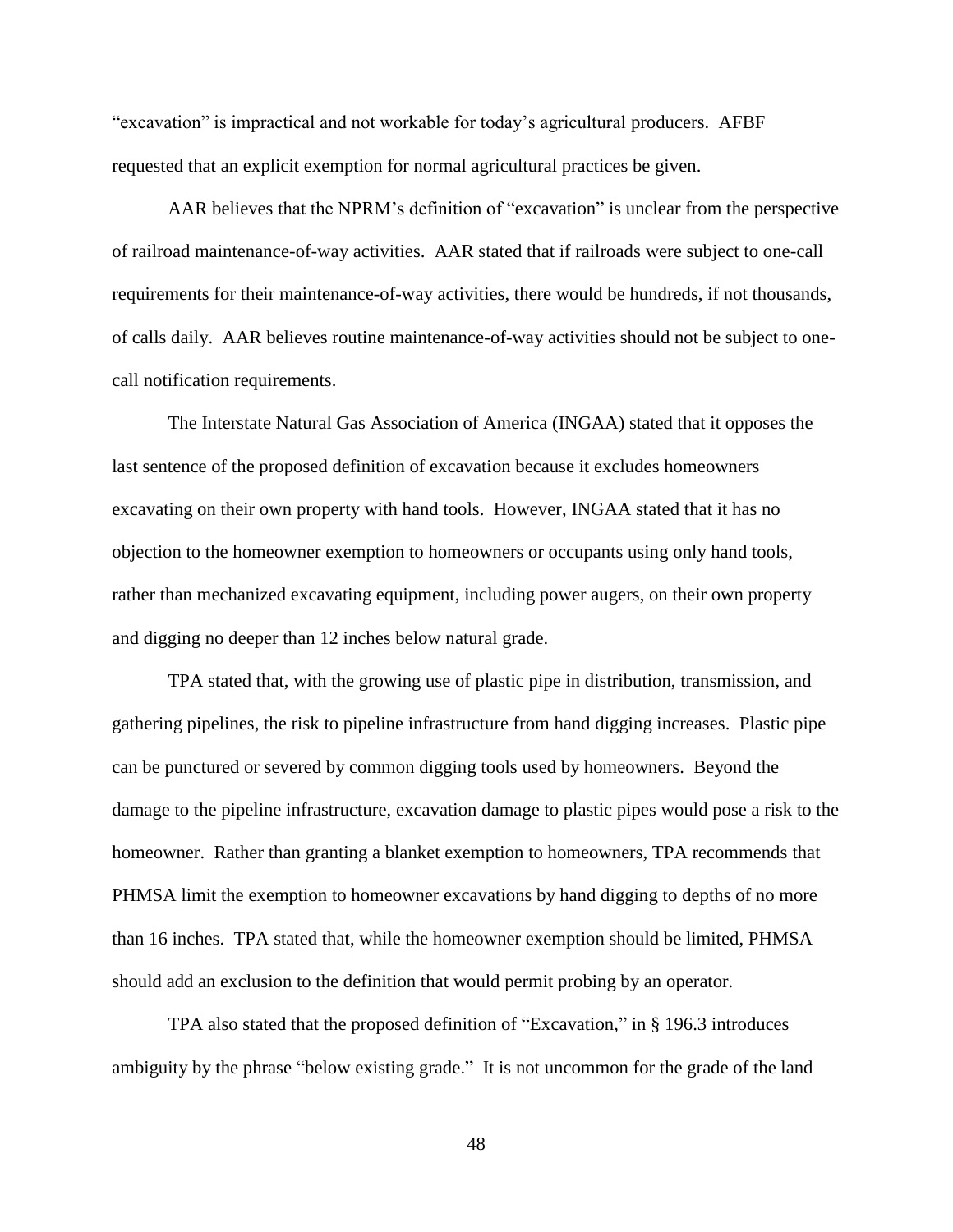“excavation” is impractical and not workable for today’s agricultural producers. AFBF requested that an explicit exemption for normal agricultural practices be given.

AAR believes that the NPRM’s definition of “excavation” is unclear from the perspective of railroad maintenance-of-way activities. AAR stated that if railroads were subject to one-call requirements for their maintenance-of-way activities, there would be hundreds, if not thousands, of calls daily. AAR believes routine maintenance-of-way activities should not be subject to one-call notification requirements.

The Interstate Natural Gas Association of America (INGAA) stated that it opposes the last sentence of the proposed definition of excavation because it excludes homeowners excavating on their own property with hand tools. However, INGAA stated that it has no objection to the homeowner exemption to homeowners or occupants using only hand tools, rather than mechanized excavating equipment, including power augers, on their own property and digging no deeper than 12 inches below natural grade.

TPA stated that, with the growing use of plastic pipe in distribution, transmission, and gathering pipelines, the risk to pipeline infrastructure from hand digging increases. Plastic pipe can be punctured or severed by common digging tools used by homeowners. Beyond the damage to the pipeline infrastructure, excavation damage to plastic pipes would pose a risk to the homeowner. Rather than granting a blanket exemption to homeowners, TPA recommends that PHMSA limit the exemption to homeowner excavations by hand digging to depths of no more than 16 inches. TPA stated that, while the homeowner exemption should be limited, PHMSA should add an exclusion to the definition that would permit probing by an operator.

TPA also stated that the proposed definition of “Excavation,” in § 196.3 introduces ambiguity by the phrase “below existing grade.” It is not uncommon for the grade of the land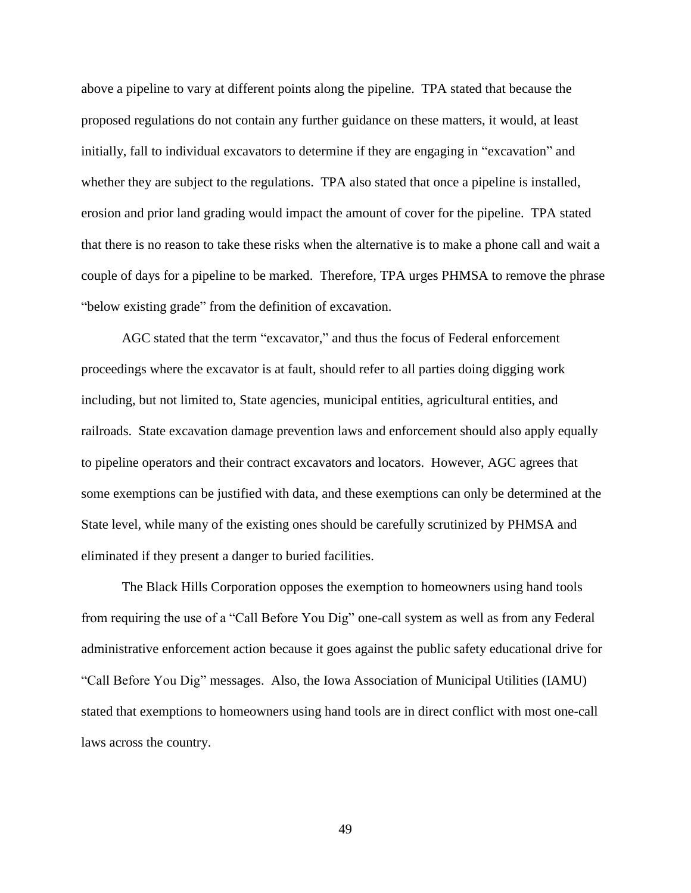above a pipeline to vary at different points along the pipeline. TPA stated that because the proposed regulations do not contain any further guidance on these matters, it would, at least initially, fall to individual excavators to determine if they are engaging in "excavation" and whether they are subject to the regulations. TPA also stated that once a pipeline is installed, erosion and prior land grading would impact the amount of cover for the pipeline. TPA stated that there is no reason to take these risks when the alternative is to make a phone call and wait a couple of days for a pipeline to be marked. Therefore, TPA urges PHMSA to remove the phrase "below existing grade" from the definition of excavation.

AGC stated that the term "excavator," and thus the focus of Federal enforcement proceedings where the excavator is at fault, should refer to all parties doing digging work including, but not limited to, State agencies, municipal entities, agricultural entities, and railroads. State excavation damage prevention laws and enforcement should also apply equally to pipeline operators and their contract excavators and locators. However, AGC agrees that some exemptions can be justified with data, and these exemptions can only be determined at the State level, while many of the existing ones should be carefully scrutinized by PHMSA and eliminated if they present a danger to buried facilities.

The Black Hills Corporation opposes the exemption to homeowners using hand tools from requiring the use of a "Call Before You Dig" one-call system as well as from any Federal administrative enforcement action because it goes against the public safety educational drive for "Call Before You Dig" messages. Also, the Iowa Association of Municipal Utilities (IAMU) stated that exemptions to homeowners using hand tools are in direct conflict with most one-call laws across the country.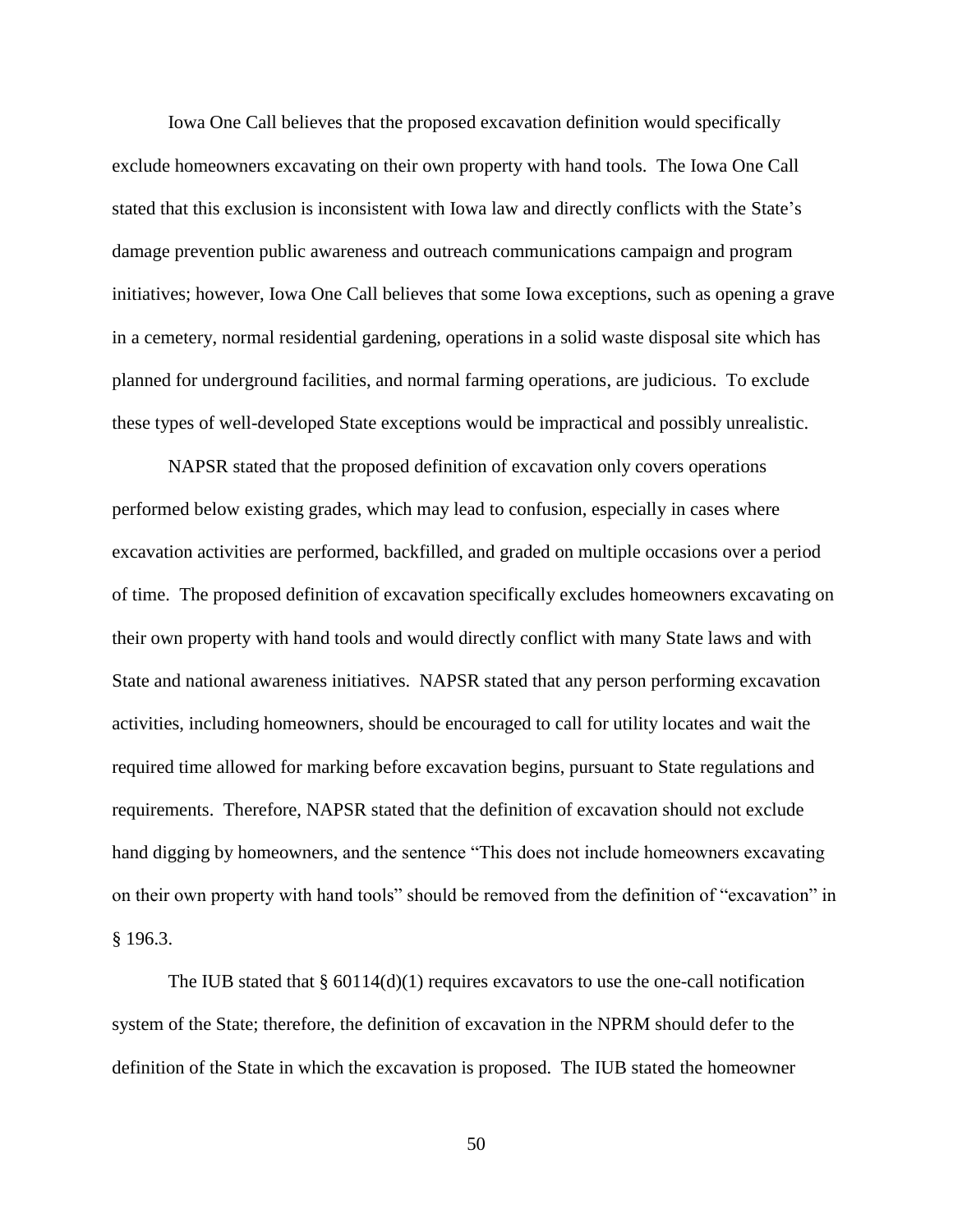Iowa One Call believes that the proposed excavation definition would specifically exclude homeowners excavating on their own property with hand tools. The Iowa One Call stated that this exclusion is inconsistent with Iowa law and directly conflicts with the State's damage prevention public awareness and outreach communications campaign and program initiatives; however, Iowa One Call believes that some Iowa exceptions, such as opening a grave in a cemetery, normal residential gardening, operations in a solid waste disposal site which has planned for underground facilities, and normal farming operations, are judicious. To exclude these types of well-developed State exceptions would be impractical and possibly unrealistic.

NAPSR stated that the proposed definition of excavation only covers operations performed below existing grades, which may lead to confusion, especially in cases where excavation activities are performed, backfilled, and graded on multiple occasions over a period of time. The proposed definition of excavation specifically excludes homeowners excavating on their own property with hand tools and would directly conflict with many State laws and with State and national awareness initiatives. NAPSR stated that any person performing excavation activities, including homeowners, should be encouraged to call for utility locates and wait the required time allowed for marking before excavation begins, pursuant to State regulations and requirements. Therefore, NAPSR stated that the definition of excavation should not exclude hand digging by homeowners, and the sentence "This does not include homeowners excavating on their own property with hand tools" should be removed from the definition of "excavation" in § 196.3.

The IUB stated that § 60114(d)(1) requires excavators to use the one-call notification system of the State; therefore, the definition of excavation in the NPRM should defer to the definition of the State in which the excavation is proposed. The IUB stated the homeowner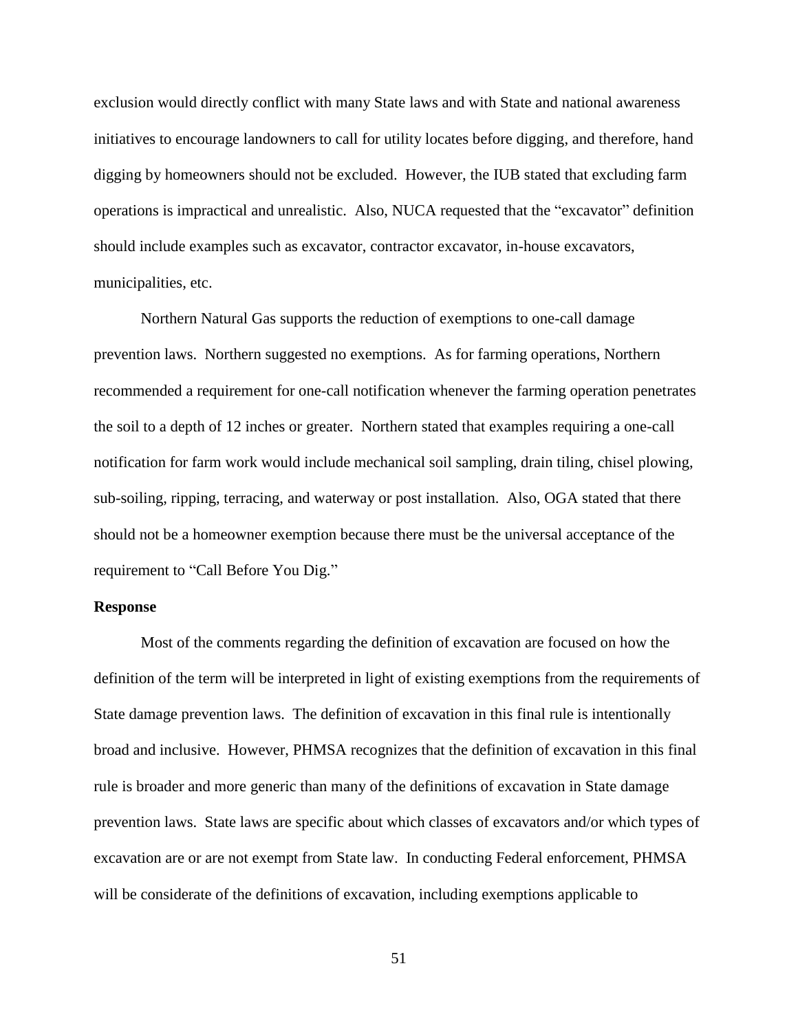exclusion would directly conflict with many State laws and with State and national awareness initiatives to encourage landowners to call for utility locates before digging, and therefore, hand digging by homeowners should not be excluded. However, the IUB stated that excluding farm operations is impractical and unrealistic. Also, NUCA requested that the "excavator" definition should include examples such as excavator, contractor excavator, in-house excavators, municipalities, etc.

Northern Natural Gas supports the reduction of exemptions to one-call damage prevention laws. Northern suggested no exemptions. As for farming operations, Northern recommended a requirement for one-call notification whenever the farming operation penetrates the soil to a depth of 12 inches or greater. Northern stated that examples requiring a one-call notification for farm work would include mechanical soil sampling, drain tiling, chisel plowing, sub-soiling, ripping, terracing, and waterway or post installation. Also, OGA stated that there should not be a homeowner exemption because there must be the universal acceptance of the requirement to "Call Before You Dig."

**Response**

Most of the comments regarding the definition of excavation are focused on how the definition of the term will be interpreted in light of existing exemptions from the requirements of State damage prevention laws. The definition of excavation in this final rule is intentionally broad and inclusive. However, PHMSA recognizes that the definition of excavation in this final rule is broader and more generic than many of the definitions of excavation in State damage prevention laws. State laws are specific about which classes of excavators and/or which types of excavation are or are not exempt from State law. In conducting Federal enforcement, PHMSA will be considerate of the definitions of excavation, including exemptions applicable to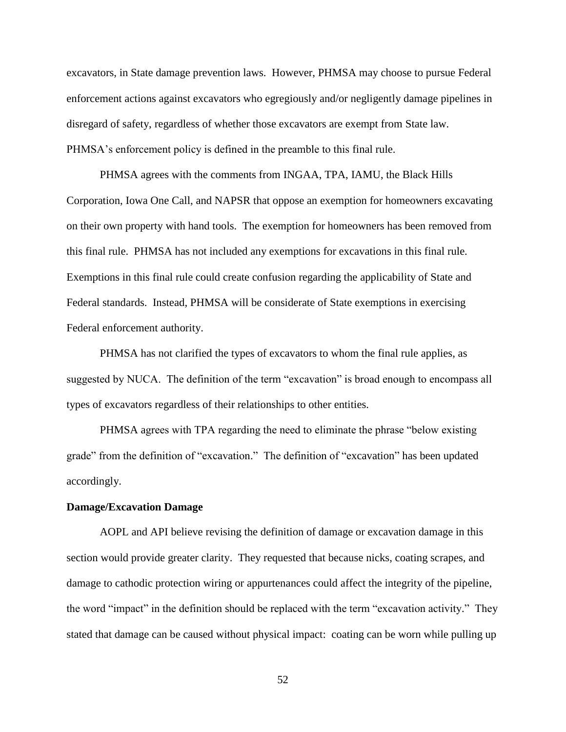excavators, in State damage prevention laws. However, PHMSA may choose to pursue Federal enforcement actions against excavators who egregiously and/or negligently damage pipelines in disregard of safety, regardless of whether those excavators are exempt from State law. PHMSA's enforcement policy is defined in the preamble to this final rule.

PHMSA agrees with the comments from INGAA, TPA, IAMU, the Black Hills Corporation, Iowa One Call, and NAPSR that oppose an exemption for homeowners excavating on their own property with hand tools. The exemption for homeowners has been removed from this final rule. PHMSA has not included any exemptions for excavations in this final rule. Exemptions in this final rule could create confusion regarding the applicability of State and Federal standards. Instead, PHMSA will be considerate of State exemptions in exercising Federal enforcement authority.

PHMSA has not clarified the types of excavators to whom the final rule applies, as suggested by NUCA. The definition of the term "excavation" is broad enough to encompass all types of excavators regardless of their relationships to other entities.

PHMSA agrees with TPA regarding the need to eliminate the phrase "below existing grade" from the definition of "excavation." The definition of "excavation" has been updated accordingly.

**Damage/Excavation Damage**

AOPL and API believe revising the definition of damage or excavation damage in this section would provide greater clarity. They requested that because nicks, coating scrapes, and damage to cathodic protection wiring or appurtenances could affect the integrity of the pipeline, the word "impact" in the definition should be replaced with the term "excavation activity." They stated that damage can be caused without physical impact: coating can be worn while pulling up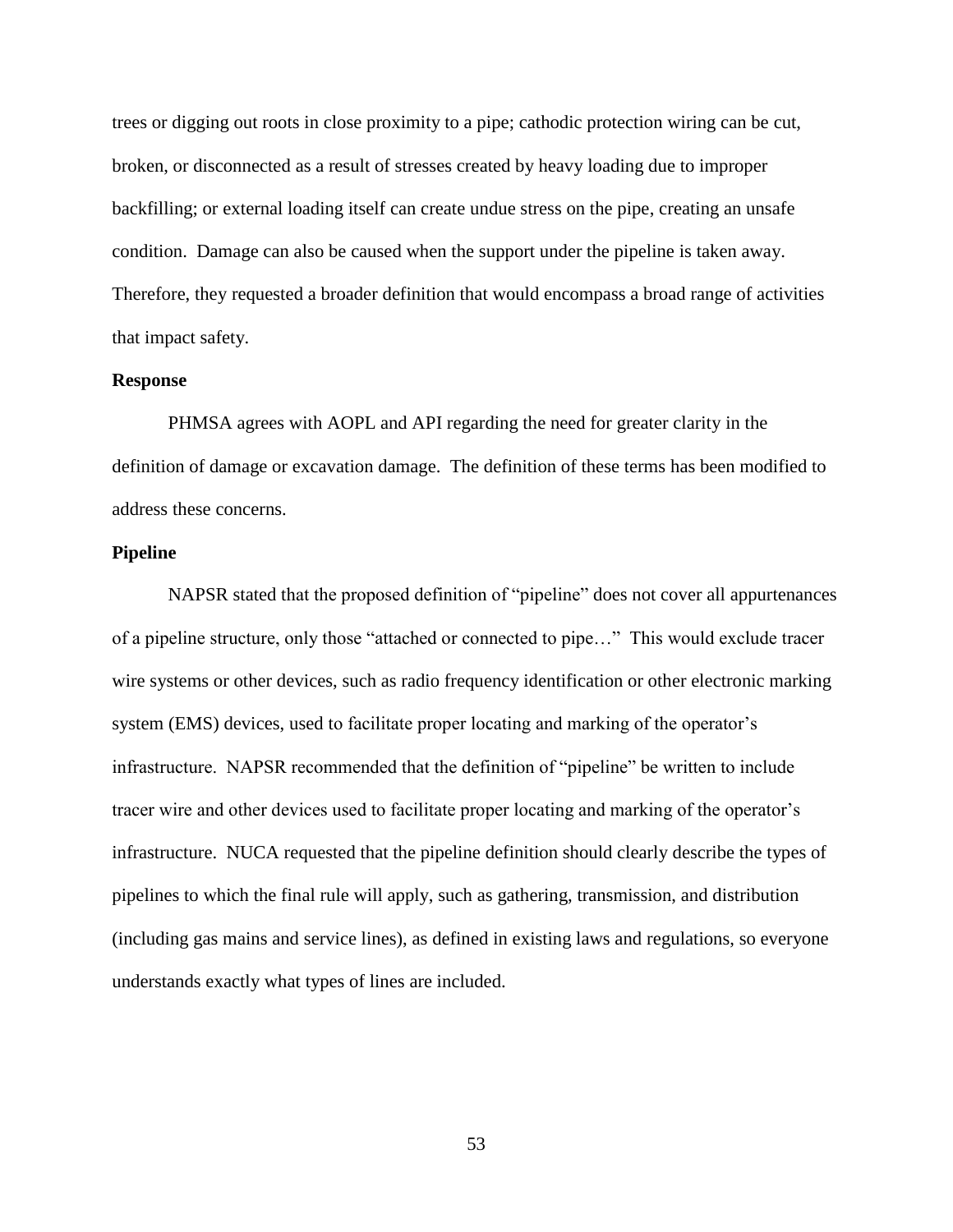trees or digging out roots in close proximity to a pipe; cathodic protection wiring can be cut, broken, or disconnected as a result of stresses created by heavy loading due to improper backfilling; or external loading itself can create undue stress on the pipe, creating an unsafe condition. Damage can also be caused when the support under the pipeline is taken away. Therefore, they requested a broader definition that would encompass a broad range of activities that impact safety.

**Response**

PHMSA agrees with AOPL and API regarding the need for greater clarity in the definition of damage or excavation damage. The definition of these terms has been modified to address these concerns.

**Pipeline**

NAPSR stated that the proposed definition of "pipeline" does not cover all appurtenances of a pipeline structure, only those "attached or connected to pipe…" This would exclude tracer wire systems or other devices, such as radio frequency identification or other electronic marking system (EMS) devices, used to facilitate proper locating and marking of the operator's infrastructure. NAPSR recommended that the definition of "pipeline" be written to include tracer wire and other devices used to facilitate proper locating and marking of the operator's infrastructure. NUCA requested that the pipeline definition should clearly describe the types of pipelines to which the final rule will apply, such as gathering, transmission, and distribution (including gas mains and service lines), as defined in existing laws and regulations, so everyone understands exactly what types of lines are included.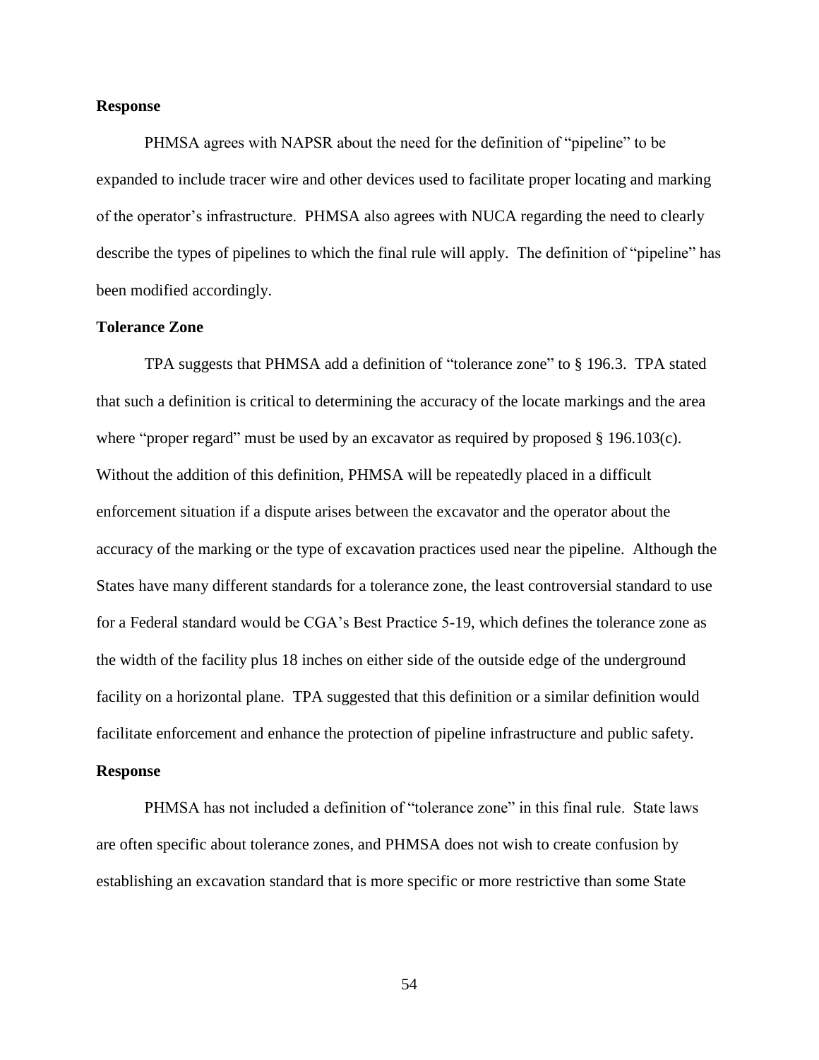**Response**

PHMSA agrees with NAPSR about the need for the definition of "pipeline" to be expanded to include tracer wire and other devices used to facilitate proper locating and marking of the operator's infrastructure. PHMSA also agrees with NUCA regarding the need to clearly describe the types of pipelines to which the final rule will apply. The definition of "pipeline" has been modified accordingly.

**Tolerance Zone**

TPA suggests that PHMSA add a definition of "tolerance zone" to § 196.3. TPA stated that such a definition is critical to determining the accuracy of the locate markings and the area where "proper regard" must be used by an excavator as required by proposed § 196.103(c). Without the addition of this definition, PHMSA will be repeatedly placed in a difficult enforcement situation if a dispute arises between the excavator and the operator about the accuracy of the marking or the type of excavation practices used near the pipeline. Although the States have many different standards for a tolerance zone, the least controversial standard to use for a Federal standard would be CGA's Best Practice 5-19, which defines the tolerance zone as the width of the facility plus 18 inches on either side of the outside edge of the underground facility on a horizontal plane. TPA suggested that this definition or a similar definition would facilitate enforcement and enhance the protection of pipeline infrastructure and public safety.

**Response**

PHMSA has not included a definition of "tolerance zone" in this final rule. State laws are often specific about tolerance zones, and PHMSA does not wish to create confusion by establishing an excavation standard that is more specific or more restrictive than some State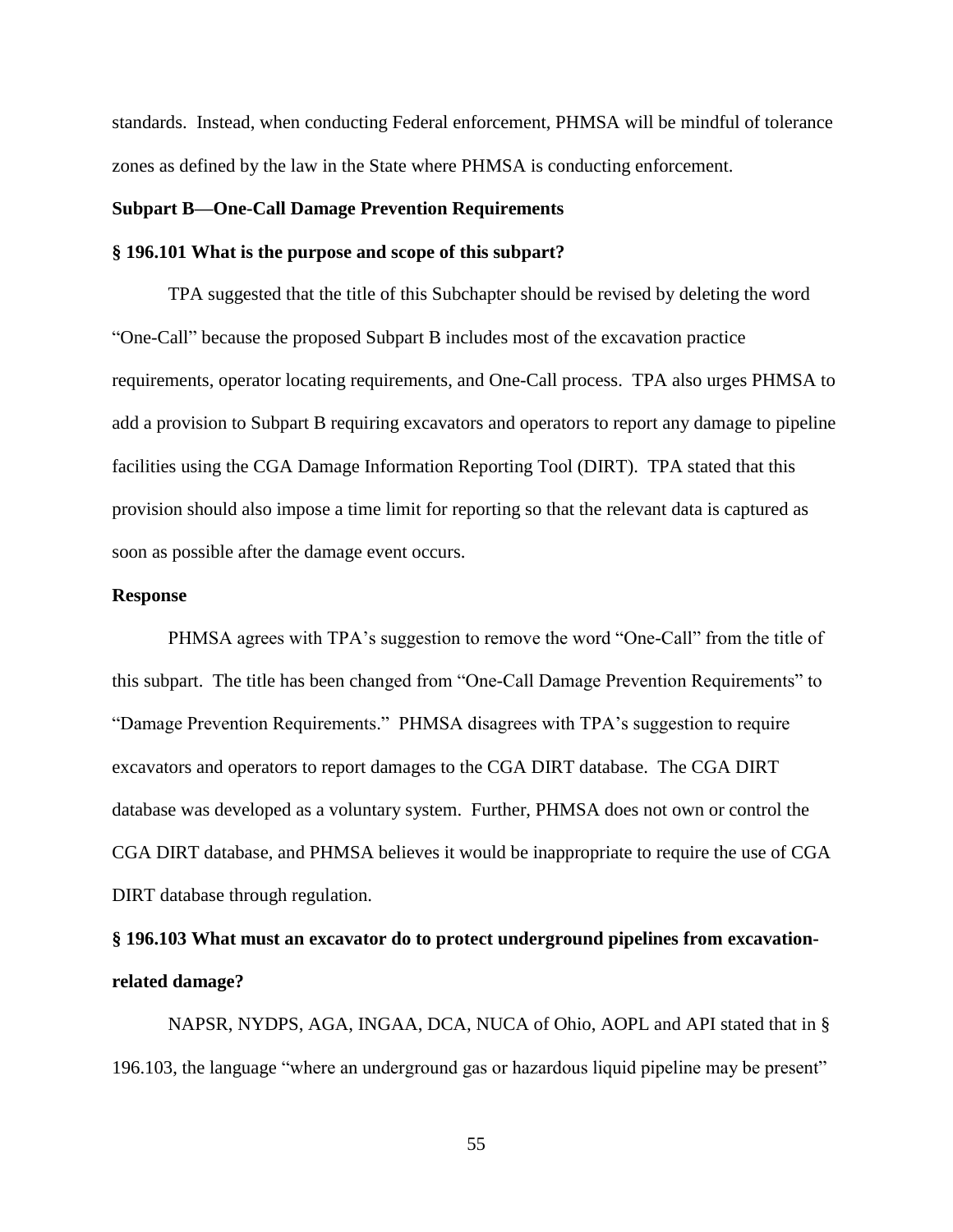standards. Instead, when conducting Federal enforcement, PHMSA will be mindful of tolerance zones as defined by the law in the State where PHMSA is conducting enforcement.

**Subpart B—One-Call Damage Prevention Requirements**

**§ 196.101 What is the purpose and scope of this subpart?**

TPA suggested that the title of this Subchapter should be revised by deleting the word "One-Call" because the proposed Subpart B includes most of the excavation practice requirements, operator locating requirements, and One-Call process. TPA also urges PHMSA to add a provision to Subpart B requiring excavators and operators to report any damage to pipeline facilities using the CGA Damage Information Reporting Tool (DIRT). TPA stated that this provision should also impose a time limit for reporting so that the relevant data is captured as soon as possible after the damage event occurs.

**Response**

PHMSA agrees with TPA's suggestion to remove the word "One-Call" from the title of this subpart. The title has been changed from "One-Call Damage Prevention Requirements" to "Damage Prevention Requirements." PHMSA disagrees with TPA's suggestion to require excavators and operators to report damages to the CGA DIRT database. The CGA DIRT database was developed as a voluntary system. Further, PHMSA does not own or control the CGA DIRT database, and PHMSA believes it would be inappropriate to require the use of CGA DIRT database through regulation.

**§ 196.103 What must an excavator do to protect underground pipelines from excavation-related damage?**

NAPSR, NYDPS, AGA, INGAA, DCA, NUCA of Ohio, AOPL and API stated that in § 196.103, the language "where an underground gas or hazardous liquid pipeline may be present"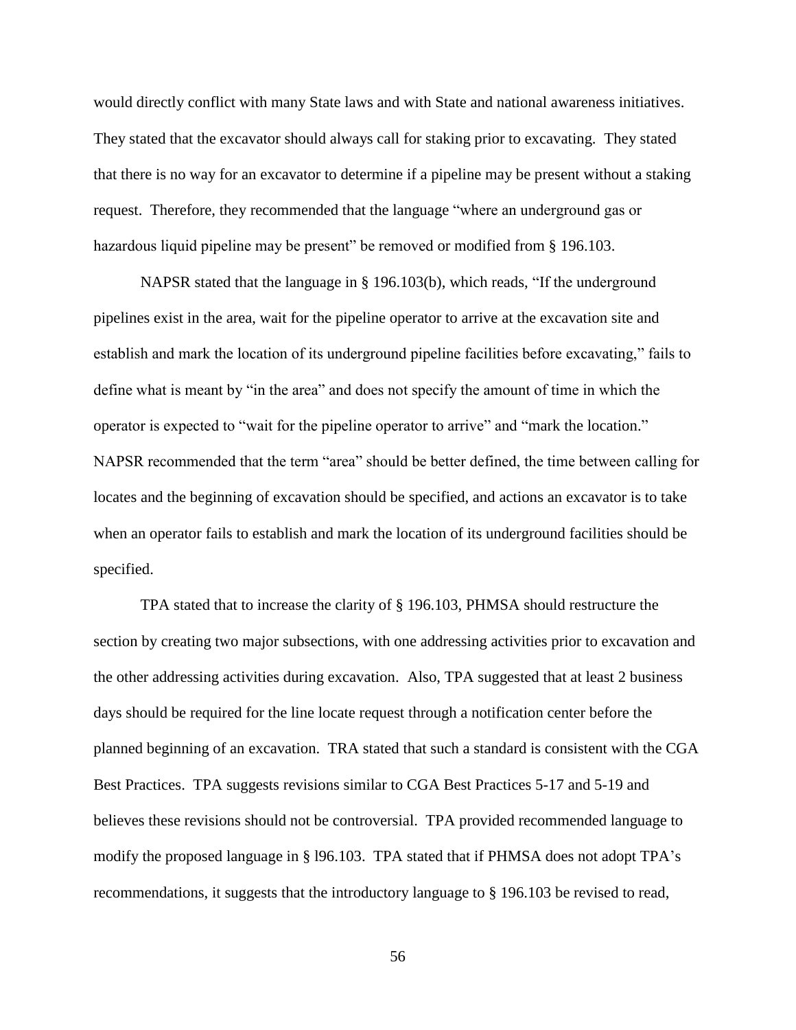would directly conflict with many State laws and with State and national awareness initiatives. They stated that the excavator should always call for staking prior to excavating. They stated that there is no way for an excavator to determine if a pipeline may be present without a staking request. Therefore, they recommended that the language "where an underground gas or hazardous liquid pipeline may be present" be removed or modified from § 196.103.

NAPSR stated that the language in § 196.103(b), which reads, "If the underground pipelines exist in the area, wait for the pipeline operator to arrive at the excavation site and establish and mark the location of its underground pipeline facilities before excavating," fails to define what is meant by "in the area" and does not specify the amount of time in which the operator is expected to "wait for the pipeline operator to arrive" and "mark the location." NAPSR recommended that the term "area" should be better defined, the time between calling for locates and the beginning of excavation should be specified, and actions an excavator is to take when an operator fails to establish and mark the location of its underground facilities should be specified.

TPA stated that to increase the clarity of § 196.103, PHMSA should restructure the section by creating two major subsections, with one addressing activities prior to excavation and the other addressing activities during excavation. Also, TPA suggested that at least 2 business days should be required for the line locate request through a notification center before the planned beginning of an excavation. TRA stated that such a standard is consistent with the CGA Best Practices. TPA suggests revisions similar to CGA Best Practices 5-17 and 5-19 and believes these revisions should not be controversial. TPA provided recommended language to modify the proposed language in § l96.103. TPA stated that if PHMSA does not adopt TPA's recommendations, it suggests that the introductory language to § 196.103 be revised to read,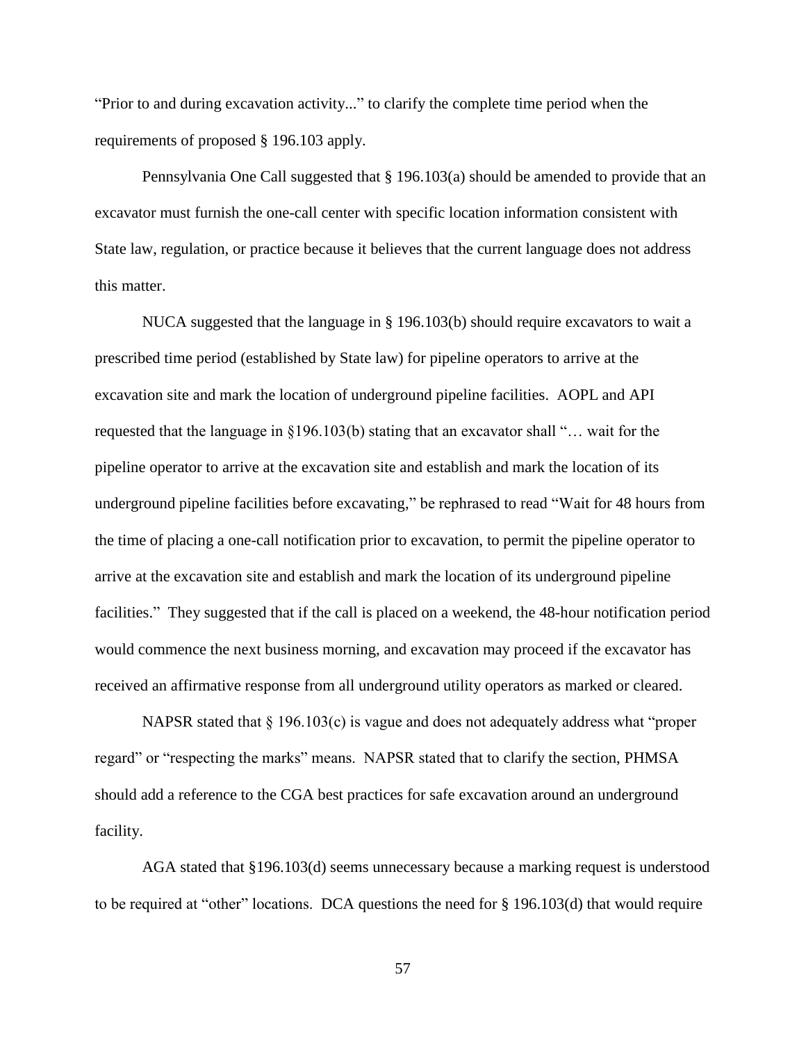"Prior to and during excavation activity..." to clarify the complete time period when the requirements of proposed § 196.103 apply.

Pennsylvania One Call suggested that § 196.103(a) should be amended to provide that an excavator must furnish the one-call center with specific location information consistent with State law, regulation, or practice because it believes that the current language does not address this matter.

NUCA suggested that the language in § 196.103(b) should require excavators to wait a prescribed time period (established by State law) for pipeline operators to arrive at the excavation site and mark the location of underground pipeline facilities. AOPL and API requested that the language in §196.103(b) stating that an excavator shall "… wait for the pipeline operator to arrive at the excavation site and establish and mark the location of its underground pipeline facilities before excavating," be rephrased to read "Wait for 48 hours from the time of placing a one-call notification prior to excavation, to permit the pipeline operator to arrive at the excavation site and establish and mark the location of its underground pipeline facilities." They suggested that if the call is placed on a weekend, the 48-hour notification period would commence the next business morning, and excavation may proceed if the excavator has received an affirmative response from all underground utility operators as marked or cleared.

NAPSR stated that § 196.103(c) is vague and does not adequately address what "proper regard" or "respecting the marks" means. NAPSR stated that to clarify the section, PHMSA should add a reference to the CGA best practices for safe excavation around an underground facility.

AGA stated that §196.103(d) seems unnecessary because a marking request is understood to be required at "other" locations. DCA questions the need for § 196.103(d) that would require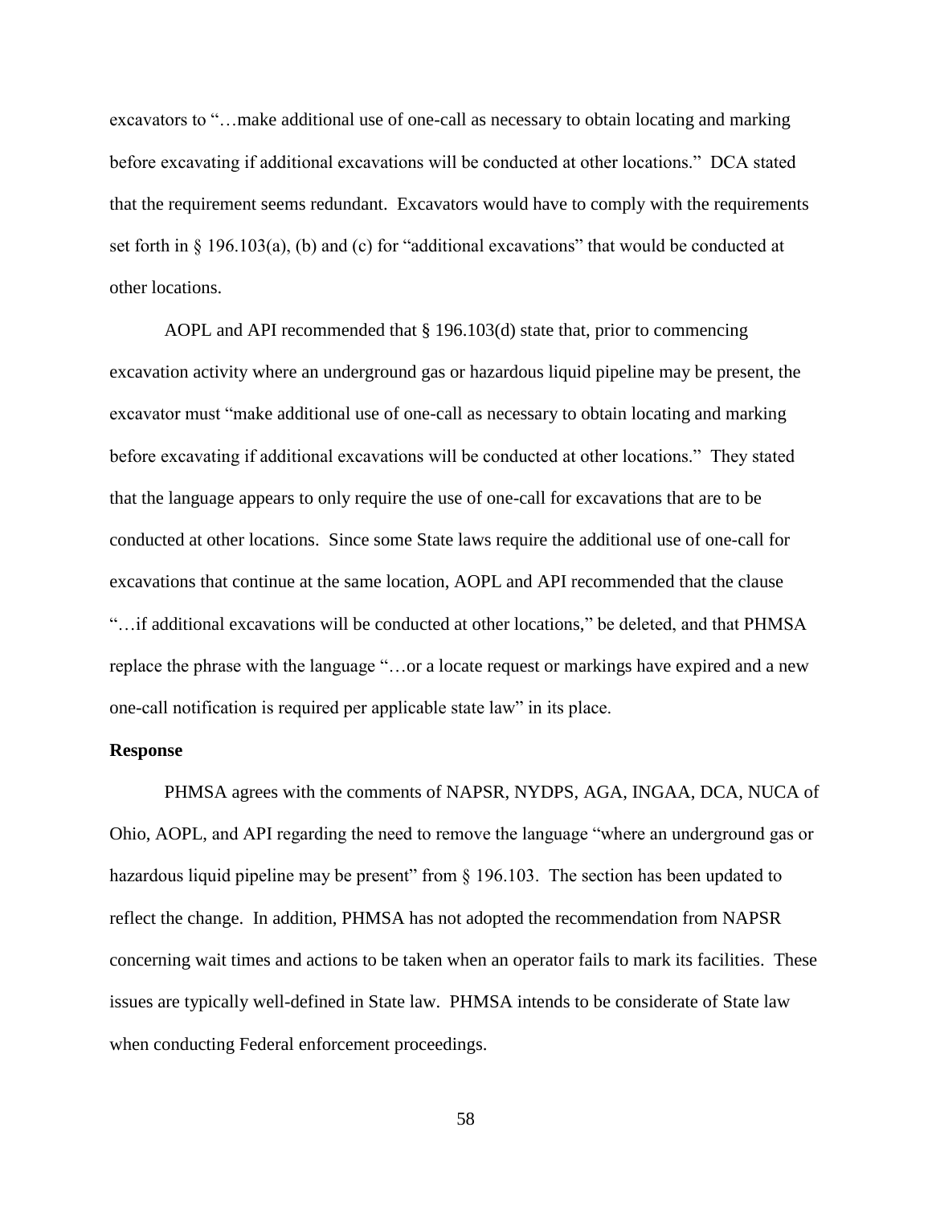excavators to "…make additional use of one-call as necessary to obtain locating and marking before excavating if additional excavations will be conducted at other locations." DCA stated that the requirement seems redundant. Excavators would have to comply with the requirements set forth in § 196.103(a), (b) and (c) for "additional excavations" that would be conducted at other locations.

AOPL and API recommended that § 196.103(d) state that, prior to commencing excavation activity where an underground gas or hazardous liquid pipeline may be present, the excavator must "make additional use of one-call as necessary to obtain locating and marking before excavating if additional excavations will be conducted at other locations." They stated that the language appears to only require the use of one-call for excavations that are to be conducted at other locations. Since some State laws require the additional use of one-call for excavations that continue at the same location, AOPL and API recommended that the clause "…if additional excavations will be conducted at other locations," be deleted, and that PHMSA replace the phrase with the language "…or a locate request or markings have expired and a new one-call notification is required per applicable state law" in its place.

**Response**

PHMSA agrees with the comments of NAPSR, NYDPS, AGA, INGAA, DCA, NUCA of Ohio, AOPL, and API regarding the need to remove the language "where an underground gas or hazardous liquid pipeline may be present" from § 196.103. The section has been updated to reflect the change. In addition, PHMSA has not adopted the recommendation from NAPSR concerning wait times and actions to be taken when an operator fails to mark its facilities. These issues are typically well-defined in State law. PHMSA intends to be considerate of State law when conducting Federal enforcement proceedings.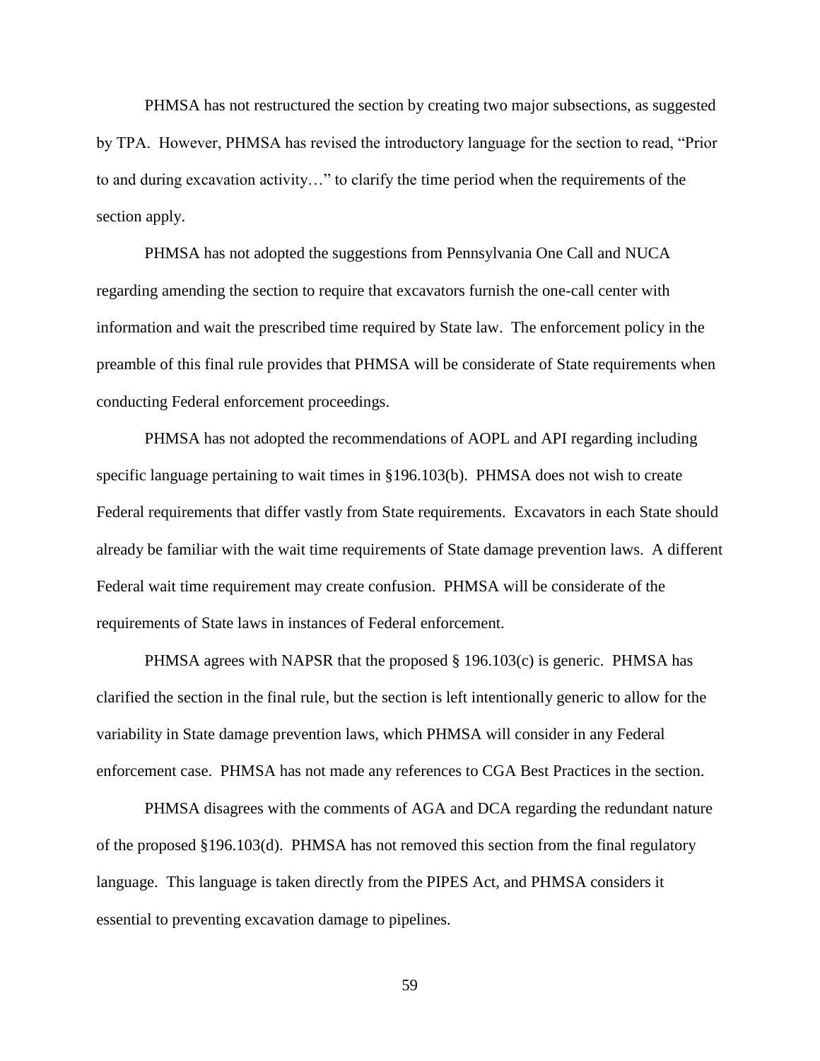PHMSA has not restructured the section by creating two major subsections, as suggested by TPA. However, PHMSA has revised the introductory language for the section to read, "Prior to and during excavation activity…" to clarify the time period when the requirements of the section apply.

PHMSA has not adopted the suggestions from Pennsylvania One Call and NUCA regarding amending the section to require that excavators furnish the one-call center with information and wait the prescribed time required by State law. The enforcement policy in the preamble of this final rule provides that PHMSA will be considerate of State requirements when conducting Federal enforcement proceedings.

PHMSA has not adopted the recommendations of AOPL and API regarding including specific language pertaining to wait times in §196.103(b). PHMSA does not wish to create Federal requirements that differ vastly from State requirements. Excavators in each State should already be familiar with the wait time requirements of State damage prevention laws. A different Federal wait time requirement may create confusion. PHMSA will be considerate of the requirements of State laws in instances of Federal enforcement.

PHMSA agrees with NAPSR that the proposed § 196.103(c) is generic. PHMSA has clarified the section in the final rule, but the section is left intentionally generic to allow for the variability in State damage prevention laws, which PHMSA will consider in any Federal enforcement case. PHMSA has not made any references to CGA Best Practices in the section.

PHMSA disagrees with the comments of AGA and DCA regarding the redundant nature of the proposed §196.103(d). PHMSA has not removed this section from the final regulatory language. This language is taken directly from the PIPES Act, and PHMSA considers it essential to preventing excavation damage to pipelines.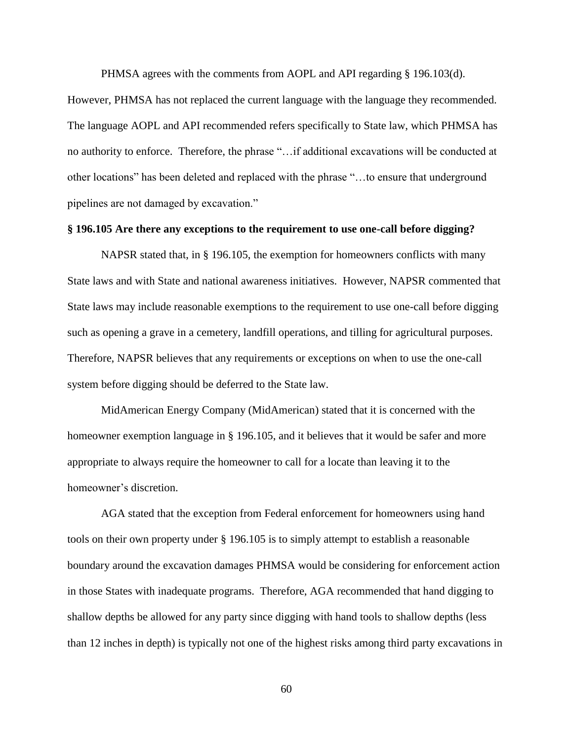PHMSA agrees with the comments from AOPL and API regarding § 196.103(d). However, PHMSA has not replaced the current language with the language they recommended. The language AOPL and API recommended refers specifically to State law, which PHMSA has no authority to enforce. Therefore, the phrase "…if additional excavations will be conducted at other locations" has been deleted and replaced with the phrase "…to ensure that underground pipelines are not damaged by excavation."

**§ 196.105 Are there any exceptions to the requirement to use one-call before digging?**

NAPSR stated that, in § 196.105, the exemption for homeowners conflicts with many State laws and with State and national awareness initiatives. However, NAPSR commented that State laws may include reasonable exemptions to the requirement to use one-call before digging such as opening a grave in a cemetery, landfill operations, and tilling for agricultural purposes. Therefore, NAPSR believes that any requirements or exceptions on when to use the one-call system before digging should be deferred to the State law.

MidAmerican Energy Company (MidAmerican) stated that it is concerned with the homeowner exemption language in § 196.105, and it believes that it would be safer and more appropriate to always require the homeowner to call for a locate than leaving it to the homeowner's discretion.

AGA stated that the exception from Federal enforcement for homeowners using hand tools on their own property under § 196.105 is to simply attempt to establish a reasonable boundary around the excavation damages PHMSA would be considering for enforcement action in those States with inadequate programs. Therefore, AGA recommended that hand digging to shallow depths be allowed for any party since digging with hand tools to shallow depths (less than 12 inches in depth) is typically not one of the highest risks among third party excavations in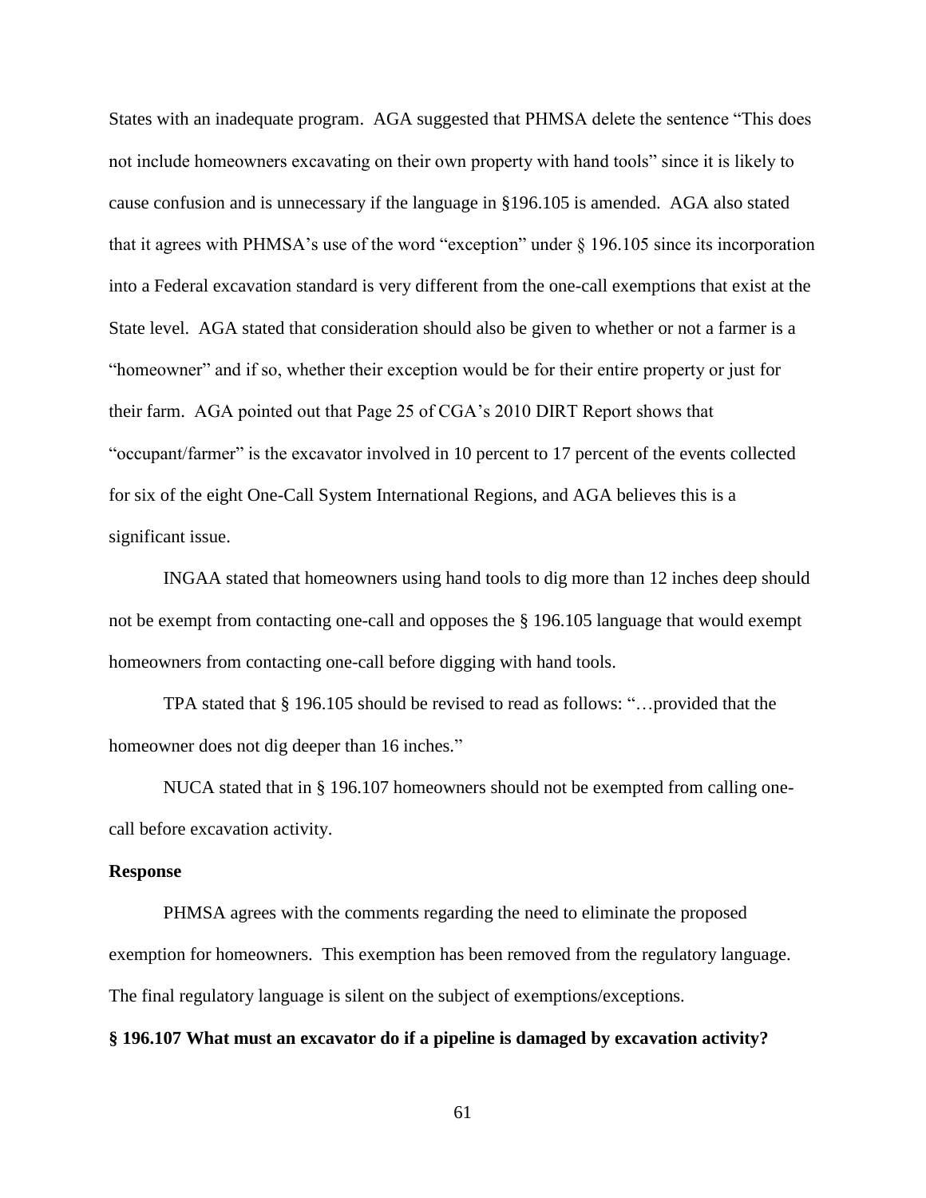States with an inadequate program. AGA suggested that PHMSA delete the sentence "This does not include homeowners excavating on their own property with hand tools" since it is likely to cause confusion and is unnecessary if the language in §196.105 is amended. AGA also stated that it agrees with PHMSA's use of the word "exception" under § 196.105 since its incorporation into a Federal excavation standard is very different from the one-call exemptions that exist at the State level. AGA stated that consideration should also be given to whether or not a farmer is a "homeowner" and if so, whether their exception would be for their entire property or just for their farm. AGA pointed out that Page 25 of CGA's 2010 DIRT Report shows that "occupant/farmer" is the excavator involved in 10 percent to 17 percent of the events collected for six of the eight One-Call System International Regions, and AGA believes this is a significant issue.

INGAA stated that homeowners using hand tools to dig more than 12 inches deep should not be exempt from contacting one-call and opposes the § 196.105 language that would exempt homeowners from contacting one-call before digging with hand tools.

TPA stated that § 196.105 should be revised to read as follows: "…provided that the homeowner does not dig deeper than 16 inches."

NUCA stated that in § 196.107 homeowners should not be exempted from calling one-call before excavation activity.

**Response**

PHMSA agrees with the comments regarding the need to eliminate the proposed exemption for homeowners. This exemption has been removed from the regulatory language. The final regulatory language is silent on the subject of exemptions/exceptions.

**§ 196.107 What must an excavator do if a pipeline is damaged by excavation activity?**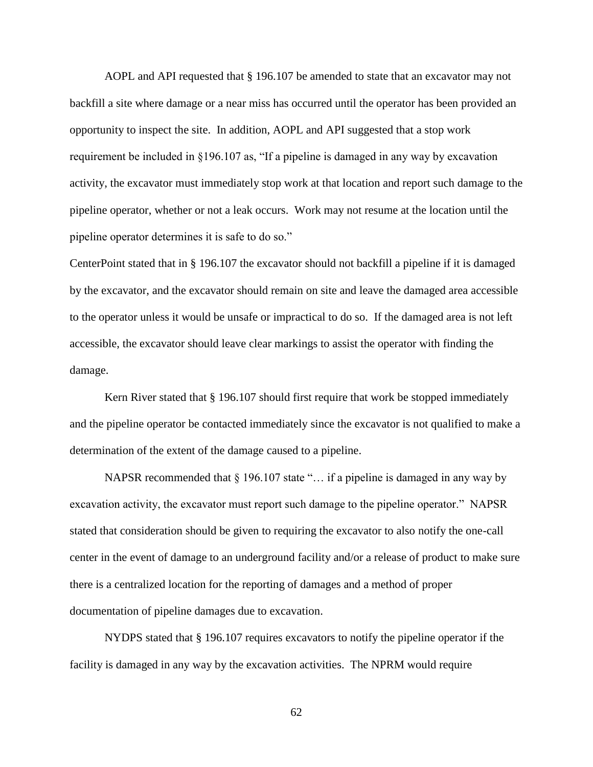AOPL and API requested that § 196.107 be amended to state that an excavator may not backfill a site where damage or a near miss has occurred until the operator has been provided an opportunity to inspect the site. In addition, AOPL and API suggested that a stop work requirement be included in §196.107 as, "If a pipeline is damaged in any way by excavation activity, the excavator must immediately stop work at that location and report such damage to the pipeline operator, whether or not a leak occurs. Work may not resume at the location until the pipeline operator determines it is safe to do so."

CenterPoint stated that in § 196.107 the excavator should not backfill a pipeline if it is damaged by the excavator, and the excavator should remain on site and leave the damaged area accessible to the operator unless it would be unsafe or impractical to do so. If the damaged area is not left accessible, the excavator should leave clear markings to assist the operator with finding the damage.

Kern River stated that § 196.107 should first require that work be stopped immediately and the pipeline operator be contacted immediately since the excavator is not qualified to make a determination of the extent of the damage caused to a pipeline.

NAPSR recommended that § 196.107 state "… if a pipeline is damaged in any way by excavation activity, the excavator must report such damage to the pipeline operator." NAPSR stated that consideration should be given to requiring the excavator to also notify the one-call center in the event of damage to an underground facility and/or a release of product to make sure there is a centralized location for the reporting of damages and a method of proper documentation of pipeline damages due to excavation.

NYDPS stated that § 196.107 requires excavators to notify the pipeline operator if the facility is damaged in any way by the excavation activities. The NPRM would require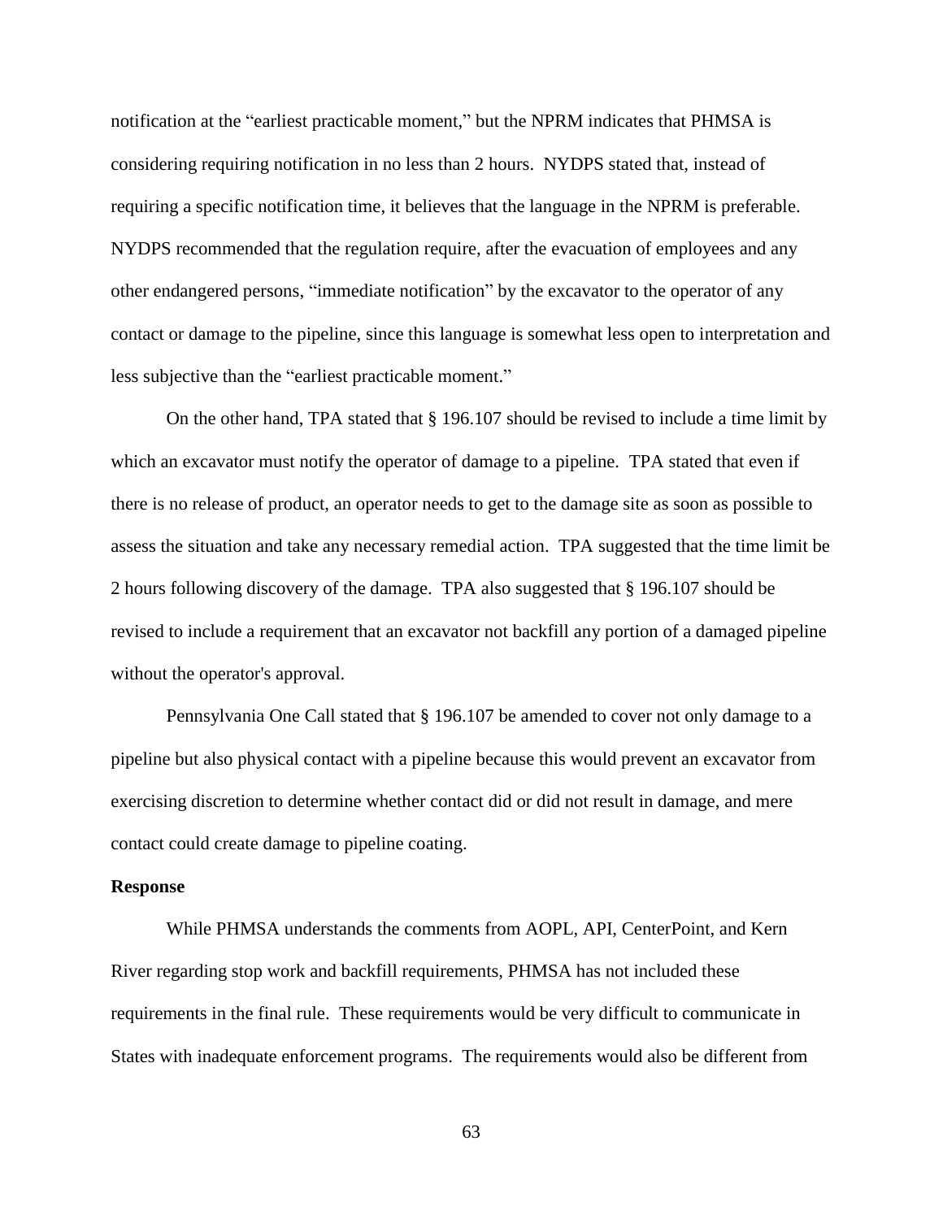notification at the "earliest practicable moment," but the NPRM indicates that PHMSA is considering requiring notification in no less than 2 hours. NYDPS stated that, instead of requiring a specific notification time, it believes that the language in the NPRM is preferable. NYDPS recommended that the regulation require, after the evacuation of employees and any other endangered persons, "immediate notification" by the excavator to the operator of any contact or damage to the pipeline, since this language is somewhat less open to interpretation and less subjective than the "earliest practicable moment."

On the other hand, TPA stated that § 196.107 should be revised to include a time limit by which an excavator must notify the operator of damage to a pipeline. TPA stated that even if there is no release of product, an operator needs to get to the damage site as soon as possible to assess the situation and take any necessary remedial action. TPA suggested that the time limit be 2 hours following discovery of the damage. TPA also suggested that § 196.107 should be revised to include a requirement that an excavator not backfill any portion of a damaged pipeline without the operator's approval.

Pennsylvania One Call stated that § 196.107 be amended to cover not only damage to a pipeline but also physical contact with a pipeline because this would prevent an excavator from exercising discretion to determine whether contact did or did not result in damage, and mere contact could create damage to pipeline coating.

**Response**

While PHMSA understands the comments from AOPL, API, CenterPoint, and Kern River regarding stop work and backfill requirements, PHMSA has not included these requirements in the final rule. These requirements would be very difficult to communicate in States with inadequate enforcement programs. The requirements would also be different from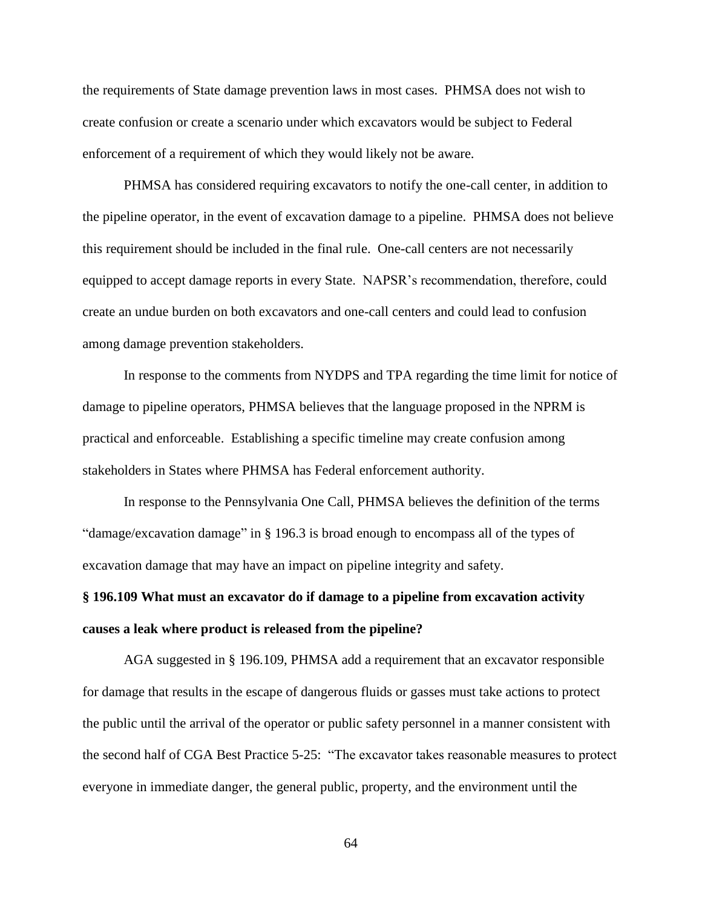the requirements of State damage prevention laws in most cases. PHMSA does not wish to create confusion or create a scenario under which excavators would be subject to Federal enforcement of a requirement of which they would likely not be aware.

PHMSA has considered requiring excavators to notify the one-call center, in addition to the pipeline operator, in the event of excavation damage to a pipeline. PHMSA does not believe this requirement should be included in the final rule. One-call centers are not necessarily equipped to accept damage reports in every State. NAPSR's recommendation, therefore, could create an undue burden on both excavators and one-call centers and could lead to confusion among damage prevention stakeholders.

In response to the comments from NYDPS and TPA regarding the time limit for notice of damage to pipeline operators, PHMSA believes that the language proposed in the NPRM is practical and enforceable. Establishing a specific timeline may create confusion among stakeholders in States where PHMSA has Federal enforcement authority.

In response to the Pennsylvania One Call, PHMSA believes the definition of the terms "damage/excavation damage" in § 196.3 is broad enough to encompass all of the types of excavation damage that may have an impact on pipeline integrity and safety.

**§ 196.109 What must an excavator do if damage to a pipeline from excavation activity causes a leak where product is released from the pipeline?**

AGA suggested in § 196.109, PHMSA add a requirement that an excavator responsible for damage that results in the escape of dangerous fluids or gasses must take actions to protect the public until the arrival of the operator or public safety personnel in a manner consistent with the second half of CGA Best Practice 5-25: "The excavator takes reasonable measures to protect everyone in immediate danger, the general public, property, and the environment until the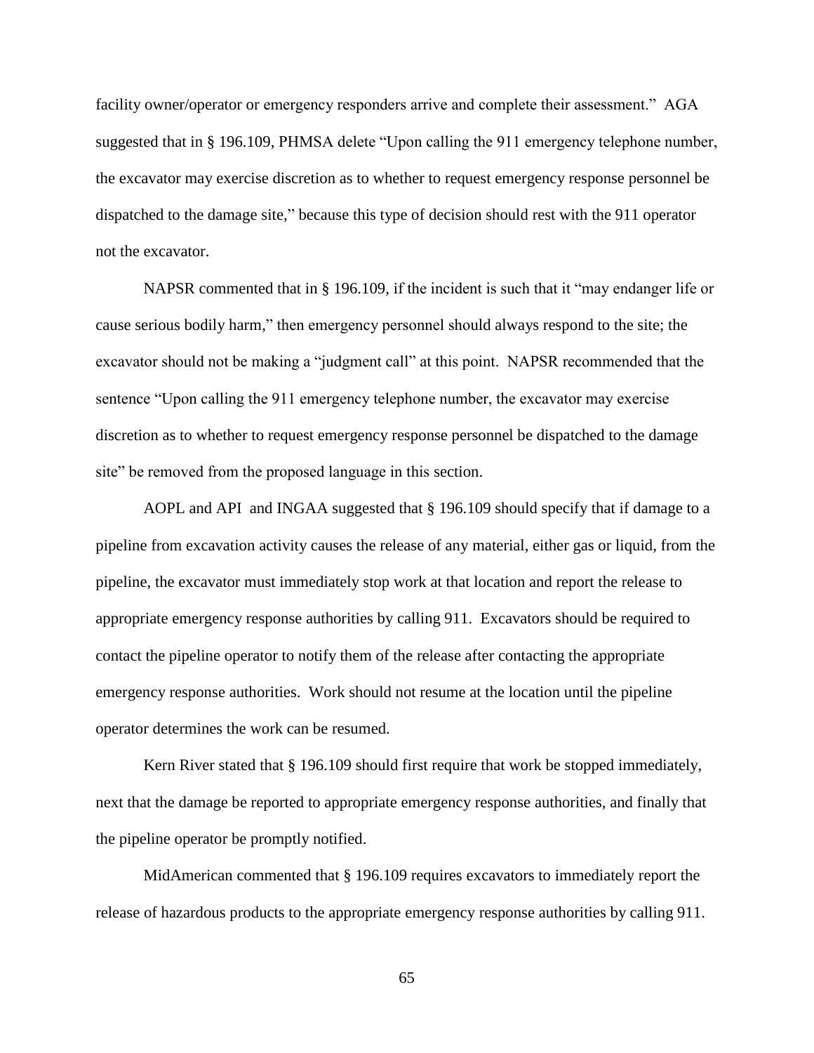facility owner/operator or emergency responders arrive and complete their assessment." AGA suggested that in § 196.109, PHMSA delete "Upon calling the 911 emergency telephone number, the excavator may exercise discretion as to whether to request emergency response personnel be dispatched to the damage site," because this type of decision should rest with the 911 operator not the excavator.

NAPSR commented that in § 196.109, if the incident is such that it "may endanger life or cause serious bodily harm," then emergency personnel should always respond to the site; the excavator should not be making a "judgment call" at this point. NAPSR recommended that the sentence "Upon calling the 911 emergency telephone number, the excavator may exercise discretion as to whether to request emergency response personnel be dispatched to the damage site" be removed from the proposed language in this section.

AOPL and API and INGAA suggested that § 196.109 should specify that if damage to a pipeline from excavation activity causes the release of any material, either gas or liquid, from the pipeline, the excavator must immediately stop work at that location and report the release to appropriate emergency response authorities by calling 911. Excavators should be required to contact the pipeline operator to notify them of the release after contacting the appropriate emergency response authorities. Work should not resume at the location until the pipeline operator determines the work can be resumed.

Kern River stated that § 196.109 should first require that work be stopped immediately, next that the damage be reported to appropriate emergency response authorities, and finally that the pipeline operator be promptly notified.

MidAmerican commented that § 196.109 requires excavators to immediately report the release of hazardous products to the appropriate emergency response authorities by calling 911.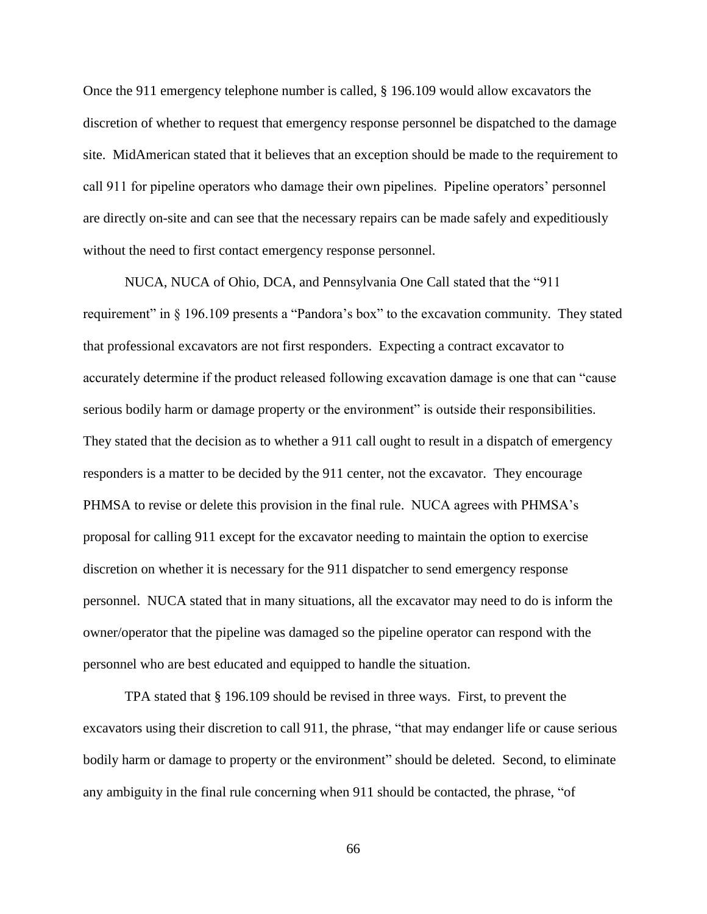Once the 911 emergency telephone number is called, § 196.109 would allow excavators the discretion of whether to request that emergency response personnel be dispatched to the damage site. MidAmerican stated that it believes that an exception should be made to the requirement to call 911 for pipeline operators who damage their own pipelines. Pipeline operators' personnel are directly on-site and can see that the necessary repairs can be made safely and expeditiously without the need to first contact emergency response personnel.

NUCA, NUCA of Ohio, DCA, and Pennsylvania One Call stated that the "911 requirement" in § 196.109 presents a "Pandora's box" to the excavation community. They stated that professional excavators are not first responders. Expecting a contract excavator to accurately determine if the product released following excavation damage is one that can "cause serious bodily harm or damage property or the environment" is outside their responsibilities. They stated that the decision as to whether a 911 call ought to result in a dispatch of emergency responders is a matter to be decided by the 911 center, not the excavator. They encourage PHMSA to revise or delete this provision in the final rule. NUCA agrees with PHMSA's proposal for calling 911 except for the excavator needing to maintain the option to exercise discretion on whether it is necessary for the 911 dispatcher to send emergency response personnel. NUCA stated that in many situations, all the excavator may need to do is inform the owner/operator that the pipeline was damaged so the pipeline operator can respond with the personnel who are best educated and equipped to handle the situation.

TPA stated that § 196.109 should be revised in three ways. First, to prevent the excavators using their discretion to call 911, the phrase, "that may endanger life or cause serious bodily harm or damage to property or the environment" should be deleted. Second, to eliminate any ambiguity in the final rule concerning when 911 should be contacted, the phrase, "of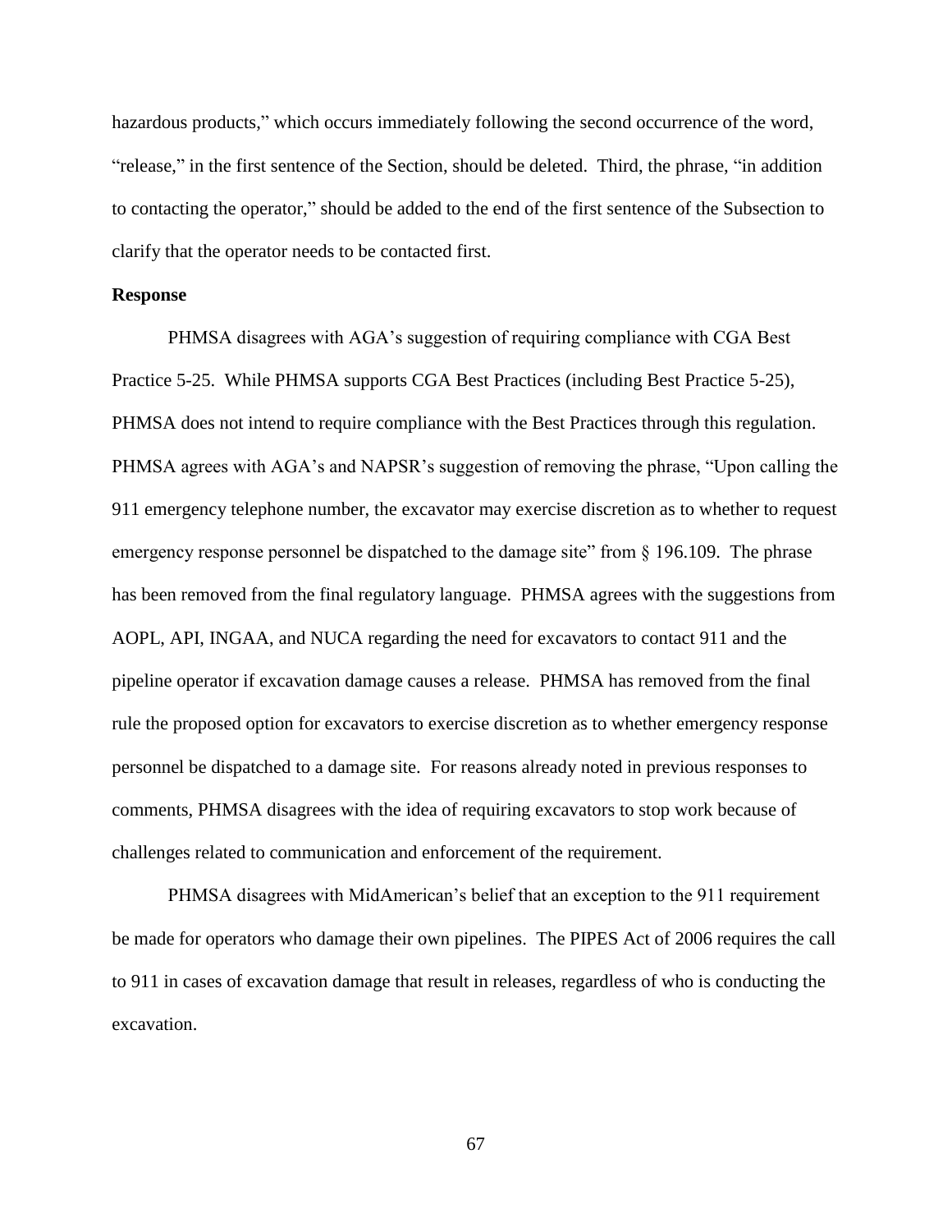hazardous products," which occurs immediately following the second occurrence of the word, "release," in the first sentence of the Section, should be deleted. Third, the phrase, "in addition to contacting the operator," should be added to the end of the first sentence of the Subsection to clarify that the operator needs to be contacted first.

**Response**

PHMSA disagrees with AGA's suggestion of requiring compliance with CGA Best Practice 5-25. While PHMSA supports CGA Best Practices (including Best Practice 5-25), PHMSA does not intend to require compliance with the Best Practices through this regulation. PHMSA agrees with AGA's and NAPSR's suggestion of removing the phrase, "Upon calling the 911 emergency telephone number, the excavator may exercise discretion as to whether to request emergency response personnel be dispatched to the damage site" from § 196.109. The phrase has been removed from the final regulatory language. PHMSA agrees with the suggestions from AOPL, API, INGAA, and NUCA regarding the need for excavators to contact 911 and the pipeline operator if excavation damage causes a release. PHMSA has removed from the final rule the proposed option for excavators to exercise discretion as to whether emergency response personnel be dispatched to a damage site. For reasons already noted in previous responses to comments, PHMSA disagrees with the idea of requiring excavators to stop work because of challenges related to communication and enforcement of the requirement.

PHMSA disagrees with MidAmerican's belief that an exception to the 911 requirement be made for operators who damage their own pipelines. The PIPES Act of 2006 requires the call to 911 in cases of excavation damage that result in releases, regardless of who is conducting the excavation.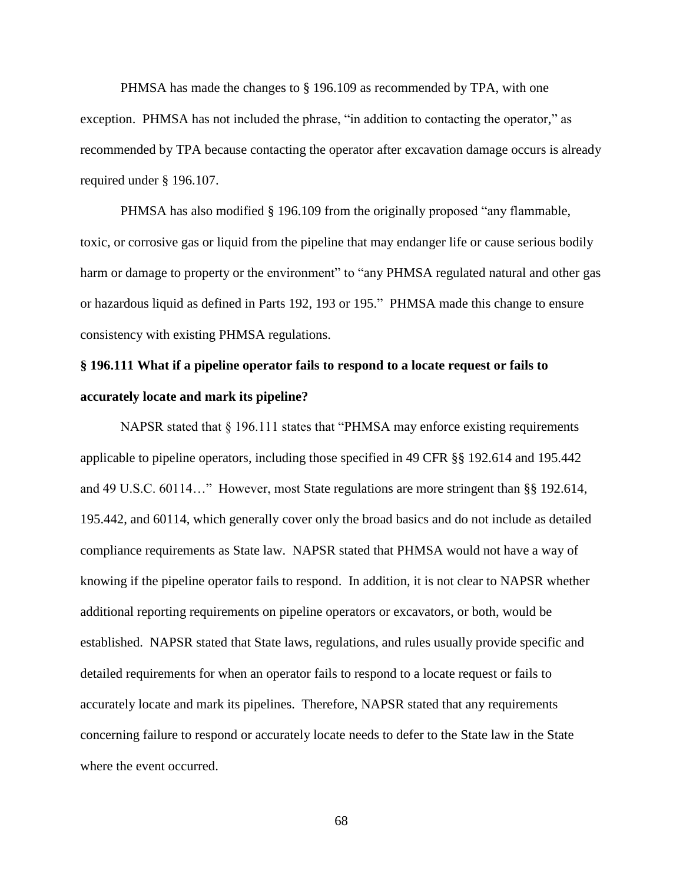PHMSA has made the changes to § 196.109 as recommended by TPA, with one exception. PHMSA has not included the phrase, "in addition to contacting the operator," as recommended by TPA because contacting the operator after excavation damage occurs is already required under § 196.107.

PHMSA has also modified § 196.109 from the originally proposed "any flammable, toxic, or corrosive gas or liquid from the pipeline that may endanger life or cause serious bodily harm or damage to property or the environment" to "any PHMSA regulated natural and other gas or hazardous liquid as defined in Parts 192, 193 or 195." PHMSA made this change to ensure consistency with existing PHMSA regulations.

**§ 196.111 What if a pipeline operator fails to respond to a locate request or fails to accurately locate and mark its pipeline?**

NAPSR stated that § 196.111 states that "PHMSA may enforce existing requirements applicable to pipeline operators, including those specified in 49 CFR §§ 192.614 and 195.442 and 49 U.S.C. 60114…" However, most State regulations are more stringent than §§ 192.614, 195.442, and 60114, which generally cover only the broad basics and do not include as detailed compliance requirements as State law. NAPSR stated that PHMSA would not have a way of knowing if the pipeline operator fails to respond. In addition, it is not clear to NAPSR whether additional reporting requirements on pipeline operators or excavators, or both, would be established. NAPSR stated that State laws, regulations, and rules usually provide specific and detailed requirements for when an operator fails to respond to a locate request or fails to accurately locate and mark its pipelines. Therefore, NAPSR stated that any requirements concerning failure to respond or accurately locate needs to defer to the State law in the State where the event occurred.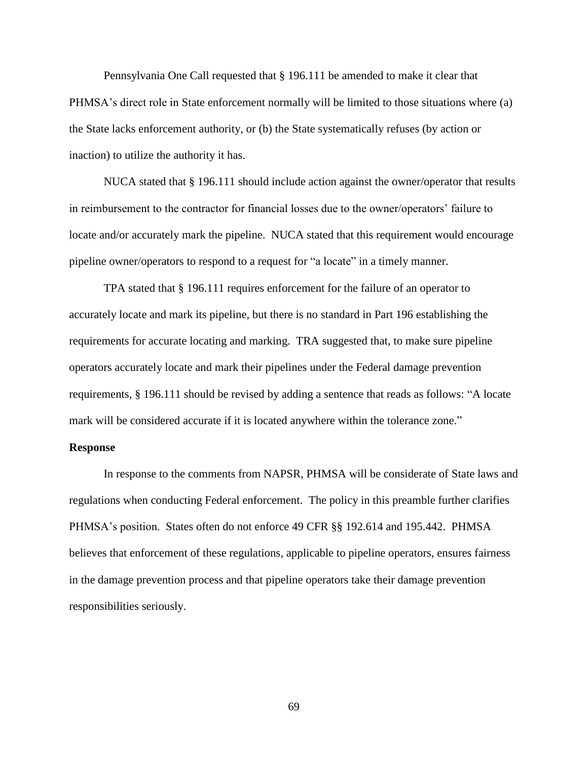Pennsylvania One Call requested that § 196.111 be amended to make it clear that PHMSA's direct role in State enforcement normally will be limited to those situations where (a) the State lacks enforcement authority, or (b) the State systematically refuses (by action or inaction) to utilize the authority it has.

NUCA stated that § 196.111 should include action against the owner/operator that results in reimbursement to the contractor for financial losses due to the owner/operators' failure to locate and/or accurately mark the pipeline. NUCA stated that this requirement would encourage pipeline owner/operators to respond to a request for "a locate" in a timely manner.

TPA stated that § 196.111 requires enforcement for the failure of an operator to accurately locate and mark its pipeline, but there is no standard in Part 196 establishing the requirements for accurate locating and marking. TRA suggested that, to make sure pipeline operators accurately locate and mark their pipelines under the Federal damage prevention requirements, § 196.111 should be revised by adding a sentence that reads as follows: "A locate mark will be considered accurate if it is located anywhere within the tolerance zone."

**Response**

In response to the comments from NAPSR, PHMSA will be considerate of State laws and regulations when conducting Federal enforcement. The policy in this preamble further clarifies PHMSA's position. States often do not enforce 49 CFR §§ 192.614 and 195.442. PHMSA believes that enforcement of these regulations, applicable to pipeline operators, ensures fairness in the damage prevention process and that pipeline operators take their damage prevention responsibilities seriously.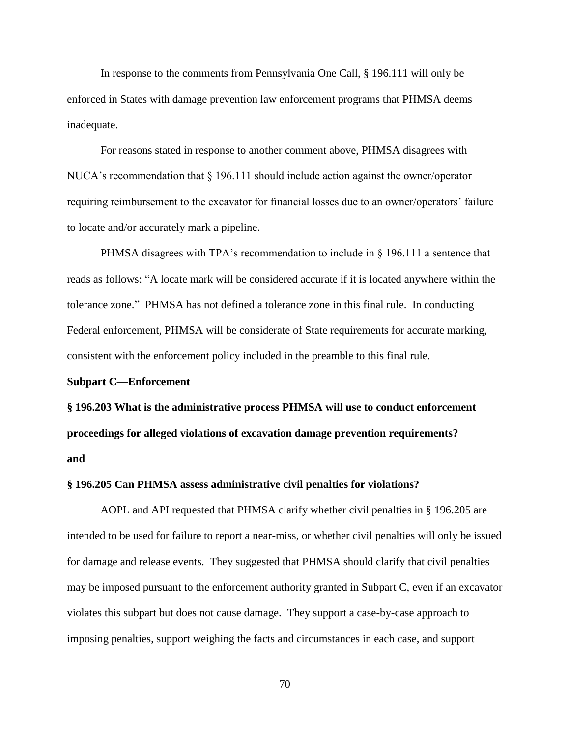In response to the comments from Pennsylvania One Call, § 196.111 will only be enforced in States with damage prevention law enforcement programs that PHMSA deems inadequate.

For reasons stated in response to another comment above, PHMSA disagrees with NUCA's recommendation that § 196.111 should include action against the owner/operator requiring reimbursement to the excavator for financial losses due to an owner/operators' failure to locate and/or accurately mark a pipeline.

PHMSA disagrees with TPA's recommendation to include in § 196.111 a sentence that reads as follows: "A locate mark will be considered accurate if it is located anywhere within the tolerance zone." PHMSA has not defined a tolerance zone in this final rule. In conducting Federal enforcement, PHMSA will be considerate of State requirements for accurate marking, consistent with the enforcement policy included in the preamble to this final rule.

**Subpart C—Enforcement**

**§ 196.203 What is the administrative process PHMSA will use to conduct enforcement proceedings for alleged violations of excavation damage prevention requirements? and**

**§ 196.205 Can PHMSA assess administrative civil penalties for violations?**

AOPL and API requested that PHMSA clarify whether civil penalties in § 196.205 are intended to be used for failure to report a near-miss, or whether civil penalties will only be issued for damage and release events. They suggested that PHMSA should clarify that civil penalties may be imposed pursuant to the enforcement authority granted in Subpart C, even if an excavator violates this subpart but does not cause damage. They support a case-by-case approach to imposing penalties, support weighing the facts and circumstances in each case, and support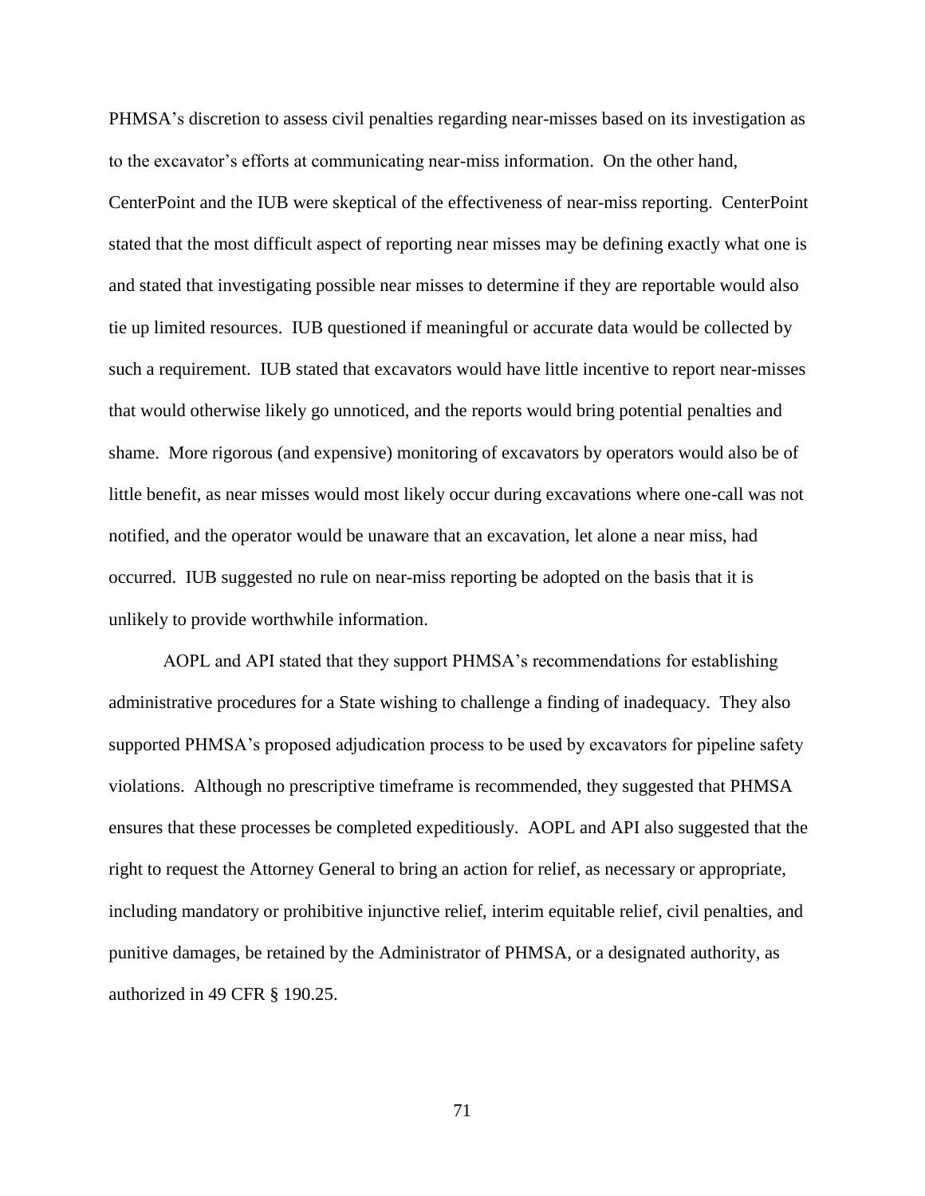PHMSA's discretion to assess civil penalties regarding near-misses based on its investigation as to the excavator's efforts at communicating near-miss information. On the other hand, CenterPoint and the IUB were skeptical of the effectiveness of near-miss reporting. CenterPoint stated that the most difficult aspect of reporting near misses may be defining exactly what one is and stated that investigating possible near misses to determine if they are reportable would also tie up limited resources. IUB questioned if meaningful or accurate data would be collected by such a requirement. IUB stated that excavators would have little incentive to report near-misses that would otherwise likely go unnoticed, and the reports would bring potential penalties and shame. More rigorous (and expensive) monitoring of excavators by operators would also be of little benefit, as near misses would most likely occur during excavations where one-call was not notified, and the operator would be unaware that an excavation, let alone a near miss, had occurred. IUB suggested no rule on near-miss reporting be adopted on the basis that it is unlikely to provide worthwhile information.

AOPL and API stated that they support PHMSA's recommendations for establishing administrative procedures for a State wishing to challenge a finding of inadequacy. They also supported PHMSA's proposed adjudication process to be used by excavators for pipeline safety violations. Although no prescriptive timeframe is recommended, they suggested that PHMSA ensures that these processes be completed expeditiously. AOPL and API also suggested that the right to request the Attorney General to bring an action for relief, as necessary or appropriate, including mandatory or prohibitive injunctive relief, interim equitable relief, civil penalties, and punitive damages, be retained by the Administrator of PHMSA, or a designated authority, as authorized in 49 CFR § 190.25.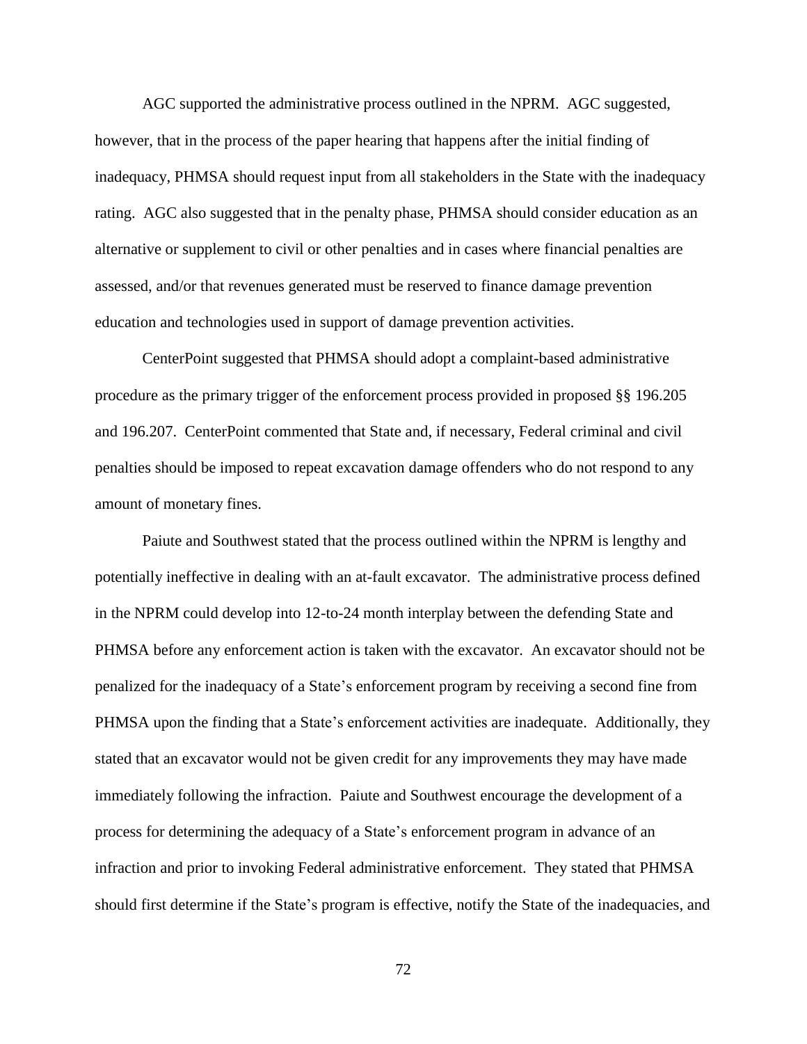AGC supported the administrative process outlined in the NPRM. AGC suggested, however, that in the process of the paper hearing that happens after the initial finding of inadequacy, PHMSA should request input from all stakeholders in the State with the inadequacy rating. AGC also suggested that in the penalty phase, PHMSA should consider education as an alternative or supplement to civil or other penalties and in cases where financial penalties are assessed, and/or that revenues generated must be reserved to finance damage prevention education and technologies used in support of damage prevention activities.

CenterPoint suggested that PHMSA should adopt a complaint-based administrative procedure as the primary trigger of the enforcement process provided in proposed §§ 196.205 and 196.207. CenterPoint commented that State and, if necessary, Federal criminal and civil penalties should be imposed to repeat excavation damage offenders who do not respond to any amount of monetary fines.

Paiute and Southwest stated that the process outlined within the NPRM is lengthy and potentially ineffective in dealing with an at-fault excavator. The administrative process defined in the NPRM could develop into 12-to-24 month interplay between the defending State and PHMSA before any enforcement action is taken with the excavator. An excavator should not be penalized for the inadequacy of a State's enforcement program by receiving a second fine from PHMSA upon the finding that a State's enforcement activities are inadequate. Additionally, they stated that an excavator would not be given credit for any improvements they may have made immediately following the infraction. Paiute and Southwest encourage the development of a process for determining the adequacy of a State's enforcement program in advance of an infraction and prior to invoking Federal administrative enforcement. They stated that PHMSA should first determine if the State's program is effective, notify the State of the inadequacies, and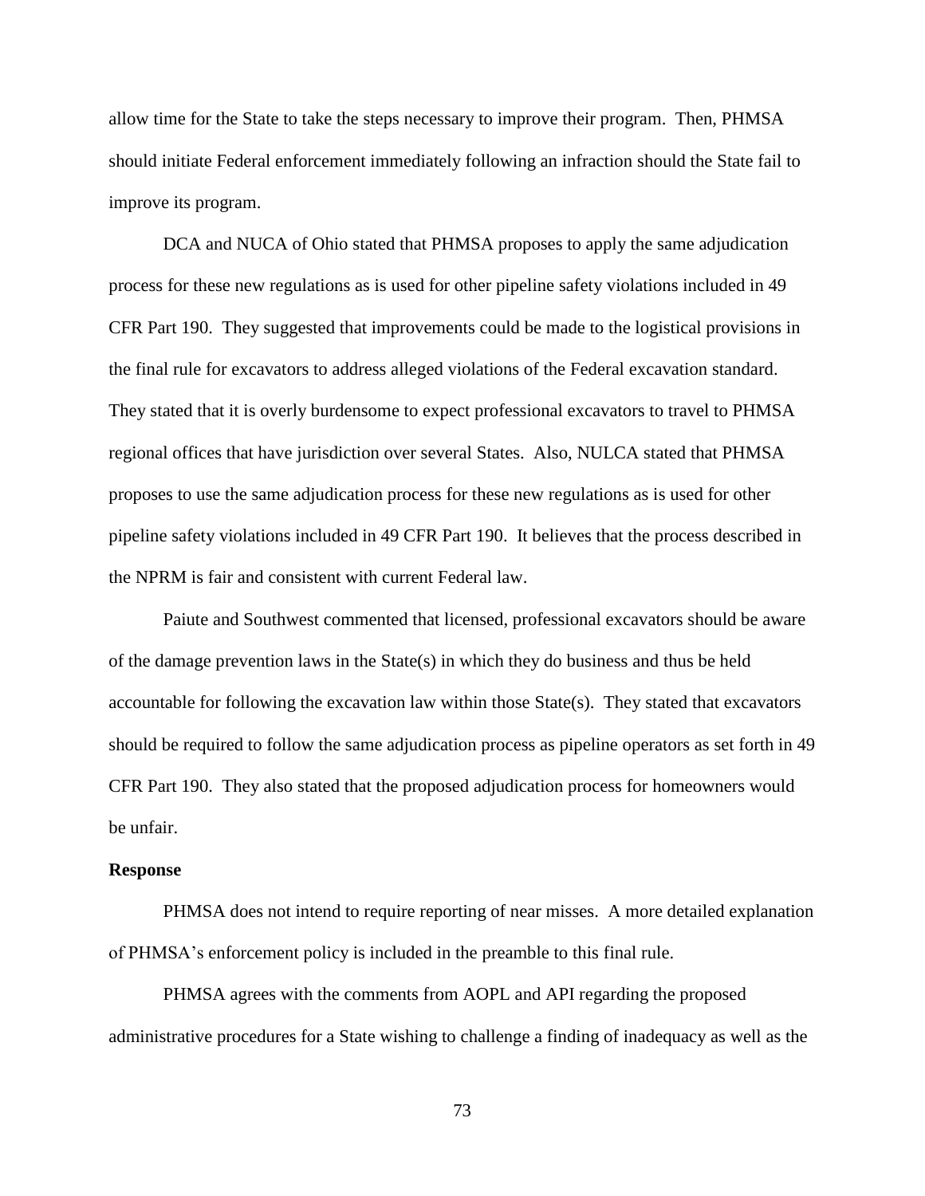allow time for the State to take the steps necessary to improve their program. Then, PHMSA should initiate Federal enforcement immediately following an infraction should the State fail to improve its program.

DCA and NUCA of Ohio stated that PHMSA proposes to apply the same adjudication process for these new regulations as is used for other pipeline safety violations included in 49 CFR Part 190. They suggested that improvements could be made to the logistical provisions in the final rule for excavators to address alleged violations of the Federal excavation standard. They stated that it is overly burdensome to expect professional excavators to travel to PHMSA regional offices that have jurisdiction over several States. Also, NULCA stated that PHMSA proposes to use the same adjudication process for these new regulations as is used for other pipeline safety violations included in 49 CFR Part 190. It believes that the process described in the NPRM is fair and consistent with current Federal law.

Paiute and Southwest commented that licensed, professional excavators should be aware of the damage prevention laws in the State(s) in which they do business and thus be held accountable for following the excavation law within those State(s). They stated that excavators should be required to follow the same adjudication process as pipeline operators as set forth in 49 CFR Part 190. They also stated that the proposed adjudication process for homeowners would be unfair.

**Response**

PHMSA does not intend to require reporting of near misses. A more detailed explanation of PHMSA's enforcement policy is included in the preamble to this final rule.

PHMSA agrees with the comments from AOPL and API regarding the proposed administrative procedures for a State wishing to challenge a finding of inadequacy as well as the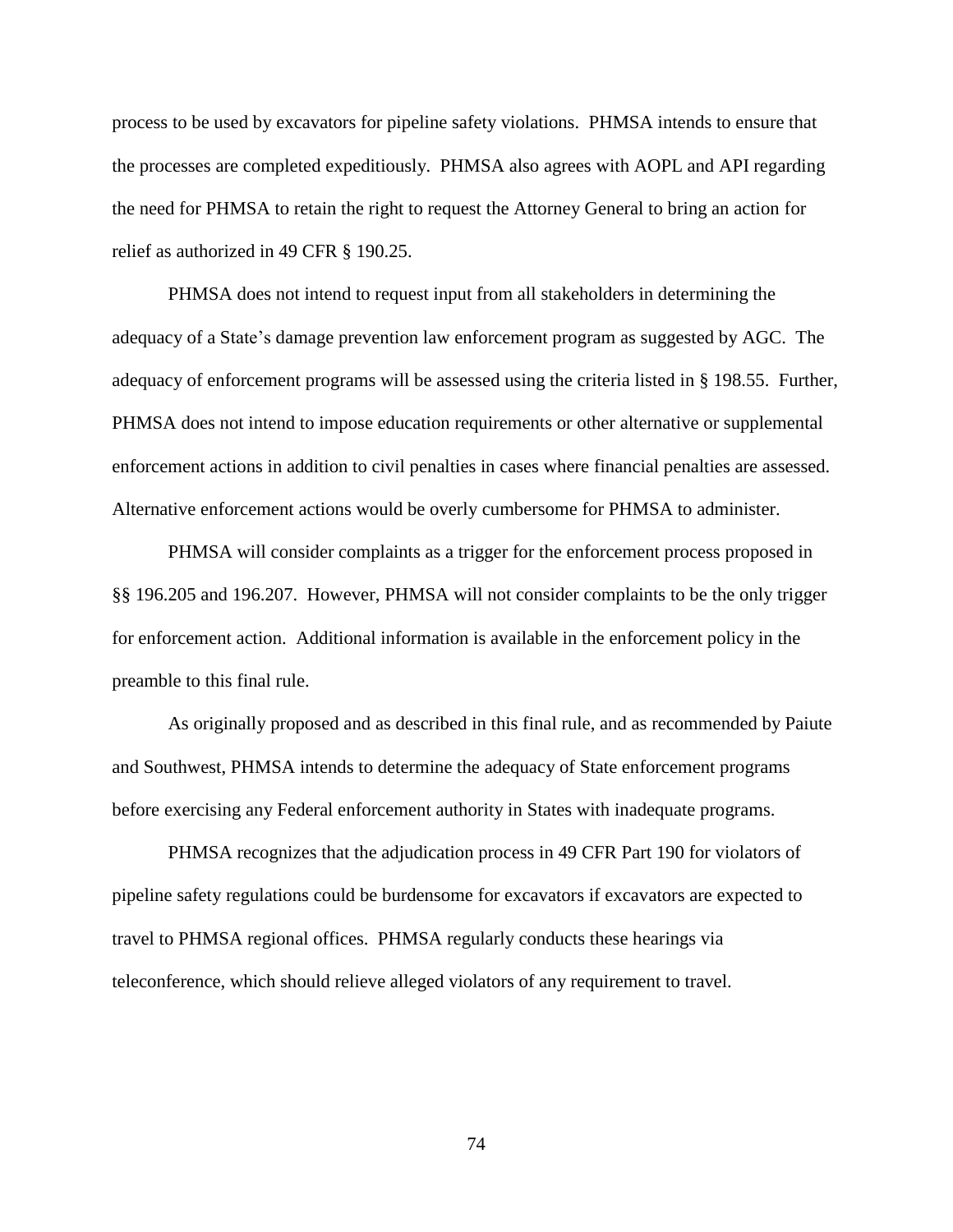process to be used by excavators for pipeline safety violations. PHMSA intends to ensure that the processes are completed expeditiously. PHMSA also agrees with AOPL and API regarding the need for PHMSA to retain the right to request the Attorney General to bring an action for relief as authorized in 49 CFR § 190.25.

PHMSA does not intend to request input from all stakeholders in determining the adequacy of a State's damage prevention law enforcement program as suggested by AGC. The adequacy of enforcement programs will be assessed using the criteria listed in § 198.55. Further, PHMSA does not intend to impose education requirements or other alternative or supplemental enforcement actions in addition to civil penalties in cases where financial penalties are assessed. Alternative enforcement actions would be overly cumbersome for PHMSA to administer.

PHMSA will consider complaints as a trigger for the enforcement process proposed in §§ 196.205 and 196.207. However, PHMSA will not consider complaints to be the only trigger for enforcement action. Additional information is available in the enforcement policy in the preamble to this final rule.

As originally proposed and as described in this final rule, and as recommended by Paiute and Southwest, PHMSA intends to determine the adequacy of State enforcement programs before exercising any Federal enforcement authority in States with inadequate programs.

PHMSA recognizes that the adjudication process in 49 CFR Part 190 for violators of pipeline safety regulations could be burdensome for excavators if excavators are expected to travel to PHMSA regional offices. PHMSA regularly conducts these hearings via teleconference, which should relieve alleged violators of any requirement to travel.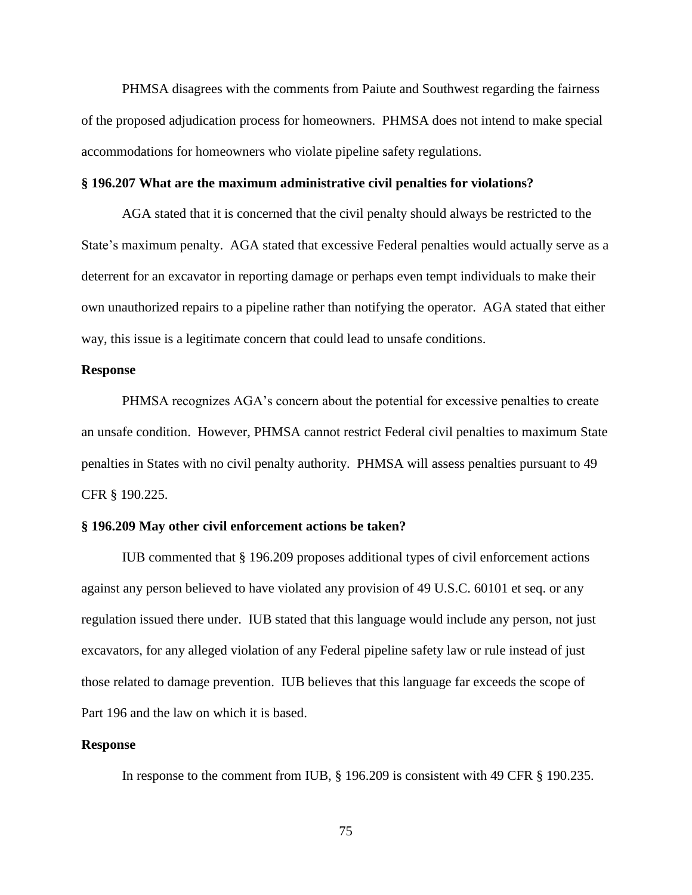PHMSA disagrees with the comments from Paiute and Southwest regarding the fairness of the proposed adjudication process for homeowners. PHMSA does not intend to make special accommodations for homeowners who violate pipeline safety regulations.

**§ 196.207 What are the maximum administrative civil penalties for violations?**

AGA stated that it is concerned that the civil penalty should always be restricted to the State's maximum penalty. AGA stated that excessive Federal penalties would actually serve as a deterrent for an excavator in reporting damage or perhaps even tempt individuals to make their own unauthorized repairs to a pipeline rather than notifying the operator. AGA stated that either way, this issue is a legitimate concern that could lead to unsafe conditions.

**Response**

PHMSA recognizes AGA's concern about the potential for excessive penalties to create an unsafe condition. However, PHMSA cannot restrict Federal civil penalties to maximum State penalties in States with no civil penalty authority. PHMSA will assess penalties pursuant to 49 CFR § 190.225.

**§ 196.209 May other civil enforcement actions be taken?**

IUB commented that § 196.209 proposes additional types of civil enforcement actions against any person believed to have violated any provision of 49 U.S.C. 60101 et seq. or any regulation issued there under. IUB stated that this language would include any person, not just excavators, for any alleged violation of any Federal pipeline safety law or rule instead of just those related to damage prevention. IUB believes that this language far exceeds the scope of Part 196 and the law on which it is based.

**Response**

In response to the comment from IUB, § 196.209 is consistent with 49 CFR § 190.235.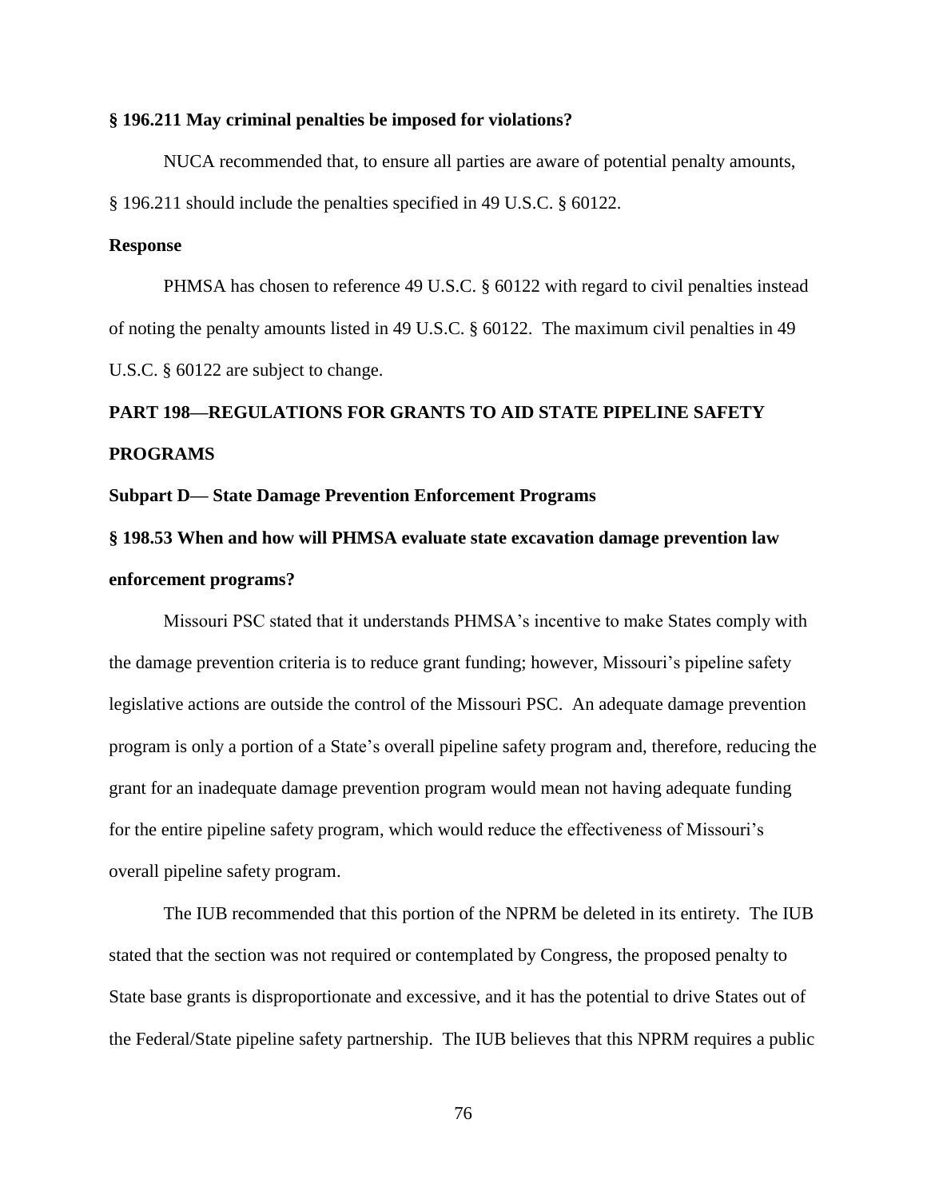**§ 196.211 May criminal penalties be imposed for violations?**

NUCA recommended that, to ensure all parties are aware of potential penalty amounts, § 196.211 should include the penalties specified in 49 U.S.C. § 60122.

**Response**

PHMSA has chosen to reference 49 U.S.C. § 60122 with regard to civil penalties instead of noting the penalty amounts listed in 49 U.S.C. § 60122. The maximum civil penalties in 49 U.S.C. § 60122 are subject to change.

## PART 198—REGULATIONS FOR GRANTS TO AID STATE PIPELINE SAFETY PROGRAMS

### Subpart D— State Damage Prevention Enforcement Programs

**§ 198.53 When and how will PHMSA evaluate state excavation damage prevention law enforcement programs?**

Missouri PSC stated that it understands PHMSA's incentive to make States comply with the damage prevention criteria is to reduce grant funding; however, Missouri's pipeline safety legislative actions are outside the control of the Missouri PSC. An adequate damage prevention program is only a portion of a State's overall pipeline safety program and, therefore, reducing the grant for an inadequate damage prevention program would mean not having adequate funding for the entire pipeline safety program, which would reduce the effectiveness of Missouri's overall pipeline safety program.

The IUB recommended that this portion of the NPRM be deleted in its entirety. The IUB stated that the section was not required or contemplated by Congress, the proposed penalty to State base grants is disproportionate and excessive, and it has the potential to drive States out of the Federal/State pipeline safety partnership. The IUB believes that this NPRM requires a public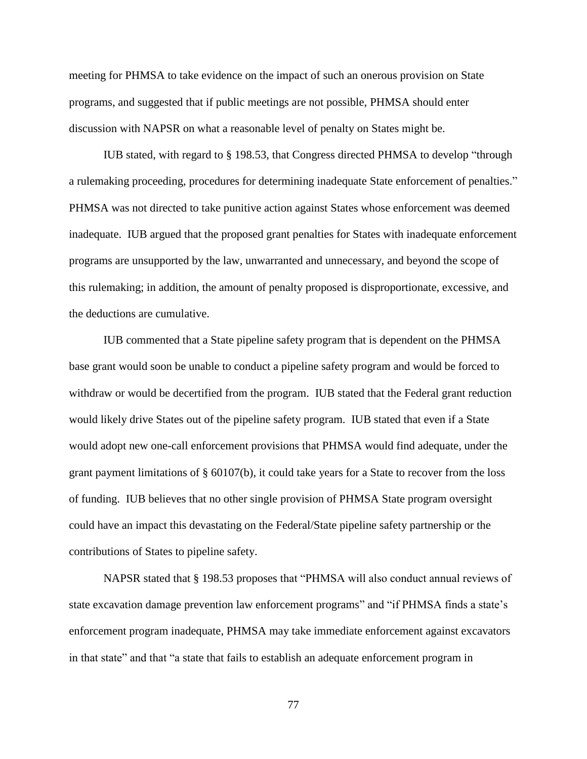meeting for PHMSA to take evidence on the impact of such an onerous provision on State programs, and suggested that if public meetings are not possible, PHMSA should enter discussion with NAPSR on what a reasonable level of penalty on States might be.

IUB stated, with regard to § 198.53, that Congress directed PHMSA to develop "through a rulemaking proceeding, procedures for determining inadequate State enforcement of penalties." PHMSA was not directed to take punitive action against States whose enforcement was deemed inadequate. IUB argued that the proposed grant penalties for States with inadequate enforcement programs are unsupported by the law, unwarranted and unnecessary, and beyond the scope of this rulemaking; in addition, the amount of penalty proposed is disproportionate, excessive, and the deductions are cumulative.

IUB commented that a State pipeline safety program that is dependent on the PHMSA base grant would soon be unable to conduct a pipeline safety program and would be forced to withdraw or would be decertified from the program. IUB stated that the Federal grant reduction would likely drive States out of the pipeline safety program. IUB stated that even if a State would adopt new one-call enforcement provisions that PHMSA would find adequate, under the grant payment limitations of § 60107(b), it could take years for a State to recover from the loss of funding. IUB believes that no other single provision of PHMSA State program oversight could have an impact this devastating on the Federal/State pipeline safety partnership or the contributions of States to pipeline safety.

NAPSR stated that § 198.53 proposes that "PHMSA will also conduct annual reviews of state excavation damage prevention law enforcement programs" and "if PHMSA finds a state's enforcement program inadequate, PHMSA may take immediate enforcement against excavators in that state" and that "a state that fails to establish an adequate enforcement program in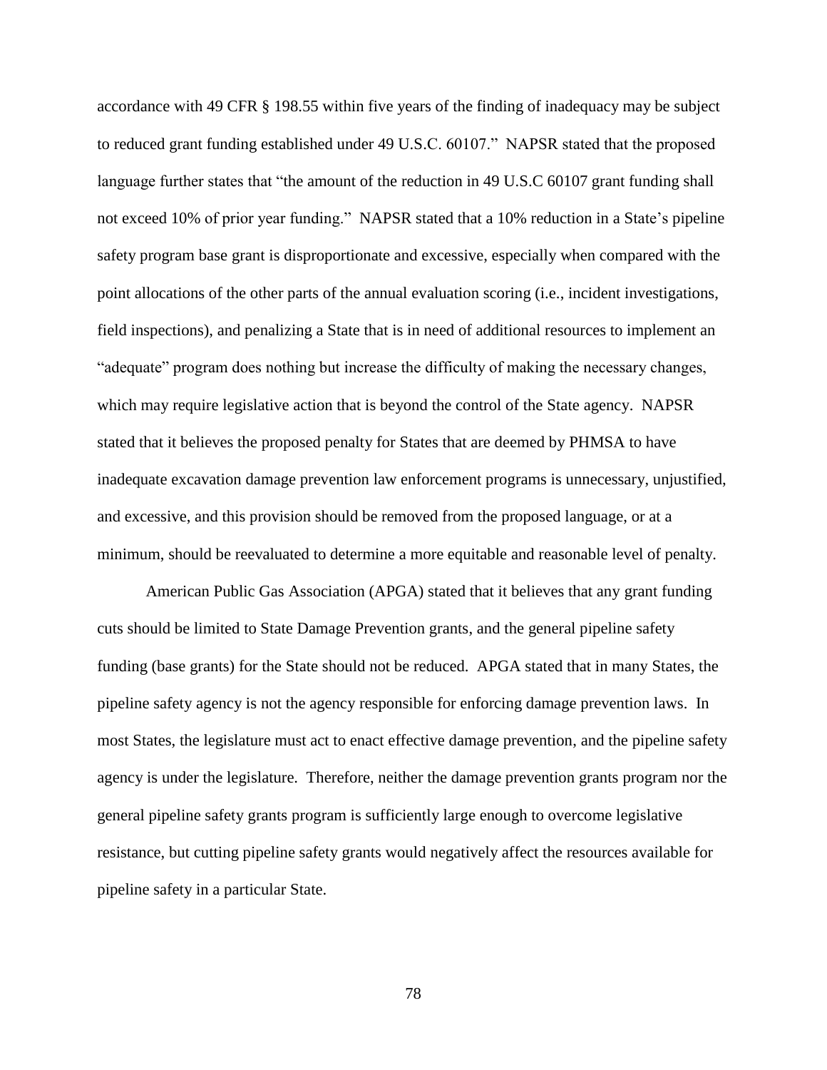accordance with 49 CFR § 198.55 within five years of the finding of inadequacy may be subject to reduced grant funding established under 49 U.S.C. 60107." NAPSR stated that the proposed language further states that "the amount of the reduction in 49 U.S.C 60107 grant funding shall not exceed 10% of prior year funding." NAPSR stated that a 10% reduction in a State's pipeline safety program base grant is disproportionate and excessive, especially when compared with the point allocations of the other parts of the annual evaluation scoring (i.e., incident investigations, field inspections), and penalizing a State that is in need of additional resources to implement an "adequate" program does nothing but increase the difficulty of making the necessary changes, which may require legislative action that is beyond the control of the State agency. NAPSR stated that it believes the proposed penalty for States that are deemed by PHMSA to have inadequate excavation damage prevention law enforcement programs is unnecessary, unjustified, and excessive, and this provision should be removed from the proposed language, or at a minimum, should be reevaluated to determine a more equitable and reasonable level of penalty.

American Public Gas Association (APGA) stated that it believes that any grant funding cuts should be limited to State Damage Prevention grants, and the general pipeline safety funding (base grants) for the State should not be reduced. APGA stated that in many States, the pipeline safety agency is not the agency responsible for enforcing damage prevention laws. In most States, the legislature must act to enact effective damage prevention, and the pipeline safety agency is under the legislature. Therefore, neither the damage prevention grants program nor the general pipeline safety grants program is sufficiently large enough to overcome legislative resistance, but cutting pipeline safety grants would negatively affect the resources available for pipeline safety in a particular State.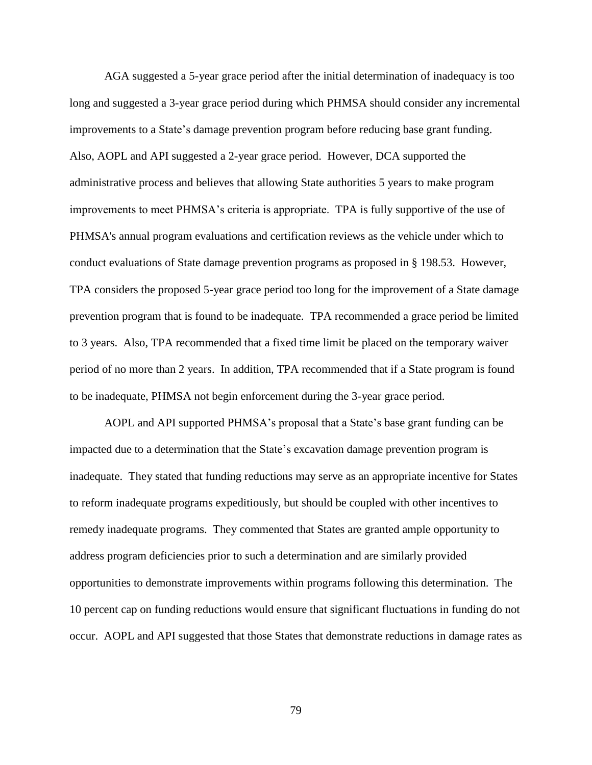AGA suggested a 5-year grace period after the initial determination of inadequacy is too long and suggested a 3-year grace period during which PHMSA should consider any incremental improvements to a State's damage prevention program before reducing base grant funding. Also, AOPL and API suggested a 2-year grace period. However, DCA supported the administrative process and believes that allowing State authorities 5 years to make program improvements to meet PHMSA's criteria is appropriate. TPA is fully supportive of the use of PHMSA's annual program evaluations and certification reviews as the vehicle under which to conduct evaluations of State damage prevention programs as proposed in § 198.53. However, TPA considers the proposed 5-year grace period too long for the improvement of a State damage prevention program that is found to be inadequate. TPA recommended a grace period be limited to 3 years. Also, TPA recommended that a fixed time limit be placed on the temporary waiver period of no more than 2 years. In addition, TPA recommended that if a State program is found to be inadequate, PHMSA not begin enforcement during the 3-year grace period.

AOPL and API supported PHMSA's proposal that a State's base grant funding can be impacted due to a determination that the State's excavation damage prevention program is inadequate. They stated that funding reductions may serve as an appropriate incentive for States to reform inadequate programs expeditiously, but should be coupled with other incentives to remedy inadequate programs. They commented that States are granted ample opportunity to address program deficiencies prior to such a determination and are similarly provided opportunities to demonstrate improvements within programs following this determination. The 10 percent cap on funding reductions would ensure that significant fluctuations in funding do not occur. AOPL and API suggested that those States that demonstrate reductions in damage rates as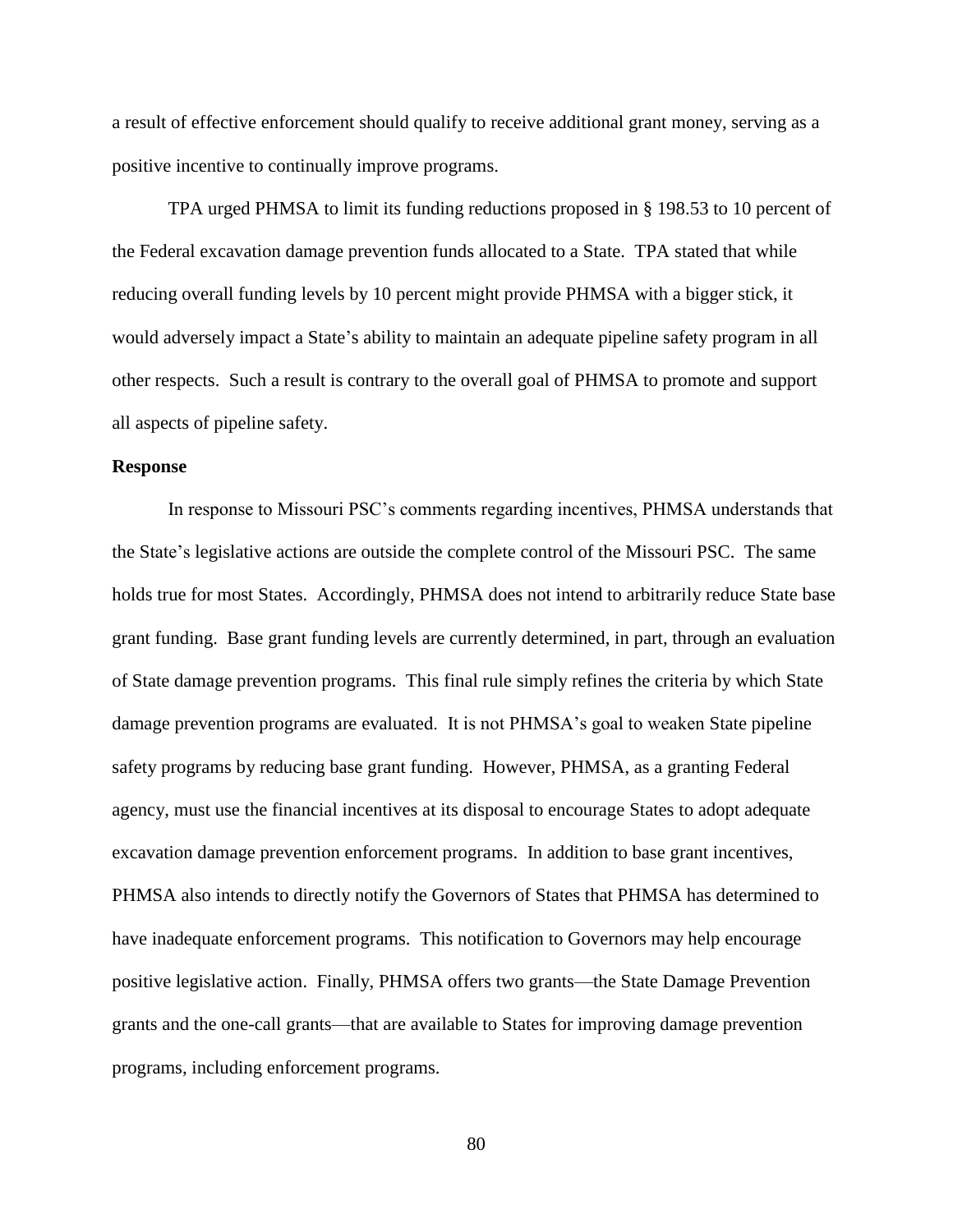a result of effective enforcement should qualify to receive additional grant money, serving as a positive incentive to continually improve programs.

TPA urged PHMSA to limit its funding reductions proposed in § 198.53 to 10 percent of the Federal excavation damage prevention funds allocated to a State. TPA stated that while reducing overall funding levels by 10 percent might provide PHMSA with a bigger stick, it would adversely impact a State's ability to maintain an adequate pipeline safety program in all other respects. Such a result is contrary to the overall goal of PHMSA to promote and support all aspects of pipeline safety.

**Response**

In response to Missouri PSC's comments regarding incentives, PHMSA understands that the State's legislative actions are outside the complete control of the Missouri PSC. The same holds true for most States. Accordingly, PHMSA does not intend to arbitrarily reduce State base grant funding. Base grant funding levels are currently determined, in part, through an evaluation of State damage prevention programs. This final rule simply refines the criteria by which State damage prevention programs are evaluated. It is not PHMSA's goal to weaken State pipeline safety programs by reducing base grant funding. However, PHMSA, as a granting Federal agency, must use the financial incentives at its disposal to encourage States to adopt adequate excavation damage prevention enforcement programs. In addition to base grant incentives, PHMSA also intends to directly notify the Governors of States that PHMSA has determined to have inadequate enforcement programs. This notification to Governors may help encourage positive legislative action. Finally, PHMSA offers two grants—the State Damage Prevention grants and the one-call grants—that are available to States for improving damage prevention programs, including enforcement programs.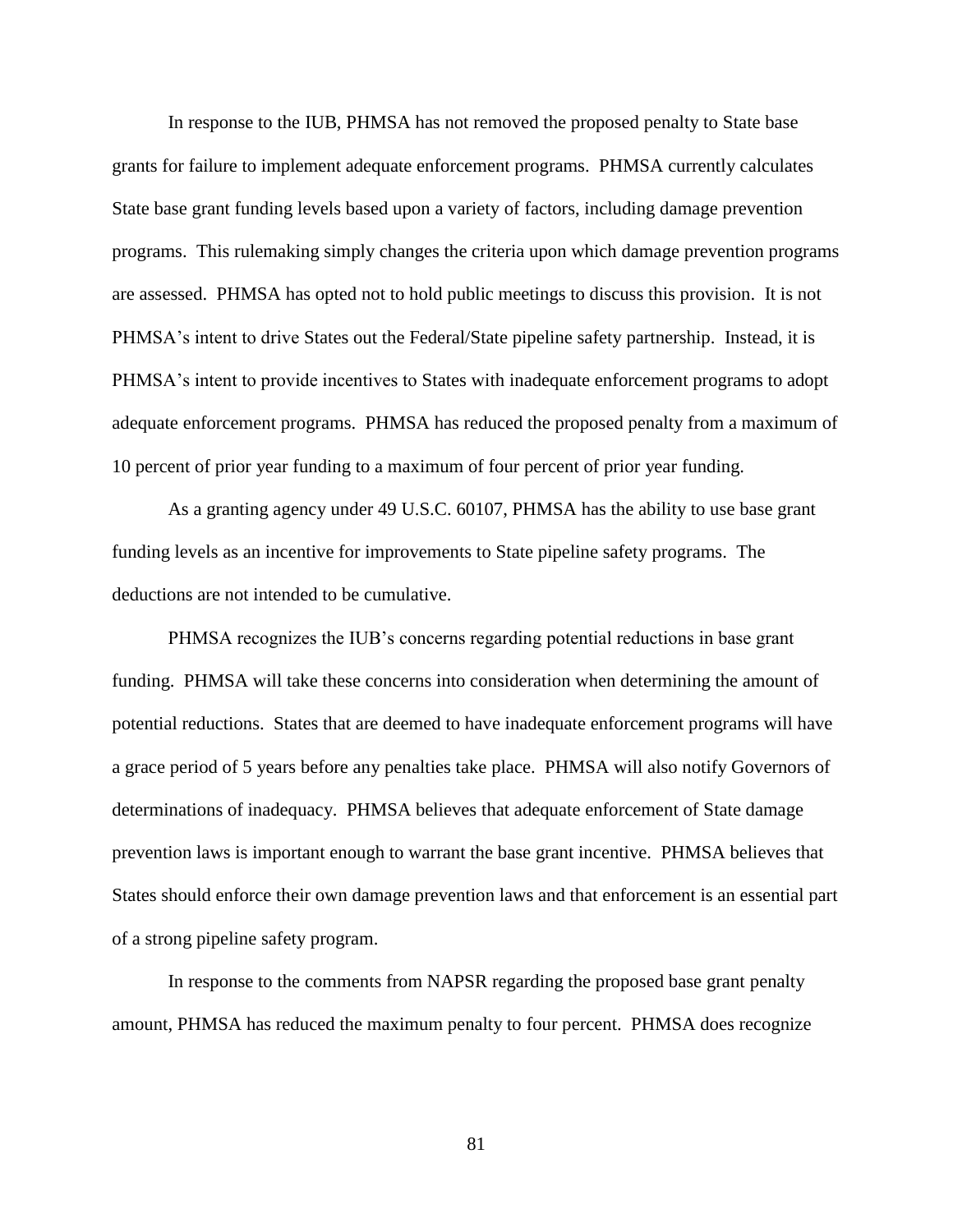In response to the IUB, PHMSA has not removed the proposed penalty to State base grants for failure to implement adequate enforcement programs. PHMSA currently calculates State base grant funding levels based upon a variety of factors, including damage prevention programs. This rulemaking simply changes the criteria upon which damage prevention programs are assessed. PHMSA has opted not to hold public meetings to discuss this provision. It is not PHMSA's intent to drive States out the Federal/State pipeline safety partnership. Instead, it is PHMSA's intent to provide incentives to States with inadequate enforcement programs to adopt adequate enforcement programs. PHMSA has reduced the proposed penalty from a maximum of 10 percent of prior year funding to a maximum of four percent of prior year funding.

As a granting agency under 49 U.S.C. 60107, PHMSA has the ability to use base grant funding levels as an incentive for improvements to State pipeline safety programs. The deductions are not intended to be cumulative.

PHMSA recognizes the IUB's concerns regarding potential reductions in base grant funding. PHMSA will take these concerns into consideration when determining the amount of potential reductions. States that are deemed to have inadequate enforcement programs will have a grace period of 5 years before any penalties take place. PHMSA will also notify Governors of determinations of inadequacy. PHMSA believes that adequate enforcement of State damage prevention laws is important enough to warrant the base grant incentive. PHMSA believes that States should enforce their own damage prevention laws and that enforcement is an essential part of a strong pipeline safety program.

In response to the comments from NAPSR regarding the proposed base grant penalty amount, PHMSA has reduced the maximum penalty to four percent. PHMSA does recognize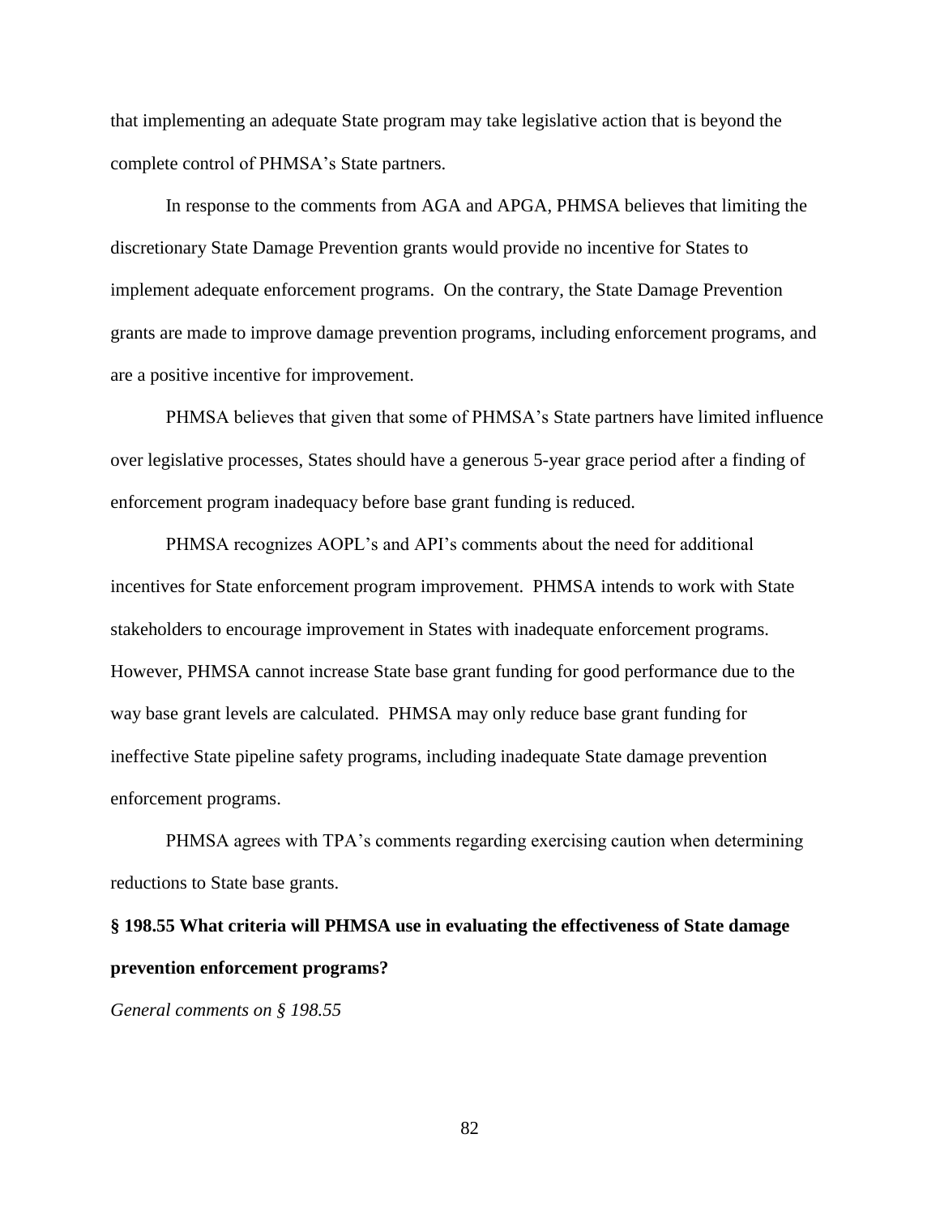that implementing an adequate State program may take legislative action that is beyond the complete control of PHMSA's State partners.

In response to the comments from AGA and APGA, PHMSA believes that limiting the discretionary State Damage Prevention grants would provide no incentive for States to implement adequate enforcement programs. On the contrary, the State Damage Prevention grants are made to improve damage prevention programs, including enforcement programs, and are a positive incentive for improvement.

PHMSA believes that given that some of PHMSA's State partners have limited influence over legislative processes, States should have a generous 5-year grace period after a finding of enforcement program inadequacy before base grant funding is reduced.

PHMSA recognizes AOPL's and API's comments about the need for additional incentives for State enforcement program improvement. PHMSA intends to work with State stakeholders to encourage improvement in States with inadequate enforcement programs. However, PHMSA cannot increase State base grant funding for good performance due to the way base grant levels are calculated. PHMSA may only reduce base grant funding for ineffective State pipeline safety programs, including inadequate State damage prevention enforcement programs.

PHMSA agrees with TPA's comments regarding exercising caution when determining reductions to State base grants.

**§ 198.55 What criteria will PHMSA use in evaluating the effectiveness of State damage prevention enforcement programs?**

*General comments on § 198.55*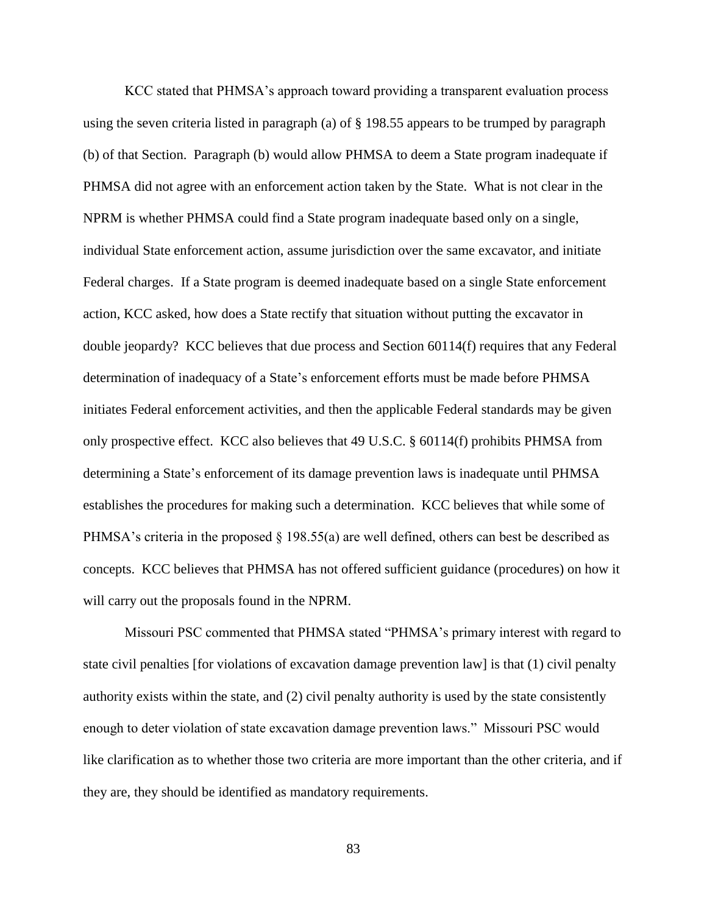KCC stated that PHMSA's approach toward providing a transparent evaluation process using the seven criteria listed in paragraph (a) of § 198.55 appears to be trumped by paragraph (b) of that Section. Paragraph (b) would allow PHMSA to deem a State program inadequate if PHMSA did not agree with an enforcement action taken by the State. What is not clear in the NPRM is whether PHMSA could find a State program inadequate based only on a single, individual State enforcement action, assume jurisdiction over the same excavator, and initiate Federal charges. If a State program is deemed inadequate based on a single State enforcement action, KCC asked, how does a State rectify that situation without putting the excavator in double jeopardy? KCC believes that due process and Section 60114(f) requires that any Federal determination of inadequacy of a State's enforcement efforts must be made before PHMSA initiates Federal enforcement activities, and then the applicable Federal standards may be given only prospective effect. KCC also believes that 49 U.S.C. § 60114(f) prohibits PHMSA from determining a State's enforcement of its damage prevention laws is inadequate until PHMSA establishes the procedures for making such a determination. KCC believes that while some of PHMSA's criteria in the proposed § 198.55(a) are well defined, others can best be described as concepts. KCC believes that PHMSA has not offered sufficient guidance (procedures) on how it will carry out the proposals found in the NPRM.

Missouri PSC commented that PHMSA stated "PHMSA's primary interest with regard to state civil penalties [for violations of excavation damage prevention law] is that (1) civil penalty authority exists within the state, and (2) civil penalty authority is used by the state consistently enough to deter violation of state excavation damage prevention laws." Missouri PSC would like clarification as to whether those two criteria are more important than the other criteria, and if they are, they should be identified as mandatory requirements.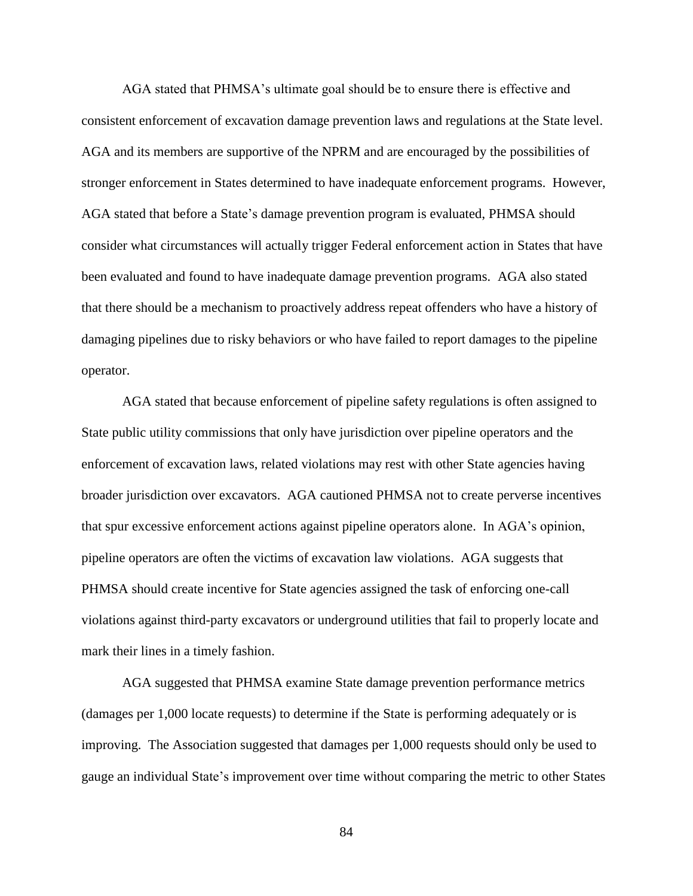AGA stated that PHMSA's ultimate goal should be to ensure there is effective and consistent enforcement of excavation damage prevention laws and regulations at the State level. AGA and its members are supportive of the NPRM and are encouraged by the possibilities of stronger enforcement in States determined to have inadequate enforcement programs. However, AGA stated that before a State's damage prevention program is evaluated, PHMSA should consider what circumstances will actually trigger Federal enforcement action in States that have been evaluated and found to have inadequate damage prevention programs. AGA also stated that there should be a mechanism to proactively address repeat offenders who have a history of damaging pipelines due to risky behaviors or who have failed to report damages to the pipeline operator.

AGA stated that because enforcement of pipeline safety regulations is often assigned to State public utility commissions that only have jurisdiction over pipeline operators and the enforcement of excavation laws, related violations may rest with other State agencies having broader jurisdiction over excavators. AGA cautioned PHMSA not to create perverse incentives that spur excessive enforcement actions against pipeline operators alone. In AGA's opinion, pipeline operators are often the victims of excavation law violations. AGA suggests that PHMSA should create incentive for State agencies assigned the task of enforcing one-call violations against third-party excavators or underground utilities that fail to properly locate and mark their lines in a timely fashion.

AGA suggested that PHMSA examine State damage prevention performance metrics (damages per 1,000 locate requests) to determine if the State is performing adequately or is improving. The Association suggested that damages per 1,000 requests should only be used to gauge an individual State's improvement over time without comparing the metric to other States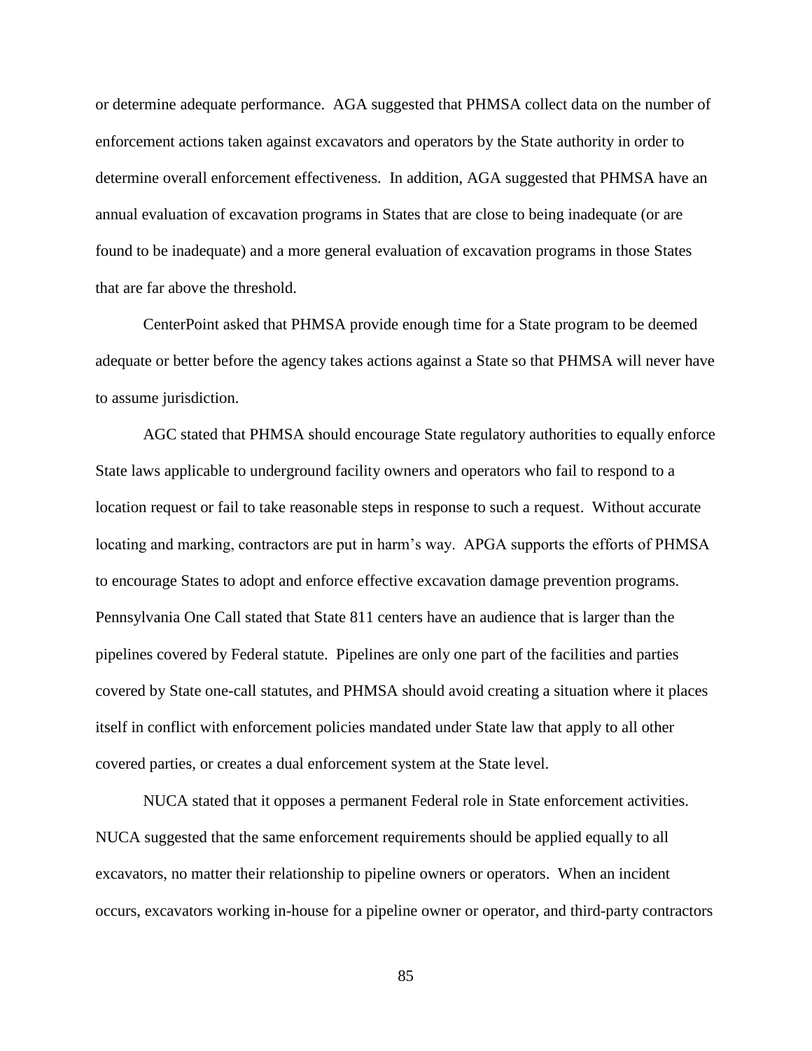or determine adequate performance. AGA suggested that PHMSA collect data on the number of enforcement actions taken against excavators and operators by the State authority in order to determine overall enforcement effectiveness. In addition, AGA suggested that PHMSA have an annual evaluation of excavation programs in States that are close to being inadequate (or are found to be inadequate) and a more general evaluation of excavation programs in those States that are far above the threshold.

CenterPoint asked that PHMSA provide enough time for a State program to be deemed adequate or better before the agency takes actions against a State so that PHMSA will never have to assume jurisdiction.

AGC stated that PHMSA should encourage State regulatory authorities to equally enforce State laws applicable to underground facility owners and operators who fail to respond to a location request or fail to take reasonable steps in response to such a request. Without accurate locating and marking, contractors are put in harm's way. APGA supports the efforts of PHMSA to encourage States to adopt and enforce effective excavation damage prevention programs. Pennsylvania One Call stated that State 811 centers have an audience that is larger than the pipelines covered by Federal statute. Pipelines are only one part of the facilities and parties covered by State one-call statutes, and PHMSA should avoid creating a situation where it places itself in conflict with enforcement policies mandated under State law that apply to all other covered parties, or creates a dual enforcement system at the State level.

NUCA stated that it opposes a permanent Federal role in State enforcement activities. NUCA suggested that the same enforcement requirements should be applied equally to all excavators, no matter their relationship to pipeline owners or operators. When an incident occurs, excavators working in-house for a pipeline owner or operator, and third-party contractors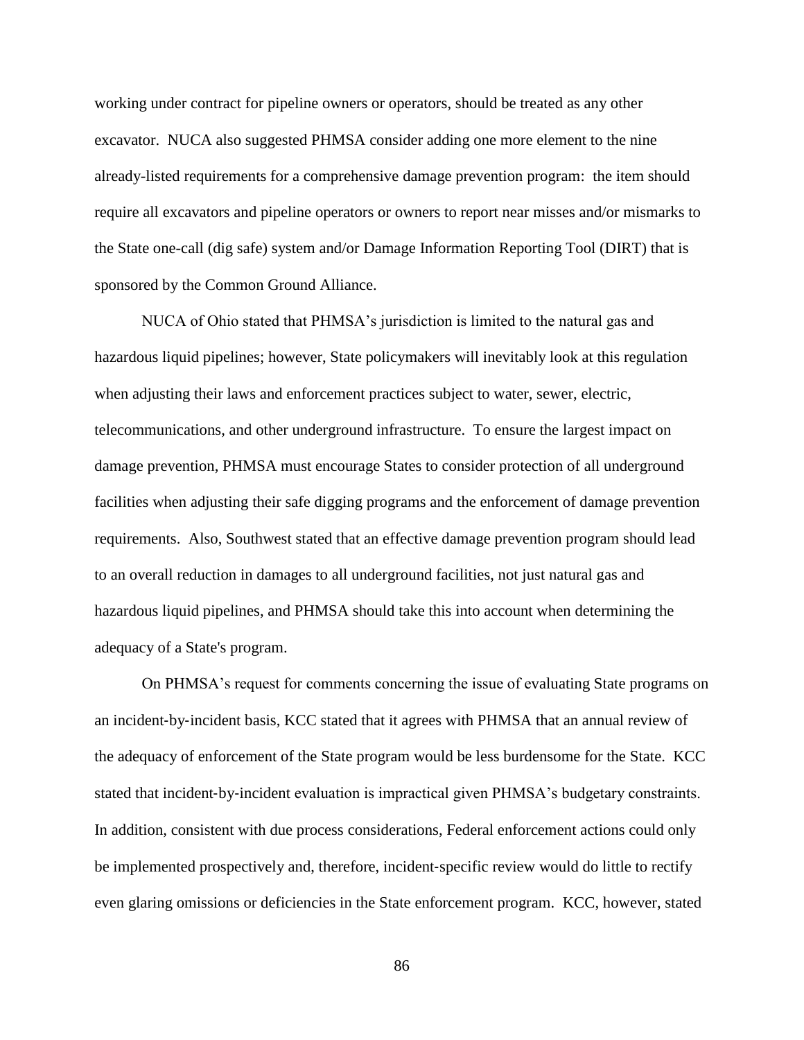working under contract for pipeline owners or operators, should be treated as any other excavator. NUCA also suggested PHMSA consider adding one more element to the nine already-listed requirements for a comprehensive damage prevention program: the item should require all excavators and pipeline operators or owners to report near misses and/or mismarks to the State one-call (dig safe) system and/or Damage Information Reporting Tool (DIRT) that is sponsored by the Common Ground Alliance.

NUCA of Ohio stated that PHMSA's jurisdiction is limited to the natural gas and hazardous liquid pipelines; however, State policymakers will inevitably look at this regulation when adjusting their laws and enforcement practices subject to water, sewer, electric, telecommunications, and other underground infrastructure. To ensure the largest impact on damage prevention, PHMSA must encourage States to consider protection of all underground facilities when adjusting their safe digging programs and the enforcement of damage prevention requirements. Also, Southwest stated that an effective damage prevention program should lead to an overall reduction in damages to all underground facilities, not just natural gas and hazardous liquid pipelines, and PHMSA should take this into account when determining the adequacy of a State's program.

On PHMSA's request for comments concerning the issue of evaluating State programs on an incident-by-incident basis, KCC stated that it agrees with PHMSA that an annual review of the adequacy of enforcement of the State program would be less burdensome for the State. KCC stated that incident-by-incident evaluation is impractical given PHMSA's budgetary constraints. In addition, consistent with due process considerations, Federal enforcement actions could only be implemented prospectively and, therefore, incident-specific review would do little to rectify even glaring omissions or deficiencies in the State enforcement program. KCC, however, stated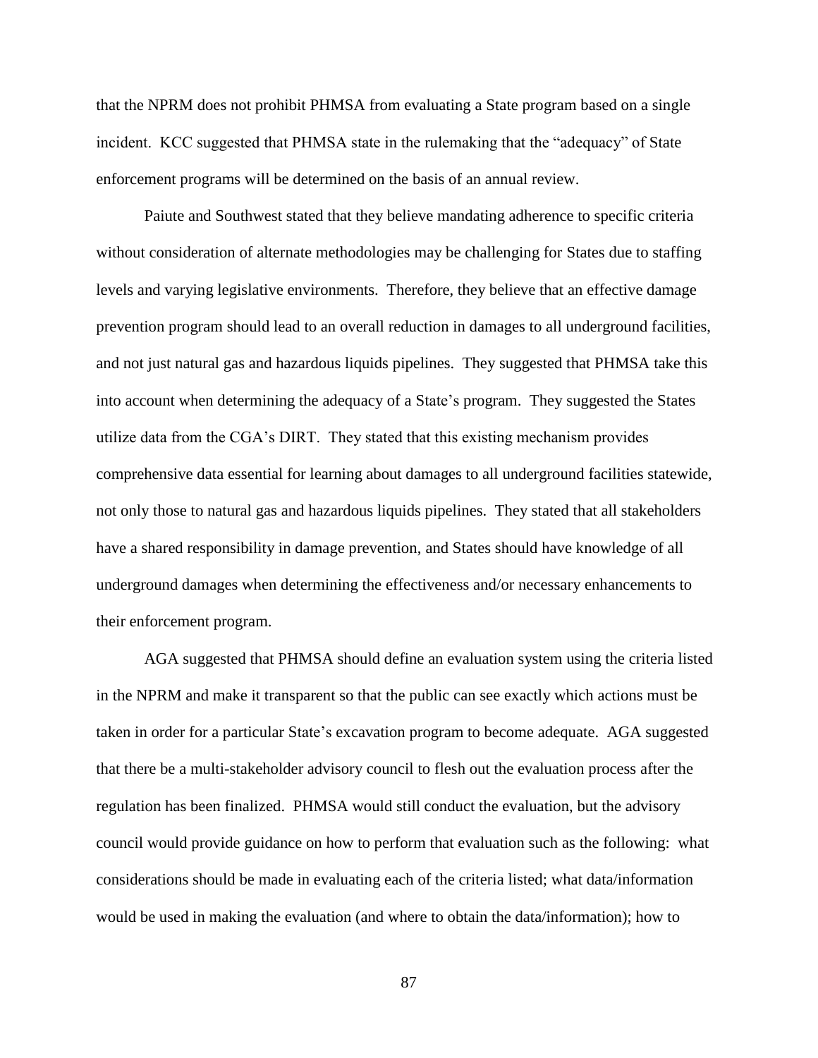that the NPRM does not prohibit PHMSA from evaluating a State program based on a single incident. KCC suggested that PHMSA state in the rulemaking that the "adequacy" of State enforcement programs will be determined on the basis of an annual review.

Paiute and Southwest stated that they believe mandating adherence to specific criteria without consideration of alternate methodologies may be challenging for States due to staffing levels and varying legislative environments. Therefore, they believe that an effective damage prevention program should lead to an overall reduction in damages to all underground facilities, and not just natural gas and hazardous liquids pipelines. They suggested that PHMSA take this into account when determining the adequacy of a State's program. They suggested the States utilize data from the CGA's DIRT. They stated that this existing mechanism provides comprehensive data essential for learning about damages to all underground facilities statewide, not only those to natural gas and hazardous liquids pipelines. They stated that all stakeholders have a shared responsibility in damage prevention, and States should have knowledge of all underground damages when determining the effectiveness and/or necessary enhancements to their enforcement program.

AGA suggested that PHMSA should define an evaluation system using the criteria listed in the NPRM and make it transparent so that the public can see exactly which actions must be taken in order for a particular State's excavation program to become adequate. AGA suggested that there be a multi-stakeholder advisory council to flesh out the evaluation process after the regulation has been finalized. PHMSA would still conduct the evaluation, but the advisory council would provide guidance on how to perform that evaluation such as the following: what considerations should be made in evaluating each of the criteria listed; what data/information would be used in making the evaluation (and where to obtain the data/information); how to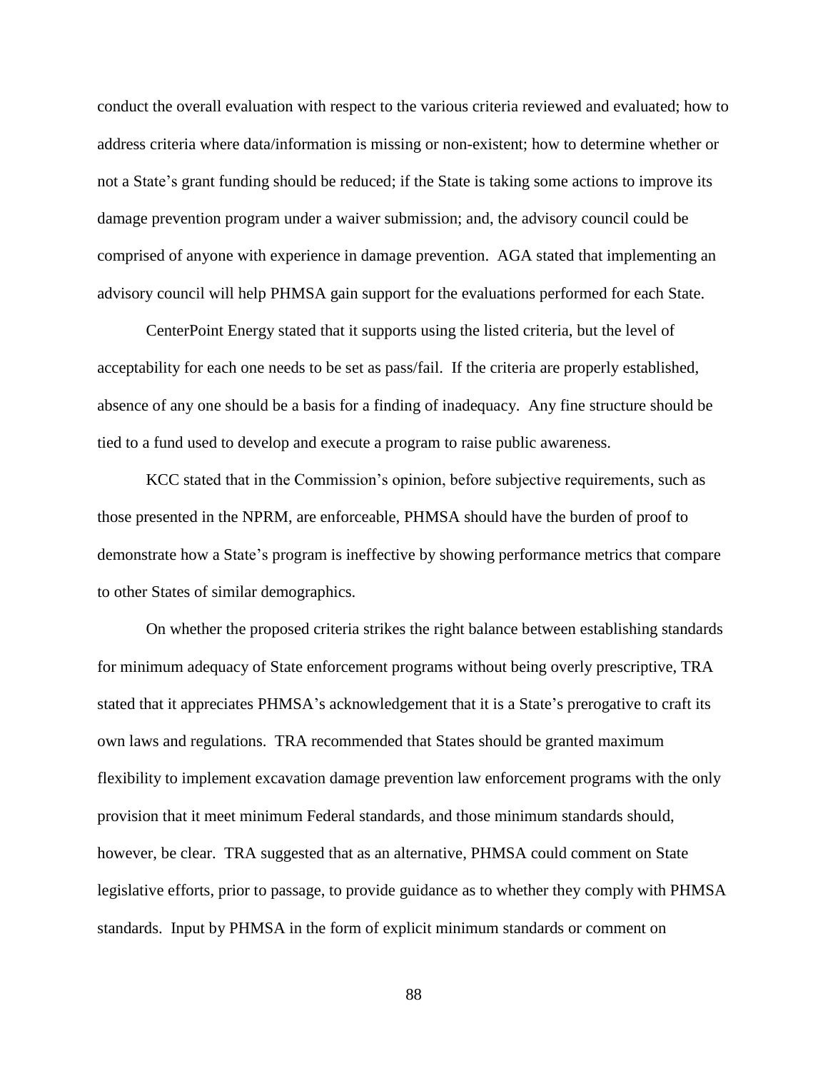conduct the overall evaluation with respect to the various criteria reviewed and evaluated; how to address criteria where data/information is missing or non-existent; how to determine whether or not a State's grant funding should be reduced; if the State is taking some actions to improve its damage prevention program under a waiver submission; and, the advisory council could be comprised of anyone with experience in damage prevention. AGA stated that implementing an advisory council will help PHMSA gain support for the evaluations performed for each State.

CenterPoint Energy stated that it supports using the listed criteria, but the level of acceptability for each one needs to be set as pass/fail. If the criteria are properly established, absence of any one should be a basis for a finding of inadequacy. Any fine structure should be tied to a fund used to develop and execute a program to raise public awareness.

KCC stated that in the Commission's opinion, before subjective requirements, such as those presented in the NPRM, are enforceable, PHMSA should have the burden of proof to demonstrate how a State's program is ineffective by showing performance metrics that compare to other States of similar demographics.

On whether the proposed criteria strikes the right balance between establishing standards for minimum adequacy of State enforcement programs without being overly prescriptive, TRA stated that it appreciates PHMSA's acknowledgement that it is a State's prerogative to craft its own laws and regulations. TRA recommended that States should be granted maximum flexibility to implement excavation damage prevention law enforcement programs with the only provision that it meet minimum Federal standards, and those minimum standards should, however, be clear. TRA suggested that as an alternative, PHMSA could comment on State legislative efforts, prior to passage, to provide guidance as to whether they comply with PHMSA standards. Input by PHMSA in the form of explicit minimum standards or comment on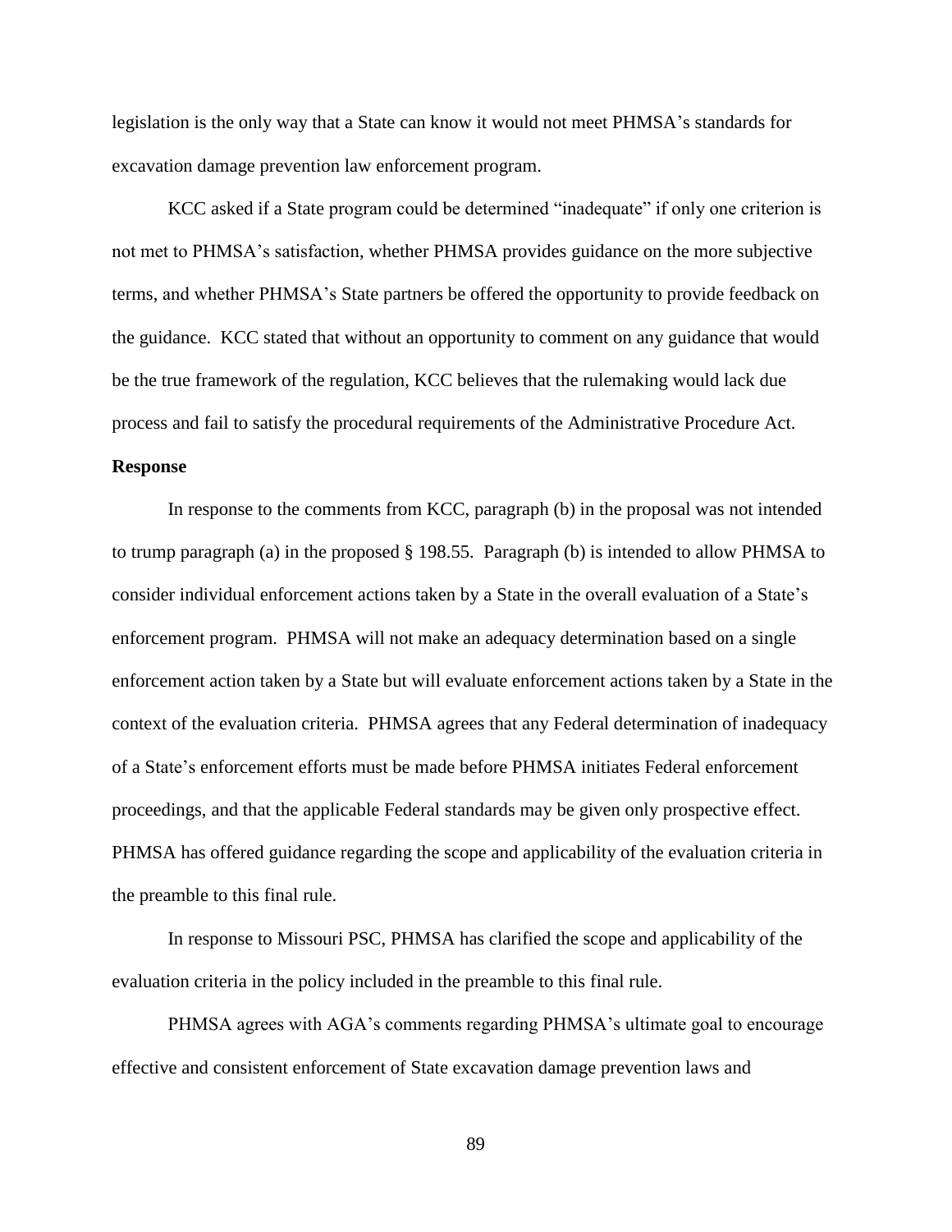legislation is the only way that a State can know it would not meet PHMSA's standards for excavation damage prevention law enforcement program.

KCC asked if a State program could be determined "inadequate" if only one criterion is not met to PHMSA's satisfaction, whether PHMSA provides guidance on the more subjective terms, and whether PHMSA's State partners be offered the opportunity to provide feedback on the guidance. KCC stated that without an opportunity to comment on any guidance that would be the true framework of the regulation, KCC believes that the rulemaking would lack due process and fail to satisfy the procedural requirements of the Administrative Procedure Act.

**Response**

In response to the comments from KCC, paragraph (b) in the proposal was not intended to trump paragraph (a) in the proposed § 198.55. Paragraph (b) is intended to allow PHMSA to consider individual enforcement actions taken by a State in the overall evaluation of a State's enforcement program. PHMSA will not make an adequacy determination based on a single enforcement action taken by a State but will evaluate enforcement actions taken by a State in the context of the evaluation criteria. PHMSA agrees that any Federal determination of inadequacy of a State's enforcement efforts must be made before PHMSA initiates Federal enforcement proceedings, and that the applicable Federal standards may be given only prospective effect. PHMSA has offered guidance regarding the scope and applicability of the evaluation criteria in the preamble to this final rule.

In response to Missouri PSC, PHMSA has clarified the scope and applicability of the evaluation criteria in the policy included in the preamble to this final rule.

PHMSA agrees with AGA's comments regarding PHMSA's ultimate goal to encourage effective and consistent enforcement of State excavation damage prevention laws and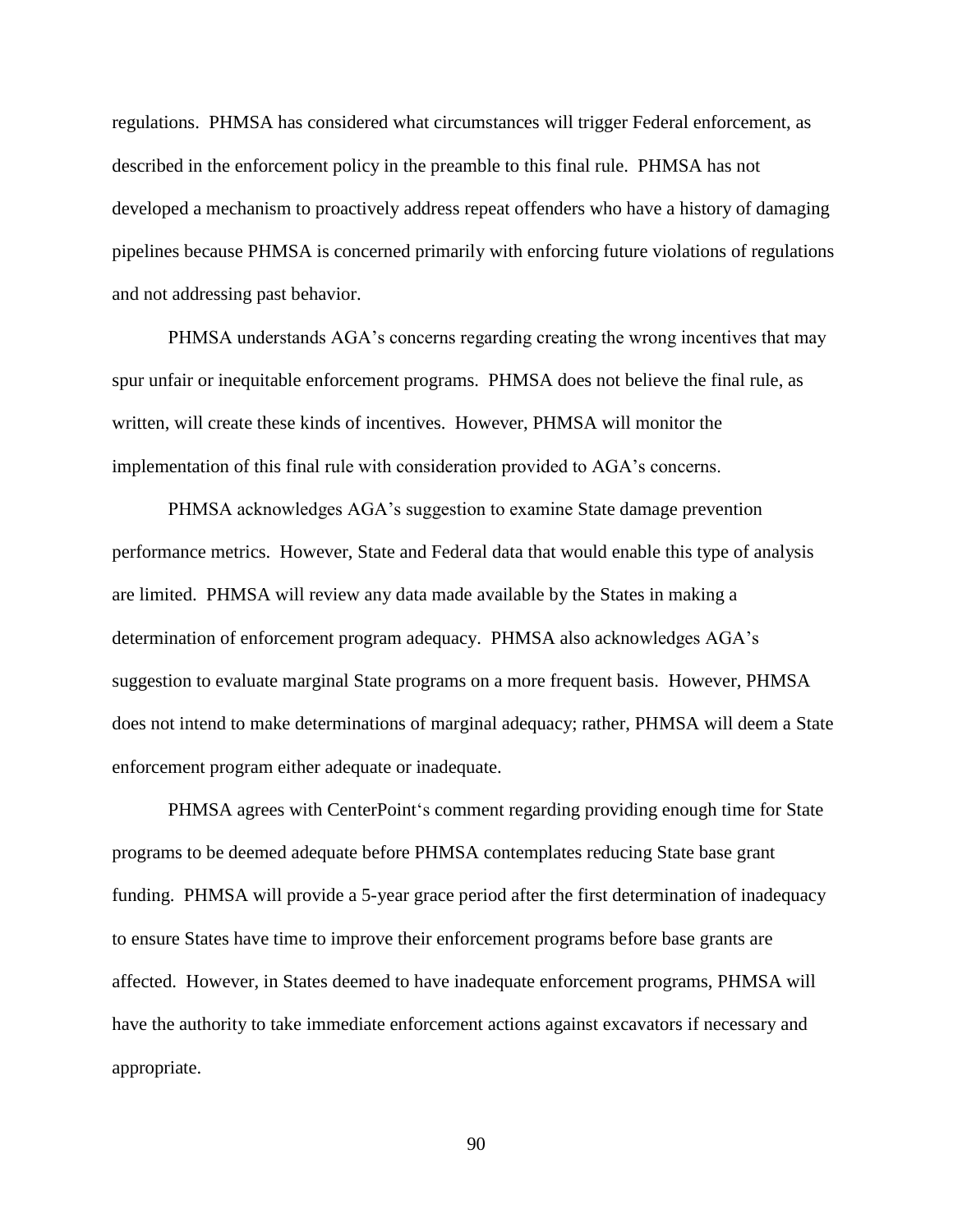regulations. PHMSA has considered what circumstances will trigger Federal enforcement, as described in the enforcement policy in the preamble to this final rule. PHMSA has not developed a mechanism to proactively address repeat offenders who have a history of damaging pipelines because PHMSA is concerned primarily with enforcing future violations of regulations and not addressing past behavior.

PHMSA understands AGA's concerns regarding creating the wrong incentives that may spur unfair or inequitable enforcement programs. PHMSA does not believe the final rule, as written, will create these kinds of incentives. However, PHMSA will monitor the implementation of this final rule with consideration provided to AGA's concerns.

PHMSA acknowledges AGA's suggestion to examine State damage prevention performance metrics. However, State and Federal data that would enable this type of analysis are limited. PHMSA will review any data made available by the States in making a determination of enforcement program adequacy. PHMSA also acknowledges AGA's suggestion to evaluate marginal State programs on a more frequent basis. However, PHMSA does not intend to make determinations of marginal adequacy; rather, PHMSA will deem a State enforcement program either adequate or inadequate.

PHMSA agrees with CenterPoint's comment regarding providing enough time for State programs to be deemed adequate before PHMSA contemplates reducing State base grant funding. PHMSA will provide a 5-year grace period after the first determination of inadequacy to ensure States have time to improve their enforcement programs before base grants are affected. However, in States deemed to have inadequate enforcement programs, PHMSA will have the authority to take immediate enforcement actions against excavators if necessary and appropriate.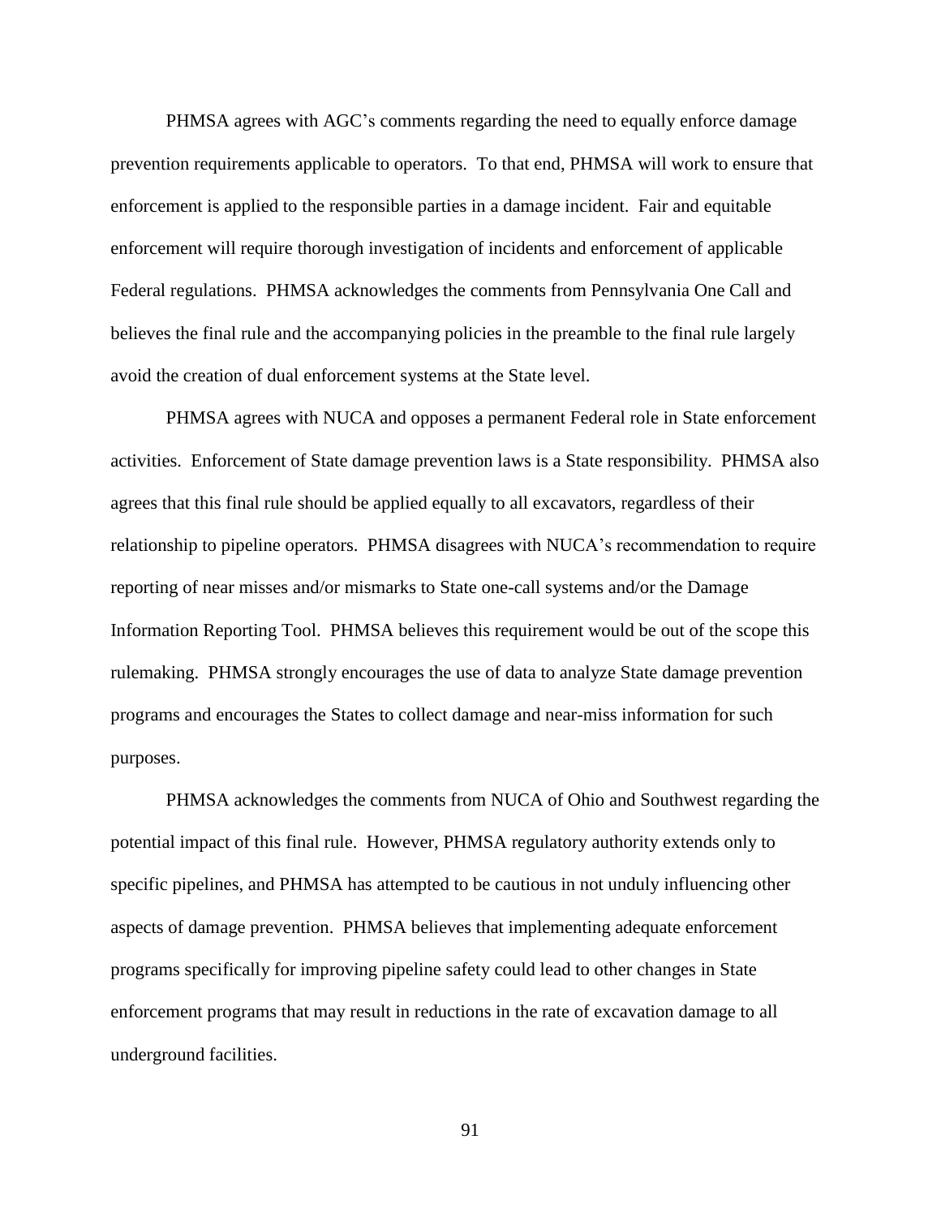PHMSA agrees with AGC's comments regarding the need to equally enforce damage prevention requirements applicable to operators. To that end, PHMSA will work to ensure that enforcement is applied to the responsible parties in a damage incident. Fair and equitable enforcement will require thorough investigation of incidents and enforcement of applicable Federal regulations. PHMSA acknowledges the comments from Pennsylvania One Call and believes the final rule and the accompanying policies in the preamble to the final rule largely avoid the creation of dual enforcement systems at the State level.

PHMSA agrees with NUCA and opposes a permanent Federal role in State enforcement activities. Enforcement of State damage prevention laws is a State responsibility. PHMSA also agrees that this final rule should be applied equally to all excavators, regardless of their relationship to pipeline operators. PHMSA disagrees with NUCA's recommendation to require reporting of near misses and/or mismarks to State one-call systems and/or the Damage Information Reporting Tool. PHMSA believes this requirement would be out of the scope this rulemaking. PHMSA strongly encourages the use of data to analyze State damage prevention programs and encourages the States to collect damage and near-miss information for such purposes.

PHMSA acknowledges the comments from NUCA of Ohio and Southwest regarding the potential impact of this final rule. However, PHMSA regulatory authority extends only to specific pipelines, and PHMSA has attempted to be cautious in not unduly influencing other aspects of damage prevention. PHMSA believes that implementing adequate enforcement programs specifically for improving pipeline safety could lead to other changes in State enforcement programs that may result in reductions in the rate of excavation damage to all underground facilities.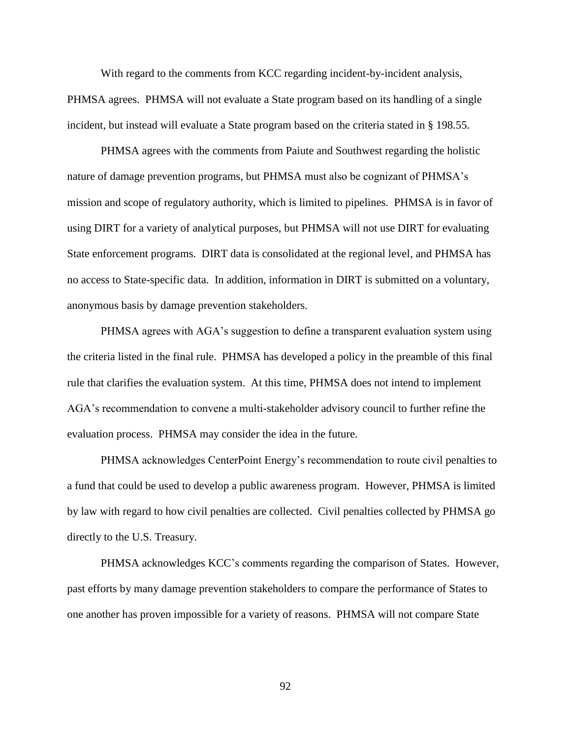With regard to the comments from KCC regarding incident-by-incident analysis, PHMSA agrees. PHMSA will not evaluate a State program based on its handling of a single incident, but instead will evaluate a State program based on the criteria stated in § 198.55.

PHMSA agrees with the comments from Paiute and Southwest regarding the holistic nature of damage prevention programs, but PHMSA must also be cognizant of PHMSA's mission and scope of regulatory authority, which is limited to pipelines. PHMSA is in favor of using DIRT for a variety of analytical purposes, but PHMSA will not use DIRT for evaluating State enforcement programs. DIRT data is consolidated at the regional level, and PHMSA has no access to State-specific data. In addition, information in DIRT is submitted on a voluntary, anonymous basis by damage prevention stakeholders.

PHMSA agrees with AGA's suggestion to define a transparent evaluation system using the criteria listed in the final rule. PHMSA has developed a policy in the preamble of this final rule that clarifies the evaluation system. At this time, PHMSA does not intend to implement AGA's recommendation to convene a multi-stakeholder advisory council to further refine the evaluation process. PHMSA may consider the idea in the future.

PHMSA acknowledges CenterPoint Energy's recommendation to route civil penalties to a fund that could be used to develop a public awareness program. However, PHMSA is limited by law with regard to how civil penalties are collected. Civil penalties collected by PHMSA go directly to the U.S. Treasury.

PHMSA acknowledges KCC's comments regarding the comparison of States. However, past efforts by many damage prevention stakeholders to compare the performance of States to one another has proven impossible for a variety of reasons. PHMSA will not compare State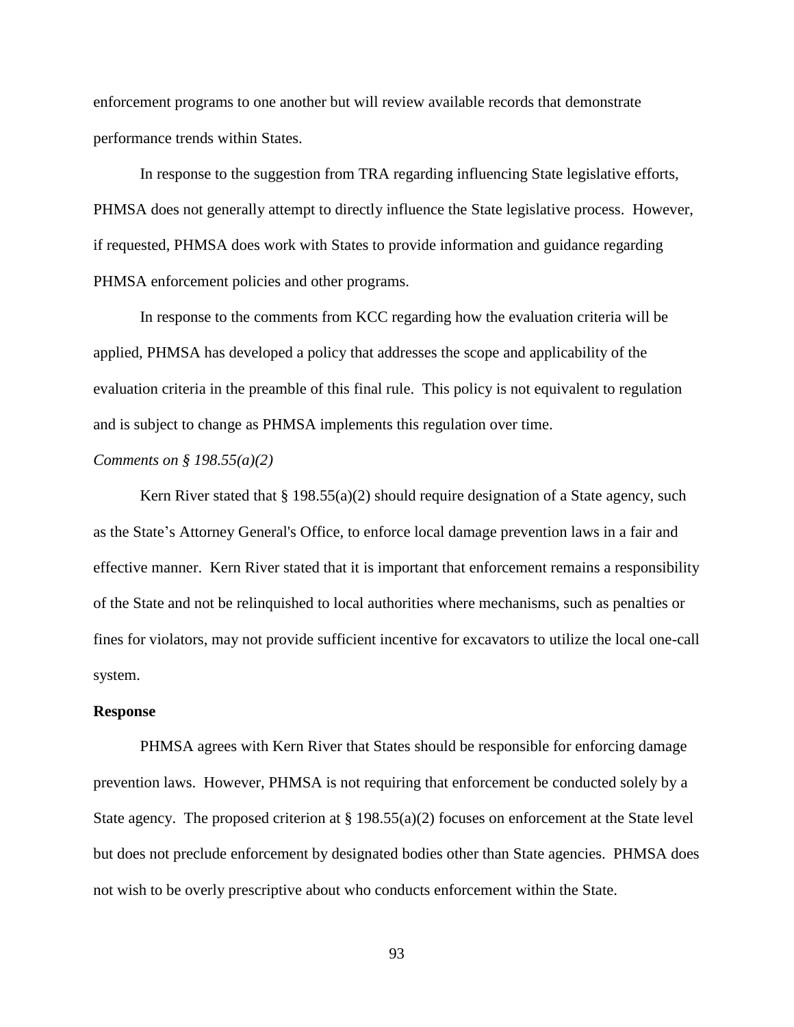enforcement programs to one another but will review available records that demonstrate performance trends within States.

In response to the suggestion from TRA regarding influencing State legislative efforts, PHMSA does not generally attempt to directly influence the State legislative process. However, if requested, PHMSA does work with States to provide information and guidance regarding PHMSA enforcement policies and other programs.

In response to the comments from KCC regarding how the evaluation criteria will be applied, PHMSA has developed a policy that addresses the scope and applicability of the evaluation criteria in the preamble of this final rule. This policy is not equivalent to regulation and is subject to change as PHMSA implements this regulation over time.

*Comments on § 198.55(a)(2)*

Kern River stated that § 198.55(a)(2) should require designation of a State agency, such as the State's Attorney General's Office, to enforce local damage prevention laws in a fair and effective manner. Kern River stated that it is important that enforcement remains a responsibility of the State and not be relinquished to local authorities where mechanisms, such as penalties or fines for violators, may not provide sufficient incentive for excavators to utilize the local one-call system.

**Response**

PHMSA agrees with Kern River that States should be responsible for enforcing damage prevention laws. However, PHMSA is not requiring that enforcement be conducted solely by a State agency. The proposed criterion at § 198.55(a)(2) focuses on enforcement at the State level but does not preclude enforcement by designated bodies other than State agencies. PHMSA does not wish to be overly prescriptive about who conducts enforcement within the State.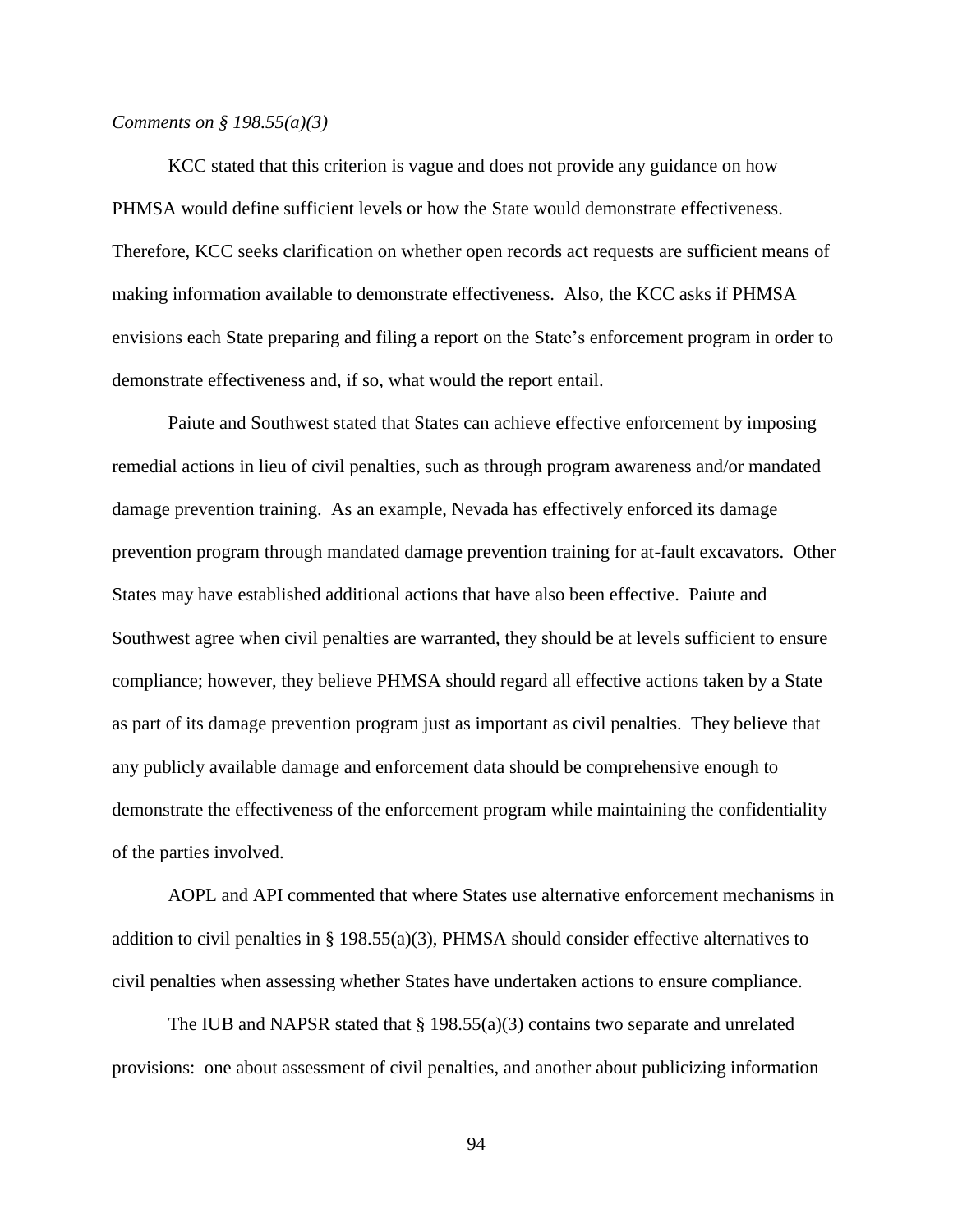*Comments on § 198.55(a)(3)*

KCC stated that this criterion is vague and does not provide any guidance on how PHMSA would define sufficient levels or how the State would demonstrate effectiveness. Therefore, KCC seeks clarification on whether open records act requests are sufficient means of making information available to demonstrate effectiveness. Also, the KCC asks if PHMSA envisions each State preparing and filing a report on the State's enforcement program in order to demonstrate effectiveness and, if so, what would the report entail.

Paiute and Southwest stated that States can achieve effective enforcement by imposing remedial actions in lieu of civil penalties, such as through program awareness and/or mandated damage prevention training. As an example, Nevada has effectively enforced its damage prevention program through mandated damage prevention training for at-fault excavators. Other States may have established additional actions that have also been effective. Paiute and Southwest agree when civil penalties are warranted, they should be at levels sufficient to ensure compliance; however, they believe PHMSA should regard all effective actions taken by a State as part of its damage prevention program just as important as civil penalties. They believe that any publicly available damage and enforcement data should be comprehensive enough to demonstrate the effectiveness of the enforcement program while maintaining the confidentiality of the parties involved.

AOPL and API commented that where States use alternative enforcement mechanisms in addition to civil penalties in § 198.55(a)(3), PHMSA should consider effective alternatives to civil penalties when assessing whether States have undertaken actions to ensure compliance.

The IUB and NAPSR stated that § 198.55(a)(3) contains two separate and unrelated provisions: one about assessment of civil penalties, and another about publicizing information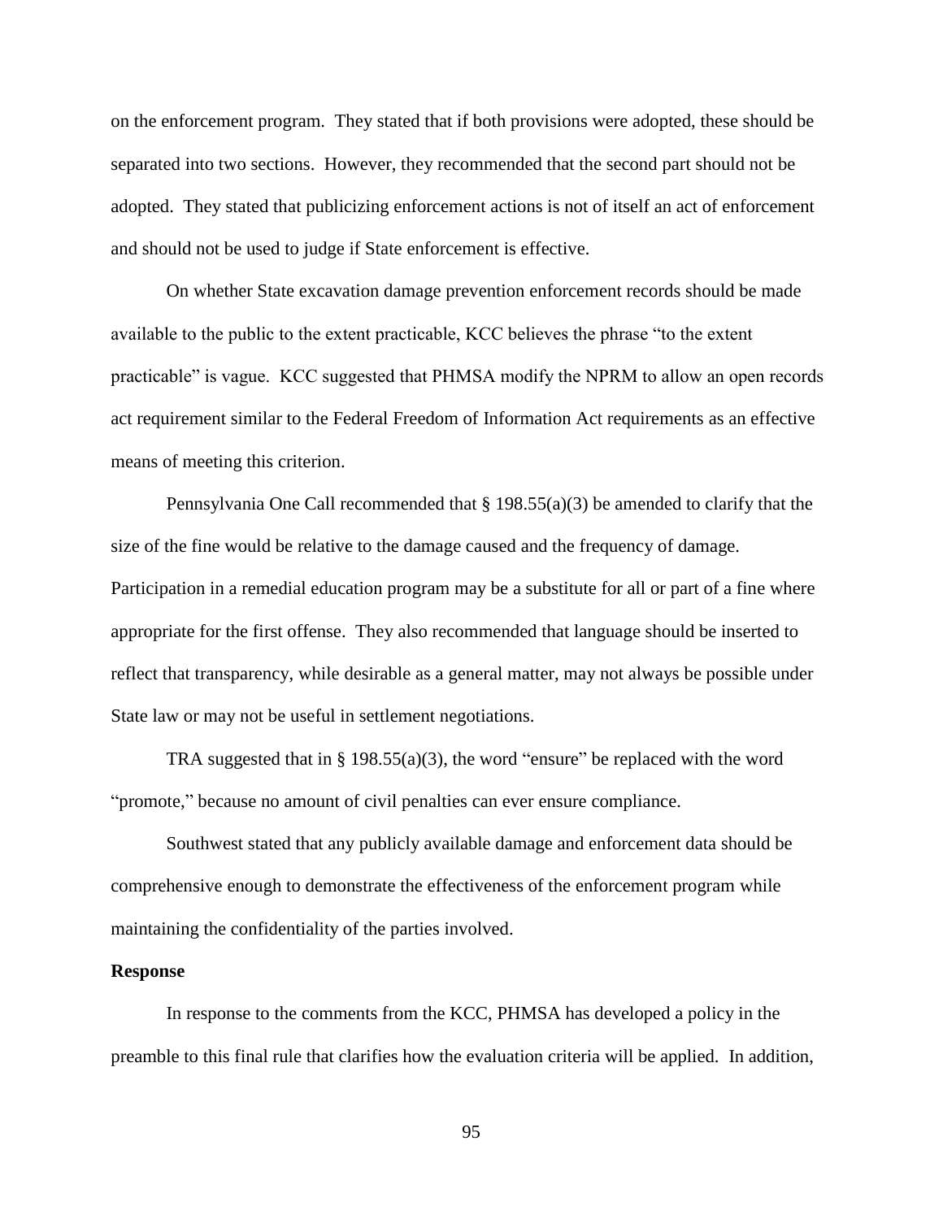on the enforcement program. They stated that if both provisions were adopted, these should be separated into two sections. However, they recommended that the second part should not be adopted. They stated that publicizing enforcement actions is not of itself an act of enforcement and should not be used to judge if State enforcement is effective.

On whether State excavation damage prevention enforcement records should be made available to the public to the extent practicable, KCC believes the phrase "to the extent practicable" is vague. KCC suggested that PHMSA modify the NPRM to allow an open records act requirement similar to the Federal Freedom of Information Act requirements as an effective means of meeting this criterion.

Pennsylvania One Call recommended that § 198.55(a)(3) be amended to clarify that the size of the fine would be relative to the damage caused and the frequency of damage. Participation in a remedial education program may be a substitute for all or part of a fine where appropriate for the first offense. They also recommended that language should be inserted to reflect that transparency, while desirable as a general matter, may not always be possible under State law or may not be useful in settlement negotiations.

TRA suggested that in § 198.55(a)(3), the word "ensure" be replaced with the word "promote," because no amount of civil penalties can ever ensure compliance.

Southwest stated that any publicly available damage and enforcement data should be comprehensive enough to demonstrate the effectiveness of the enforcement program while maintaining the confidentiality of the parties involved.

**Response**

In response to the comments from the KCC, PHMSA has developed a policy in the preamble to this final rule that clarifies how the evaluation criteria will be applied. In addition,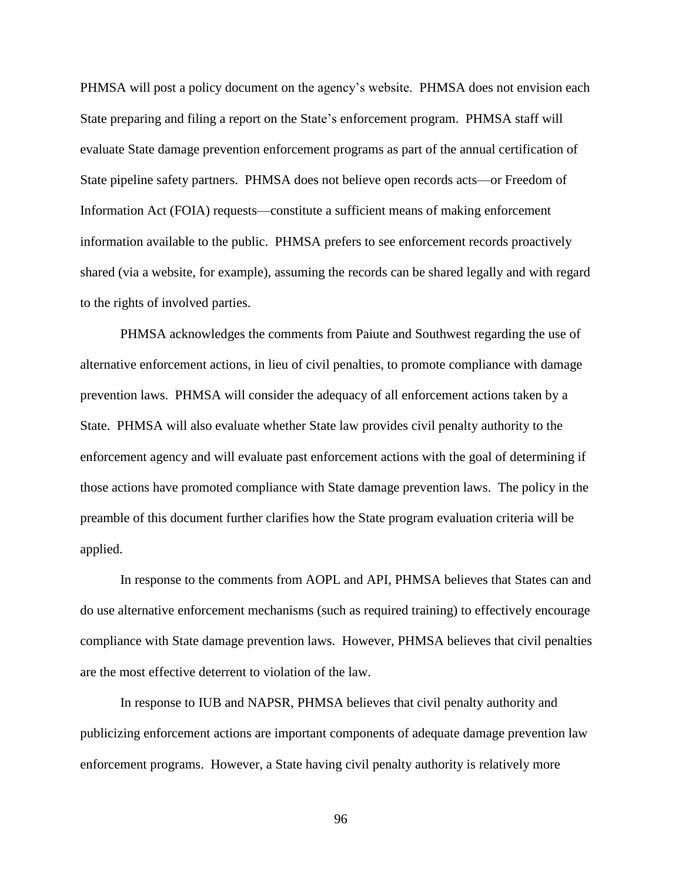PHMSA will post a policy document on the agency's website. PHMSA does not envision each State preparing and filing a report on the State's enforcement program. PHMSA staff will evaluate State damage prevention enforcement programs as part of the annual certification of State pipeline safety partners. PHMSA does not believe open records acts—or Freedom of Information Act (FOIA) requests—constitute a sufficient means of making enforcement information available to the public. PHMSA prefers to see enforcement records proactively shared (via a website, for example), assuming the records can be shared legally and with regard to the rights of involved parties.

PHMSA acknowledges the comments from Paiute and Southwest regarding the use of alternative enforcement actions, in lieu of civil penalties, to promote compliance with damage prevention laws. PHMSA will consider the adequacy of all enforcement actions taken by a State. PHMSA will also evaluate whether State law provides civil penalty authority to the enforcement agency and will evaluate past enforcement actions with the goal of determining if those actions have promoted compliance with State damage prevention laws. The policy in the preamble of this document further clarifies how the State program evaluation criteria will be applied.

In response to the comments from AOPL and API, PHMSA believes that States can and do use alternative enforcement mechanisms (such as required training) to effectively encourage compliance with State damage prevention laws. However, PHMSA believes that civil penalties are the most effective deterrent to violation of the law.

In response to IUB and NAPSR, PHMSA believes that civil penalty authority and publicizing enforcement actions are important components of adequate damage prevention law enforcement programs. However, a State having civil penalty authority is relatively more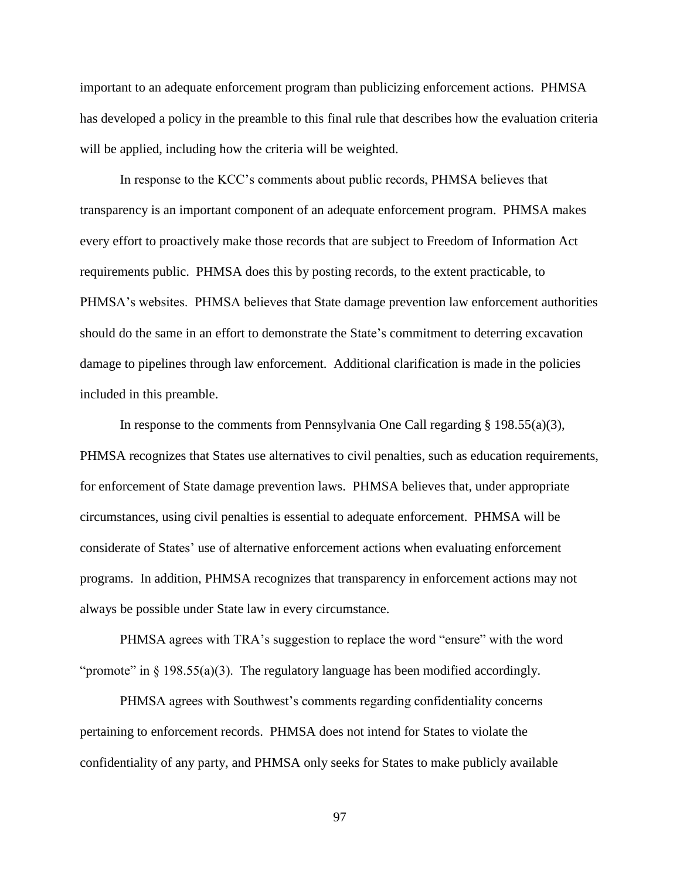important to an adequate enforcement program than publicizing enforcement actions. PHMSA has developed a policy in the preamble to this final rule that describes how the evaluation criteria will be applied, including how the criteria will be weighted.

In response to the KCC's comments about public records, PHMSA believes that transparency is an important component of an adequate enforcement program. PHMSA makes every effort to proactively make those records that are subject to Freedom of Information Act requirements public. PHMSA does this by posting records, to the extent practicable, to PHMSA's websites. PHMSA believes that State damage prevention law enforcement authorities should do the same in an effort to demonstrate the State's commitment to deterring excavation damage to pipelines through law enforcement. Additional clarification is made in the policies included in this preamble.

In response to the comments from Pennsylvania One Call regarding § 198.55(a)(3), PHMSA recognizes that States use alternatives to civil penalties, such as education requirements, for enforcement of State damage prevention laws. PHMSA believes that, under appropriate circumstances, using civil penalties is essential to adequate enforcement. PHMSA will be considerate of States' use of alternative enforcement actions when evaluating enforcement programs. In addition, PHMSA recognizes that transparency in enforcement actions may not always be possible under State law in every circumstance.

PHMSA agrees with TRA's suggestion to replace the word "ensure" with the word "promote" in § 198.55(a)(3). The regulatory language has been modified accordingly.

PHMSA agrees with Southwest's comments regarding confidentiality concerns pertaining to enforcement records. PHMSA does not intend for States to violate the confidentiality of any party, and PHMSA only seeks for States to make publicly available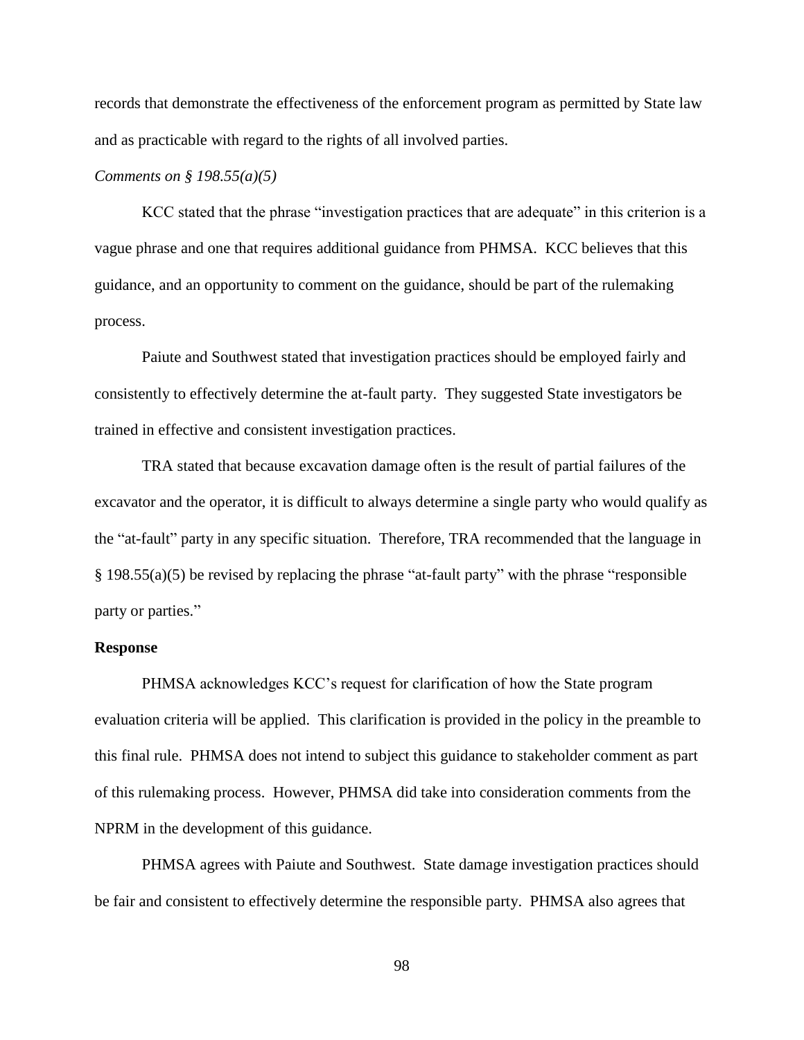records that demonstrate the effectiveness of the enforcement program as permitted by State law and as practicable with regard to the rights of all involved parties.

*Comments on § 198.55(a)(5)*

KCC stated that the phrase "investigation practices that are adequate" in this criterion is a vague phrase and one that requires additional guidance from PHMSA. KCC believes that this guidance, and an opportunity to comment on the guidance, should be part of the rulemaking process.

Paiute and Southwest stated that investigation practices should be employed fairly and consistently to effectively determine the at-fault party. They suggested State investigators be trained in effective and consistent investigation practices.

TRA stated that because excavation damage often is the result of partial failures of the excavator and the operator, it is difficult to always determine a single party who would qualify as the "at-fault" party in any specific situation. Therefore, TRA recommended that the language in § 198.55(a)(5) be revised by replacing the phrase "at-fault party" with the phrase "responsible party or parties."

**Response**

PHMSA acknowledges KCC's request for clarification of how the State program evaluation criteria will be applied. This clarification is provided in the policy in the preamble to this final rule. PHMSA does not intend to subject this guidance to stakeholder comment as part of this rulemaking process. However, PHMSA did take into consideration comments from the NPRM in the development of this guidance.

PHMSA agrees with Paiute and Southwest. State damage investigation practices should be fair and consistent to effectively determine the responsible party. PHMSA also agrees that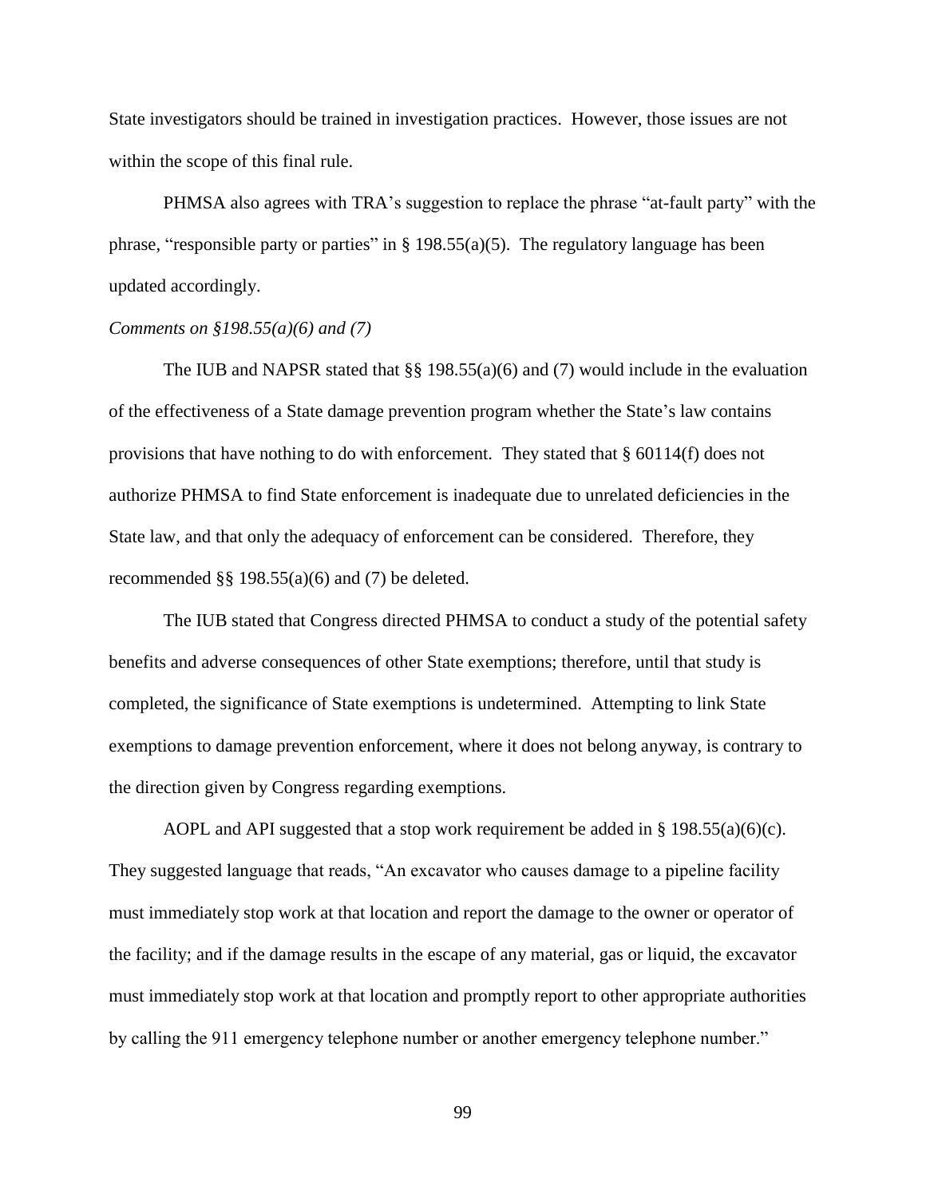State investigators should be trained in investigation practices. However, those issues are not within the scope of this final rule.

PHMSA also agrees with TRA's suggestion to replace the phrase "at-fault party" with the phrase, "responsible party or parties" in § 198.55(a)(5). The regulatory language has been updated accordingly.

*Comments on §198.55(a)(6) and (7)*

The IUB and NAPSR stated that §§ 198.55(a)(6) and (7) would include in the evaluation of the effectiveness of a State damage prevention program whether the State's law contains provisions that have nothing to do with enforcement. They stated that § 60114(f) does not authorize PHMSA to find State enforcement is inadequate due to unrelated deficiencies in the State law, and that only the adequacy of enforcement can be considered. Therefore, they recommended §§ 198.55(a)(6) and (7) be deleted.

The IUB stated that Congress directed PHMSA to conduct a study of the potential safety benefits and adverse consequences of other State exemptions; therefore, until that study is completed, the significance of State exemptions is undetermined. Attempting to link State exemptions to damage prevention enforcement, where it does not belong anyway, is contrary to the direction given by Congress regarding exemptions.

AOPL and API suggested that a stop work requirement be added in § 198.55(a)(6)(c). They suggested language that reads, "An excavator who causes damage to a pipeline facility must immediately stop work at that location and report the damage to the owner or operator of the facility; and if the damage results in the escape of any material, gas or liquid, the excavator must immediately stop work at that location and promptly report to other appropriate authorities by calling the 911 emergency telephone number or another emergency telephone number."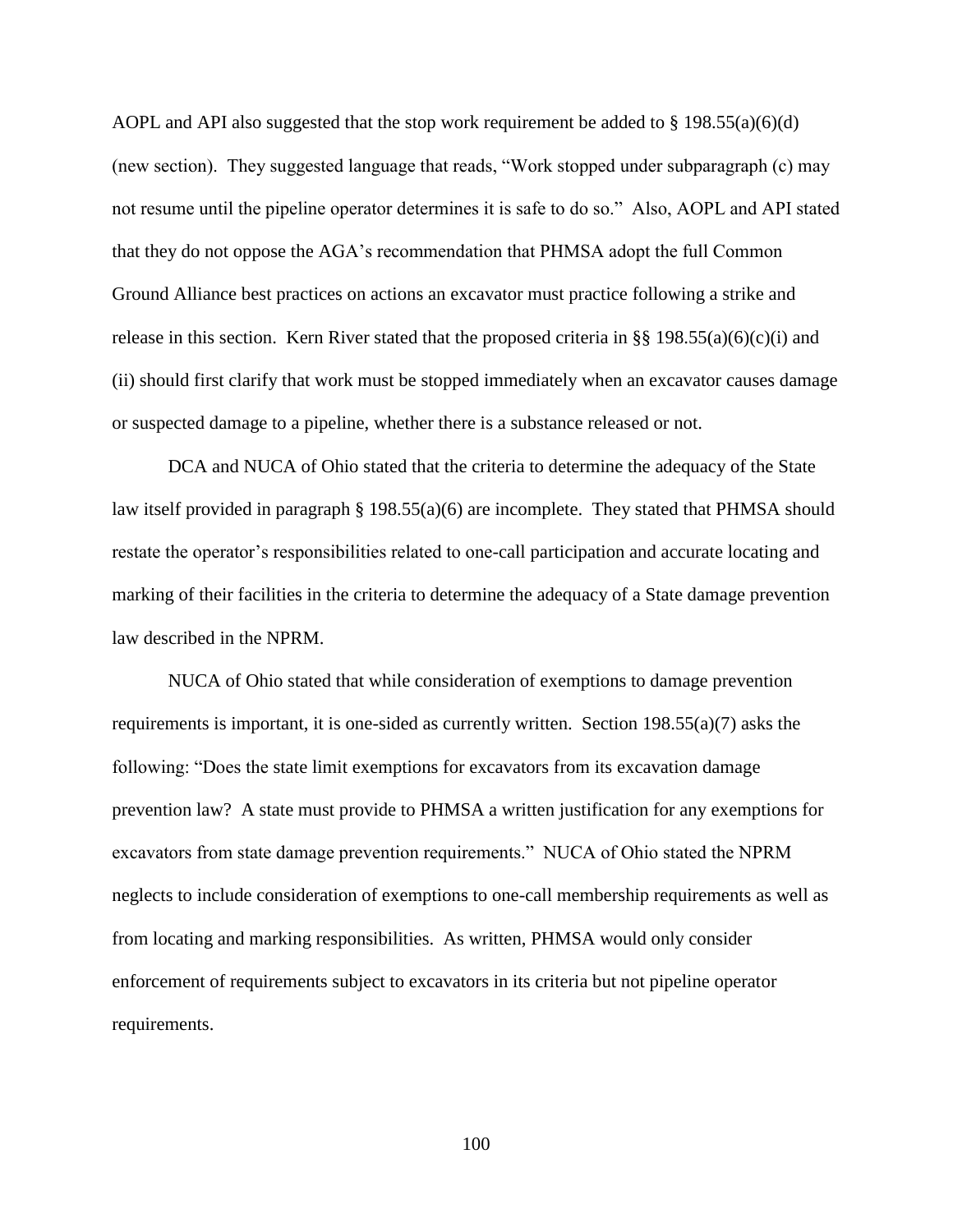AOPL and API also suggested that the stop work requirement be added to § 198.55(a)(6)(d) (new section). They suggested language that reads, "Work stopped under subparagraph (c) may not resume until the pipeline operator determines it is safe to do so." Also, AOPL and API stated that they do not oppose the AGA's recommendation that PHMSA adopt the full Common Ground Alliance best practices on actions an excavator must practice following a strike and release in this section. Kern River stated that the proposed criteria in §§ 198.55(a)(6)(c)(i) and (ii) should first clarify that work must be stopped immediately when an excavator causes damage or suspected damage to a pipeline, whether there is a substance released or not.

DCA and NUCA of Ohio stated that the criteria to determine the adequacy of the State law itself provided in paragraph § 198.55(a)(6) are incomplete. They stated that PHMSA should restate the operator's responsibilities related to one-call participation and accurate locating and marking of their facilities in the criteria to determine the adequacy of a State damage prevention law described in the NPRM.

NUCA of Ohio stated that while consideration of exemptions to damage prevention requirements is important, it is one-sided as currently written. Section 198.55(a)(7) asks the following: "Does the state limit exemptions for excavators from its excavation damage prevention law? A state must provide to PHMSA a written justification for any exemptions for excavators from state damage prevention requirements." NUCA of Ohio stated the NPRM neglects to include consideration of exemptions to one-call membership requirements as well as from locating and marking responsibilities. As written, PHMSA would only consider enforcement of requirements subject to excavators in its criteria but not pipeline operator requirements.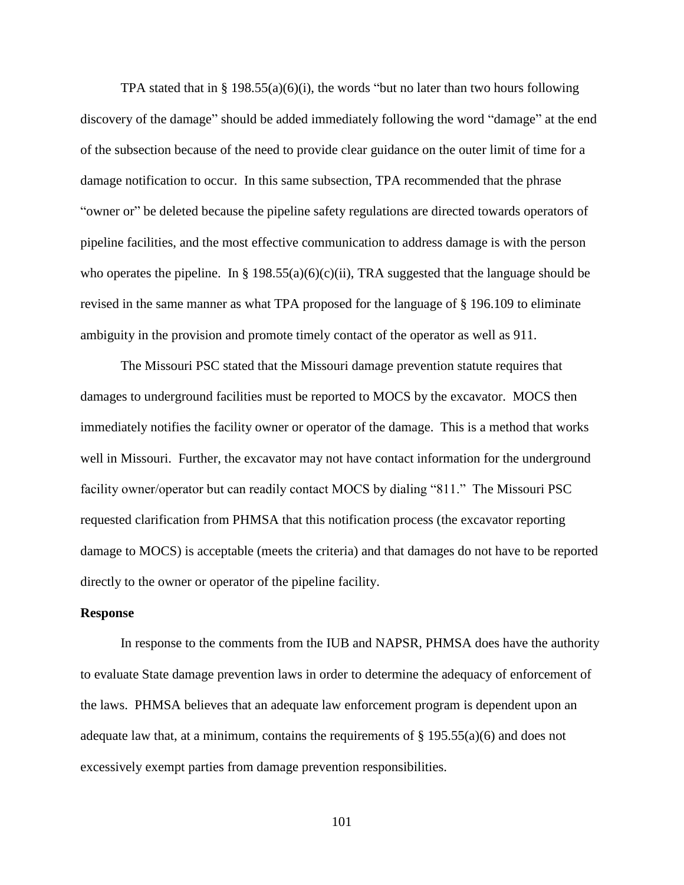TPA stated that in § 198.55(a)(6)(i), the words "but no later than two hours following discovery of the damage" should be added immediately following the word "damage" at the end of the subsection because of the need to provide clear guidance on the outer limit of time for a damage notification to occur. In this same subsection, TPA recommended that the phrase "owner or" be deleted because the pipeline safety regulations are directed towards operators of pipeline facilities, and the most effective communication to address damage is with the person who operates the pipeline. In § 198.55(a)(6)(c)(ii), TRA suggested that the language should be revised in the same manner as what TPA proposed for the language of § 196.109 to eliminate ambiguity in the provision and promote timely contact of the operator as well as 911.

The Missouri PSC stated that the Missouri damage prevention statute requires that damages to underground facilities must be reported to MOCS by the excavator. MOCS then immediately notifies the facility owner or operator of the damage. This is a method that works well in Missouri. Further, the excavator may not have contact information for the underground facility owner/operator but can readily contact MOCS by dialing "811." The Missouri PSC requested clarification from PHMSA that this notification process (the excavator reporting damage to MOCS) is acceptable (meets the criteria) and that damages do not have to be reported directly to the owner or operator of the pipeline facility.

**Response**

In response to the comments from the IUB and NAPSR, PHMSA does have the authority to evaluate State damage prevention laws in order to determine the adequacy of enforcement of the laws. PHMSA believes that an adequate law enforcement program is dependent upon an adequate law that, at a minimum, contains the requirements of § 195.55(a)(6) and does not excessively exempt parties from damage prevention responsibilities.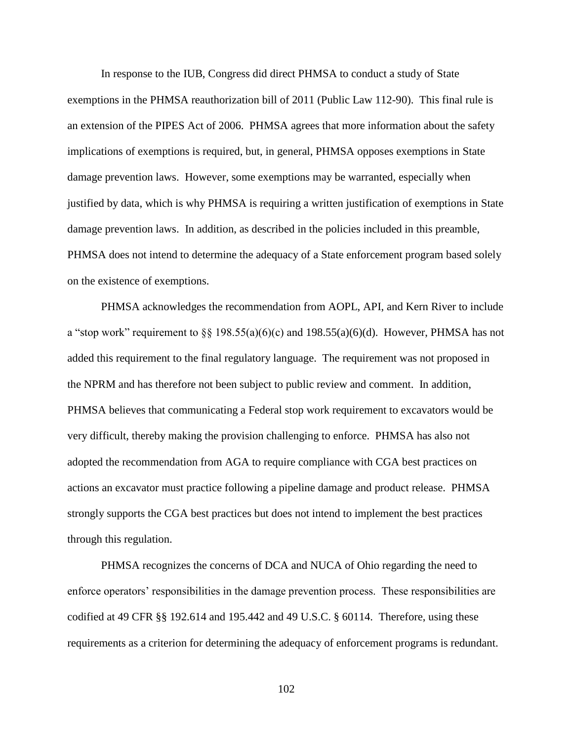In response to the IUB, Congress did direct PHMSA to conduct a study of State exemptions in the PHMSA reauthorization bill of 2011 (Public Law 112-90). This final rule is an extension of the PIPES Act of 2006. PHMSA agrees that more information about the safety implications of exemptions is required, but, in general, PHMSA opposes exemptions in State damage prevention laws. However, some exemptions may be warranted, especially when justified by data, which is why PHMSA is requiring a written justification of exemptions in State damage prevention laws. In addition, as described in the policies included in this preamble, PHMSA does not intend to determine the adequacy of a State enforcement program based solely on the existence of exemptions.

PHMSA acknowledges the recommendation from AOPL, API, and Kern River to include a "stop work" requirement to §§ 198.55(a)(6)(c) and 198.55(a)(6)(d). However, PHMSA has not added this requirement to the final regulatory language. The requirement was not proposed in the NPRM and has therefore not been subject to public review and comment. In addition, PHMSA believes that communicating a Federal stop work requirement to excavators would be very difficult, thereby making the provision challenging to enforce. PHMSA has also not adopted the recommendation from AGA to require compliance with CGA best practices on actions an excavator must practice following a pipeline damage and product release. PHMSA strongly supports the CGA best practices but does not intend to implement the best practices through this regulation.

PHMSA recognizes the concerns of DCA and NUCA of Ohio regarding the need to enforce operators' responsibilities in the damage prevention process. These responsibilities are codified at 49 CFR §§ 192.614 and 195.442 and 49 U.S.C. § 60114. Therefore, using these requirements as a criterion for determining the adequacy of enforcement programs is redundant.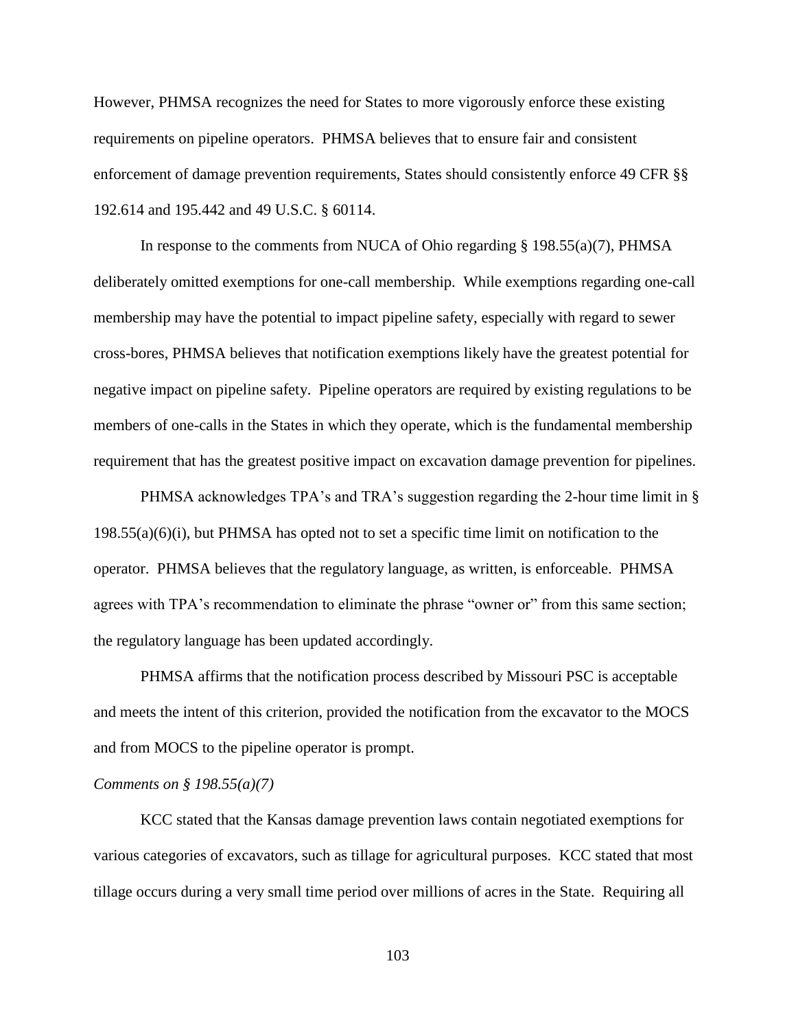However, PHMSA recognizes the need for States to more vigorously enforce these existing requirements on pipeline operators. PHMSA believes that to ensure fair and consistent enforcement of damage prevention requirements, States should consistently enforce 49 CFR §§ 192.614 and 195.442 and 49 U.S.C. § 60114.

In response to the comments from NUCA of Ohio regarding § 198.55(a)(7), PHMSA deliberately omitted exemptions for one-call membership. While exemptions regarding one-call membership may have the potential to impact pipeline safety, especially with regard to sewer cross-bores, PHMSA believes that notification exemptions likely have the greatest potential for negative impact on pipeline safety. Pipeline operators are required by existing regulations to be members of one-calls in the States in which they operate, which is the fundamental membership requirement that has the greatest positive impact on excavation damage prevention for pipelines.

PHMSA acknowledges TPA's and TRA's suggestion regarding the 2-hour time limit in § 198.55(a)(6)(i), but PHMSA has opted not to set a specific time limit on notification to the operator. PHMSA believes that the regulatory language, as written, is enforceable. PHMSA agrees with TPA's recommendation to eliminate the phrase "owner or" from this same section; the regulatory language has been updated accordingly.

PHMSA affirms that the notification process described by Missouri PSC is acceptable and meets the intent of this criterion, provided the notification from the excavator to the MOCS and from MOCS to the pipeline operator is prompt.

*Comments on § 198.55(a)(7)*

KCC stated that the Kansas damage prevention laws contain negotiated exemptions for various categories of excavators, such as tillage for agricultural purposes. KCC stated that most tillage occurs during a very small time period over millions of acres in the State. Requiring all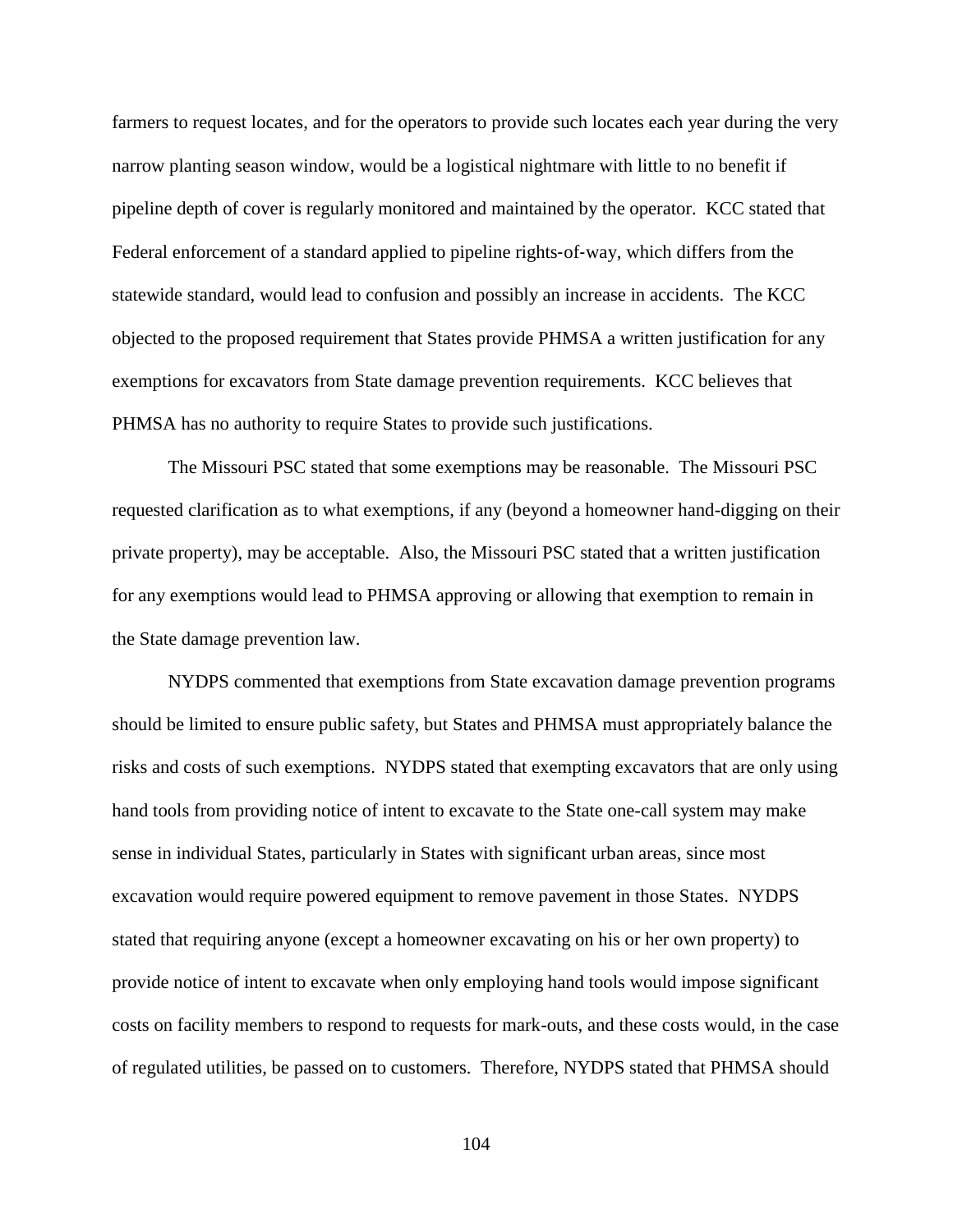farmers to request locates, and for the operators to provide such locates each year during the very narrow planting season window, would be a logistical nightmare with little to no benefit if pipeline depth of cover is regularly monitored and maintained by the operator. KCC stated that Federal enforcement of a standard applied to pipeline rights-of-way, which differs from the statewide standard, would lead to confusion and possibly an increase in accidents. The KCC objected to the proposed requirement that States provide PHMSA a written justification for any exemptions for excavators from State damage prevention requirements. KCC believes that PHMSA has no authority to require States to provide such justifications.

The Missouri PSC stated that some exemptions may be reasonable. The Missouri PSC requested clarification as to what exemptions, if any (beyond a homeowner hand-digging on their private property), may be acceptable. Also, the Missouri PSC stated that a written justification for any exemptions would lead to PHMSA approving or allowing that exemption to remain in the State damage prevention law.

NYDPS commented that exemptions from State excavation damage prevention programs should be limited to ensure public safety, but States and PHMSA must appropriately balance the risks and costs of such exemptions. NYDPS stated that exempting excavators that are only using hand tools from providing notice of intent to excavate to the State one-call system may make sense in individual States, particularly in States with significant urban areas, since most excavation would require powered equipment to remove pavement in those States. NYDPS stated that requiring anyone (except a homeowner excavating on his or her own property) to provide notice of intent to excavate when only employing hand tools would impose significant costs on facility members to respond to requests for mark-outs, and these costs would, in the case of regulated utilities, be passed on to customers. Therefore, NYDPS stated that PHMSA should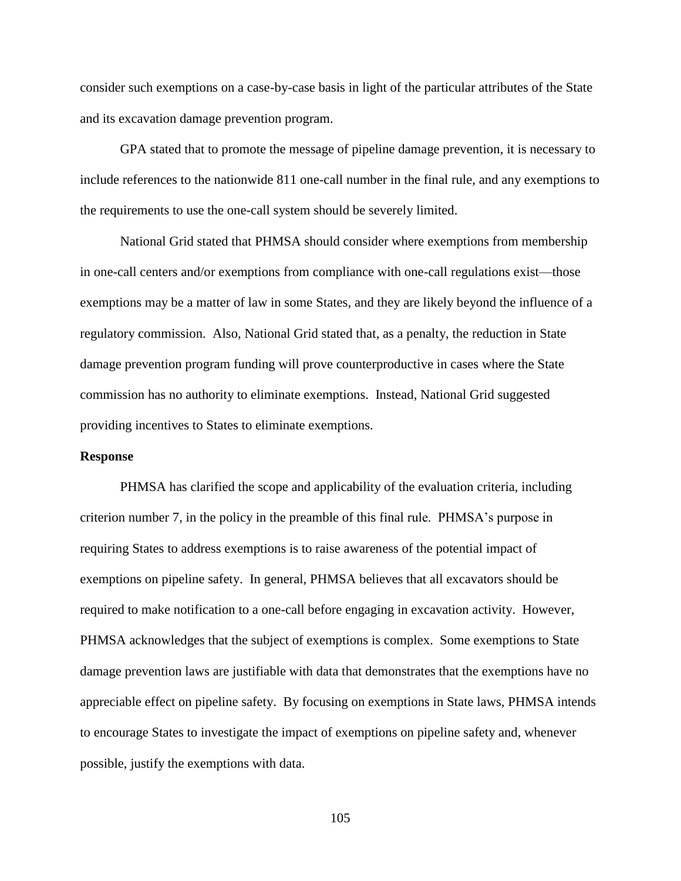consider such exemptions on a case-by-case basis in light of the particular attributes of the State and its excavation damage prevention program.

GPA stated that to promote the message of pipeline damage prevention, it is necessary to include references to the nationwide 811 one-call number in the final rule, and any exemptions to the requirements to use the one-call system should be severely limited.

National Grid stated that PHMSA should consider where exemptions from membership in one-call centers and/or exemptions from compliance with one-call regulations exist—those exemptions may be a matter of law in some States, and they are likely beyond the influence of a regulatory commission. Also, National Grid stated that, as a penalty, the reduction in State damage prevention program funding will prove counterproductive in cases where the State commission has no authority to eliminate exemptions. Instead, National Grid suggested providing incentives to States to eliminate exemptions.

**Response**

PHMSA has clarified the scope and applicability of the evaluation criteria, including criterion number 7, in the policy in the preamble of this final rule. PHMSA's purpose in requiring States to address exemptions is to raise awareness of the potential impact of exemptions on pipeline safety. In general, PHMSA believes that all excavators should be required to make notification to a one-call before engaging in excavation activity. However, PHMSA acknowledges that the subject of exemptions is complex. Some exemptions to State damage prevention laws are justifiable with data that demonstrates that the exemptions have no appreciable effect on pipeline safety. By focusing on exemptions in State laws, PHMSA intends to encourage States to investigate the impact of exemptions on pipeline safety and, whenever possible, justify the exemptions with data.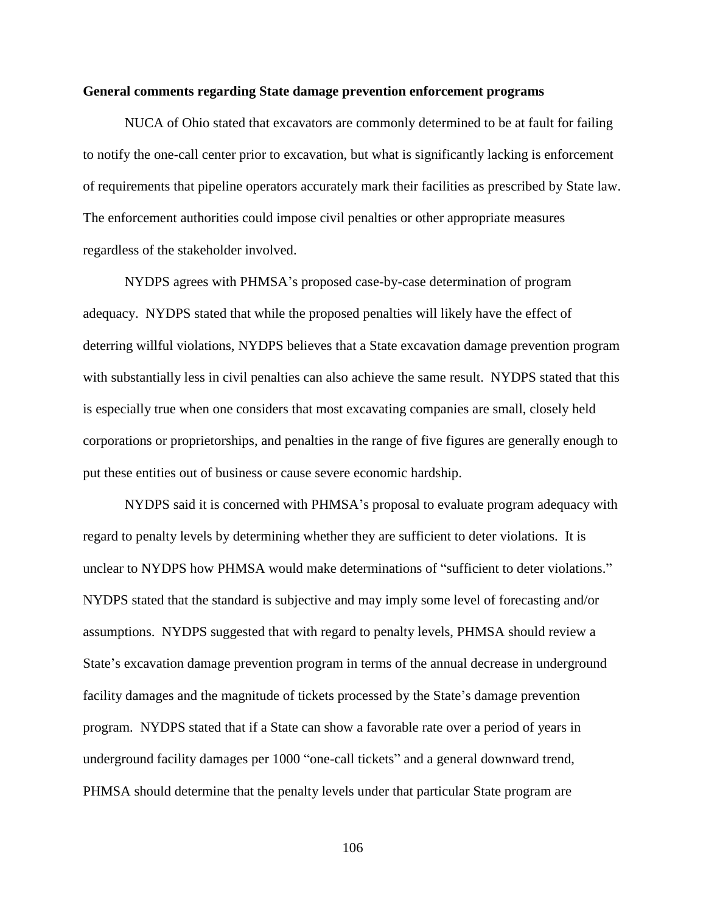**General comments regarding State damage prevention enforcement programs**

NUCA of Ohio stated that excavators are commonly determined to be at fault for failing to notify the one-call center prior to excavation, but what is significantly lacking is enforcement of requirements that pipeline operators accurately mark their facilities as prescribed by State law. The enforcement authorities could impose civil penalties or other appropriate measures regardless of the stakeholder involved.

NYDPS agrees with PHMSA's proposed case-by-case determination of program adequacy. NYDPS stated that while the proposed penalties will likely have the effect of deterring willful violations, NYDPS believes that a State excavation damage prevention program with substantially less in civil penalties can also achieve the same result. NYDPS stated that this is especially true when one considers that most excavating companies are small, closely held corporations or proprietorships, and penalties in the range of five figures are generally enough to put these entities out of business or cause severe economic hardship.

NYDPS said it is concerned with PHMSA's proposal to evaluate program adequacy with regard to penalty levels by determining whether they are sufficient to deter violations. It is unclear to NYDPS how PHMSA would make determinations of "sufficient to deter violations." NYDPS stated that the standard is subjective and may imply some level of forecasting and/or assumptions. NYDPS suggested that with regard to penalty levels, PHMSA should review a State's excavation damage prevention program in terms of the annual decrease in underground facility damages and the magnitude of tickets processed by the State's damage prevention program. NYDPS stated that if a State can show a favorable rate over a period of years in underground facility damages per 1000 "one-call tickets" and a general downward trend, PHMSA should determine that the penalty levels under that particular State program are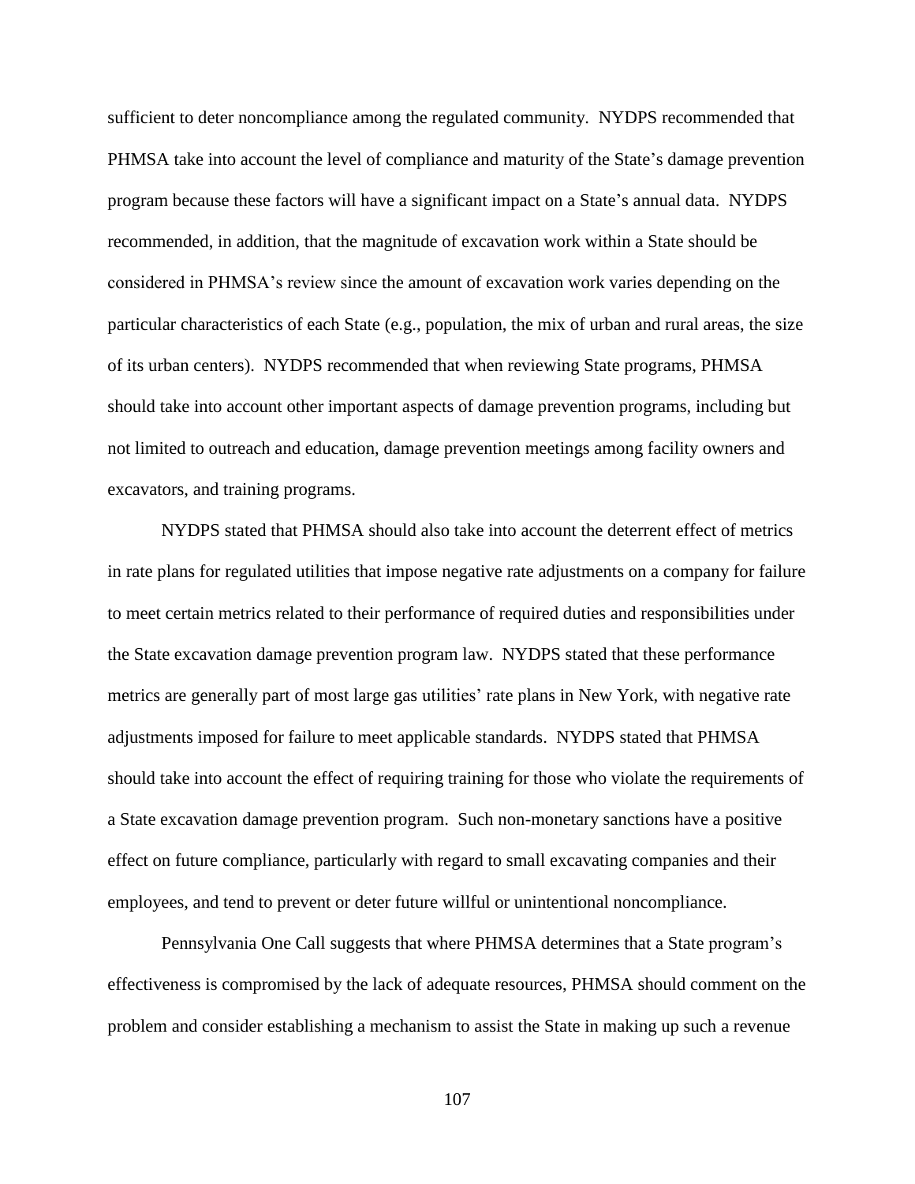sufficient to deter noncompliance among the regulated community. NYDPS recommended that PHMSA take into account the level of compliance and maturity of the State's damage prevention program because these factors will have a significant impact on a State's annual data. NYDPS recommended, in addition, that the magnitude of excavation work within a State should be considered in PHMSA's review since the amount of excavation work varies depending on the particular characteristics of each State (e.g., population, the mix of urban and rural areas, the size of its urban centers). NYDPS recommended that when reviewing State programs, PHMSA should take into account other important aspects of damage prevention programs, including but not limited to outreach and education, damage prevention meetings among facility owners and excavators, and training programs.

NYDPS stated that PHMSA should also take into account the deterrent effect of metrics in rate plans for regulated utilities that impose negative rate adjustments on a company for failure to meet certain metrics related to their performance of required duties and responsibilities under the State excavation damage prevention program law. NYDPS stated that these performance metrics are generally part of most large gas utilities' rate plans in New York, with negative rate adjustments imposed for failure to meet applicable standards. NYDPS stated that PHMSA should take into account the effect of requiring training for those who violate the requirements of a State excavation damage prevention program. Such non-monetary sanctions have a positive effect on future compliance, particularly with regard to small excavating companies and their employees, and tend to prevent or deter future willful or unintentional noncompliance.

Pennsylvania One Call suggests that where PHMSA determines that a State program's effectiveness is compromised by the lack of adequate resources, PHMSA should comment on the problem and consider establishing a mechanism to assist the State in making up such a revenue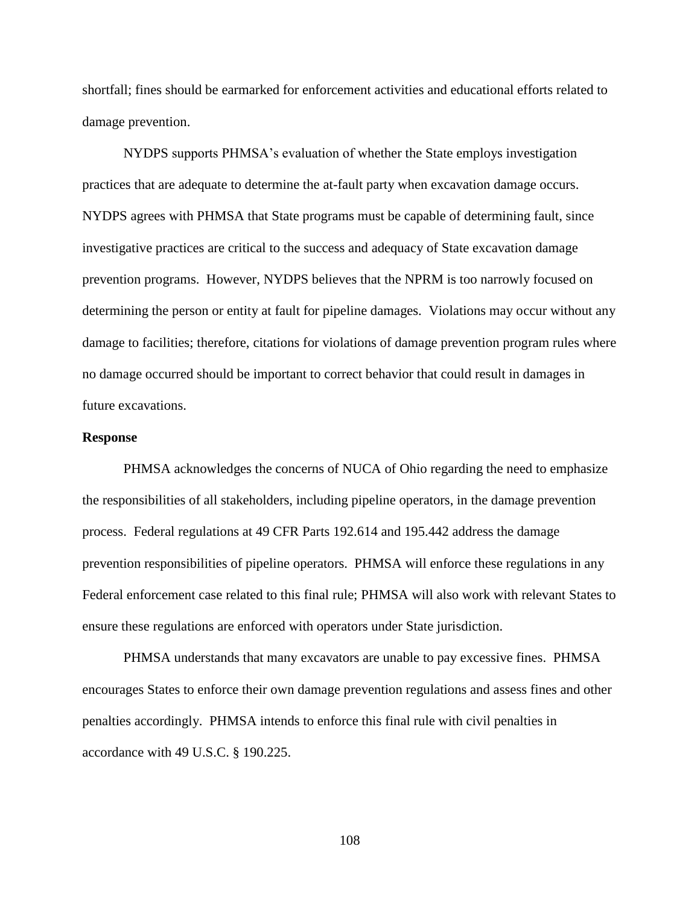shortfall; fines should be earmarked for enforcement activities and educational efforts related to damage prevention.

NYDPS supports PHMSA's evaluation of whether the State employs investigation practices that are adequate to determine the at-fault party when excavation damage occurs. NYDPS agrees with PHMSA that State programs must be capable of determining fault, since investigative practices are critical to the success and adequacy of State excavation damage prevention programs. However, NYDPS believes that the NPRM is too narrowly focused on determining the person or entity at fault for pipeline damages. Violations may occur without any damage to facilities; therefore, citations for violations of damage prevention program rules where no damage occurred should be important to correct behavior that could result in damages in future excavations.

**Response**

PHMSA acknowledges the concerns of NUCA of Ohio regarding the need to emphasize the responsibilities of all stakeholders, including pipeline operators, in the damage prevention process. Federal regulations at 49 CFR Parts 192.614 and 195.442 address the damage prevention responsibilities of pipeline operators. PHMSA will enforce these regulations in any Federal enforcement case related to this final rule; PHMSA will also work with relevant States to ensure these regulations are enforced with operators under State jurisdiction.

PHMSA understands that many excavators are unable to pay excessive fines. PHMSA encourages States to enforce their own damage prevention regulations and assess fines and other penalties accordingly. PHMSA intends to enforce this final rule with civil penalties in accordance with 49 U.S.C. § 190.225.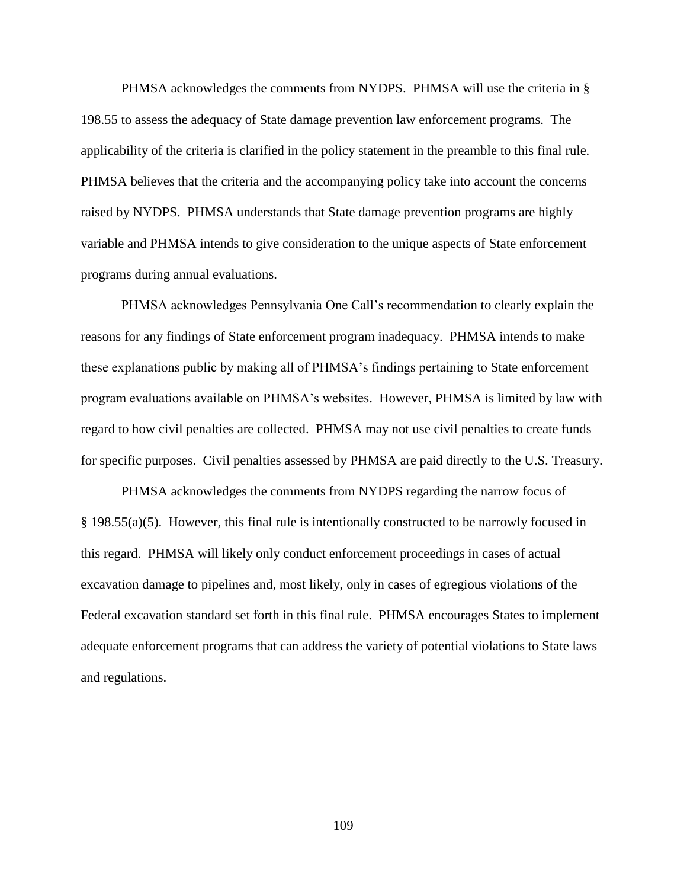PHMSA acknowledges the comments from NYDPS. PHMSA will use the criteria in § 198.55 to assess the adequacy of State damage prevention law enforcement programs. The applicability of the criteria is clarified in the policy statement in the preamble to this final rule. PHMSA believes that the criteria and the accompanying policy take into account the concerns raised by NYDPS. PHMSA understands that State damage prevention programs are highly variable and PHMSA intends to give consideration to the unique aspects of State enforcement programs during annual evaluations.

PHMSA acknowledges Pennsylvania One Call's recommendation to clearly explain the reasons for any findings of State enforcement program inadequacy. PHMSA intends to make these explanations public by making all of PHMSA's findings pertaining to State enforcement program evaluations available on PHMSA's websites. However, PHMSA is limited by law with regard to how civil penalties are collected. PHMSA may not use civil penalties to create funds for specific purposes. Civil penalties assessed by PHMSA are paid directly to the U.S. Treasury.

PHMSA acknowledges the comments from NYDPS regarding the narrow focus of § 198.55(a)(5). However, this final rule is intentionally constructed to be narrowly focused in this regard. PHMSA will likely only conduct enforcement proceedings in cases of actual excavation damage to pipelines and, most likely, only in cases of egregious violations of the Federal excavation standard set forth in this final rule. PHMSA encourages States to implement adequate enforcement programs that can address the variety of potential violations to State laws and regulations.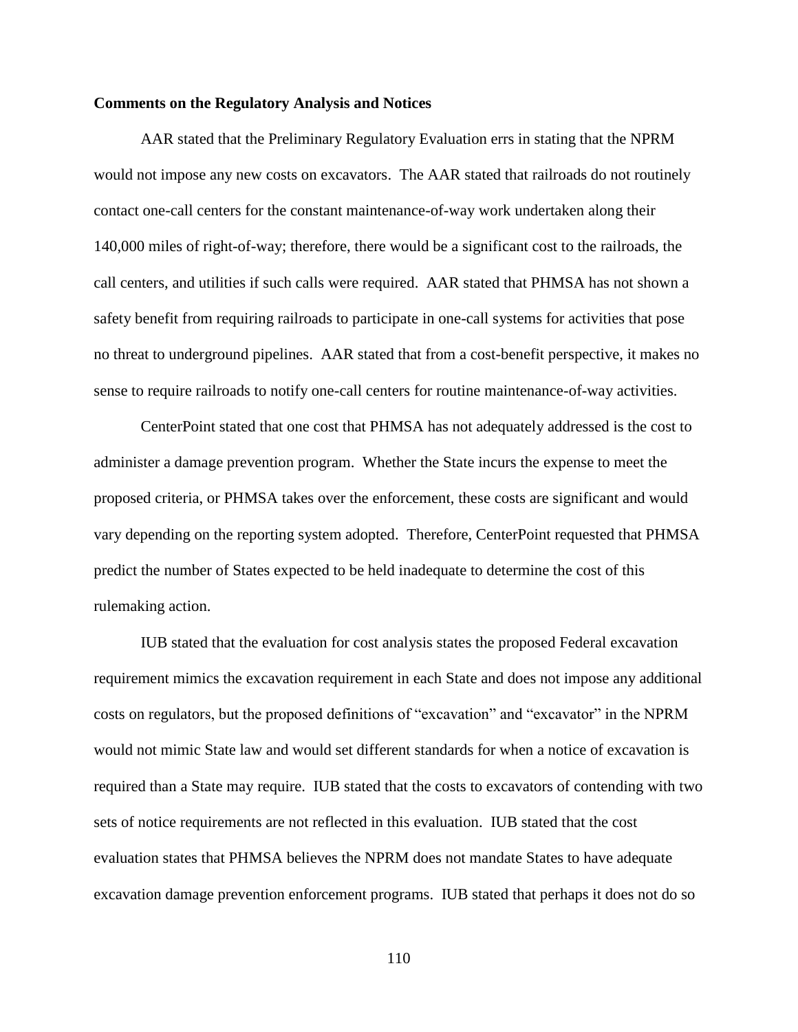**Comments on the Regulatory Analysis and Notices**

AAR stated that the Preliminary Regulatory Evaluation errs in stating that the NPRM would not impose any new costs on excavators. The AAR stated that railroads do not routinely contact one-call centers for the constant maintenance-of-way work undertaken along their 140,000 miles of right-of-way; therefore, there would be a significant cost to the railroads, the call centers, and utilities if such calls were required. AAR stated that PHMSA has not shown a safety benefit from requiring railroads to participate in one-call systems for activities that pose no threat to underground pipelines. AAR stated that from a cost-benefit perspective, it makes no sense to require railroads to notify one-call centers for routine maintenance-of-way activities.

CenterPoint stated that one cost that PHMSA has not adequately addressed is the cost to administer a damage prevention program. Whether the State incurs the expense to meet the proposed criteria, or PHMSA takes over the enforcement, these costs are significant and would vary depending on the reporting system adopted. Therefore, CenterPoint requested that PHMSA predict the number of States expected to be held inadequate to determine the cost of this rulemaking action.

IUB stated that the evaluation for cost analysis states the proposed Federal excavation requirement mimics the excavation requirement in each State and does not impose any additional costs on regulators, but the proposed definitions of "excavation" and "excavator" in the NPRM would not mimic State law and would set different standards for when a notice of excavation is required than a State may require. IUB stated that the costs to excavators of contending with two sets of notice requirements are not reflected in this evaluation. IUB stated that the cost evaluation states that PHMSA believes the NPRM does not mandate States to have adequate excavation damage prevention enforcement programs. IUB stated that perhaps it does not do so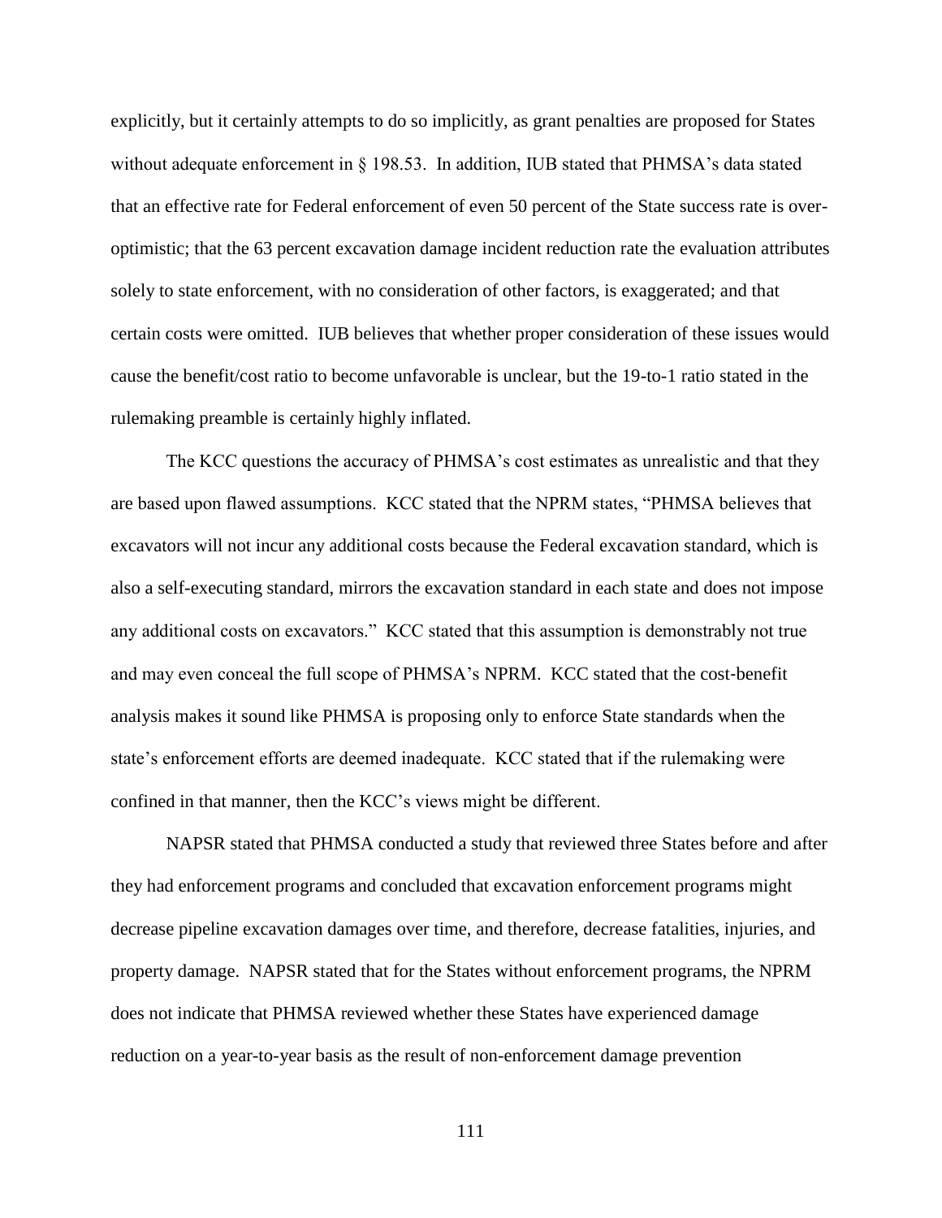explicitly, but it certainly attempts to do so implicitly, as grant penalties are proposed for States without adequate enforcement in § 198.53. In addition, IUB stated that PHMSA's data stated that an effective rate for Federal enforcement of even 50 percent of the State success rate is over-optimistic; that the 63 percent excavation damage incident reduction rate the evaluation attributes solely to state enforcement, with no consideration of other factors, is exaggerated; and that certain costs were omitted. IUB believes that whether proper consideration of these issues would cause the benefit/cost ratio to become unfavorable is unclear, but the 19-to-1 ratio stated in the rulemaking preamble is certainly highly inflated.

The KCC questions the accuracy of PHMSA's cost estimates as unrealistic and that they are based upon flawed assumptions. KCC stated that the NPRM states, "PHMSA believes that excavators will not incur any additional costs because the Federal excavation standard, which is also a self-executing standard, mirrors the excavation standard in each state and does not impose any additional costs on excavators." KCC stated that this assumption is demonstrably not true and may even conceal the full scope of PHMSA's NPRM. KCC stated that the cost-benefit analysis makes it sound like PHMSA is proposing only to enforce State standards when the state's enforcement efforts are deemed inadequate. KCC stated that if the rulemaking were confined in that manner, then the KCC's views might be different.

NAPSR stated that PHMSA conducted a study that reviewed three States before and after they had enforcement programs and concluded that excavation enforcement programs might decrease pipeline excavation damages over time, and therefore, decrease fatalities, injuries, and property damage. NAPSR stated that for the States without enforcement programs, the NPRM does not indicate that PHMSA reviewed whether these States have experienced damage reduction on a year-to-year basis as the result of non-enforcement damage prevention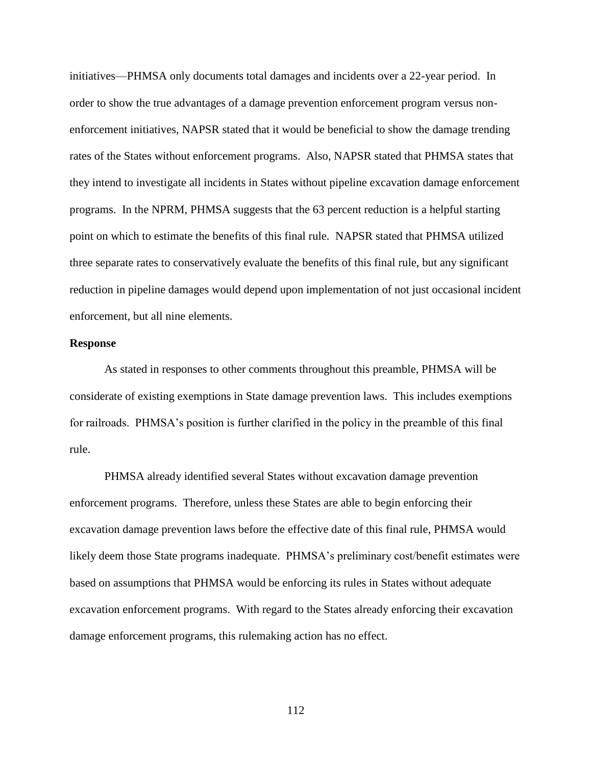initiatives—PHMSA only documents total damages and incidents over a 22-year period. In order to show the true advantages of a damage prevention enforcement program versus non-enforcement initiatives, NAPSR stated that it would be beneficial to show the damage trending rates of the States without enforcement programs. Also, NAPSR stated that PHMSA states that they intend to investigate all incidents in States without pipeline excavation damage enforcement programs. In the NPRM, PHMSA suggests that the 63 percent reduction is a helpful starting point on which to estimate the benefits of this final rule. NAPSR stated that PHMSA utilized three separate rates to conservatively evaluate the benefits of this final rule, but any significant reduction in pipeline damages would depend upon implementation of not just occasional incident enforcement, but all nine elements.

**Response**

As stated in responses to other comments throughout this preamble, PHMSA will be considerate of existing exemptions in State damage prevention laws. This includes exemptions for railroads. PHMSA's position is further clarified in the policy in the preamble of this final rule.

PHMSA already identified several States without excavation damage prevention enforcement programs. Therefore, unless these States are able to begin enforcing their excavation damage prevention laws before the effective date of this final rule, PHMSA would likely deem those State programs inadequate. PHMSA's preliminary cost/benefit estimates were based on assumptions that PHMSA would be enforcing its rules in States without adequate excavation enforcement programs. With regard to the States already enforcing their excavation damage enforcement programs, this rulemaking action has no effect.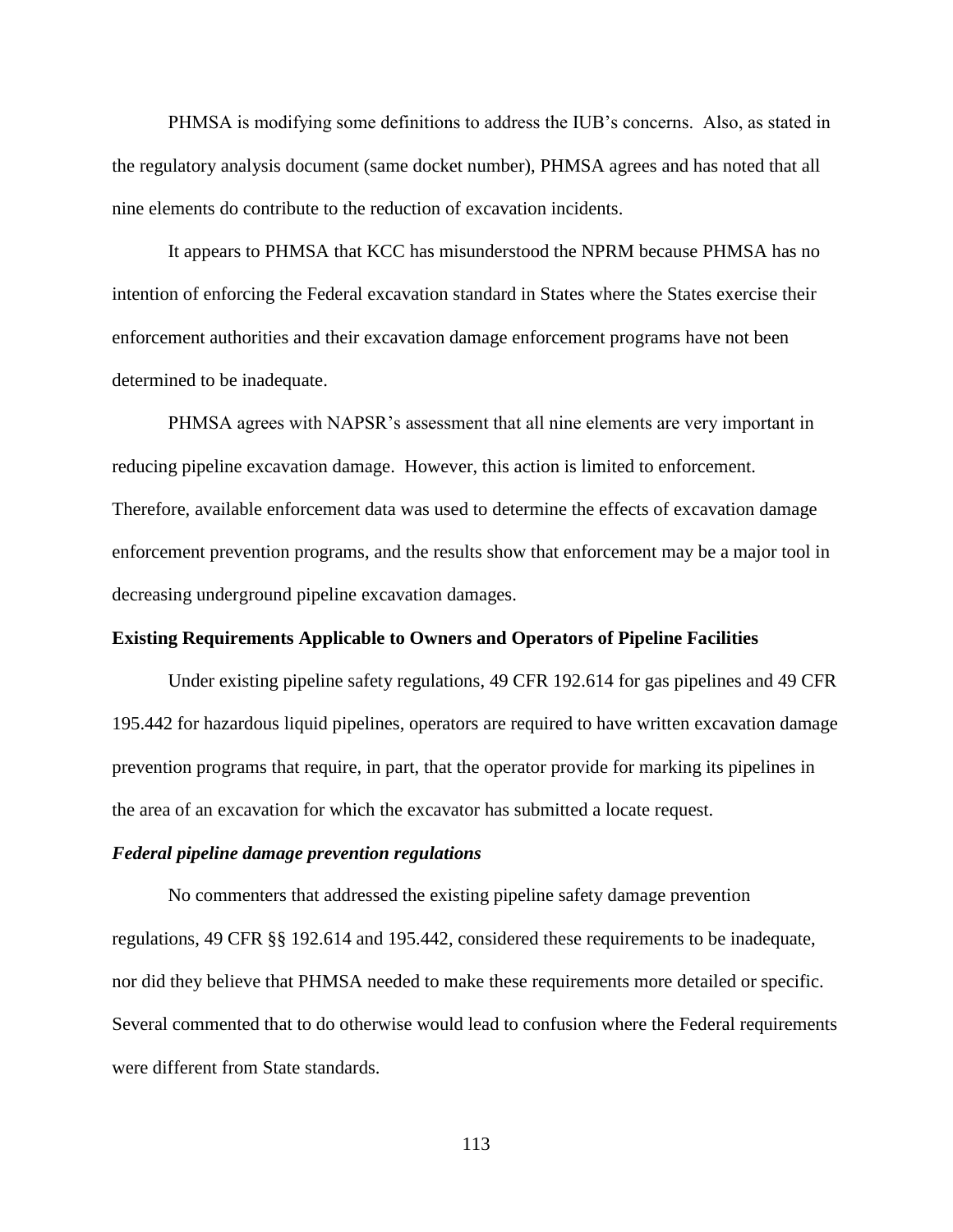PHMSA is modifying some definitions to address the IUB's concerns. Also, as stated in the regulatory analysis document (same docket number), PHMSA agrees and has noted that all nine elements do contribute to the reduction of excavation incidents.

It appears to PHMSA that KCC has misunderstood the NPRM because PHMSA has no intention of enforcing the Federal excavation standard in States where the States exercise their enforcement authorities and their excavation damage enforcement programs have not been determined to be inadequate.

PHMSA agrees with NAPSR's assessment that all nine elements are very important in reducing pipeline excavation damage. However, this action is limited to enforcement. Therefore, available enforcement data was used to determine the effects of excavation damage enforcement prevention programs, and the results show that enforcement may be a major tool in decreasing underground pipeline excavation damages.

**Existing Requirements Applicable to Owners and Operators of Pipeline Facilities**

Under existing pipeline safety regulations, 49 CFR 192.614 for gas pipelines and 49 CFR 195.442 for hazardous liquid pipelines, operators are required to have written excavation damage prevention programs that require, in part, that the operator provide for marking its pipelines in the area of an excavation for which the excavator has submitted a locate request.

***Federal pipeline damage prevention regulations***

No commenters that addressed the existing pipeline safety damage prevention regulations, 49 CFR §§ 192.614 and 195.442, considered these requirements to be inadequate, nor did they believe that PHMSA needed to make these requirements more detailed or specific. Several commented that to do otherwise would lead to confusion where the Federal requirements were different from State standards.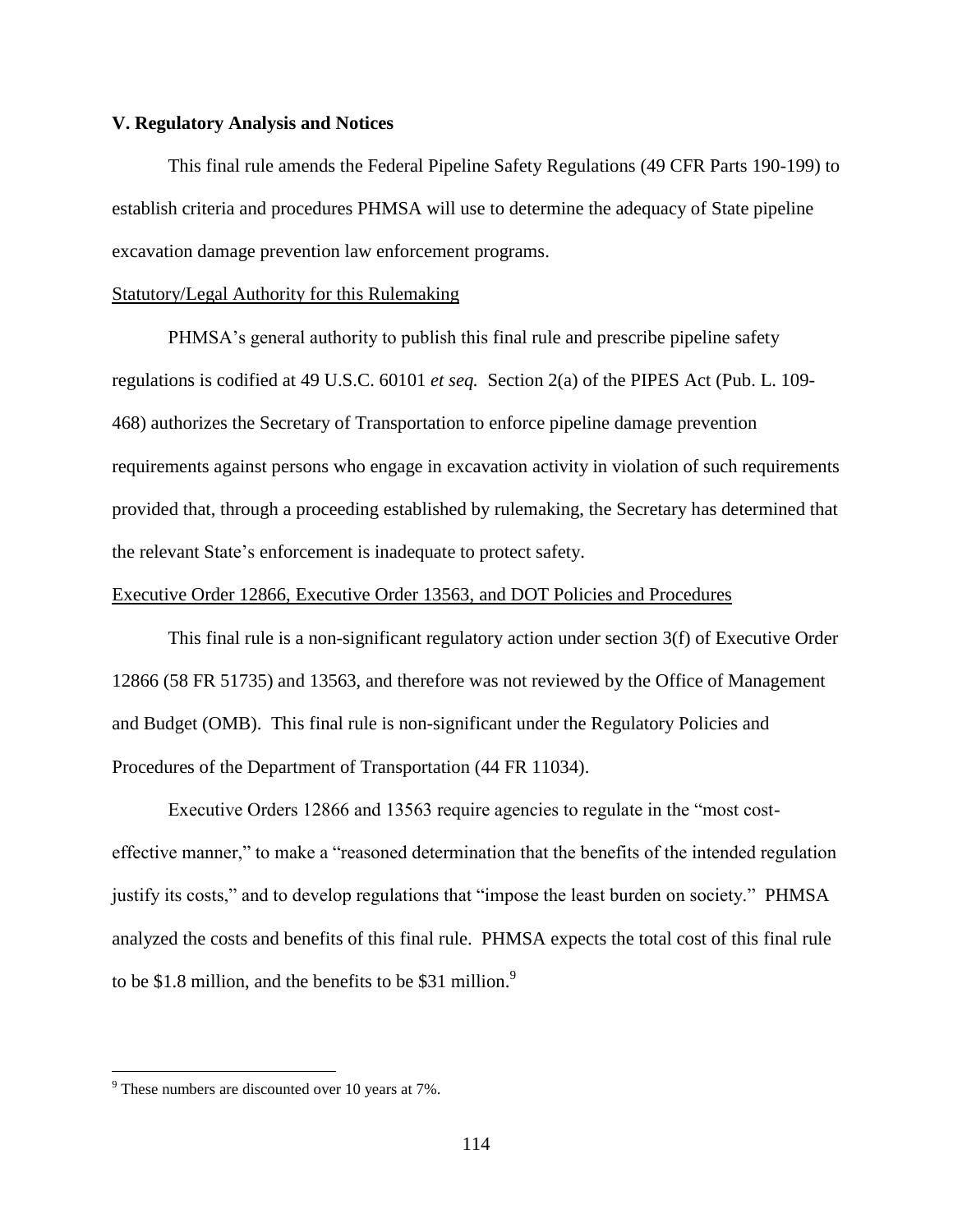### V. Regulatory Analysis and Notices

This final rule amends the Federal Pipeline Safety Regulations (49 CFR Parts 190-199) to establish criteria and procedures PHMSA will use to determine the adequacy of State pipeline excavation damage prevention law enforcement programs.

Statutory/Legal Authority for this Rulemaking

PHMSA's general authority to publish this final rule and prescribe pipeline safety regulations is codified at 49 U.S.C. 60101 *et seq.* Section 2(a) of the PIPES Act (Pub. L. 109-468) authorizes the Secretary of Transportation to enforce pipeline damage prevention requirements against persons who engage in excavation activity in violation of such requirements provided that, through a proceeding established by rulemaking, the Secretary has determined that the relevant State's enforcement is inadequate to protect safety.

Executive Order 12866, Executive Order 13563, and DOT Policies and Procedures

This final rule is a non-significant regulatory action under section 3(f) of Executive Order 12866 (58 FR 51735) and 13563, and therefore was not reviewed by the Office of Management and Budget (OMB). This final rule is non-significant under the Regulatory Policies and Procedures of the Department of Transportation (44 FR 11034).

Executive Orders 12866 and 13563 require agencies to regulate in the "most cost-effective manner," to make a "reasoned determination that the benefits of the intended regulation justify its costs," and to develop regulations that "impose the least burden on society." PHMSA analyzed the costs and benefits of this final rule. PHMSA expects the total cost of this final rule to be $1.8 million, and the benefits to be $31 million.[9]

[9] These numbers are discounted over 10 years at 7%.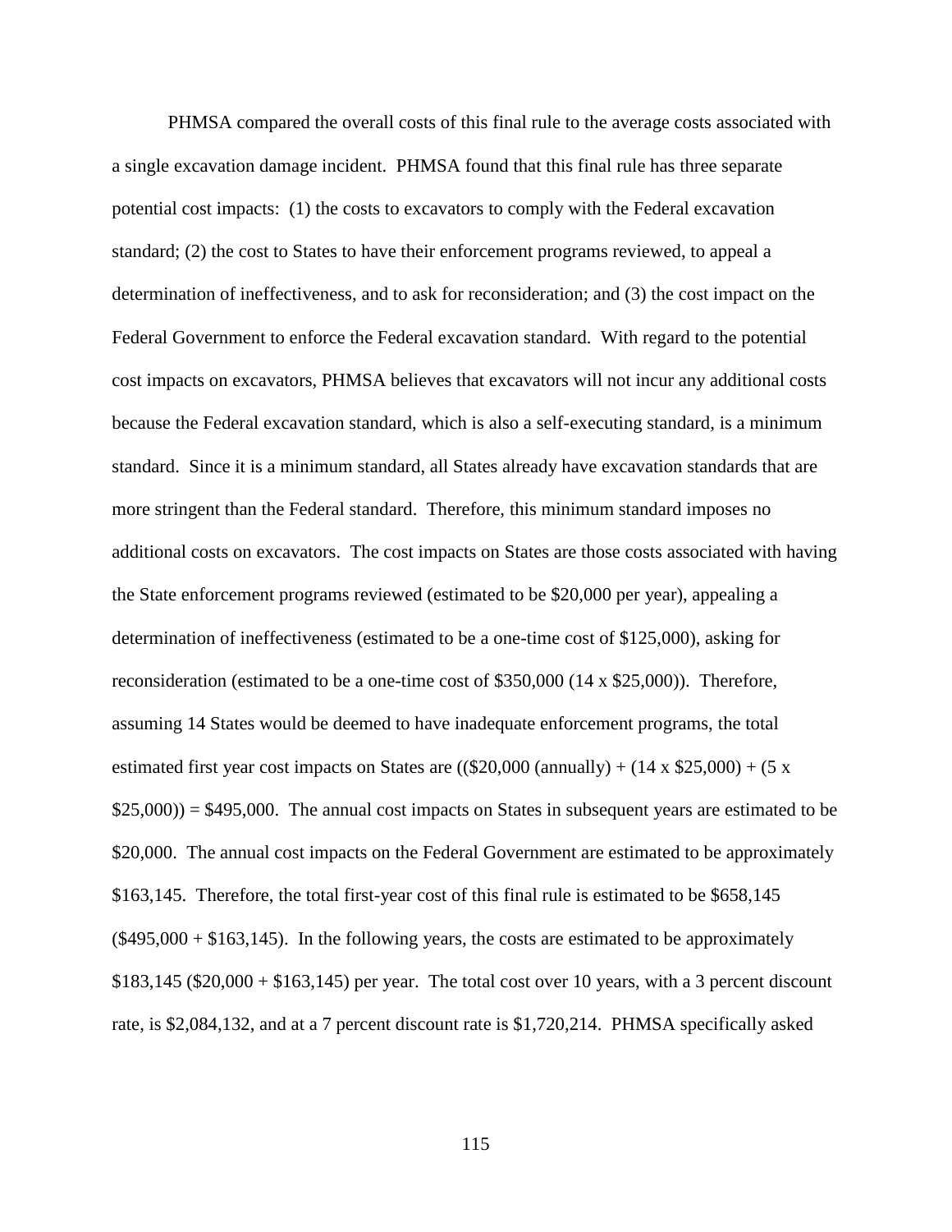PHMSA compared the overall costs of this final rule to the average costs associated with a single excavation damage incident. PHMSA found that this final rule has three separate potential cost impacts: (1) the costs to excavators to comply with the Federal excavation standard; (2) the cost to States to have their enforcement programs reviewed, to appeal a determination of ineffectiveness, and to ask for reconsideration; and (3) the cost impact on the Federal Government to enforce the Federal excavation standard. With regard to the potential cost impacts on excavators, PHMSA believes that excavators will not incur any additional costs because the Federal excavation standard, which is also a self-executing standard, is a minimum standard. Since it is a minimum standard, all States already have excavation standards that are more stringent than the Federal standard. Therefore, this minimum standard imposes no additional costs on excavators. The cost impacts on States are those costs associated with having the State enforcement programs reviewed (estimated to be $20,000 per year), appealing a determination of ineffectiveness (estimated to be a one-time cost of $125,000), asking for reconsideration (estimated to be a one-time cost of $350,000 (14 x $25,000)). Therefore, assuming 14 States would be deemed to have inadequate enforcement programs, the total estimated first year cost impacts on States are (($20,000 (annually) + (14 x $25,000) + (5 x $25,000)) = $495,000. The annual cost impacts on States in subsequent years are estimated to be $20,000. The annual cost impacts on the Federal Government are estimated to be approximately $163,145. Therefore, the total first-year cost of this final rule is estimated to be $658,145 ($495,000 + $163,145). In the following years, the costs are estimated to be approximately $183,145 ($20,000 + $163,145) per year. The total cost over 10 years, with a 3 percent discount rate, is $2,084,132, and at a 7 percent discount rate is $1,720,214. PHMSA specifically asked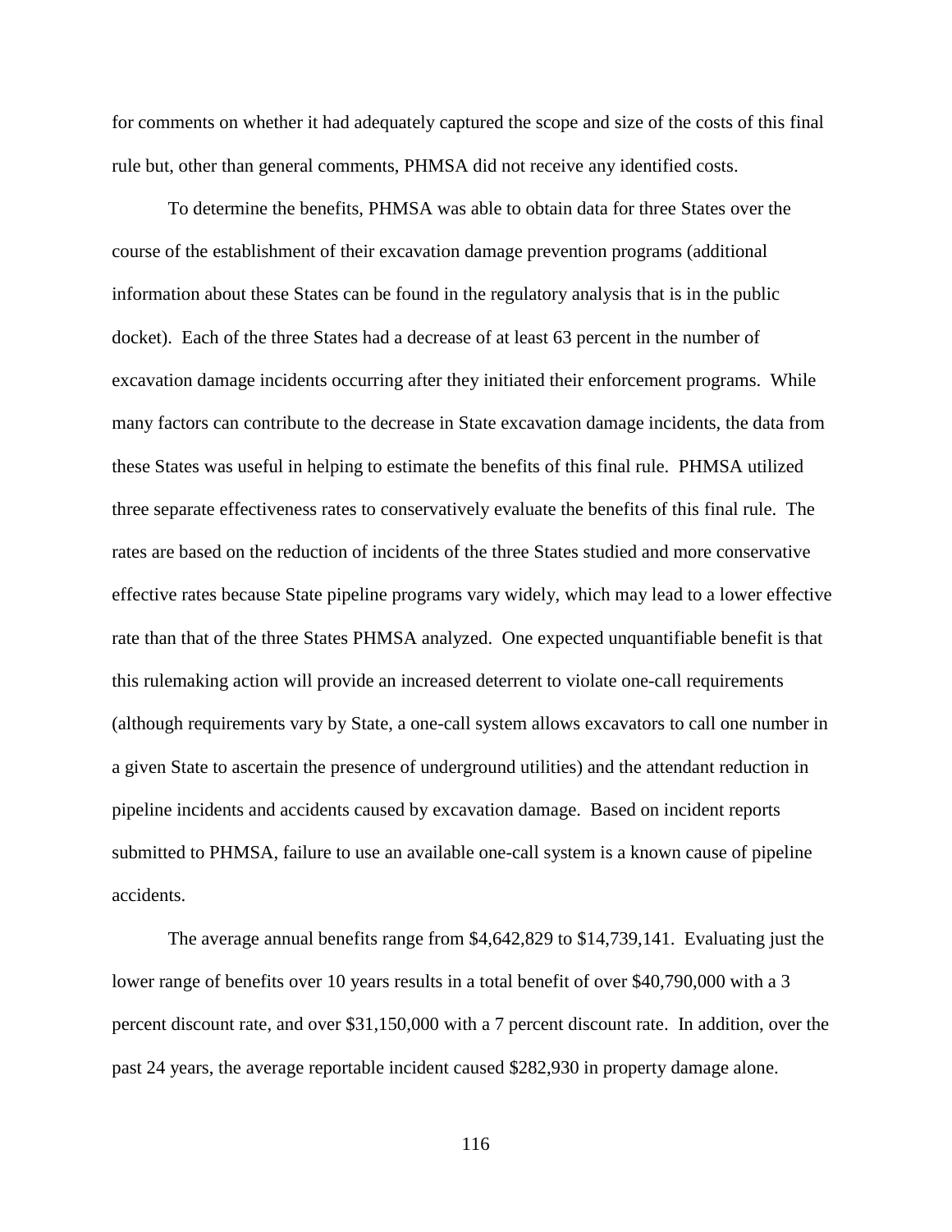for comments on whether it had adequately captured the scope and size of the costs of this final rule but, other than general comments, PHMSA did not receive any identified costs.

To determine the benefits, PHMSA was able to obtain data for three States over the course of the establishment of their excavation damage prevention programs (additional information about these States can be found in the regulatory analysis that is in the public docket). Each of the three States had a decrease of at least 63 percent in the number of excavation damage incidents occurring after they initiated their enforcement programs. While many factors can contribute to the decrease in State excavation damage incidents, the data from these States was useful in helping to estimate the benefits of this final rule. PHMSA utilized three separate effectiveness rates to conservatively evaluate the benefits of this final rule. The rates are based on the reduction of incidents of the three States studied and more conservative effective rates because State pipeline programs vary widely, which may lead to a lower effective rate than that of the three States PHMSA analyzed. One expected unquantifiable benefit is that this rulemaking action will provide an increased deterrent to violate one-call requirements (although requirements vary by State, a one-call system allows excavators to call one number in a given State to ascertain the presence of underground utilities) and the attendant reduction in pipeline incidents and accidents caused by excavation damage. Based on incident reports submitted to PHMSA, failure to use an available one-call system is a known cause of pipeline accidents.

The average annual benefits range from $4,642,829 to $14,739,141. Evaluating just the lower range of benefits over 10 years results in a total benefit of over $40,790,000 with a 3 percent discount rate, and over $31,150,000 with a 7 percent discount rate. In addition, over the past 24 years, the average reportable incident caused $282,930 in property damage alone.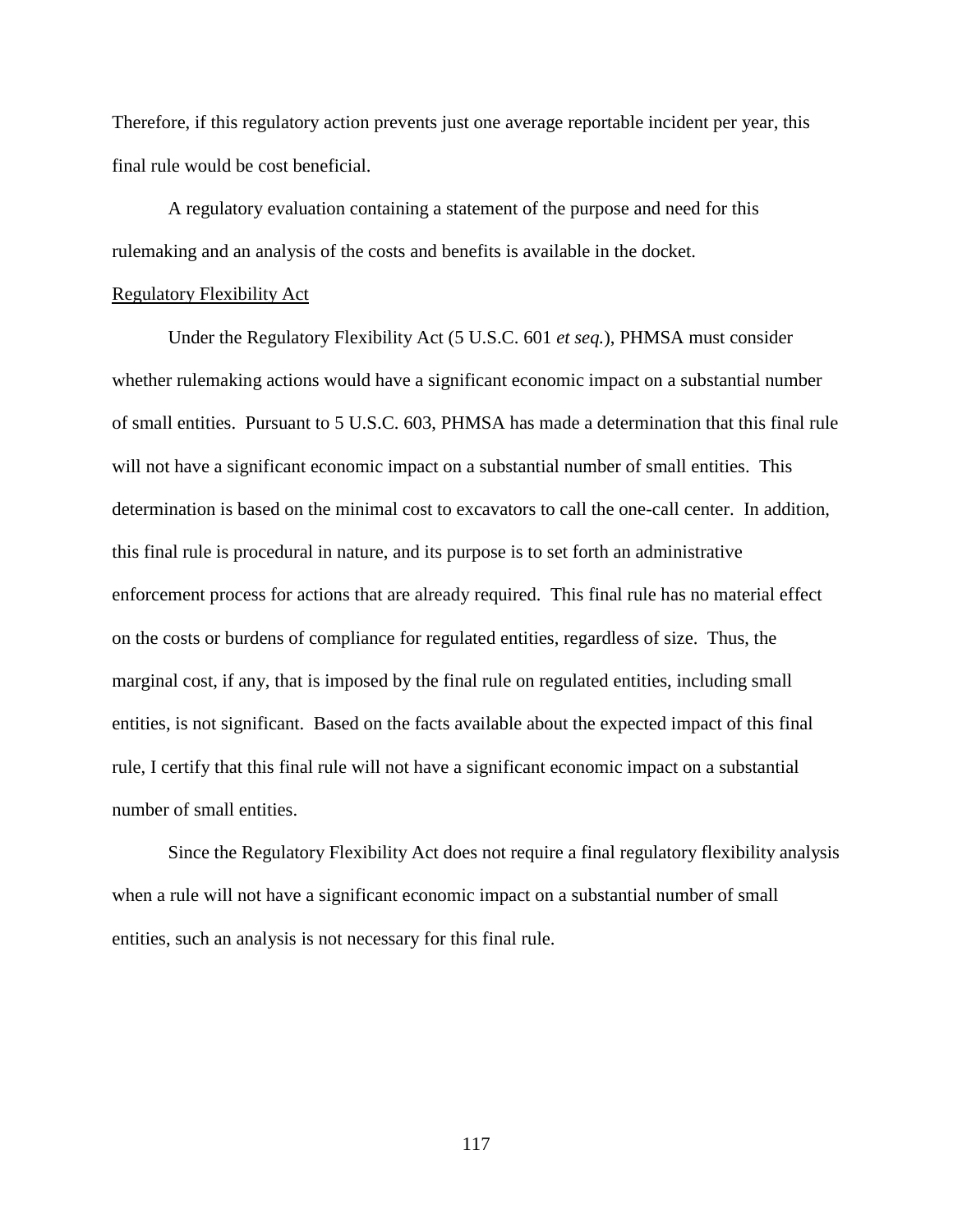Therefore, if this regulatory action prevents just one average reportable incident per year, this final rule would be cost beneficial.

A regulatory evaluation containing a statement of the purpose and need for this rulemaking and an analysis of the costs and benefits is available in the docket.

Regulatory Flexibility Act

Under the Regulatory Flexibility Act (5 U.S.C. 601 *et seq.*), PHMSA must consider whether rulemaking actions would have a significant economic impact on a substantial number of small entities. Pursuant to 5 U.S.C. 603, PHMSA has made a determination that this final rule will not have a significant economic impact on a substantial number of small entities. This determination is based on the minimal cost to excavators to call the one-call center. In addition, this final rule is procedural in nature, and its purpose is to set forth an administrative enforcement process for actions that are already required. This final rule has no material effect on the costs or burdens of compliance for regulated entities, regardless of size. Thus, the marginal cost, if any, that is imposed by the final rule on regulated entities, including small entities, is not significant. Based on the facts available about the expected impact of this final rule, I certify that this final rule will not have a significant economic impact on a substantial number of small entities.

Since the Regulatory Flexibility Act does not require a final regulatory flexibility analysis when a rule will not have a significant economic impact on a substantial number of small entities, such an analysis is not necessary for this final rule.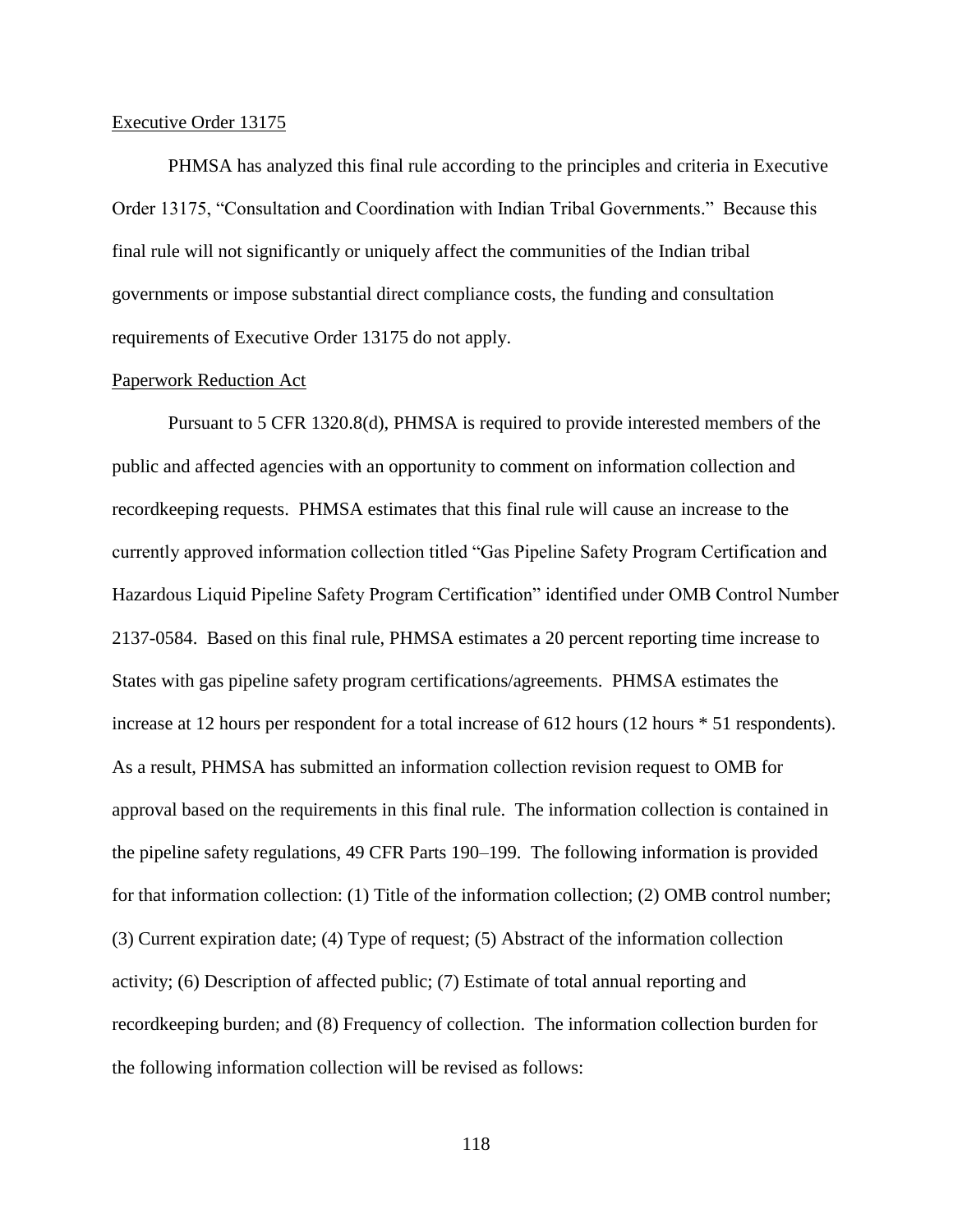Executive Order 13175

PHMSA has analyzed this final rule according to the principles and criteria in Executive Order 13175, “Consultation and Coordination with Indian Tribal Governments.” Because this final rule will not significantly or uniquely affect the communities of the Indian tribal governments or impose substantial direct compliance costs, the funding and consultation requirements of Executive Order 13175 do not apply.

Paperwork Reduction Act

Pursuant to 5 CFR 1320.8(d), PHMSA is required to provide interested members of the public and affected agencies with an opportunity to comment on information collection and recordkeeping requests. PHMSA estimates that this final rule will cause an increase to the currently approved information collection titled “Gas Pipeline Safety Program Certification and Hazardous Liquid Pipeline Safety Program Certification” identified under OMB Control Number 2137-0584. Based on this final rule, PHMSA estimates a 20 percent reporting time increase to States with gas pipeline safety program certifications/agreements. PHMSA estimates the increase at 12 hours per respondent for a total increase of 612 hours (12 hours * 51 respondents). As a result, PHMSA has submitted an information collection revision request to OMB for approval based on the requirements in this final rule. The information collection is contained in the pipeline safety regulations, 49 CFR Parts 190–199. The following information is provided for that information collection: (1) Title of the information collection; (2) OMB control number; (3) Current expiration date; (4) Type of request; (5) Abstract of the information collection activity; (6) Description of affected public; (7) Estimate of total annual reporting and recordkeeping burden; and (8) Frequency of collection. The information collection burden for the following information collection will be revised as follows: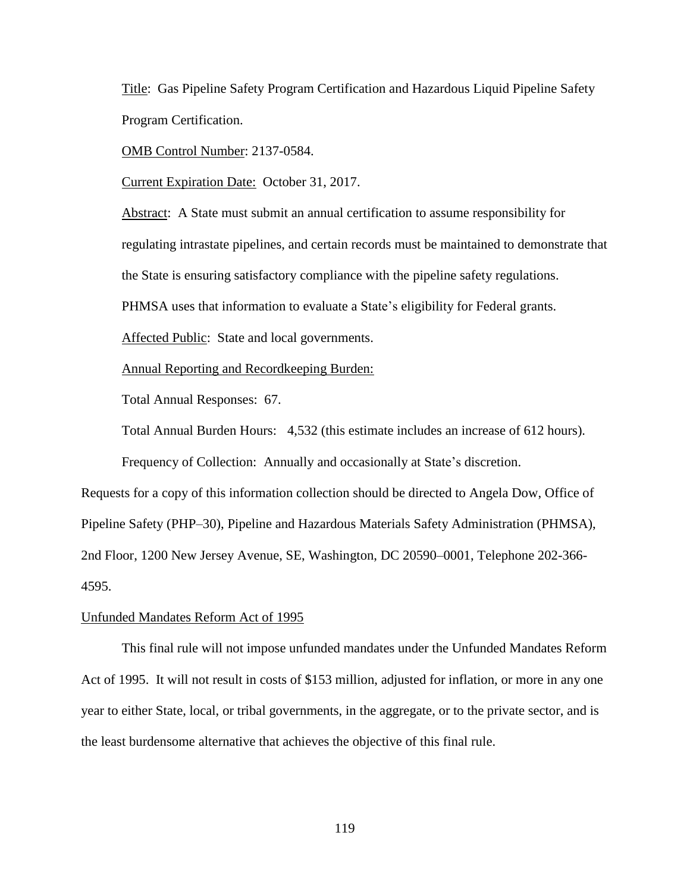Title: Gas Pipeline Safety Program Certification and Hazardous Liquid Pipeline Safety Program Certification.

OMB Control Number: 2137-0584.

Current Expiration Date: October 31, 2017.

Abstract: A State must submit an annual certification to assume responsibility for regulating intrastate pipelines, and certain records must be maintained to demonstrate that the State is ensuring satisfactory compliance with the pipeline safety regulations. PHMSA uses that information to evaluate a State's eligibility for Federal grants.

Affected Public: State and local governments.

Annual Reporting and Recordkeeping Burden:

Total Annual Responses: 67.

Total Annual Burden Hours: 4,532 (this estimate includes an increase of 612 hours).

Frequency of Collection: Annually and occasionally at State's discretion.

Requests for a copy of this information collection should be directed to Angela Dow, Office of Pipeline Safety (PHP–30), Pipeline and Hazardous Materials Safety Administration (PHMSA), 2nd Floor, 1200 New Jersey Avenue, SE, Washington, DC 20590–0001, Telephone 202-366-4595.

## Unfunded Mandates Reform Act of 1995

This final rule will not impose unfunded mandates under the Unfunded Mandates Reform Act of 1995. It will not result in costs of $153 million, adjusted for inflation, or more in any one year to either State, local, or tribal governments, in the aggregate, or to the private sector, and is the least burdensome alternative that achieves the objective of this final rule.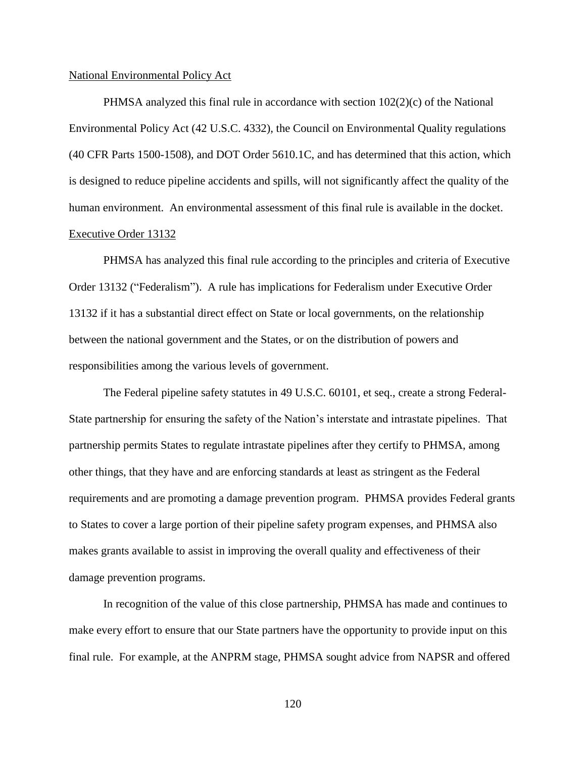National Environmental Policy Act

PHMSA analyzed this final rule in accordance with section 102(2)(c) of the National Environmental Policy Act (42 U.S.C. 4332), the Council on Environmental Quality regulations (40 CFR Parts 1500-1508), and DOT Order 5610.1C, and has determined that this action, which is designed to reduce pipeline accidents and spills, will not significantly affect the quality of the human environment. An environmental assessment of this final rule is available in the docket.

Executive Order 13132

PHMSA has analyzed this final rule according to the principles and criteria of Executive Order 13132 ("Federalism"). A rule has implications for Federalism under Executive Order 13132 if it has a substantial direct effect on State or local governments, on the relationship between the national government and the States, or on the distribution of powers and responsibilities among the various levels of government.

The Federal pipeline safety statutes in 49 U.S.C. 60101, et seq., create a strong Federal-State partnership for ensuring the safety of the Nation's interstate and intrastate pipelines. That partnership permits States to regulate intrastate pipelines after they certify to PHMSA, among other things, that they have and are enforcing standards at least as stringent as the Federal requirements and are promoting a damage prevention program. PHMSA provides Federal grants to States to cover a large portion of their pipeline safety program expenses, and PHMSA also makes grants available to assist in improving the overall quality and effectiveness of their damage prevention programs.

In recognition of the value of this close partnership, PHMSA has made and continues to make every effort to ensure that our State partners have the opportunity to provide input on this final rule. For example, at the ANPRM stage, PHMSA sought advice from NAPSR and offered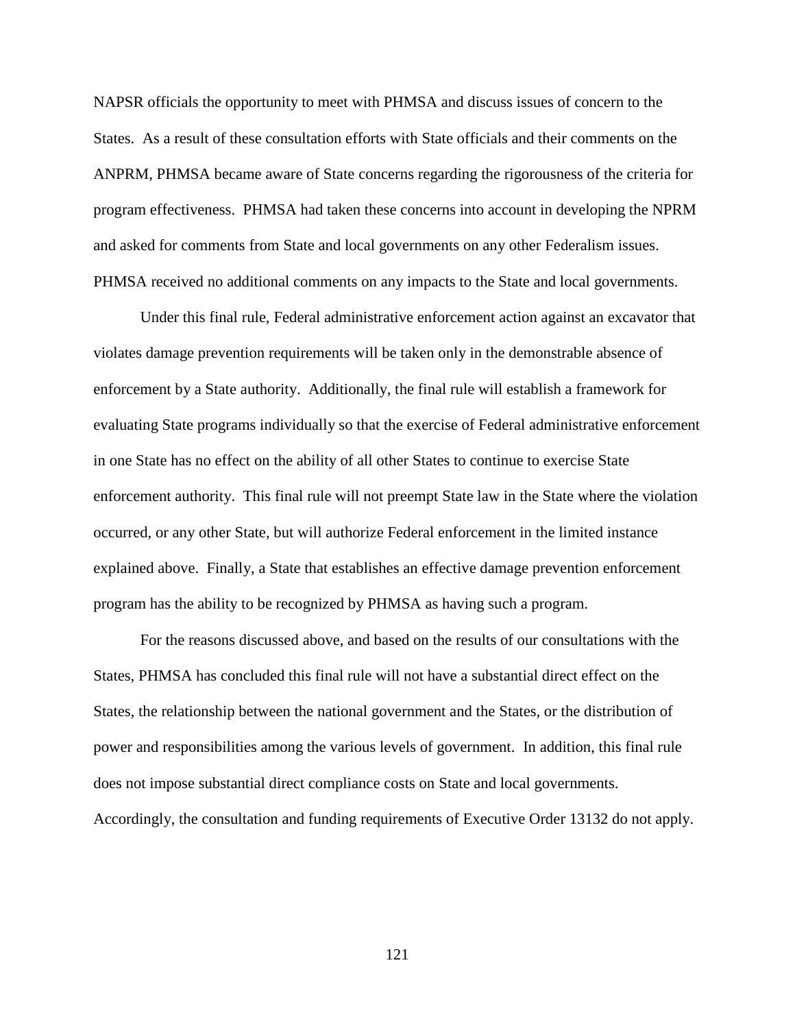NAPSR officials the opportunity to meet with PHMSA and discuss issues of concern to the States. As a result of these consultation efforts with State officials and their comments on the ANPRM, PHMSA became aware of State concerns regarding the rigorousness of the criteria for program effectiveness. PHMSA had taken these concerns into account in developing the NPRM and asked for comments from State and local governments on any other Federalism issues. PHMSA received no additional comments on any impacts to the State and local governments.

Under this final rule, Federal administrative enforcement action against an excavator that violates damage prevention requirements will be taken only in the demonstrable absence of enforcement by a State authority. Additionally, the final rule will establish a framework for evaluating State programs individually so that the exercise of Federal administrative enforcement in one State has no effect on the ability of all other States to continue to exercise State enforcement authority. This final rule will not preempt State law in the State where the violation occurred, or any other State, but will authorize Federal enforcement in the limited instance explained above. Finally, a State that establishes an effective damage prevention enforcement program has the ability to be recognized by PHMSA as having such a program.

For the reasons discussed above, and based on the results of our consultations with the States, PHMSA has concluded this final rule will not have a substantial direct effect on the States, the relationship between the national government and the States, or the distribution of power and responsibilities among the various levels of government. In addition, this final rule does not impose substantial direct compliance costs on State and local governments. Accordingly, the consultation and funding requirements of Executive Order 13132 do not apply.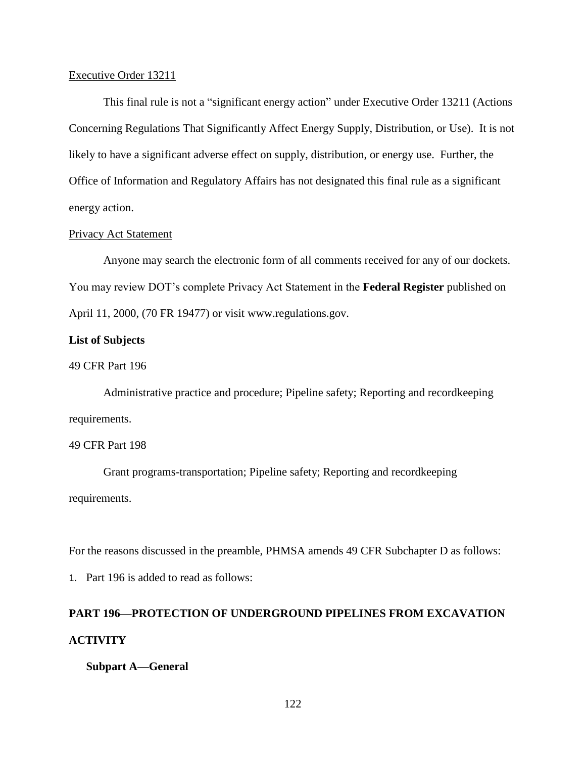Executive Order 13211

This final rule is not a "significant energy action" under Executive Order 13211 (Actions Concerning Regulations That Significantly Affect Energy Supply, Distribution, or Use). It is not likely to have a significant adverse effect on supply, distribution, or energy use. Further, the Office of Information and Regulatory Affairs has not designated this final rule as a significant energy action.

Privacy Act Statement

Anyone may search the electronic form of all comments received for any of our dockets. You may review DOT's complete Privacy Act Statement in the **Federal Register** published on April 11, 2000, (70 FR 19477) or visit www.regulations.gov.

**List of Subjects**

49 CFR Part 196

Administrative practice and procedure; Pipeline safety; Reporting and recordkeeping requirements.

49 CFR Part 198

Grant programs-transportation; Pipeline safety; Reporting and recordkeeping requirements.

For the reasons discussed in the preamble, PHMSA amends 49 CFR Subchapter D as follows:

1. Part 196 is added to read as follows:

**PART 196—PROTECTION OF UNDERGROUND PIPELINES FROM EXCAVATION ACTIVITY**

**Subpart A—General**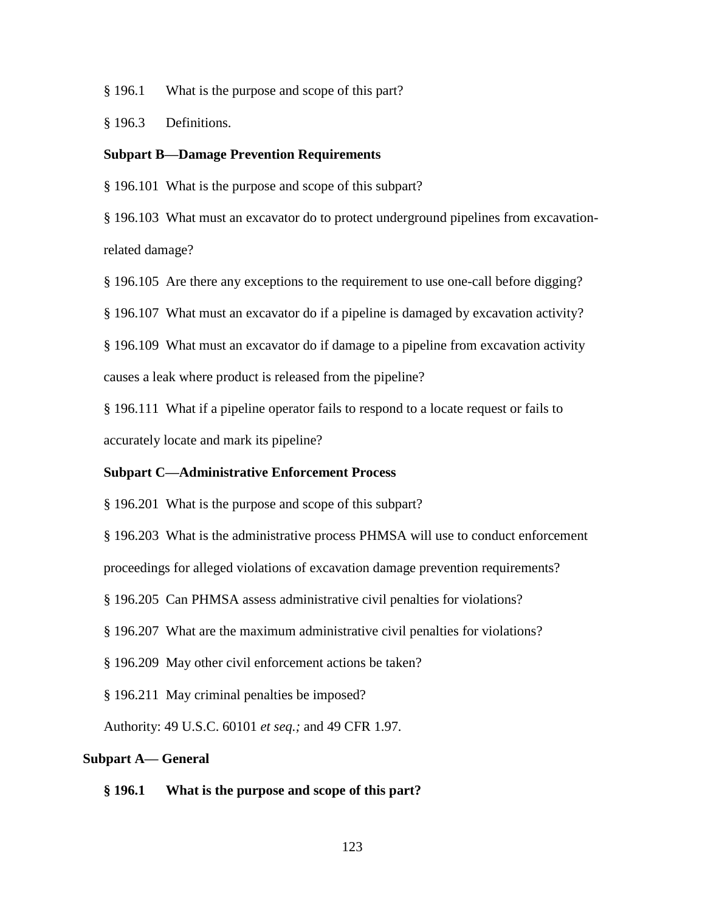§ 196.1 What is the purpose and scope of this part?

§ 196.3 Definitions.

**Subpart B—Damage Prevention Requirements**

§ 196.101 What is the purpose and scope of this subpart?

§ 196.103 What must an excavator do to protect underground pipelines from excavation-related damage?

§ 196.105 Are there any exceptions to the requirement to use one-call before digging?

§ 196.107 What must an excavator do if a pipeline is damaged by excavation activity?

§ 196.109 What must an excavator do if damage to a pipeline from excavation activity causes a leak where product is released from the pipeline?

§ 196.111 What if a pipeline operator fails to respond to a locate request or fails to accurately locate and mark its pipeline?

**Subpart C—Administrative Enforcement Process**

§ 196.201 What is the purpose and scope of this subpart?

§ 196.203 What is the administrative process PHMSA will use to conduct enforcement proceedings for alleged violations of excavation damage prevention requirements?

§ 196.205 Can PHMSA assess administrative civil penalties for violations?

§ 196.207 What are the maximum administrative civil penalties for violations?

§ 196.209 May other civil enforcement actions be taken?

§ 196.211 May criminal penalties be imposed?

Authority: 49 U.S.C. 60101 *et seq.;* and 49 CFR 1.97.

**Subpart A— General**

**§ 196.1 What is the purpose and scope of this part?**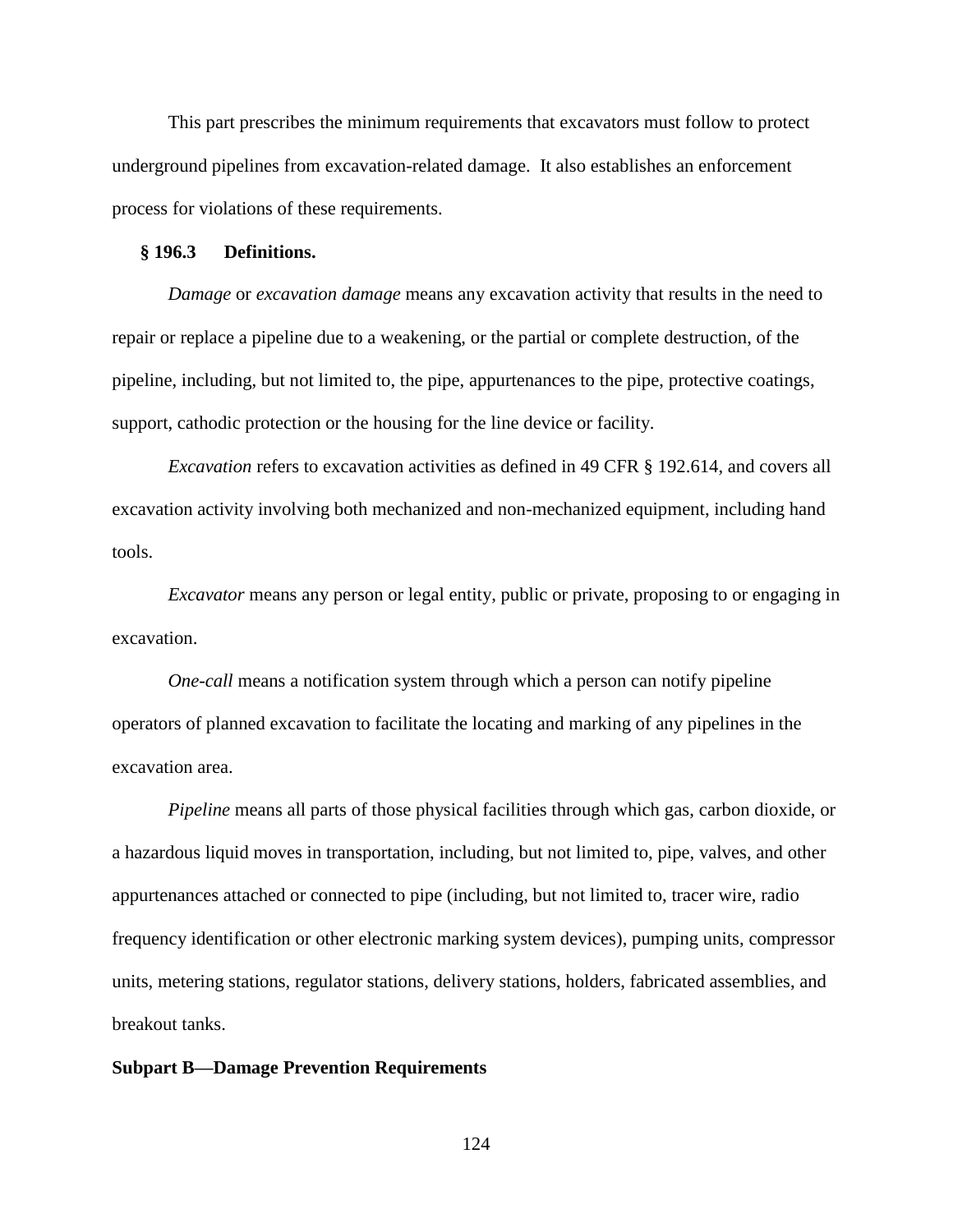This part prescribes the minimum requirements that excavators must follow to protect underground pipelines from excavation-related damage. It also establishes an enforcement process for violations of these requirements.

**§ 196.3 Definitions.**

*Damage* or *excavation damage* means any excavation activity that results in the need to repair or replace a pipeline due to a weakening, or the partial or complete destruction, of the pipeline, including, but not limited to, the pipe, appurtenances to the pipe, protective coatings, support, cathodic protection or the housing for the line device or facility.

*Excavation* refers to excavation activities as defined in 49 CFR § 192.614, and covers all excavation activity involving both mechanized and non-mechanized equipment, including hand tools.

*Excavator* means any person or legal entity, public or private, proposing to or engaging in excavation.

*One-call* means a notification system through which a person can notify pipeline operators of planned excavation to facilitate the locating and marking of any pipelines in the excavation area.

*Pipeline* means all parts of those physical facilities through which gas, carbon dioxide, or a hazardous liquid moves in transportation, including, but not limited to, pipe, valves, and other appurtenances attached or connected to pipe (including, but not limited to, tracer wire, radio frequency identification or other electronic marking system devices), pumping units, compressor units, metering stations, regulator stations, delivery stations, holders, fabricated assemblies, and breakout tanks.

**Subpart B—Damage Prevention Requirements**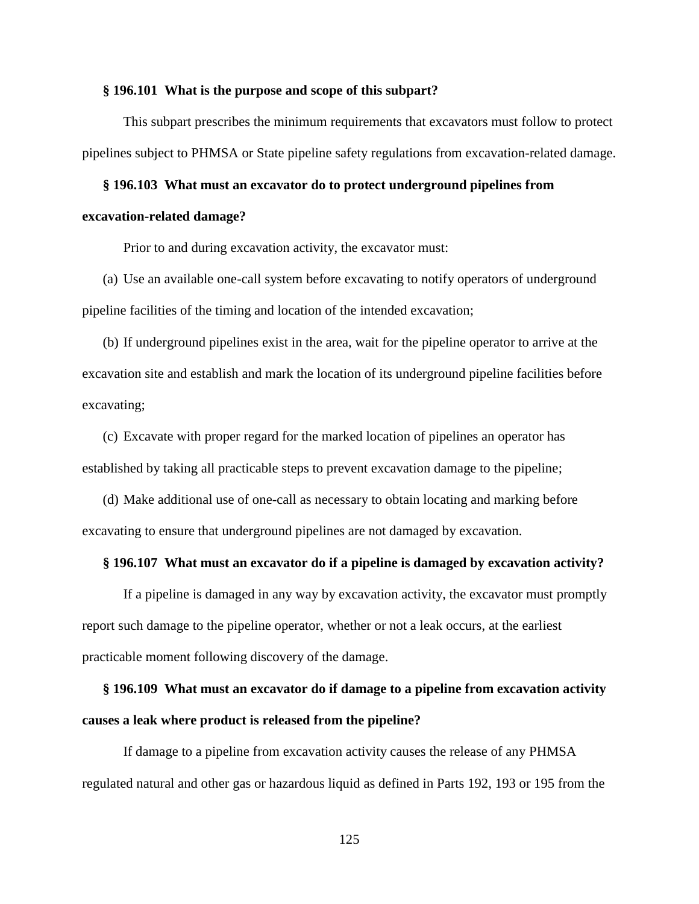**§ 196.101 What is the purpose and scope of this subpart?**

This subpart prescribes the minimum requirements that excavators must follow to protect pipelines subject to PHMSA or State pipeline safety regulations from excavation-related damage.

**§ 196.103 What must an excavator do to protect underground pipelines from excavation-related damage?**

Prior to and during excavation activity, the excavator must:

(a) Use an available one-call system before excavating to notify operators of underground pipeline facilities of the timing and location of the intended excavation;

(b) If underground pipelines exist in the area, wait for the pipeline operator to arrive at the excavation site and establish and mark the location of its underground pipeline facilities before excavating;

(c) Excavate with proper regard for the marked location of pipelines an operator has established by taking all practicable steps to prevent excavation damage to the pipeline;

(d) Make additional use of one-call as necessary to obtain locating and marking before excavating to ensure that underground pipelines are not damaged by excavation.

**§ 196.107 What must an excavator do if a pipeline is damaged by excavation activity?**

If a pipeline is damaged in any way by excavation activity, the excavator must promptly report such damage to the pipeline operator, whether or not a leak occurs, at the earliest practicable moment following discovery of the damage.

**§ 196.109 What must an excavator do if damage to a pipeline from excavation activity causes a leak where product is released from the pipeline?**

If damage to a pipeline from excavation activity causes the release of any PHMSA regulated natural and other gas or hazardous liquid as defined in Parts 192, 193 or 195 from the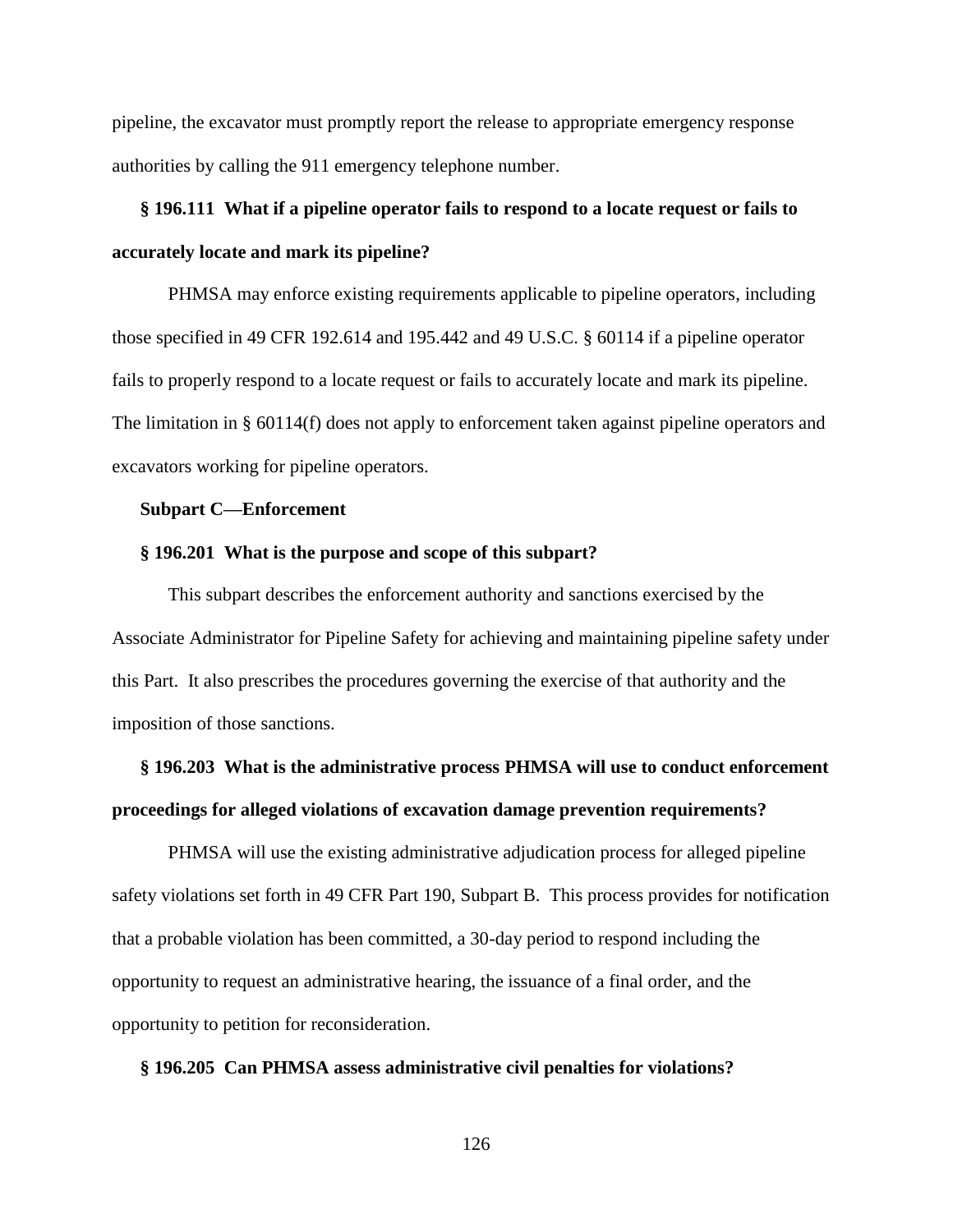pipeline, the excavator must promptly report the release to appropriate emergency response authorities by calling the 911 emergency telephone number.

**§ 196.111 What if a pipeline operator fails to respond to a locate request or fails to accurately locate and mark its pipeline?**

PHMSA may enforce existing requirements applicable to pipeline operators, including those specified in 49 CFR 192.614 and 195.442 and 49 U.S.C. § 60114 if a pipeline operator fails to properly respond to a locate request or fails to accurately locate and mark its pipeline. The limitation in § 60114(f) does not apply to enforcement taken against pipeline operators and excavators working for pipeline operators.

**Subpart C—Enforcement**

**§ 196.201 What is the purpose and scope of this subpart?**

This subpart describes the enforcement authority and sanctions exercised by the Associate Administrator for Pipeline Safety for achieving and maintaining pipeline safety under this Part. It also prescribes the procedures governing the exercise of that authority and the imposition of those sanctions.

**§ 196.203 What is the administrative process PHMSA will use to conduct enforcement proceedings for alleged violations of excavation damage prevention requirements?**

PHMSA will use the existing administrative adjudication process for alleged pipeline safety violations set forth in 49 CFR Part 190, Subpart B. This process provides for notification that a probable violation has been committed, a 30-day period to respond including the opportunity to request an administrative hearing, the issuance of a final order, and the opportunity to petition for reconsideration.

**§ 196.205 Can PHMSA assess administrative civil penalties for violations?**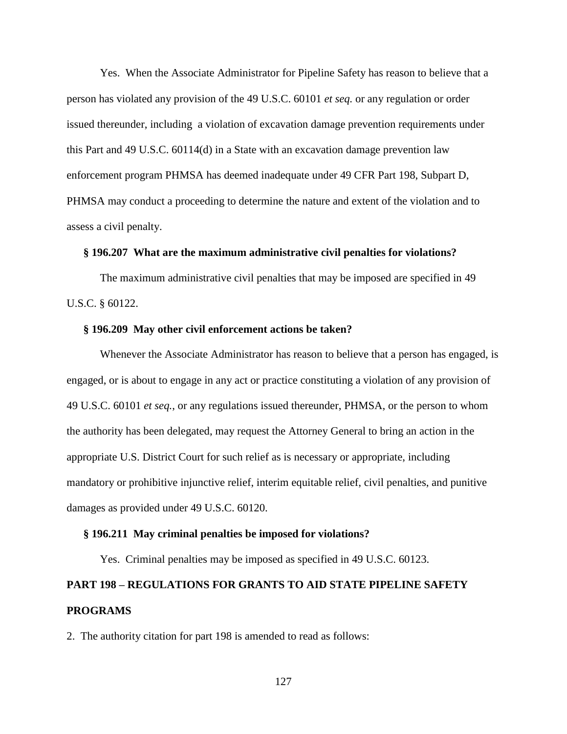Yes. When the Associate Administrator for Pipeline Safety has reason to believe that a person has violated any provision of the 49 U.S.C. 60101 *et seq.* or any regulation or order issued thereunder, including a violation of excavation damage prevention requirements under this Part and 49 U.S.C. 60114(d) in a State with an excavation damage prevention law enforcement program PHMSA has deemed inadequate under 49 CFR Part 198, Subpart D, PHMSA may conduct a proceeding to determine the nature and extent of the violation and to assess a civil penalty.

**§ 196.207 What are the maximum administrative civil penalties for violations?**

The maximum administrative civil penalties that may be imposed are specified in 49 U.S.C. § 60122.

**§ 196.209 May other civil enforcement actions be taken?**

Whenever the Associate Administrator has reason to believe that a person has engaged, is engaged, or is about to engage in any act or practice constituting a violation of any provision of 49 U.S.C. 60101 *et seq.*, or any regulations issued thereunder, PHMSA, or the person to whom the authority has been delegated, may request the Attorney General to bring an action in the appropriate U.S. District Court for such relief as is necessary or appropriate, including mandatory or prohibitive injunctive relief, interim equitable relief, civil penalties, and punitive damages as provided under 49 U.S.C. 60120.

**§ 196.211 May criminal penalties be imposed for violations?**

Yes. Criminal penalties may be imposed as specified in 49 U.S.C. 60123.

## PART 198 – REGULATIONS FOR GRANTS TO AID STATE PIPELINE SAFETY PROGRAMS

2. The authority citation for part 198 is amended to read as follows: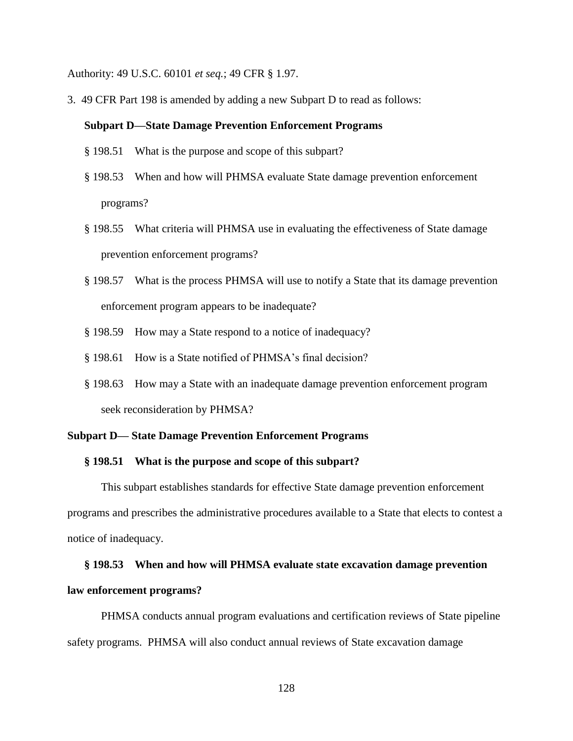Authority: 49 U.S.C. 60101 *et seq.*; 49 CFR § 1.97.

3. 49 CFR Part 198 is amended by adding a new Subpart D to read as follows:

**Subpart D—State Damage Prevention Enforcement Programs**

§ 198.51 What is the purpose and scope of this subpart?

§ 198.53 When and how will PHMSA evaluate State damage prevention enforcement programs?

§ 198.55 What criteria will PHMSA use in evaluating the effectiveness of State damage prevention enforcement programs?

§ 198.57 What is the process PHMSA will use to notify a State that its damage prevention enforcement program appears to be inadequate?

§ 198.59 How may a State respond to a notice of inadequacy?

§ 198.61 How is a State notified of PHMSA's final decision?

§ 198.63 How may a State with an inadequate damage prevention enforcement program seek reconsideration by PHMSA?

## Subpart D— State Damage Prevention Enforcement Programs

### § 198.51 What is the purpose and scope of this subpart?

This subpart establishes standards for effective State damage prevention enforcement programs and prescribes the administrative procedures available to a State that elects to contest a notice of inadequacy.

### § 198.53 When and how will PHMSA evaluate state excavation damage prevention law enforcement programs?

PHMSA conducts annual program evaluations and certification reviews of State pipeline safety programs. PHMSA will also conduct annual reviews of State excavation damage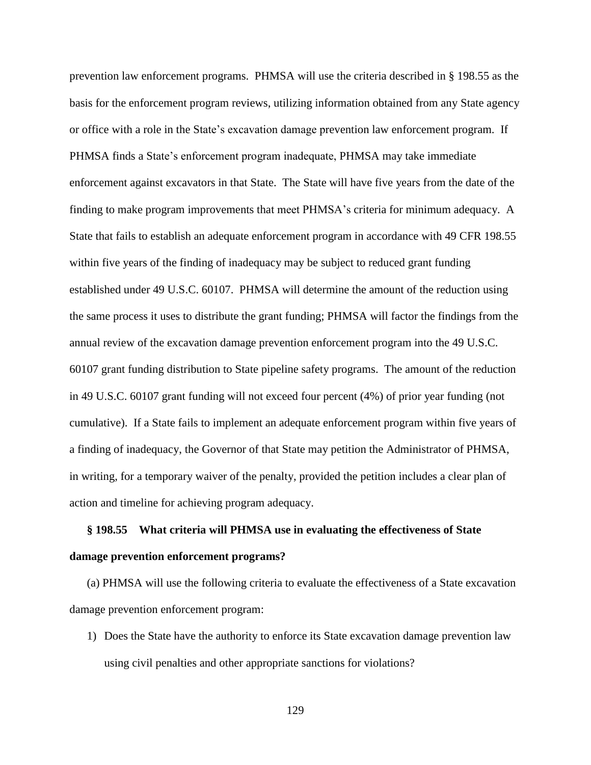prevention law enforcement programs. PHMSA will use the criteria described in § 198.55 as the basis for the enforcement program reviews, utilizing information obtained from any State agency or office with a role in the State's excavation damage prevention law enforcement program. If PHMSA finds a State's enforcement program inadequate, PHMSA may take immediate enforcement against excavators in that State. The State will have five years from the date of the finding to make program improvements that meet PHMSA's criteria for minimum adequacy. A State that fails to establish an adequate enforcement program in accordance with 49 CFR 198.55 within five years of the finding of inadequacy may be subject to reduced grant funding established under 49 U.S.C. 60107. PHMSA will determine the amount of the reduction using the same process it uses to distribute the grant funding; PHMSA will factor the findings from the annual review of the excavation damage prevention enforcement program into the 49 U.S.C. 60107 grant funding distribution to State pipeline safety programs. The amount of the reduction in 49 U.S.C. 60107 grant funding will not exceed four percent (4%) of prior year funding (not cumulative). If a State fails to implement an adequate enforcement program within five years of a finding of inadequacy, the Governor of that State may petition the Administrator of PHMSA, in writing, for a temporary waiver of the penalty, provided the petition includes a clear plan of action and timeline for achieving program adequacy.

**§ 198.55 What criteria will PHMSA use in evaluating the effectiveness of State damage prevention enforcement programs?**

(a) PHMSA will use the following criteria to evaluate the effectiveness of a State excavation damage prevention enforcement program:

1) Does the State have the authority to enforce its State excavation damage prevention law using civil penalties and other appropriate sanctions for violations?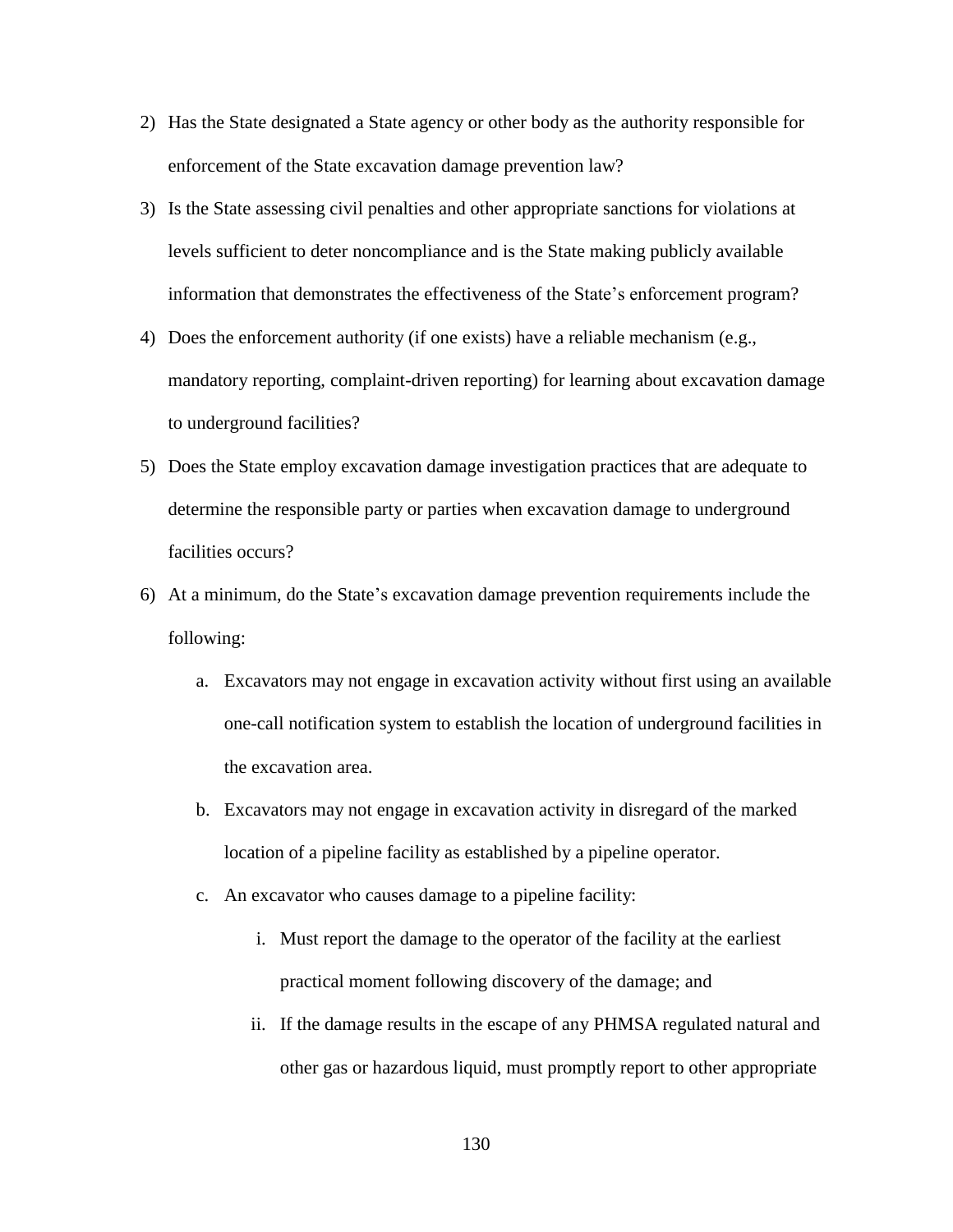2) Has the State designated a State agency or other body as the authority responsible for enforcement of the State excavation damage prevention law?
3) Is the State assessing civil penalties and other appropriate sanctions for violations at levels sufficient to deter noncompliance and is the State making publicly available information that demonstrates the effectiveness of the State's enforcement program?
4) Does the enforcement authority (if one exists) have a reliable mechanism (e.g., mandatory reporting, complaint-driven reporting) for learning about excavation damage to underground facilities?
5) Does the State employ excavation damage investigation practices that are adequate to determine the responsible party or parties when excavation damage to underground facilities occurs?
6) At a minimum, do the State's excavation damage prevention requirements include the following:
    a. Excavators may not engage in excavation activity without first using an available one-call notification system to establish the location of underground facilities in the excavation area.
    b. Excavators may not engage in excavation activity in disregard of the marked location of a pipeline facility as established by a pipeline operator.
    c. An excavator who causes damage to a pipeline facility:
        i. Must report the damage to the operator of the facility at the earliest practical moment following discovery of the damage; and
        ii. If the damage results in the escape of any PHMSA regulated natural and other gas or hazardous liquid, must promptly report to other appropriate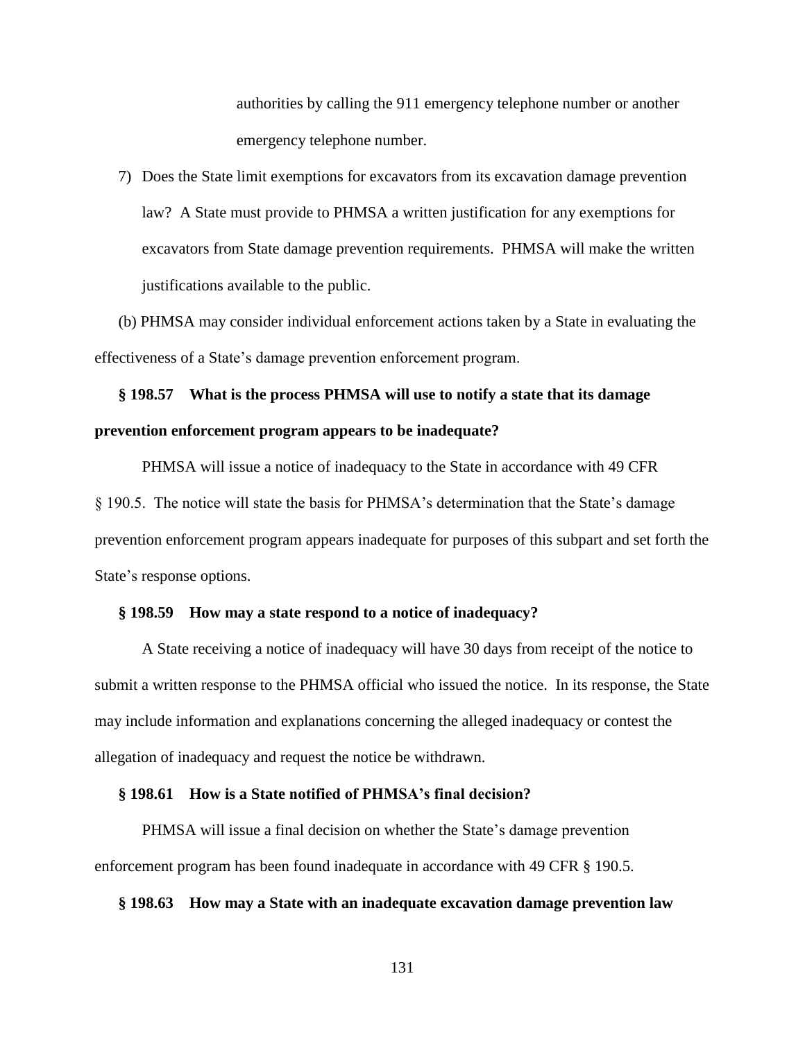authorities by calling the 911 emergency telephone number or another emergency telephone number.

7) Does the State limit exemptions for excavators from its excavation damage prevention law? A State must provide to PHMSA a written justification for any exemptions for excavators from State damage prevention requirements. PHMSA will make the written justifications available to the public.

(b) PHMSA may consider individual enforcement actions taken by a State in evaluating the effectiveness of a State's damage prevention enforcement program.

**§ 198.57 What is the process PHMSA will use to notify a state that its damage prevention enforcement program appears to be inadequate?**

PHMSA will issue a notice of inadequacy to the State in accordance with 49 CFR § 190.5. The notice will state the basis for PHMSA's determination that the State's damage prevention enforcement program appears inadequate for purposes of this subpart and set forth the State's response options.

**§ 198.59 How may a state respond to a notice of inadequacy?**

A State receiving a notice of inadequacy will have 30 days from receipt of the notice to submit a written response to the PHMSA official who issued the notice. In its response, the State may include information and explanations concerning the alleged inadequacy or contest the allegation of inadequacy and request the notice be withdrawn.

**§ 198.61 How is a State notified of PHMSA's final decision?**

PHMSA will issue a final decision on whether the State's damage prevention enforcement program has been found inadequate in accordance with 49 CFR § 190.5.

**§ 198.63 How may a State with an inadequate excavation damage prevention law**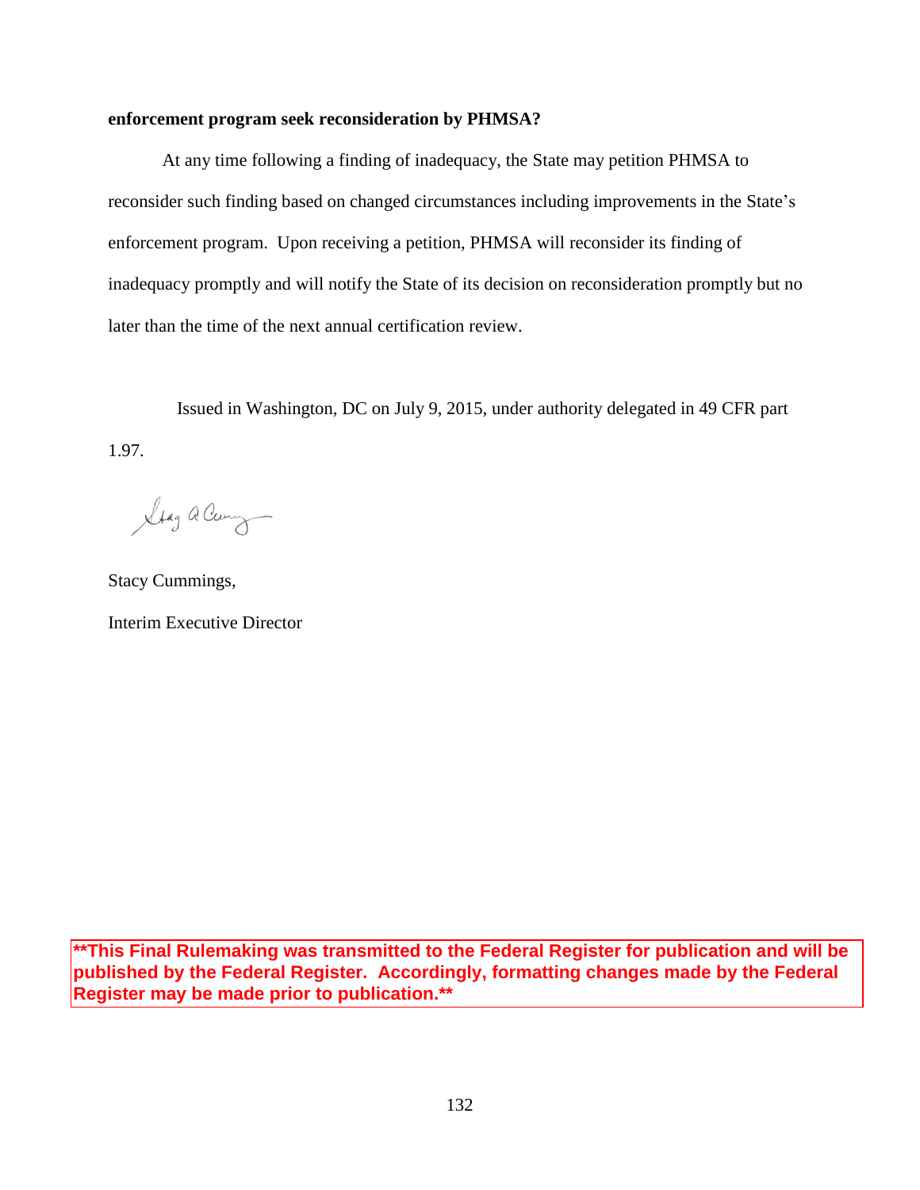**enforcement program seek reconsideration by PHMSA?**

At any time following a finding of inadequacy, the State may petition PHMSA to reconsider such finding based on changed circumstances including improvements in the State's enforcement program. Upon receiving a petition, PHMSA will reconsider its finding of inadequacy promptly and will notify the State of its decision on reconsideration promptly but no later than the time of the next annual certification review.

Issued in Washington, DC on July 9, 2015, under authority delegated in 49 CFR part 1.97.

Stacy Cummings,

Interim Executive Director

**\*\*This Final Rulemaking was transmitted to the Federal Register for publication and will be published by the Federal Register. Accordingly, formatting changes made by the Federal Register may be made prior to publication.\*\***